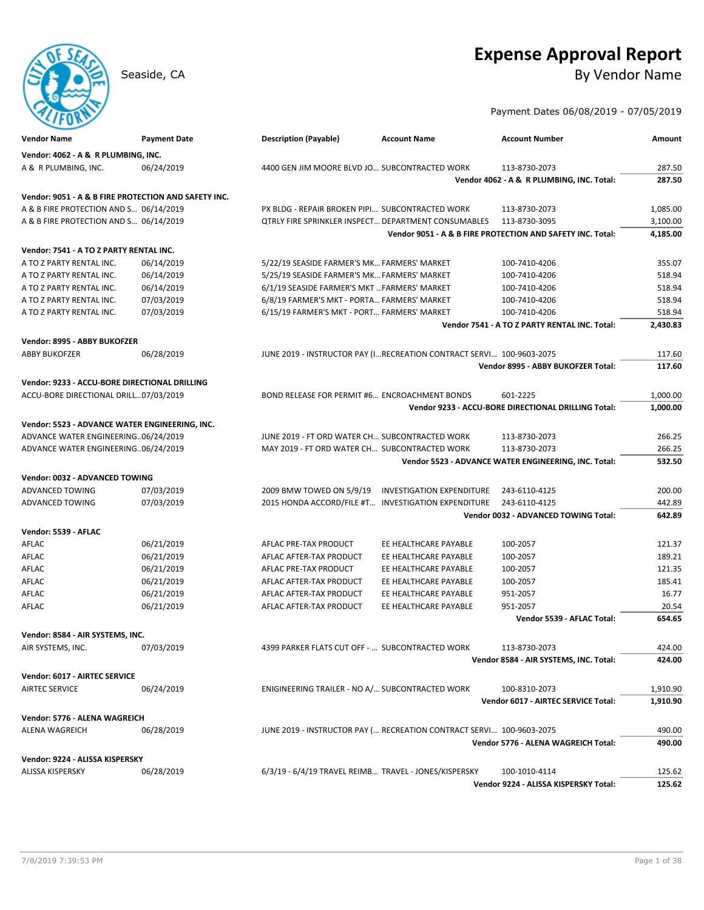# Expense Approval Report

Seaside, CA

## By Vendor Name

Payment Dates 06/08/2019 - 07/05/2019

| Vendor Name | Payment Date | Description (Payable) | Account Name | Account Number | Amount |
|---|---|---|---|---|---|
| **Vendor: 4062 - A & R PLUMBING, INC.** | | | | | |
| A & R PLUMBING, INC. | 06/24/2019 | 4400 GEN JIM MOORE BLVD JO... | SUBCONTRACTED WORK | 113-8730-2073 | 287.50 |
| | | | | **Vendor 4062 - A & R PLUMBING, INC. Total:** | **287.50** |
| **Vendor: 9051 - A & B FIRE PROTECTION AND SAFETY INC.** | | | | | |
| A & B FIRE PROTECTION AND S... | 06/14/2019 | PX BLDG - REPAIR BROKEN PIPI... | SUBCONTRACTED WORK | 113-8730-2073 | 1,085.00 |
| A & B FIRE PROTECTION AND S... | 06/14/2019 | QTRLY FIRE SPRINKLER INSPECT... | DEPARTMENT CONSUMABLES | 113-8730-3095 | 3,100.00 |
| | | | | **Vendor 9051 - A & B FIRE PROTECTION AND SAFETY INC. Total:** | **4,185.00** |
| **Vendor: 7541 - A TO Z PARTY RENTAL INC.** | | | | | |
| A TO Z PARTY RENTAL INC. | 06/14/2019 | 5/22/19 SEASIDE FARMER'S MK... | FARMERS' MARKET | 100-7410-4206 | 355.07 |
| A TO Z PARTY RENTAL INC. | 06/14/2019 | 5/25/19 SEASIDE FARMER'S MK... | FARMERS' MARKET | 100-7410-4206 | 518.94 |
| A TO Z PARTY RENTAL INC. | 06/14/2019 | 6/1/19 SEASIDE FARMER'S MKT ... | FARMERS' MARKET | 100-7410-4206 | 518.94 |
| A TO Z PARTY RENTAL INC. | 07/03/2019 | 6/8/19 FARMER'S MKT - PORTA... | FARMERS' MARKET | 100-7410-4206 | 518.94 |
| A TO Z PARTY RENTAL INC. | 07/03/2019 | 6/15/19 FARMER'S MKT - PORT... | FARMERS' MARKET | 100-7410-4206 | 518.94 |
| | | | | **Vendor 7541 - A TO Z PARTY RENTAL INC. Total:** | **2,430.83** |
| **Vendor: 8995 - ABBY BUKOFZER** | | | | | |
| ABBY BUKOFZER | 06/28/2019 | JUNE 2019 - INSTRUCTOR PAY (I... | RECREATION CONTRACT SERVI... | 100-9603-2075 | 117.60 |
| | | | | **Vendor 8995 - ABBY BUKOFZER Total:** | **117.60** |
| **Vendor: 9233 - ACCU-BORE DIRECTIONAL DRILLING** | | | | | |
| ACCU-BORE DIRECTIONAL DRILL... | 07/03/2019 | BOND RELEASE FOR PERMIT #6... | ENCROACHMENT BONDS | 601-2225 | 1,000.00 |
| | | | | **Vendor 9233 - ACCU-BORE DIRECTIONAL DRILLING Total:** | **1,000.00** |
| **Vendor: 5523 - ADVANCE WATER ENGINEERING, INC.** | | | | | |
| ADVANCE WATER ENGINEERING... | 06/24/2019 | JUNE 2019 - FT ORD WATER CH... | SUBCONTRACTED WORK | 113-8730-2073 | 266.25 |
| ADVANCE WATER ENGINEERING... | 06/24/2019 | MAY 2019 - FT ORD WATER CH... | SUBCONTRACTED WORK | 113-8730-2073 | 266.25 |
| | | | | **Vendor 5523 - ADVANCE WATER ENGINEERING, INC. Total:** | **532.50** |
| **Vendor: 0032 - ADVANCED TOWING** | | | | | |
| ADVANCED TOWING | 07/03/2019 | 2009 BMW TOWED ON 5/9/19 | INVESTIGATION EXPENDITURE | 243-6110-4125 | 200.00 |
| ADVANCED TOWING | 07/03/2019 | 2015 HONDA ACCORD/FILE #T... | INVESTIGATION EXPENDITURE | 243-6110-4125 | 442.89 |
| | | | | **Vendor 0032 - ADVANCED TOWING Total:** | **642.89** |
| **Vendor: 5539 - AFLAC** | | | | | |
| AFLAC | 06/21/2019 | AFLAC PRE-TAX PRODUCT | EE HEALTHCARE PAYABLE | 100-2057 | 121.37 |
| AFLAC | 06/21/2019 | AFLAC AFTER-TAX PRODUCT | EE HEALTHCARE PAYABLE | 100-2057 | 189.21 |
| AFLAC | 06/21/2019 | AFLAC PRE-TAX PRODUCT | EE HEALTHCARE PAYABLE | 100-2057 | 121.35 |
| AFLAC | 06/21/2019 | AFLAC AFTER-TAX PRODUCT | EE HEALTHCARE PAYABLE | 100-2057 | 185.41 |
| AFLAC | 06/21/2019 | AFLAC AFTER-TAX PRODUCT | EE HEALTHCARE PAYABLE | 951-2057 | 16.77 |
| AFLAC | 06/21/2019 | AFLAC AFTER-TAX PRODUCT | EE HEALTHCARE PAYABLE | 951-2057 | 20.54 |
| | | | | **Vendor 5539 - AFLAC Total:** | **654.65** |
| **Vendor: 8584 - AIR SYSTEMS, INC.** | | | | | |
| AIR SYSTEMS, INC. | 07/03/2019 | 4399 PARKER FLATS CUT OFF - ... | SUBCONTRACTED WORK | 113-8730-2073 | 424.00 |
| | | | | **Vendor 8584 - AIR SYSTEMS, INC. Total:** | **424.00** |
| **Vendor: 6017 - AIRTEC SERVICE** | | | | | |
| AIRTEC SERVICE | 06/24/2019 | ENIGINEERING TRAILER - NO A/... | SUBCONTRACTED WORK | 100-8310-2073 | 1,910.90 |
| | | | | **Vendor 6017 - AIRTEC SERVICE Total:** | **1,910.90** |
| **Vendor: 5776 - ALENA WAGREICH** | | | | | |
| ALENA WAGREICH | 06/28/2019 | JUNE 2019 - INSTRUCTOR PAY (... | RECREATION CONTRACT SERVI... | 100-9603-2075 | 490.00 |
| | | | | **Vendor 5776 - ALENA WAGREICH Total:** | **490.00** |
| **Vendor: 9224 - ALISSA KISPERSKY** | | | | | |
| ALISSA KISPERSKY | 06/28/2019 | 6/3/19 - 6/4/19 TRAVEL REIMB... | TRAVEL - JONES/KISPERSKY | 100-1010-4114 | 125.62 |
| | | | | **Vendor 9224 - ALISSA KISPERSKY Total:** | **125.62** |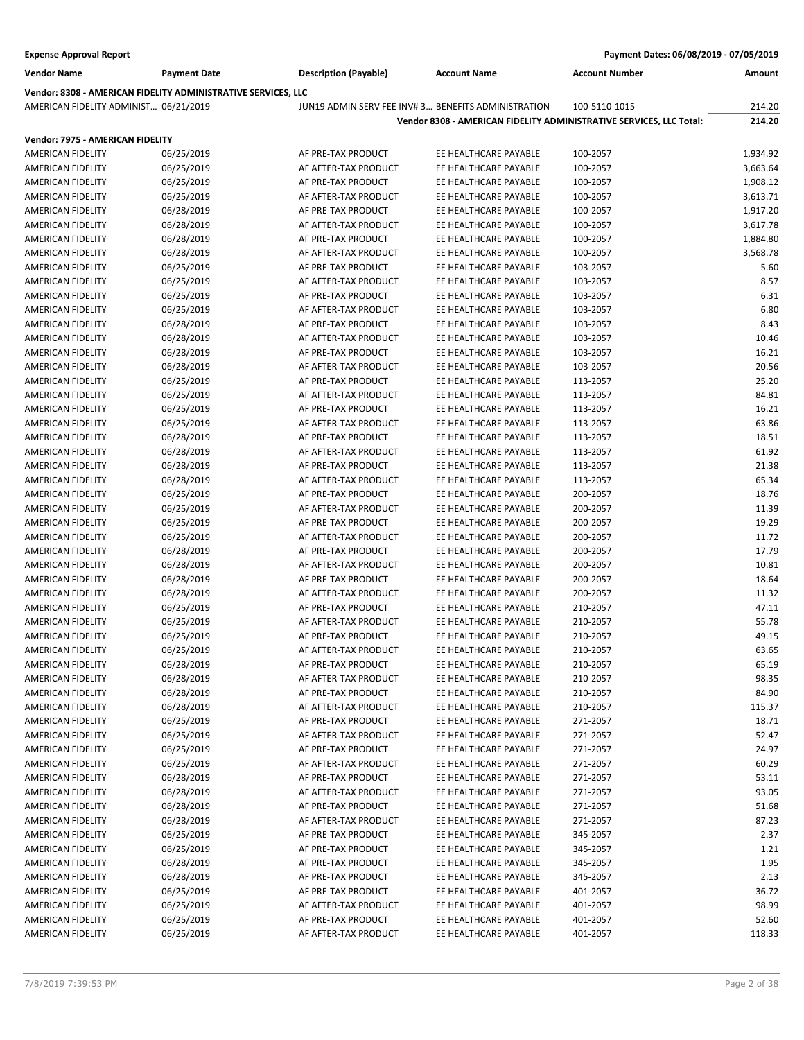**Expense Approval Report** — Payment Dates: 06/08/2019 - 07/05/2019

| Vendor Name | Payment Date | Description (Payable) | Account Name | Account Number | Amount |
|---|---|---|---|---|---|
| **Vendor: 8308 - AMERICAN FIDELITY ADMINISTRATIVE SERVICES, LLC** | | | | | |
| AMERICAN FIDELITY ADMINIST... | 06/21/2019 | JUN19 ADMIN SERV FEE INV# 3... | BENEFITS ADMINISTRATION | 100-5110-1015 | 214.20 |
| | | | **Vendor 8308 - AMERICAN FIDELITY ADMINISTRATIVE SERVICES, LLC Total:** | | **214.20** |
| **Vendor: 7975 - AMERICAN FIDELITY** | | | | | |
| AMERICAN FIDELITY | 06/25/2019 | AF PRE-TAX PRODUCT | EE HEALTHCARE PAYABLE | 100-2057 | 1,934.92 |
| AMERICAN FIDELITY | 06/25/2019 | AF AFTER-TAX PRODUCT | EE HEALTHCARE PAYABLE | 100-2057 | 3,663.64 |
| AMERICAN FIDELITY | 06/25/2019 | AF PRE-TAX PRODUCT | EE HEALTHCARE PAYABLE | 100-2057 | 1,908.12 |
| AMERICAN FIDELITY | 06/25/2019 | AF AFTER-TAX PRODUCT | EE HEALTHCARE PAYABLE | 100-2057 | 3,613.71 |
| AMERICAN FIDELITY | 06/28/2019 | AF PRE-TAX PRODUCT | EE HEALTHCARE PAYABLE | 100-2057 | 1,917.20 |
| AMERICAN FIDELITY | 06/28/2019 | AF AFTER-TAX PRODUCT | EE HEALTHCARE PAYABLE | 100-2057 | 3,617.78 |
| AMERICAN FIDELITY | 06/28/2019 | AF PRE-TAX PRODUCT | EE HEALTHCARE PAYABLE | 100-2057 | 1,884.80 |
| AMERICAN FIDELITY | 06/28/2019 | AF AFTER-TAX PRODUCT | EE HEALTHCARE PAYABLE | 100-2057 | 3,568.78 |
| AMERICAN FIDELITY | 06/25/2019 | AF PRE-TAX PRODUCT | EE HEALTHCARE PAYABLE | 103-2057 | 5.60 |
| AMERICAN FIDELITY | 06/25/2019 | AF AFTER-TAX PRODUCT | EE HEALTHCARE PAYABLE | 103-2057 | 8.57 |
| AMERICAN FIDELITY | 06/25/2019 | AF PRE-TAX PRODUCT | EE HEALTHCARE PAYABLE | 103-2057 | 6.31 |
| AMERICAN FIDELITY | 06/25/2019 | AF AFTER-TAX PRODUCT | EE HEALTHCARE PAYABLE | 103-2057 | 6.80 |
| AMERICAN FIDELITY | 06/28/2019 | AF PRE-TAX PRODUCT | EE HEALTHCARE PAYABLE | 103-2057 | 8.43 |
| AMERICAN FIDELITY | 06/28/2019 | AF AFTER-TAX PRODUCT | EE HEALTHCARE PAYABLE | 103-2057 | 10.46 |
| AMERICAN FIDELITY | 06/28/2019 | AF PRE-TAX PRODUCT | EE HEALTHCARE PAYABLE | 103-2057 | 16.21 |
| AMERICAN FIDELITY | 06/28/2019 | AF AFTER-TAX PRODUCT | EE HEALTHCARE PAYABLE | 103-2057 | 20.56 |
| AMERICAN FIDELITY | 06/25/2019 | AF PRE-TAX PRODUCT | EE HEALTHCARE PAYABLE | 113-2057 | 25.20 |
| AMERICAN FIDELITY | 06/25/2019 | AF AFTER-TAX PRODUCT | EE HEALTHCARE PAYABLE | 113-2057 | 84.81 |
| AMERICAN FIDELITY | 06/25/2019 | AF PRE-TAX PRODUCT | EE HEALTHCARE PAYABLE | 113-2057 | 16.21 |
| AMERICAN FIDELITY | 06/25/2019 | AF AFTER-TAX PRODUCT | EE HEALTHCARE PAYABLE | 113-2057 | 63.86 |
| AMERICAN FIDELITY | 06/28/2019 | AF PRE-TAX PRODUCT | EE HEALTHCARE PAYABLE | 113-2057 | 18.51 |
| AMERICAN FIDELITY | 06/28/2019 | AF AFTER-TAX PRODUCT | EE HEALTHCARE PAYABLE | 113-2057 | 61.92 |
| AMERICAN FIDELITY | 06/28/2019 | AF PRE-TAX PRODUCT | EE HEALTHCARE PAYABLE | 113-2057 | 21.38 |
| AMERICAN FIDELITY | 06/28/2019 | AF AFTER-TAX PRODUCT | EE HEALTHCARE PAYABLE | 113-2057 | 65.34 |
| AMERICAN FIDELITY | 06/25/2019 | AF PRE-TAX PRODUCT | EE HEALTHCARE PAYABLE | 200-2057 | 18.76 |
| AMERICAN FIDELITY | 06/25/2019 | AF AFTER-TAX PRODUCT | EE HEALTHCARE PAYABLE | 200-2057 | 11.39 |
| AMERICAN FIDELITY | 06/25/2019 | AF PRE-TAX PRODUCT | EE HEALTHCARE PAYABLE | 200-2057 | 19.29 |
| AMERICAN FIDELITY | 06/25/2019 | AF AFTER-TAX PRODUCT | EE HEALTHCARE PAYABLE | 200-2057 | 11.72 |
| AMERICAN FIDELITY | 06/28/2019 | AF PRE-TAX PRODUCT | EE HEALTHCARE PAYABLE | 200-2057 | 17.79 |
| AMERICAN FIDELITY | 06/28/2019 | AF AFTER-TAX PRODUCT | EE HEALTHCARE PAYABLE | 200-2057 | 10.81 |
| AMERICAN FIDELITY | 06/28/2019 | AF PRE-TAX PRODUCT | EE HEALTHCARE PAYABLE | 200-2057 | 18.64 |
| AMERICAN FIDELITY | 06/28/2019 | AF AFTER-TAX PRODUCT | EE HEALTHCARE PAYABLE | 200-2057 | 11.32 |
| AMERICAN FIDELITY | 06/25/2019 | AF PRE-TAX PRODUCT | EE HEALTHCARE PAYABLE | 210-2057 | 47.11 |
| AMERICAN FIDELITY | 06/25/2019 | AF AFTER-TAX PRODUCT | EE HEALTHCARE PAYABLE | 210-2057 | 55.78 |
| AMERICAN FIDELITY | 06/25/2019 | AF PRE-TAX PRODUCT | EE HEALTHCARE PAYABLE | 210-2057 | 49.15 |
| AMERICAN FIDELITY | 06/25/2019 | AF AFTER-TAX PRODUCT | EE HEALTHCARE PAYABLE | 210-2057 | 63.65 |
| AMERICAN FIDELITY | 06/28/2019 | AF PRE-TAX PRODUCT | EE HEALTHCARE PAYABLE | 210-2057 | 65.19 |
| AMERICAN FIDELITY | 06/28/2019 | AF AFTER-TAX PRODUCT | EE HEALTHCARE PAYABLE | 210-2057 | 98.35 |
| AMERICAN FIDELITY | 06/28/2019 | AF PRE-TAX PRODUCT | EE HEALTHCARE PAYABLE | 210-2057 | 84.90 |
| AMERICAN FIDELITY | 06/28/2019 | AF AFTER-TAX PRODUCT | EE HEALTHCARE PAYABLE | 210-2057 | 115.37 |
| AMERICAN FIDELITY | 06/25/2019 | AF PRE-TAX PRODUCT | EE HEALTHCARE PAYABLE | 271-2057 | 18.71 |
| AMERICAN FIDELITY | 06/25/2019 | AF AFTER-TAX PRODUCT | EE HEALTHCARE PAYABLE | 271-2057 | 52.47 |
| AMERICAN FIDELITY | 06/25/2019 | AF PRE-TAX PRODUCT | EE HEALTHCARE PAYABLE | 271-2057 | 24.97 |
| AMERICAN FIDELITY | 06/25/2019 | AF AFTER-TAX PRODUCT | EE HEALTHCARE PAYABLE | 271-2057 | 60.29 |
| AMERICAN FIDELITY | 06/28/2019 | AF PRE-TAX PRODUCT | EE HEALTHCARE PAYABLE | 271-2057 | 53.11 |
| AMERICAN FIDELITY | 06/28/2019 | AF AFTER-TAX PRODUCT | EE HEALTHCARE PAYABLE | 271-2057 | 93.05 |
| AMERICAN FIDELITY | 06/28/2019 | AF PRE-TAX PRODUCT | EE HEALTHCARE PAYABLE | 271-2057 | 51.68 |
| AMERICAN FIDELITY | 06/28/2019 | AF AFTER-TAX PRODUCT | EE HEALTHCARE PAYABLE | 271-2057 | 87.23 |
| AMERICAN FIDELITY | 06/25/2019 | AF PRE-TAX PRODUCT | EE HEALTHCARE PAYABLE | 345-2057 | 2.37 |
| AMERICAN FIDELITY | 06/25/2019 | AF PRE-TAX PRODUCT | EE HEALTHCARE PAYABLE | 345-2057 | 1.21 |
| AMERICAN FIDELITY | 06/28/2019 | AF PRE-TAX PRODUCT | EE HEALTHCARE PAYABLE | 345-2057 | 1.95 |
| AMERICAN FIDELITY | 06/28/2019 | AF PRE-TAX PRODUCT | EE HEALTHCARE PAYABLE | 345-2057 | 2.13 |
| AMERICAN FIDELITY | 06/25/2019 | AF PRE-TAX PRODUCT | EE HEALTHCARE PAYABLE | 401-2057 | 36.72 |
| AMERICAN FIDELITY | 06/25/2019 | AF AFTER-TAX PRODUCT | EE HEALTHCARE PAYABLE | 401-2057 | 98.99 |
| AMERICAN FIDELITY | 06/25/2019 | AF PRE-TAX PRODUCT | EE HEALTHCARE PAYABLE | 401-2057 | 52.60 |
| AMERICAN FIDELITY | 06/25/2019 | AF AFTER-TAX PRODUCT | EE HEALTHCARE PAYABLE | 401-2057 | 118.33 |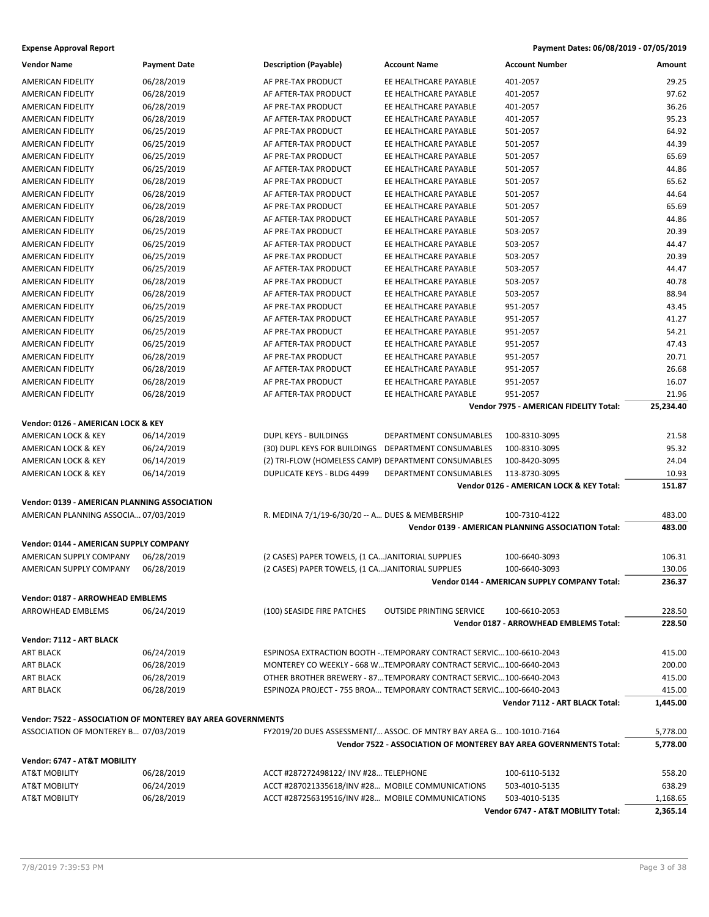**Expense Approval Report** — **Payment Dates: 06/08/2019 - 07/05/2019**

| Vendor Name | Payment Date | Description (Payable) | Account Name | Account Number | Amount |
|---|---|---|---|---|---|
| AMERICAN FIDELITY | 06/28/2019 | AF PRE-TAX PRODUCT | EE HEALTHCARE PAYABLE | 401-2057 | 29.25 |
| AMERICAN FIDELITY | 06/28/2019 | AF AFTER-TAX PRODUCT | EE HEALTHCARE PAYABLE | 401-2057 | 97.62 |
| AMERICAN FIDELITY | 06/28/2019 | AF PRE-TAX PRODUCT | EE HEALTHCARE PAYABLE | 401-2057 | 36.26 |
| AMERICAN FIDELITY | 06/28/2019 | AF AFTER-TAX PRODUCT | EE HEALTHCARE PAYABLE | 401-2057 | 95.23 |
| AMERICAN FIDELITY | 06/25/2019 | AF PRE-TAX PRODUCT | EE HEALTHCARE PAYABLE | 501-2057 | 64.92 |
| AMERICAN FIDELITY | 06/25/2019 | AF AFTER-TAX PRODUCT | EE HEALTHCARE PAYABLE | 501-2057 | 44.39 |
| AMERICAN FIDELITY | 06/25/2019 | AF PRE-TAX PRODUCT | EE HEALTHCARE PAYABLE | 501-2057 | 65.69 |
| AMERICAN FIDELITY | 06/25/2019 | AF AFTER-TAX PRODUCT | EE HEALTHCARE PAYABLE | 501-2057 | 44.86 |
| AMERICAN FIDELITY | 06/28/2019 | AF PRE-TAX PRODUCT | EE HEALTHCARE PAYABLE | 501-2057 | 65.62 |
| AMERICAN FIDELITY | 06/28/2019 | AF AFTER-TAX PRODUCT | EE HEALTHCARE PAYABLE | 501-2057 | 44.64 |
| AMERICAN FIDELITY | 06/28/2019 | AF PRE-TAX PRODUCT | EE HEALTHCARE PAYABLE | 501-2057 | 65.69 |
| AMERICAN FIDELITY | 06/28/2019 | AF AFTER-TAX PRODUCT | EE HEALTHCARE PAYABLE | 501-2057 | 44.86 |
| AMERICAN FIDELITY | 06/25/2019 | AF PRE-TAX PRODUCT | EE HEALTHCARE PAYABLE | 503-2057 | 20.39 |
| AMERICAN FIDELITY | 06/25/2019 | AF AFTER-TAX PRODUCT | EE HEALTHCARE PAYABLE | 503-2057 | 44.47 |
| AMERICAN FIDELITY | 06/25/2019 | AF PRE-TAX PRODUCT | EE HEALTHCARE PAYABLE | 503-2057 | 20.39 |
| AMERICAN FIDELITY | 06/25/2019 | AF AFTER-TAX PRODUCT | EE HEALTHCARE PAYABLE | 503-2057 | 44.47 |
| AMERICAN FIDELITY | 06/28/2019 | AF PRE-TAX PRODUCT | EE HEALTHCARE PAYABLE | 503-2057 | 40.78 |
| AMERICAN FIDELITY | 06/28/2019 | AF AFTER-TAX PRODUCT | EE HEALTHCARE PAYABLE | 503-2057 | 88.94 |
| AMERICAN FIDELITY | 06/25/2019 | AF PRE-TAX PRODUCT | EE HEALTHCARE PAYABLE | 951-2057 | 43.45 |
| AMERICAN FIDELITY | 06/25/2019 | AF AFTER-TAX PRODUCT | EE HEALTHCARE PAYABLE | 951-2057 | 41.27 |
| AMERICAN FIDELITY | 06/25/2019 | AF PRE-TAX PRODUCT | EE HEALTHCARE PAYABLE | 951-2057 | 54.21 |
| AMERICAN FIDELITY | 06/25/2019 | AF AFTER-TAX PRODUCT | EE HEALTHCARE PAYABLE | 951-2057 | 47.43 |
| AMERICAN FIDELITY | 06/28/2019 | AF PRE-TAX PRODUCT | EE HEALTHCARE PAYABLE | 951-2057 | 20.71 |
| AMERICAN FIDELITY | 06/28/2019 | AF AFTER-TAX PRODUCT | EE HEALTHCARE PAYABLE | 951-2057 | 26.68 |
| AMERICAN FIDELITY | 06/28/2019 | AF PRE-TAX PRODUCT | EE HEALTHCARE PAYABLE | 951-2057 | 16.07 |
| AMERICAN FIDELITY | 06/28/2019 | AF AFTER-TAX PRODUCT | EE HEALTHCARE PAYABLE | 951-2057 | 21.96 |
| | | | | **Vendor 7975 - AMERICAN FIDELITY Total:** | **25,234.40** |
| **Vendor: 0126 - AMERICAN LOCK & KEY** | | | | | |
| AMERICAN LOCK & KEY | 06/14/2019 | DUPL KEYS - BUILDINGS | DEPARTMENT CONSUMABLES | 100-8310-3095 | 21.58 |
| AMERICAN LOCK & KEY | 06/24/2019 | (30) DUPL KEYS FOR BUILDINGS | DEPARTMENT CONSUMABLES | 100-8310-3095 | 95.32 |
| AMERICAN LOCK & KEY | 06/14/2019 | (2) TRI-FLOW (HOMELESS CAMP) | DEPARTMENT CONSUMABLES | 100-8420-3095 | 24.04 |
| AMERICAN LOCK & KEY | 06/14/2019 | DUPLICATE KEYS - BLDG 4499 | DEPARTMENT CONSUMABLES | 113-8730-3095 | 10.93 |
| | | | | **Vendor 0126 - AMERICAN LOCK & KEY Total:** | **151.87** |
| **Vendor: 0139 - AMERICAN PLANNING ASSOCIATION** | | | | | |
| AMERICAN PLANNING ASSOCIA… | 07/03/2019 | R. MEDINA 7/1/19-6/30/20 -- A… | DUES & MEMBERSHIP | 100-7310-4122 | 483.00 |
| | | | | **Vendor 0139 - AMERICAN PLANNING ASSOCIATION Total:** | **483.00** |
| **Vendor: 0144 - AMERICAN SUPPLY COMPANY** | | | | | |
| AMERICAN SUPPLY COMPANY | 06/28/2019 | (2 CASES) PAPER TOWELS, (1 CA… | JANITORIAL SUPPLIES | 100-6640-3093 | 106.31 |
| AMERICAN SUPPLY COMPANY | 06/28/2019 | (2 CASES) PAPER TOWELS, (1 CA… | JANITORIAL SUPPLIES | 100-6640-3093 | 130.06 |
| | | | | **Vendor 0144 - AMERICAN SUPPLY COMPANY Total:** | **236.37** |
| **Vendor: 0187 - ARROWHEAD EMBLEMS** | | | | | |
| ARROWHEAD EMBLEMS | 06/24/2019 | (100) SEASIDE FIRE PATCHES | OUTSIDE PRINTING SERVICE | 100-6610-2053 | 228.50 |
| | | | | **Vendor 0187 - ARROWHEAD EMBLEMS Total:** | **228.50** |
| **Vendor: 7112 - ART BLACK** | | | | | |
| ART BLACK | 06/24/2019 | ESPINOSA EXTRACTION BOOTH -… | TEMPORARY CONTRACT SERVIC… | 100-6610-2043 | 415.00 |
| ART BLACK | 06/28/2019 | MONTEREY CO WEEKLY - 668 W… | TEMPORARY CONTRACT SERVIC… | 100-6640-2043 | 200.00 |
| ART BLACK | 06/28/2019 | OTHER BROTHER BREWERY - 87… | TEMPORARY CONTRACT SERVIC… | 100-6640-2043 | 415.00 |
| ART BLACK | 06/28/2019 | ESPINOZA PROJECT - 755 BROA… | TEMPORARY CONTRACT SERVIC… | 100-6640-2043 | 415.00 |
| | | | | **Vendor 7112 - ART BLACK Total:** | **1,445.00** |
| **Vendor: 7522 - ASSOCIATION OF MONTEREY BAY AREA GOVERNMENTS** | | | | | |
| ASSOCIATION OF MONTEREY B… | 07/03/2019 | FY2019/20 DUES ASSESSMENT/… | ASSOC. OF MNTRY BAY AREA G… | 100-1010-7164 | 5,778.00 |
| | | | | **Vendor 7522 - ASSOCIATION OF MONTEREY BAY AREA GOVERNMENTS Total:** | **5,778.00** |
| **Vendor: 6747 - AT&T MOBILITY** | | | | | |
| AT&T MOBILITY | 06/28/2019 | ACCT #287272498122/ INV #28… | TELEPHONE | 100-6110-5132 | 558.20 |
| AT&T MOBILITY | 06/24/2019 | ACCT #287021335618/INV #28… | MOBILE COMMUNICATIONS | 503-4010-5135 | 638.29 |
| AT&T MOBILITY | 06/28/2019 | ACCT #287256319516/INV #28… | MOBILE COMMUNICATIONS | 503-4010-5135 | 1,168.65 |
| | | | | **Vendor 6747 - AT&T MOBILITY Total:** | **2,365.14** |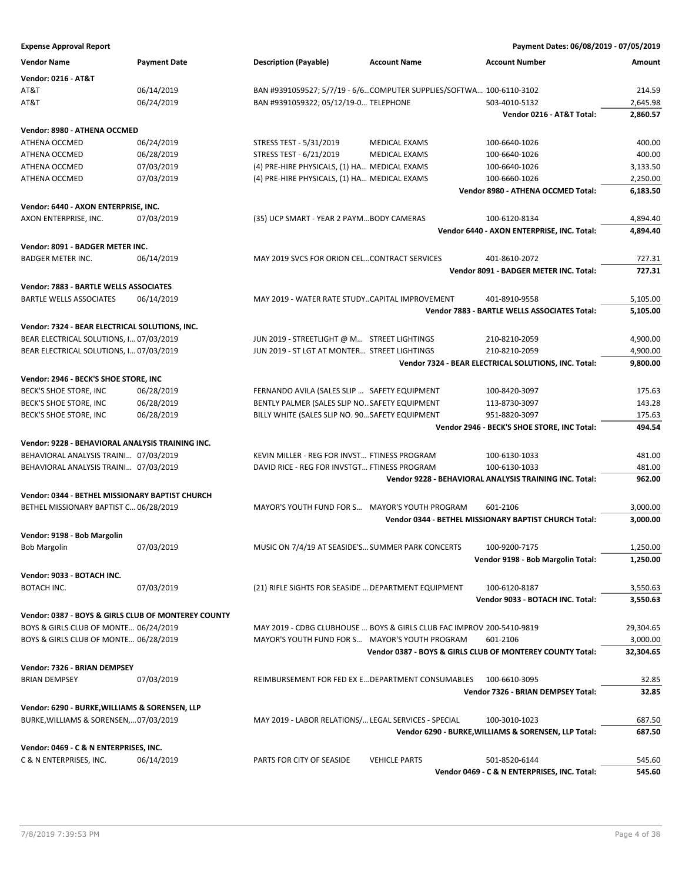**Expense Approval Report** — Payment Dates: 06/08/2019 - 07/05/2019

| Vendor Name | Payment Date | Description (Payable) | Account Name | Account Number | Amount |
|---|---|---|---|---|---|
| **Vendor: 0216 - AT&T** | | | | | |
| AT&T | 06/14/2019 | BAN #9391059527; 5/7/19 - 6/6... | COMPUTER SUPPLIES/SOFTWA... | 100-6110-3102 | 214.59 |
| AT&T | 06/24/2019 | BAN #9391059322; 05/12/19-0... | TELEPHONE | 503-4010-5132 | 2,645.98 |
| | | | | **Vendor 0216 - AT&T Total:** | **2,860.57** |
| **Vendor: 8980 - ATHENA OCCMED** | | | | | |
| ATHENA OCCMED | 06/24/2019 | STRESS TEST - 5/31/2019 | MEDICAL EXAMS | 100-6640-1026 | 400.00 |
| ATHENA OCCMED | 06/28/2019 | STRESS TEST - 6/21/2019 | MEDICAL EXAMS | 100-6640-1026 | 400.00 |
| ATHENA OCCMED | 07/03/2019 | (4) PRE-HIRE PHYSICALS, (1) HA... | MEDICAL EXAMS | 100-6640-1026 | 3,133.50 |
| ATHENA OCCMED | 07/03/2019 | (4) PRE-HIRE PHYSICALS, (1) HA... | MEDICAL EXAMS | 100-6660-1026 | 2,250.00 |
| | | | | **Vendor 8980 - ATHENA OCCMED Total:** | **6,183.50** |
| **Vendor: 6440 - AXON ENTERPRISE, INC.** | | | | | |
| AXON ENTERPRISE, INC. | 07/03/2019 | (35) UCP SMART - YEAR 2 PAYM... | BODY CAMERAS | 100-6120-8134 | 4,894.40 |
| | | | | **Vendor 6440 - AXON ENTERPRISE, INC. Total:** | **4,894.40** |
| **Vendor: 8091 - BADGER METER INC.** | | | | | |
| BADGER METER INC. | 06/14/2019 | MAY 2019 SVCS FOR ORION CEL... | CONTRACT SERVICES | 401-8610-2072 | 727.31 |
| | | | | **Vendor 8091 - BADGER METER INC. Total:** | **727.31** |
| **Vendor: 7883 - BARTLE WELLS ASSOCIATES** | | | | | |
| BARTLE WELLS ASSOCIATES | 06/14/2019 | MAY 2019 - WATER RATE STUDY... | CAPITAL IMPROVEMENT | 401-8910-9558 | 5,105.00 |
| | | | | **Vendor 7883 - BARTLE WELLS ASSOCIATES Total:** | **5,105.00** |
| **Vendor: 7324 - BEAR ELECTRICAL SOLUTIONS, INC.** | | | | | |
| BEAR ELECTRICAL SOLUTIONS, I... | 07/03/2019 | JUN 2019 - STREETLIGHT @ M... | STREET LIGHTINGS | 210-8210-2059 | 4,900.00 |
| BEAR ELECTRICAL SOLUTIONS, I... | 07/03/2019 | JUN 2019 - ST LGT AT MONTER... | STREET LIGHTINGS | 210-8210-2059 | 4,900.00 |
| | | | | **Vendor 7324 - BEAR ELECTRICAL SOLUTIONS, INC. Total:** | **9,800.00** |
| **Vendor: 2946 - BECK'S SHOE STORE, INC** | | | | | |
| BECK'S SHOE STORE, INC | 06/28/2019 | FERNANDO AVILA (SALES SLIP ... | SAFETY EQUIPMENT | 100-8420-3097 | 175.63 |
| BECK'S SHOE STORE, INC | 06/28/2019 | BENTLY PALMER (SALES SLIP NO... | SAFETY EQUIPMENT | 113-8730-3097 | 143.28 |
| BECK'S SHOE STORE, INC | 06/28/2019 | BILLY WHITE (SALES SLIP NO. 90... | SAFETY EQUIPMENT | 951-8820-3097 | 175.63 |
| | | | | **Vendor 2946 - BECK'S SHOE STORE, INC Total:** | **494.54** |
| **Vendor: 9228 - BEHAVIORAL ANALYSIS TRAINING INC.** | | | | | |
| BEHAVIORAL ANALYSIS TRAINI... | 07/03/2019 | KEVIN MILLER - REG FOR INVST... | FTINESS PROGRAM | 100-6130-1033 | 481.00 |
| BEHAVIORAL ANALYSIS TRAINI... | 07/03/2019 | DAVID RICE - REG FOR INVSTGT... | FTINESS PROGRAM | 100-6130-1033 | 481.00 |
| | | | | **Vendor 9228 - BEHAVIORAL ANALYSIS TRAINING INC. Total:** | **962.00** |
| **Vendor: 0344 - BETHEL MISSIONARY BAPTIST CHURCH** | | | | | |
| BETHEL MISSIONARY BAPTIST C... | 06/28/2019 | MAYOR'S YOUTH FUND FOR S... | MAYOR'S YOUTH PROGRAM | 601-2106 | 3,000.00 |
| | | | | **Vendor 0344 - BETHEL MISSIONARY BAPTIST CHURCH Total:** | **3,000.00** |
| **Vendor: 9198 - Bob Margolin** | | | | | |
| Bob Margolin | 07/03/2019 | MUSIC ON 7/4/19 AT SEASIDE'S... | SUMMER PARK CONCERTS | 100-9200-7175 | 1,250.00 |
| | | | | **Vendor 9198 - Bob Margolin Total:** | **1,250.00** |
| **Vendor: 9033 - BOTACH INC.** | | | | | |
| BOTACH INC. | 07/03/2019 | (21) RIFLE SIGHTS FOR SEASIDE ... | DEPARTMENT EQUIPMENT | 100-6120-8187 | 3,550.63 |
| | | | | **Vendor 9033 - BOTACH INC. Total:** | **3,550.63** |
| **Vendor: 0387 - BOYS & GIRLS CLUB OF MONTEREY COUNTY** | | | | | |
| BOYS & GIRLS CLUB OF MONTE... | 06/24/2019 | MAY 2019 - CDBG CLUBHOUSE ... | BOYS & GIRLS CLUB FAC IMPROV | 200-5410-9819 | 29,304.65 |
| BOYS & GIRLS CLUB OF MONTE... | 06/28/2019 | MAYOR'S YOUTH FUND FOR S... | MAYOR'S YOUTH PROGRAM | 601-2106 | 3,000.00 |
| | | | | **Vendor 0387 - BOYS & GIRLS CLUB OF MONTEREY COUNTY Total:** | **32,304.65** |
| **Vendor: 7326 - BRIAN DEMPSEY** | | | | | |
| BRIAN DEMPSEY | 07/03/2019 | REIMBURSEMENT FOR FED EX E... | DEPARTMENT CONSUMABLES | 100-6610-3095 | 32.85 |
| | | | | **Vendor 7326 - BRIAN DEMPSEY Total:** | **32.85** |
| **Vendor: 6290 - BURKE,WILLIAMS & SORENSEN, LLP** | | | | | |
| BURKE,WILLIAMS & SORENSEN,... | 07/03/2019 | MAY 2019 - LABOR RELATIONS/... | LEGAL SERVICES - SPECIAL | 100-3010-1023 | 687.50 |
| | | | | **Vendor 6290 - BURKE,WILLIAMS & SORENSEN, LLP Total:** | **687.50** |
| **Vendor: 0469 - C & N ENTERPRISES, INC.** | | | | | |
| C & N ENTERPRISES, INC. | 06/14/2019 | PARTS FOR CITY OF SEASIDE | VEHICLE PARTS | 501-8520-6144 | 545.60 |
| | | | | **Vendor 0469 - C & N ENTERPRISES, INC. Total:** | **545.60** |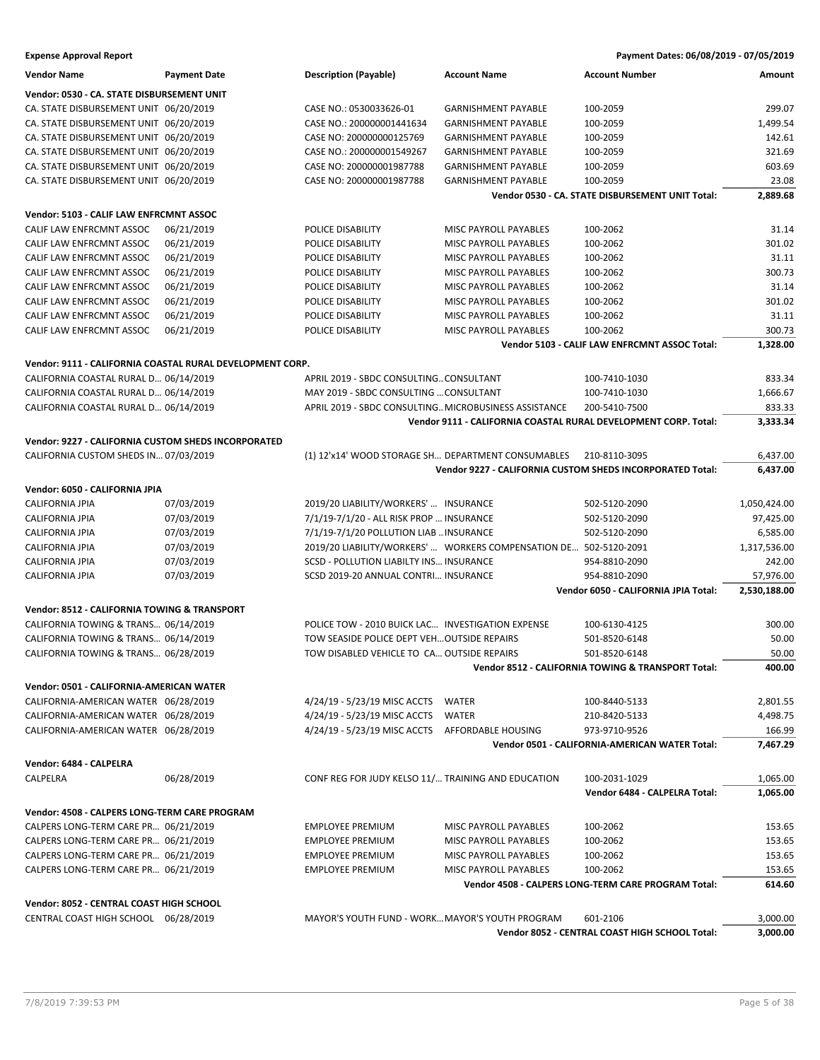**Expense Approval Report** | **Payment Dates: 06/08/2019 - 07/05/2019**

| Vendor Name | Payment Date | Description (Payable) | Account Name | Account Number | Amount |
|---|---|---|---|---|---|
| **Vendor: 0530 - CA. STATE DISBURSEMENT UNIT** | | | | | |
| CA. STATE DISBURSEMENT UNIT | 06/20/2019 | CASE NO.: 0530033626-01 | GARNISHMENT PAYABLE | 100-2059 | 299.07 |
| CA. STATE DISBURSEMENT UNIT | 06/20/2019 | CASE NO.: 200000001441634 | GARNISHMENT PAYABLE | 100-2059 | 1,499.54 |
| CA. STATE DISBURSEMENT UNIT | 06/20/2019 | CASE NO: 200000000125769 | GARNISHMENT PAYABLE | 100-2059 | 142.61 |
| CA. STATE DISBURSEMENT UNIT | 06/20/2019 | CASE NO.: 200000001549267 | GARNISHMENT PAYABLE | 100-2059 | 321.69 |
| CA. STATE DISBURSEMENT UNIT | 06/20/2019 | CASE NO: 200000001987788 | GARNISHMENT PAYABLE | 100-2059 | 603.69 |
| CA. STATE DISBURSEMENT UNIT | 06/20/2019 | CASE NO: 200000001987788 | GARNISHMENT PAYABLE | 100-2059 | 23.08 |
| | | | | **Vendor 0530 - CA. STATE DISBURSEMENT UNIT Total:** | **2,889.68** |
| **Vendor: 5103 - CALIF LAW ENFRCMNT ASSOC** | | | | | |
| CALIF LAW ENFRCMNT ASSOC | 06/21/2019 | POLICE DISABILITY | MISC PAYROLL PAYABLES | 100-2062 | 31.14 |
| CALIF LAW ENFRCMNT ASSOC | 06/21/2019 | POLICE DISABILITY | MISC PAYROLL PAYABLES | 100-2062 | 301.02 |
| CALIF LAW ENFRCMNT ASSOC | 06/21/2019 | POLICE DISABILITY | MISC PAYROLL PAYABLES | 100-2062 | 31.11 |
| CALIF LAW ENFRCMNT ASSOC | 06/21/2019 | POLICE DISABILITY | MISC PAYROLL PAYABLES | 100-2062 | 300.73 |
| CALIF LAW ENFRCMNT ASSOC | 06/21/2019 | POLICE DISABILITY | MISC PAYROLL PAYABLES | 100-2062 | 31.14 |
| CALIF LAW ENFRCMNT ASSOC | 06/21/2019 | POLICE DISABILITY | MISC PAYROLL PAYABLES | 100-2062 | 301.02 |
| CALIF LAW ENFRCMNT ASSOC | 06/21/2019 | POLICE DISABILITY | MISC PAYROLL PAYABLES | 100-2062 | 31.11 |
| CALIF LAW ENFRCMNT ASSOC | 06/21/2019 | POLICE DISABILITY | MISC PAYROLL PAYABLES | 100-2062 | 300.73 |
| | | | | **Vendor 5103 - CALIF LAW ENFRCMNT ASSOC Total:** | **1,328.00** |
| **Vendor: 9111 - CALIFORNIA COASTAL RURAL DEVELOPMENT CORP.** | | | | | |
| CALIFORNIA COASTAL RURAL D… | 06/14/2019 | APRIL 2019 - SBDC CONSULTING… | CONSULTANT | 100-7410-1030 | 833.34 |
| CALIFORNIA COASTAL RURAL D… | 06/14/2019 | MAY 2019 - SBDC CONSULTING … | CONSULTANT | 100-7410-1030 | 1,666.67 |
| CALIFORNIA COASTAL RURAL D… | 06/14/2019 | APRIL 2019 - SBDC CONSULTING… | MICROBUSINESS ASSISTANCE | 200-5410-7500 | 833.33 |
| | | | | **Vendor 9111 - CALIFORNIA COASTAL RURAL DEVELOPMENT CORP. Total:** | **3,333.34** |
| **Vendor: 9227 - CALIFORNIA CUSTOM SHEDS INCORPORATED** | | | | | |
| CALIFORNIA CUSTOM SHEDS IN… | 07/03/2019 | (1) 12'x14' WOOD STORAGE SH… | DEPARTMENT CONSUMABLES | 210-8110-3095 | 6,437.00 |
| | | | | **Vendor 9227 - CALIFORNIA CUSTOM SHEDS INCORPORATED Total:** | **6,437.00** |
| **Vendor: 6050 - CALIFORNIA JPIA** | | | | | |
| CALIFORNIA JPIA | 07/03/2019 | 2019/20 LIABILITY/WORKERS' … | INSURANCE | 502-5120-2090 | 1,050,424.00 |
| CALIFORNIA JPIA | 07/03/2019 | 7/1/19-7/1/20 - ALL RISK PROP … | INSURANCE | 502-5120-2090 | 97,425.00 |
| CALIFORNIA JPIA | 07/03/2019 | 7/1/19-7/1/20 POLLUTION LIAB … | INSURANCE | 502-5120-2090 | 6,585.00 |
| CALIFORNIA JPIA | 07/03/2019 | 2019/20 LIABILITY/WORKERS' … | WORKERS COMPENSATION DE… | 502-5120-2091 | 1,317,536.00 |
| CALIFORNIA JPIA | 07/03/2019 | SCSD - POLLUTION LIABILTY INS… | INSURANCE | 954-8810-2090 | 242.00 |
| CALIFORNIA JPIA | 07/03/2019 | SCSD 2019-20 ANNUAL CONTRI… | INSURANCE | 954-8810-2090 | 57,976.00 |
| | | | | **Vendor 6050 - CALIFORNIA JPIA Total:** | **2,530,188.00** |
| **Vendor: 8512 - CALIFORNIA TOWING & TRANSPORT** | | | | | |
| CALIFORNIA TOWING & TRANS… | 06/14/2019 | POLICE TOW - 2010 BUICK LAC… | INVESTIGATION EXPENSE | 100-6130-4125 | 300.00 |
| CALIFORNIA TOWING & TRANS… | 06/14/2019 | TOW SEASIDE POLICE DEPT VEH… | OUTSIDE REPAIRS | 501-8520-6148 | 50.00 |
| CALIFORNIA TOWING & TRANS… | 06/28/2019 | TOW DISABLED VEHICLE TO CA… | OUTSIDE REPAIRS | 501-8520-6148 | 50.00 |
| | | | | **Vendor 8512 - CALIFORNIA TOWING & TRANSPORT Total:** | **400.00** |
| **Vendor: 0501 - CALIFORNIA-AMERICAN WATER** | | | | | |
| CALIFORNIA-AMERICAN WATER | 06/28/2019 | 4/24/19 - 5/23/19 MISC ACCTS | WATER | 100-8440-5133 | 2,801.55 |
| CALIFORNIA-AMERICAN WATER | 06/28/2019 | 4/24/19 - 5/23/19 MISC ACCTS | WATER | 210-8420-5133 | 4,498.75 |
| CALIFORNIA-AMERICAN WATER | 06/28/2019 | 4/24/19 - 5/23/19 MISC ACCTS | AFFORDABLE HOUSING | 973-9710-9526 | 166.99 |
| | | | | **Vendor 0501 - CALIFORNIA-AMERICAN WATER Total:** | **7,467.29** |
| **Vendor: 6484 - CALPELRA** | | | | | |
| CALPELRA | 06/28/2019 | CONF REG FOR JUDY KELSO 11/… | TRAINING AND EDUCATION | 100-2031-1029 | 1,065.00 |
| | | | | **Vendor 6484 - CALPELRA Total:** | **1,065.00** |
| **Vendor: 4508 - CALPERS LONG-TERM CARE PROGRAM** | | | | | |
| CALPERS LONG-TERM CARE PR… | 06/21/2019 | EMPLOYEE PREMIUM | MISC PAYROLL PAYABLES | 100-2062 | 153.65 |
| CALPERS LONG-TERM CARE PR… | 06/21/2019 | EMPLOYEE PREMIUM | MISC PAYROLL PAYABLES | 100-2062 | 153.65 |
| CALPERS LONG-TERM CARE PR… | 06/21/2019 | EMPLOYEE PREMIUM | MISC PAYROLL PAYABLES | 100-2062 | 153.65 |
| CALPERS LONG-TERM CARE PR… | 06/21/2019 | EMPLOYEE PREMIUM | MISC PAYROLL PAYABLES | 100-2062 | 153.65 |
| | | | | **Vendor 4508 - CALPERS LONG-TERM CARE PROGRAM Total:** | **614.60** |
| **Vendor: 8052 - CENTRAL COAST HIGH SCHOOL** | | | | | |
| CENTRAL COAST HIGH SCHOOL | 06/28/2019 | MAYOR'S YOUTH FUND - WORK… | MAYOR'S YOUTH PROGRAM | 601-2106 | 3,000.00 |
| | | | | **Vendor 8052 - CENTRAL COAST HIGH SCHOOL Total:** | **3,000.00** |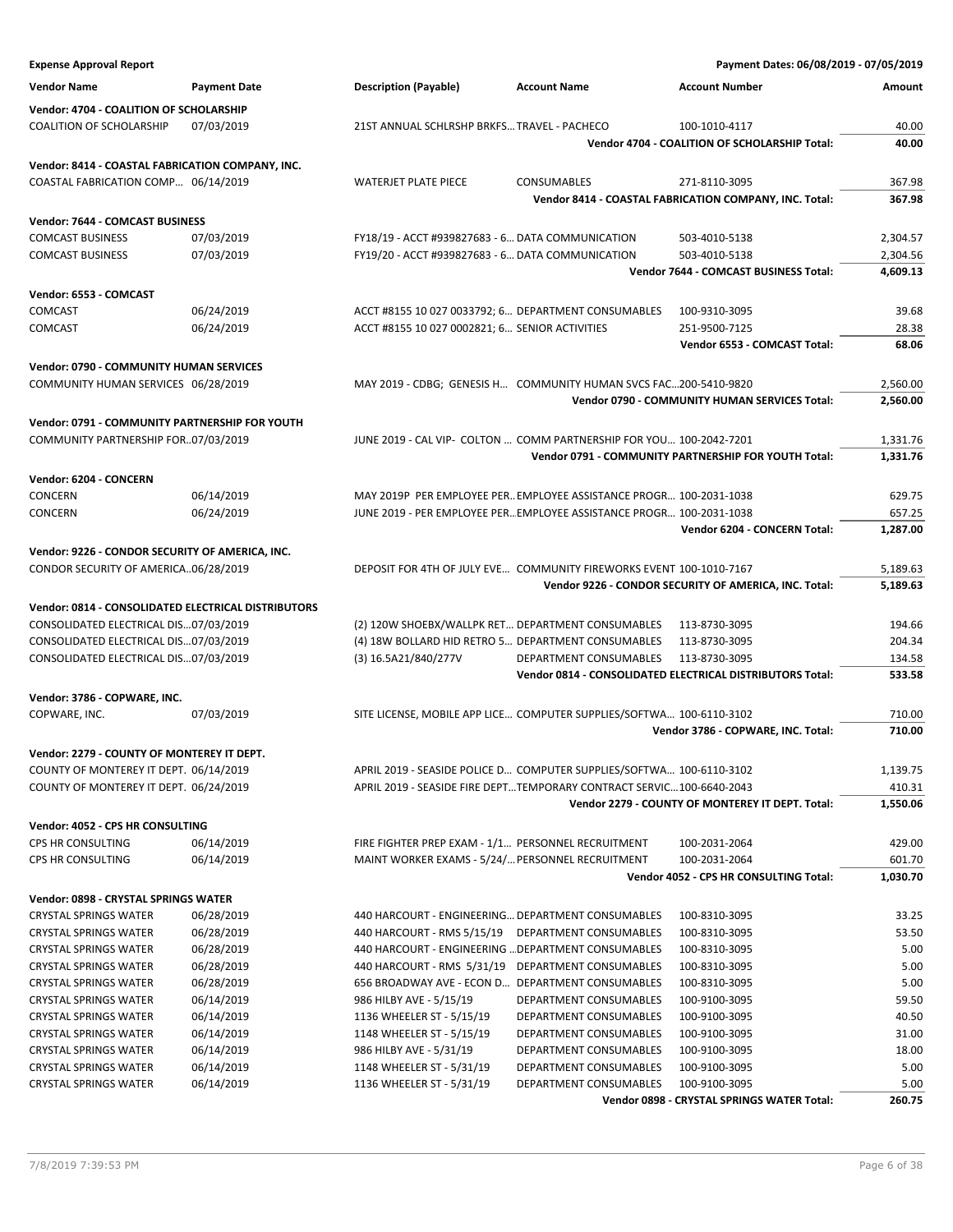**Expense Approval Report** — Payment Dates: 06/08/2019 - 07/05/2019

| Vendor Name | Payment Date | Description (Payable) | Account Name | Account Number | Amount |
|---|---|---|---|---|---|
| **Vendor: 4704 - COALITION OF SCHOLARSHIP** | | | | | |
| COALITION OF SCHOLARSHIP | 07/03/2019 | 21ST ANNUAL SCHLRSHP BRKFS... | TRAVEL - PACHECO | 100-1010-4117 | 40.00 |
| | | | | **Vendor 4704 - COALITION OF SCHOLARSHIP Total:** | **40.00** |
| **Vendor: 8414 - COASTAL FABRICATION COMPANY, INC.** | | | | | |
| COASTAL FABRICATION COMP... | 06/14/2019 | WATERJET PLATE PIECE | CONSUMABLES | 271-8110-3095 | 367.98 |
| | | | | **Vendor 8414 - COASTAL FABRICATION COMPANY, INC. Total:** | **367.98** |
| **Vendor: 7644 - COMCAST BUSINESS** | | | | | |
| COMCAST BUSINESS | 07/03/2019 | FY18/19 - ACCT #939827683 - 6... | DATA COMMUNICATION | 503-4010-5138 | 2,304.57 |
| COMCAST BUSINESS | 07/03/2019 | FY19/20 - ACCT #939827683 - 6... | DATA COMMUNICATION | 503-4010-5138 | 2,304.56 |
| | | | | **Vendor 7644 - COMCAST BUSINESS Total:** | **4,609.13** |
| **Vendor: 6553 - COMCAST** | | | | | |
| COMCAST | 06/24/2019 | ACCT #8155 10 027 0033792; 6... | DEPARTMENT CONSUMABLES | 100-9310-3095 | 39.68 |
| COMCAST | 06/24/2019 | ACCT #8155 10 027 0002821; 6... | SENIOR ACTIVITIES | 251-9500-7125 | 28.38 |
| | | | | **Vendor 6553 - COMCAST Total:** | **68.06** |
| **Vendor: 0790 - COMMUNITY HUMAN SERVICES** | | | | | |
| COMMUNITY HUMAN SERVICES | 06/28/2019 | MAY 2019 - CDBG; GENESIS H... | COMMUNITY HUMAN SVCS FAC... | 200-5410-9820 | 2,560.00 |
| | | | | **Vendor 0790 - COMMUNITY HUMAN SERVICES Total:** | **2,560.00** |
| **Vendor: 0791 - COMMUNITY PARTNERSHIP FOR YOUTH** | | | | | |
| COMMUNITY PARTNERSHIP FOR... | 07/03/2019 | JUNE 2019 - CAL VIP- COLTON ... | COMM PARTNERSHIP FOR YOU... | 100-2042-7201 | 1,331.76 |
| | | | | **Vendor 0791 - COMMUNITY PARTNERSHIP FOR YOUTH Total:** | **1,331.76** |
| **Vendor: 6204 - CONCERN** | | | | | |
| CONCERN | 06/14/2019 | MAY 2019P PER EMPLOYEE PER... | EMPLOYEE ASSISTANCE PROGR... | 100-2031-1038 | 629.75 |
| CONCERN | 06/24/2019 | JUNE 2019 - PER EMPLOYEE PER... | EMPLOYEE ASSISTANCE PROGR... | 100-2031-1038 | 657.25 |
| | | | | **Vendor 6204 - CONCERN Total:** | **1,287.00** |
| **Vendor: 9226 - CONDOR SECURITY OF AMERICA, INC.** | | | | | |
| CONDOR SECURITY OF AMERICA... | 06/28/2019 | DEPOSIT FOR 4TH OF JULY EVE... | COMMUNITY FIREWORKS EVENT | 100-1010-7167 | 5,189.63 |
| | | | | **Vendor 9226 - CONDOR SECURITY OF AMERICA, INC. Total:** | **5,189.63** |
| **Vendor: 0814 - CONSOLIDATED ELECTRICAL DISTRIBUTORS** | | | | | |
| CONSOLIDATED ELECTRICAL DIS... | 07/03/2019 | (2) 120W SHOEBX/WALLPK RET... | DEPARTMENT CONSUMABLES | 113-8730-3095 | 194.66 |
| CONSOLIDATED ELECTRICAL DIS... | 07/03/2019 | (4) 18W BOLLARD HID RETRO 5... | DEPARTMENT CONSUMABLES | 113-8730-3095 | 204.34 |
| CONSOLIDATED ELECTRICAL DIS... | 07/03/2019 | (3) 16.5A21/840/277V | DEPARTMENT CONSUMABLES | 113-8730-3095 | 134.58 |
| | | | | **Vendor 0814 - CONSOLIDATED ELECTRICAL DISTRIBUTORS Total:** | **533.58** |
| **Vendor: 3786 - COPWARE, INC.** | | | | | |
| COPWARE, INC. | 07/03/2019 | SITE LICENSE, MOBILE APP LICE... | COMPUTER SUPPLIES/SOFTWA... | 100-6110-3102 | 710.00 |
| | | | | **Vendor 3786 - COPWARE, INC. Total:** | **710.00** |
| **Vendor: 2279 - COUNTY OF MONTEREY IT DEPT.** | | | | | |
| COUNTY OF MONTEREY IT DEPT. | 06/14/2019 | APRIL 2019 - SEASIDE POLICE D... | COMPUTER SUPPLIES/SOFTWA... | 100-6110-3102 | 1,139.75 |
| COUNTY OF MONTEREY IT DEPT. | 06/24/2019 | APRIL 2019 - SEASIDE FIRE DEPT... | TEMPORARY CONTRACT SERVIC... | 100-6640-2043 | 410.31 |
| | | | | **Vendor 2279 - COUNTY OF MONTEREY IT DEPT. Total:** | **1,550.06** |
| **Vendor: 4052 - CPS HR CONSULTING** | | | | | |
| CPS HR CONSULTING | 06/14/2019 | FIRE FIGHTER PREP EXAM - 1/1... | PERSONNEL RECRUITMENT | 100-2031-2064 | 429.00 |
| CPS HR CONSULTING | 06/14/2019 | MAINT WORKER EXAMS - 5/24/... | PERSONNEL RECRUITMENT | 100-2031-2064 | 601.70 |
| | | | | **Vendor 4052 - CPS HR CONSULTING Total:** | **1,030.70** |
| **Vendor: 0898 - CRYSTAL SPRINGS WATER** | | | | | |
| CRYSTAL SPRINGS WATER | 06/28/2019 | 440 HARCOURT - ENGINEERING... | DEPARTMENT CONSUMABLES | 100-8310-3095 | 33.25 |
| CRYSTAL SPRINGS WATER | 06/28/2019 | 440 HARCOURT - RMS 5/15/19 | DEPARTMENT CONSUMABLES | 100-8310-3095 | 53.50 |
| CRYSTAL SPRINGS WATER | 06/28/2019 | 440 HARCOURT - ENGINEERING ... | DEPARTMENT CONSUMABLES | 100-8310-3095 | 5.00 |
| CRYSTAL SPRINGS WATER | 06/28/2019 | 440 HARCOURT - RMS 5/31/19 | DEPARTMENT CONSUMABLES | 100-8310-3095 | 5.00 |
| CRYSTAL SPRINGS WATER | 06/28/2019 | 656 BROADWAY AVE - ECON D... | DEPARTMENT CONSUMABLES | 100-8310-3095 | 5.00 |
| CRYSTAL SPRINGS WATER | 06/14/2019 | 986 HILBY AVE - 5/15/19 | DEPARTMENT CONSUMABLES | 100-9100-3095 | 59.50 |
| CRYSTAL SPRINGS WATER | 06/14/2019 | 1136 WHEELER ST - 5/15/19 | DEPARTMENT CONSUMABLES | 100-9100-3095 | 40.50 |
| CRYSTAL SPRINGS WATER | 06/14/2019 | 1148 WHEELER ST - 5/15/19 | DEPARTMENT CONSUMABLES | 100-9100-3095 | 31.00 |
| CRYSTAL SPRINGS WATER | 06/14/2019 | 986 HILBY AVE - 5/31/19 | DEPARTMENT CONSUMABLES | 100-9100-3095 | 18.00 |
| CRYSTAL SPRINGS WATER | 06/14/2019 | 1148 WHEELER ST - 5/31/19 | DEPARTMENT CONSUMABLES | 100-9100-3095 | 5.00 |
| CRYSTAL SPRINGS WATER | 06/14/2019 | 1136 WHEELER ST - 5/31/19 | DEPARTMENT CONSUMABLES | 100-9100-3095 | 5.00 |
| | | | | **Vendor 0898 - CRYSTAL SPRINGS WATER Total:** | **260.75** |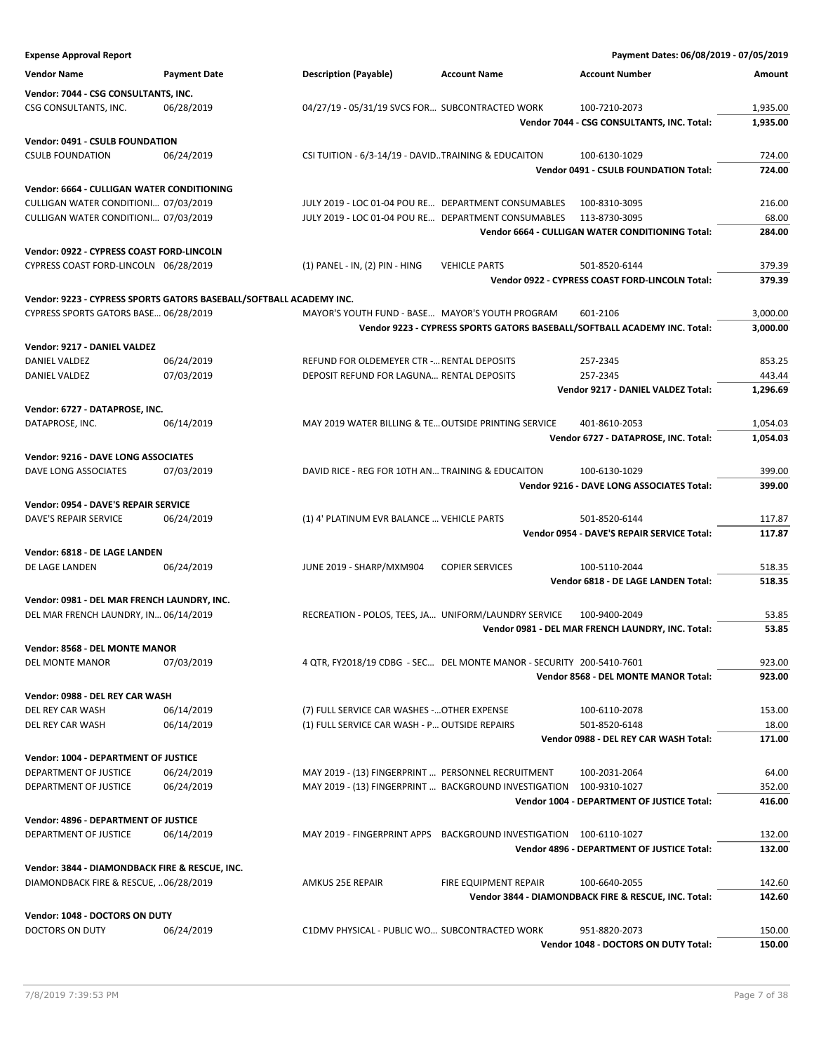**Expense Approval Report** | **Payment Dates: 06/08/2019 - 07/05/2019**

| Vendor Name | Payment Date | Description (Payable) | Account Name | Account Number | Amount |
|---|---|---|---|---|---|
| **Vendor: 7044 - CSG CONSULTANTS, INC.** | | | | | |
| CSG CONSULTANTS, INC. | 06/28/2019 | 04/27/19 - 05/31/19 SVCS FOR… | SUBCONTRACTED WORK | 100-7210-2073 | 1,935.00 |
| | | | | **Vendor 7044 - CSG CONSULTANTS, INC. Total:** | **1,935.00** |
| **Vendor: 0491 - CSULB FOUNDATION** | | | | | |
| CSULB FOUNDATION | 06/24/2019 | CSI TUITION - 6/3-14/19 - DAVID… | TRAINING & EDUCAITON | 100-6130-1029 | 724.00 |
| | | | | **Vendor 0491 - CSULB FOUNDATION Total:** | **724.00** |
| **Vendor: 6664 - CULLIGAN WATER CONDITIONING** | | | | | |
| CULLIGAN WATER CONDITIONI… | 07/03/2019 | JULY 2019 - LOC 01-04 POU RE… | DEPARTMENT CONSUMABLES | 100-8310-3095 | 216.00 |
| CULLIGAN WATER CONDITIONI… | 07/03/2019 | JULY 2019 - LOC 01-04 POU RE… | DEPARTMENT CONSUMABLES | 113-8730-3095 | 68.00 |
| | | | | **Vendor 6664 - CULLIGAN WATER CONDITIONING Total:** | **284.00** |
| **Vendor: 0922 - CYPRESS COAST FORD-LINCOLN** | | | | | |
| CYPRESS COAST FORD-LINCOLN | 06/28/2019 | (1) PANEL - IN, (2) PIN - HING | VEHICLE PARTS | 501-8520-6144 | 379.39 |
| | | | | **Vendor 0922 - CYPRESS COAST FORD-LINCOLN Total:** | **379.39** |
| **Vendor: 9223 - CYPRESS SPORTS GATORS BASEBALL/SOFTBALL ACADEMY INC.** | | | | | |
| CYPRESS SPORTS GATORS BASE… | 06/28/2019 | MAYOR'S YOUTH FUND - BASE… | MAYOR'S YOUTH PROGRAM | 601-2106 | 3,000.00 |
| | | | | **Vendor 9223 - CYPRESS SPORTS GATORS BASEBALL/SOFTBALL ACADEMY INC. Total:** | **3,000.00** |
| **Vendor: 9217 - DANIEL VALDEZ** | | | | | |
| DANIEL VALDEZ | 06/24/2019 | REFUND FOR OLDEMEYER CTR -… | RENTAL DEPOSITS | 257-2345 | 853.25 |
| DANIEL VALDEZ | 07/03/2019 | DEPOSIT REFUND FOR LAGUNA… | RENTAL DEPOSITS | 257-2345 | 443.44 |
| | | | | **Vendor 9217 - DANIEL VALDEZ Total:** | **1,296.69** |
| **Vendor: 6727 - DATAPROSE, INC.** | | | | | |
| DATAPROSE, INC. | 06/14/2019 | MAY 2019 WATER BILLING & TE… | OUTSIDE PRINTING SERVICE | 401-8610-2053 | 1,054.03 |
| | | | | **Vendor 6727 - DATAPROSE, INC. Total:** | **1,054.03** |
| **Vendor: 9216 - DAVE LONG ASSOCIATES** | | | | | |
| DAVE LONG ASSOCIATES | 07/03/2019 | DAVID RICE - REG FOR 10TH AN… | TRAINING & EDUCAITON | 100-6130-1029 | 399.00 |
| | | | | **Vendor 9216 - DAVE LONG ASSOCIATES Total:** | **399.00** |
| **Vendor: 0954 - DAVE'S REPAIR SERVICE** | | | | | |
| DAVE'S REPAIR SERVICE | 06/24/2019 | (1) 4' PLATINUM EVR BALANCE … | VEHICLE PARTS | 501-8520-6144 | 117.87 |
| | | | | **Vendor 0954 - DAVE'S REPAIR SERVICE Total:** | **117.87** |
| **Vendor: 6818 - DE LAGE LANDEN** | | | | | |
| DE LAGE LANDEN | 06/24/2019 | JUNE 2019 - SHARP/MXM904 | COPIER SERVICES | 100-5110-2044 | 518.35 |
| | | | | **Vendor 6818 - DE LAGE LANDEN Total:** | **518.35** |
| **Vendor: 0981 - DEL MAR FRENCH LAUNDRY, INC.** | | | | | |
| DEL MAR FRENCH LAUNDRY, IN… | 06/14/2019 | RECREATION - POLOS, TEES, JA… | UNIFORM/LAUNDRY SERVICE | 100-9400-2049 | 53.85 |
| | | | | **Vendor 0981 - DEL MAR FRENCH LAUNDRY, INC. Total:** | **53.85** |
| **Vendor: 8568 - DEL MONTE MANOR** | | | | | |
| DEL MONTE MANOR | 07/03/2019 | 4 QTR, FY2018/19 CDBG - SEC… | DEL MONTE MANOR - SECURITY | 200-5410-7601 | 923.00 |
| | | | | **Vendor 8568 - DEL MONTE MANOR Total:** | **923.00** |
| **Vendor: 0988 - DEL REY CAR WASH** | | | | | |
| DEL REY CAR WASH | 06/14/2019 | (7) FULL SERVICE CAR WASHES -… | OTHER EXPENSE | 100-6110-2078 | 153.00 |
| DEL REY CAR WASH | 06/14/2019 | (1) FULL SERVICE CAR WASH - P… | OUTSIDE REPAIRS | 501-8520-6148 | 18.00 |
| | | | | **Vendor 0988 - DEL REY CAR WASH Total:** | **171.00** |
| **Vendor: 1004 - DEPARTMENT OF JUSTICE** | | | | | |
| DEPARTMENT OF JUSTICE | 06/24/2019 | MAY 2019 - (13) FINGERPRINT … | PERSONNEL RECRUITMENT | 100-2031-2064 | 64.00 |
| DEPARTMENT OF JUSTICE | 06/24/2019 | MAY 2019 - (13) FINGERPRINT … | BACKGROUND INVESTIGATION | 100-9310-1027 | 352.00 |
| | | | | **Vendor 1004 - DEPARTMENT OF JUSTICE Total:** | **416.00** |
| **Vendor: 4896 - DEPARTMENT OF JUSTICE** | | | | | |
| DEPARTMENT OF JUSTICE | 06/14/2019 | MAY 2019 - FINGERPRINT APPS | BACKGROUND INVESTIGATION | 100-6110-1027 | 132.00 |
| | | | | **Vendor 4896 - DEPARTMENT OF JUSTICE Total:** | **132.00** |
| **Vendor: 3844 - DIAMONDBACK FIRE & RESCUE, INC.** | | | | | |
| DIAMONDBACK FIRE & RESCUE, … | 06/28/2019 | AMKUS 25E REPAIR | FIRE EQUIPMENT REPAIR | 100-6640-2055 | 142.60 |
| | | | | **Vendor 3844 - DIAMONDBACK FIRE & RESCUE, INC. Total:** | **142.60** |
| **Vendor: 1048 - DOCTORS ON DUTY** | | | | | |
| DOCTORS ON DUTY | 06/24/2019 | C1DMV PHYSICAL - PUBLIC WO… | SUBCONTRACTED WORK | 951-8820-2073 | 150.00 |
| | | | | **Vendor 1048 - DOCTORS ON DUTY Total:** | **150.00** |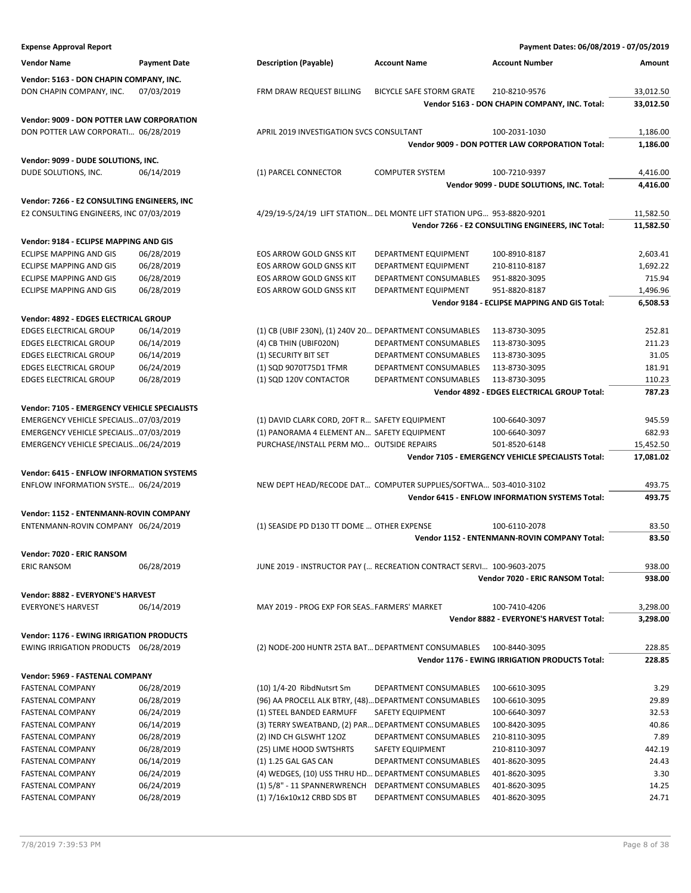**Expense Approval Report** — Payment Dates: 06/08/2019 - 07/05/2019

| Vendor Name | Payment Date | Description (Payable) | Account Name | Account Number | Amount |
|---|---|---|---|---|---|
| **Vendor: 5163 - DON CHAPIN COMPANY, INC.** | | | | | |
| DON CHAPIN COMPANY, INC. | 07/03/2019 | FRM DRAW REQUEST BILLING | BICYCLE SAFE STORM GRATE | 210-8210-9576 | 33,012.50 |
| | | | | **Vendor 5163 - DON CHAPIN COMPANY, INC. Total:** | **33,012.50** |
| **Vendor: 9009 - DON POTTER LAW CORPORATION** | | | | | |
| DON POTTER LAW CORPORATI… | 06/28/2019 | APRIL 2019 INVESTIGATION SVCS CONSULTANT | | 100-2031-1030 | 1,186.00 |
| | | | | **Vendor 9009 - DON POTTER LAW CORPORATION Total:** | **1,186.00** |
| **Vendor: 9099 - DUDE SOLUTIONS, INC.** | | | | | |
| DUDE SOLUTIONS, INC. | 06/14/2019 | (1) PARCEL CONNECTOR | COMPUTER SYSTEM | 100-7210-9397 | 4,416.00 |
| | | | | **Vendor 9099 - DUDE SOLUTIONS, INC. Total:** | **4,416.00** |
| **Vendor: 7266 - E2 CONSULTING ENGINEERS, INC** | | | | | |
| E2 CONSULTING ENGINEERS, INC | 07/03/2019 | 4/29/19-5/24/19 LIFT STATION… | DEL MONTE LIFT STATION UPG… | 953-8820-9201 | 11,582.50 |
| | | | | **Vendor 7266 - E2 CONSULTING ENGINEERS, INC Total:** | **11,582.50** |
| **Vendor: 9184 - ECLIPSE MAPPING AND GIS** | | | | | |
| ECLIPSE MAPPING AND GIS | 06/28/2019 | EOS ARROW GOLD GNSS KIT | DEPARTMENT EQUIPMENT | 100-8910-8187 | 2,603.41 |
| ECLIPSE MAPPING AND GIS | 06/28/2019 | EOS ARROW GOLD GNSS KIT | DEPARTMENT EQUIPMENT | 210-8110-8187 | 1,692.22 |
| ECLIPSE MAPPING AND GIS | 06/28/2019 | EOS ARROW GOLD GNSS KIT | DEPARTMENT CONSUMABLES | 951-8820-3095 | 715.94 |
| ECLIPSE MAPPING AND GIS | 06/28/2019 | EOS ARROW GOLD GNSS KIT | DEPARTMENT EQUIPMENT | 951-8820-8187 | 1,496.96 |
| | | | | **Vendor 9184 - ECLIPSE MAPPING AND GIS Total:** | **6,508.53** |
| **Vendor: 4892 - EDGES ELECTRICAL GROUP** | | | | | |
| EDGES ELECTRICAL GROUP | 06/14/2019 | (1) CB (UBIF 230N), (1) 240V 20… | DEPARTMENT CONSUMABLES | 113-8730-3095 | 252.81 |
| EDGES ELECTRICAL GROUP | 06/14/2019 | (4) CB THIN (UBIF020N) | DEPARTMENT CONSUMABLES | 113-8730-3095 | 211.23 |
| EDGES ELECTRICAL GROUP | 06/14/2019 | (1) SECURITY BIT SET | DEPARTMENT CONSUMABLES | 113-8730-3095 | 31.05 |
| EDGES ELECTRICAL GROUP | 06/24/2019 | (1) SQD 9070T75D1 TFMR | DEPARTMENT CONSUMABLES | 113-8730-3095 | 181.91 |
| EDGES ELECTRICAL GROUP | 06/28/2019 | (1) SQD 120V CONTACTOR | DEPARTMENT CONSUMABLES | 113-8730-3095 | 110.23 |
| | | | | **Vendor 4892 - EDGES ELECTRICAL GROUP Total:** | **787.23** |
| **Vendor: 7105 - EMERGENCY VEHICLE SPECIALISTS** | | | | | |
| EMERGENCY VEHICLE SPECIALIS… | 07/03/2019 | (1) DAVID CLARK CORD, 20FT R… | SAFETY EQUIPMENT | 100-6640-3097 | 945.59 |
| EMERGENCY VEHICLE SPECIALIS… | 07/03/2019 | (1) PANORAMA 4 ELEMENT AN… | SAFETY EQUIPMENT | 100-6640-3097 | 682.93 |
| EMERGENCY VEHICLE SPECIALIS… | 06/24/2019 | PURCHASE/INSTALL PERM MO… | OUTSIDE REPAIRS | 501-8520-6148 | 15,452.50 |
| | | | | **Vendor 7105 - EMERGENCY VEHICLE SPECIALISTS Total:** | **17,081.02** |
| **Vendor: 6415 - ENFLOW INFORMATION SYSTEMS** | | | | | |
| ENFLOW INFORMATION SYSTE… | 06/24/2019 | NEW DEPT HEAD/RECODE DAT… | COMPUTER SUPPLIES/SOFTWA… | 503-4010-3102 | 493.75 |
| | | | | **Vendor 6415 - ENFLOW INFORMATION SYSTEMS Total:** | **493.75** |
| **Vendor: 1152 - ENTENMANN-ROVIN COMPANY** | | | | | |
| ENTENMANN-ROVIN COMPANY | 06/24/2019 | (1) SEASIDE PD D130 TT DOME … | OTHER EXPENSE | 100-6110-2078 | 83.50 |
| | | | | **Vendor 1152 - ENTENMANN-ROVIN COMPANY Total:** | **83.50** |
| **Vendor: 7020 - ERIC RANSOM** | | | | | |
| ERIC RANSOM | 06/28/2019 | JUNE 2019 - INSTRUCTOR PAY (… | RECREATION CONTRACT SERVI… | 100-9603-2075 | 938.00 |
| | | | | **Vendor 7020 - ERIC RANSOM Total:** | **938.00** |
| **Vendor: 8882 - EVERYONE'S HARVEST** | | | | | |
| EVERYONE'S HARVEST | 06/14/2019 | MAY 2019 - PROG EXP FOR SEAS… | FARMERS' MARKET | 100-7410-4206 | 3,298.00 |
| | | | | **Vendor 8882 - EVERYONE'S HARVEST Total:** | **3,298.00** |
| **Vendor: 1176 - EWING IRRIGATION PRODUCTS** | | | | | |
| EWING IRRIGATION PRODUCTS | 06/28/2019 | (2) NODE-200 HUNTR 2STA BAT… | DEPARTMENT CONSUMABLES | 100-8440-3095 | 228.85 |
| | | | | **Vendor 1176 - EWING IRRIGATION PRODUCTS Total:** | **228.85** |
| **Vendor: 5969 - FASTENAL COMPANY** | | | | | |
| FASTENAL COMPANY | 06/28/2019 | (10) 1/4-20 RibdNutsrt Sm | DEPARTMENT CONSUMABLES | 100-6610-3095 | 3.29 |
| FASTENAL COMPANY | 06/28/2019 | (96) AA PROCELL ALK BTRY, (48)… | DEPARTMENT CONSUMABLES | 100-6610-3095 | 29.89 |
| FASTENAL COMPANY | 06/24/2019 | (1) STEEL BANDED EARMUFF | SAFETY EQUIPMENT | 100-6640-3097 | 32.53 |
| FASTENAL COMPANY | 06/14/2019 | (3) TERRY SWEATBAND, (2) PAR… | DEPARTMENT CONSUMABLES | 100-8420-3095 | 40.86 |
| FASTENAL COMPANY | 06/28/2019 | (2) IND CH GLSWHT 12OZ | DEPARTMENT CONSUMABLES | 210-8110-3095 | 7.89 |
| FASTENAL COMPANY | 06/28/2019 | (25) LIME HOOD SWTSHRTS | SAFETY EQUIPMENT | 210-8110-3097 | 442.19 |
| FASTENAL COMPANY | 06/14/2019 | (1) 1.25 GAL GAS CAN | DEPARTMENT CONSUMABLES | 401-8620-3095 | 24.43 |
| FASTENAL COMPANY | 06/24/2019 | (4) WEDGES, (10) USS THRU HD… | DEPARTMENT CONSUMABLES | 401-8620-3095 | 3.30 |
| FASTENAL COMPANY | 06/24/2019 | (1) 5/8" - 11 SPANNERWRENCH | DEPARTMENT CONSUMABLES | 401-8620-3095 | 14.25 |
| FASTENAL COMPANY | 06/28/2019 | (1) 7/16x10x12 CRBD SDS BT | DEPARTMENT CONSUMABLES | 401-8620-3095 | 24.71 |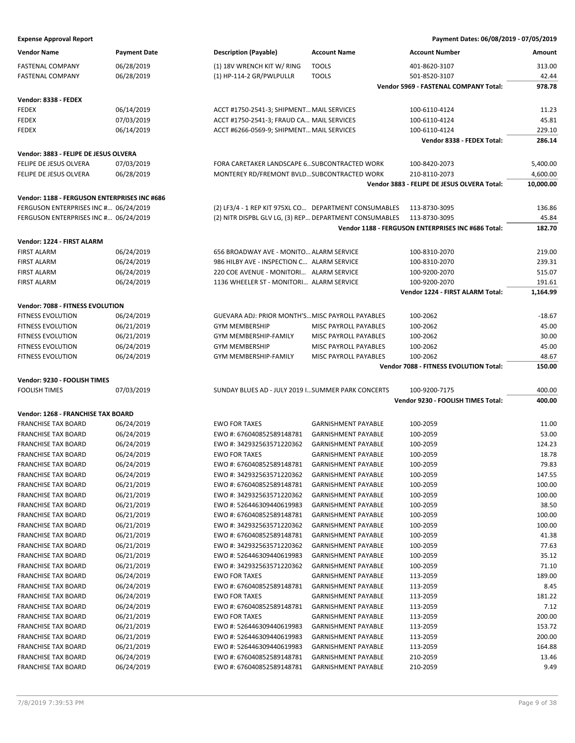**Expense Approval Report** — Payment Dates: 06/08/2019 - 07/05/2019

| Vendor Name | Payment Date | Description (Payable) | Account Name | Account Number | Amount |
|---|---|---|---|---|---|
| FASTENAL COMPANY | 06/28/2019 | (1) 18V WRENCH KIT W/ RING | TOOLS | 401-8620-3107 | 313.00 |
| FASTENAL COMPANY | 06/28/2019 | (1) HP-114-2 GR/PWLPULLR | TOOLS | 501-8520-3107 | 42.44 |
| | | | | **Vendor 5969 - FASTENAL COMPANY Total:** | **978.78** |
| **Vendor: 8338 - FEDEX** | | | | | |
| FEDEX | 06/14/2019 | ACCT #1750-2541-3; SHIPMENT… | MAIL SERVICES | 100-6110-4124 | 11.23 |
| FEDEX | 07/03/2019 | ACCT #1750-2541-3; FRAUD CA… | MAIL SERVICES | 100-6110-4124 | 45.81 |
| FEDEX | 06/14/2019 | ACCT #6266-0569-9; SHIPMENT… | MAIL SERVICES | 100-6110-4124 | 229.10 |
| | | | | **Vendor 8338 - FEDEX Total:** | **286.14** |
| **Vendor: 3883 - FELIPE DE JESUS OLVERA** | | | | | |
| FELIPE DE JESUS OLVERA | 07/03/2019 | FORA CARETAKER LANDSCAPE 6… | SUBCONTRACTED WORK | 100-8420-2073 | 5,400.00 |
| FELIPE DE JESUS OLVERA | 06/28/2019 | MONTEREY RD/FREMONT BVLD… | SUBCONTRACTED WORK | 210-8110-2073 | 4,600.00 |
| | | | | **Vendor 3883 - FELIPE DE JESUS OLVERA Total:** | **10,000.00** |
| **Vendor: 1188 - FERGUSON ENTERPRISES INC #686** | | | | | |
| FERGUSON ENTERPRISES INC #… | 06/24/2019 | (2) LF3/4 - 1 REP KIT 975XL CO… | DEPARTMENT CONSUMABLES | 113-8730-3095 | 136.86 |
| FERGUSON ENTERPRISES INC #… | 06/24/2019 | (2) NITR DISPBL GLV LG, (3) REP… | DEPARTMENT CONSUMABLES | 113-8730-3095 | 45.84 |
| | | | | **Vendor 1188 - FERGUSON ENTERPRISES INC #686 Total:** | **182.70** |
| **Vendor: 1224 - FIRST ALARM** | | | | | |
| FIRST ALARM | 06/24/2019 | 656 BROADWAY AVE - MONITO… | ALARM SERVICE | 100-8310-2070 | 219.00 |
| FIRST ALARM | 06/24/2019 | 986 HILBY AVE - INSPECTION C… | ALARM SERVICE | 100-8310-2070 | 239.31 |
| FIRST ALARM | 06/24/2019 | 220 COE AVENUE - MONITORI… | ALARM SERVICE | 100-9200-2070 | 515.07 |
| FIRST ALARM | 06/24/2019 | 1136 WHEELER ST - MONITORI… | ALARM SERVICE | 100-9200-2070 | 191.61 |
| | | | | **Vendor 1224 - FIRST ALARM Total:** | **1,164.99** |
| **Vendor: 7088 - FITNESS EVOLUTION** | | | | | |
| FITNESS EVOLUTION | 06/24/2019 | GUEVARA ADJ: PRIOR MONTH'S… | MISC PAYROLL PAYABLES | 100-2062 | -18.67 |
| FITNESS EVOLUTION | 06/21/2019 | GYM MEMBERSHIP | MISC PAYROLL PAYABLES | 100-2062 | 45.00 |
| FITNESS EVOLUTION | 06/21/2019 | GYM MEMBERSHIP-FAMILY | MISC PAYROLL PAYABLES | 100-2062 | 30.00 |
| FITNESS EVOLUTION | 06/24/2019 | GYM MEMBERSHIP | MISC PAYROLL PAYABLES | 100-2062 | 45.00 |
| FITNESS EVOLUTION | 06/24/2019 | GYM MEMBERSHIP-FAMILY | MISC PAYROLL PAYABLES | 100-2062 | 48.67 |
| | | | | **Vendor 7088 - FITNESS EVOLUTION Total:** | **150.00** |
| **Vendor: 9230 - FOOLISH TIMES** | | | | | |
| FOOLISH TIMES | 07/03/2019 | SUNDAY BLUES AD - JULY 2019 I… | SUMMER PARK CONCERTS | 100-9200-7175 | 400.00 |
| | | | | **Vendor 9230 - FOOLISH TIMES Total:** | **400.00** |
| **Vendor: 1268 - FRANCHISE TAX BOARD** | | | | | |
| FRANCHISE TAX BOARD | 06/24/2019 | EWO FOR TAXES | GARNISHMENT PAYABLE | 100-2059 | 11.00 |
| FRANCHISE TAX BOARD | 06/24/2019 | EWO #: 676040852589148781 | GARNISHMENT PAYABLE | 100-2059 | 53.00 |
| FRANCHISE TAX BOARD | 06/24/2019 | EWO #: 342932563571220362 | GARNISHMENT PAYABLE | 100-2059 | 124.23 |
| FRANCHISE TAX BOARD | 06/24/2019 | EWO FOR TAXES | GARNISHMENT PAYABLE | 100-2059 | 18.78 |
| FRANCHISE TAX BOARD | 06/24/2019 | EWO #: 676040852589148781 | GARNISHMENT PAYABLE | 100-2059 | 79.83 |
| FRANCHISE TAX BOARD | 06/24/2019 | EWO #: 342932563571220362 | GARNISHMENT PAYABLE | 100-2059 | 147.55 |
| FRANCHISE TAX BOARD | 06/21/2019 | EWO #: 676040852589148781 | GARNISHMENT PAYABLE | 100-2059 | 100.00 |
| FRANCHISE TAX BOARD | 06/21/2019 | EWO #: 342932563571220362 | GARNISHMENT PAYABLE | 100-2059 | 100.00 |
| FRANCHISE TAX BOARD | 06/21/2019 | EWO #: 526446309440619983 | GARNISHMENT PAYABLE | 100-2059 | 38.50 |
| FRANCHISE TAX BOARD | 06/21/2019 | EWO #: 676040852589148781 | GARNISHMENT PAYABLE | 100-2059 | 100.00 |
| FRANCHISE TAX BOARD | 06/21/2019 | EWO #: 342932563571220362 | GARNISHMENT PAYABLE | 100-2059 | 100.00 |
| FRANCHISE TAX BOARD | 06/21/2019 | EWO #: 676040852589148781 | GARNISHMENT PAYABLE | 100-2059 | 41.38 |
| FRANCHISE TAX BOARD | 06/21/2019 | EWO #: 342932563571220362 | GARNISHMENT PAYABLE | 100-2059 | 77.63 |
| FRANCHISE TAX BOARD | 06/21/2019 | EWO #: 526446309440619983 | GARNISHMENT PAYABLE | 100-2059 | 35.12 |
| FRANCHISE TAX BOARD | 06/21/2019 | EWO #: 342932563571220362 | GARNISHMENT PAYABLE | 100-2059 | 71.10 |
| FRANCHISE TAX BOARD | 06/24/2019 | EWO FOR TAXES | GARNISHMENT PAYABLE | 113-2059 | 189.00 |
| FRANCHISE TAX BOARD | 06/24/2019 | EWO #: 676040852589148781 | GARNISHMENT PAYABLE | 113-2059 | 8.45 |
| FRANCHISE TAX BOARD | 06/24/2019 | EWO FOR TAXES | GARNISHMENT PAYABLE | 113-2059 | 181.22 |
| FRANCHISE TAX BOARD | 06/24/2019 | EWO #: 676040852589148781 | GARNISHMENT PAYABLE | 113-2059 | 7.12 |
| FRANCHISE TAX BOARD | 06/21/2019 | EWO FOR TAXES | GARNISHMENT PAYABLE | 113-2059 | 200.00 |
| FRANCHISE TAX BOARD | 06/21/2019 | EWO #: 526446309440619983 | GARNISHMENT PAYABLE | 113-2059 | 153.72 |
| FRANCHISE TAX BOARD | 06/21/2019 | EWO #: 526446309440619983 | GARNISHMENT PAYABLE | 113-2059 | 200.00 |
| FRANCHISE TAX BOARD | 06/21/2019 | EWO #: 526446309440619983 | GARNISHMENT PAYABLE | 113-2059 | 164.88 |
| FRANCHISE TAX BOARD | 06/24/2019 | EWO #: 676040852589148781 | GARNISHMENT PAYABLE | 210-2059 | 13.46 |
| FRANCHISE TAX BOARD | 06/24/2019 | EWO #: 676040852589148781 | GARNISHMENT PAYABLE | 210-2059 | 9.49 |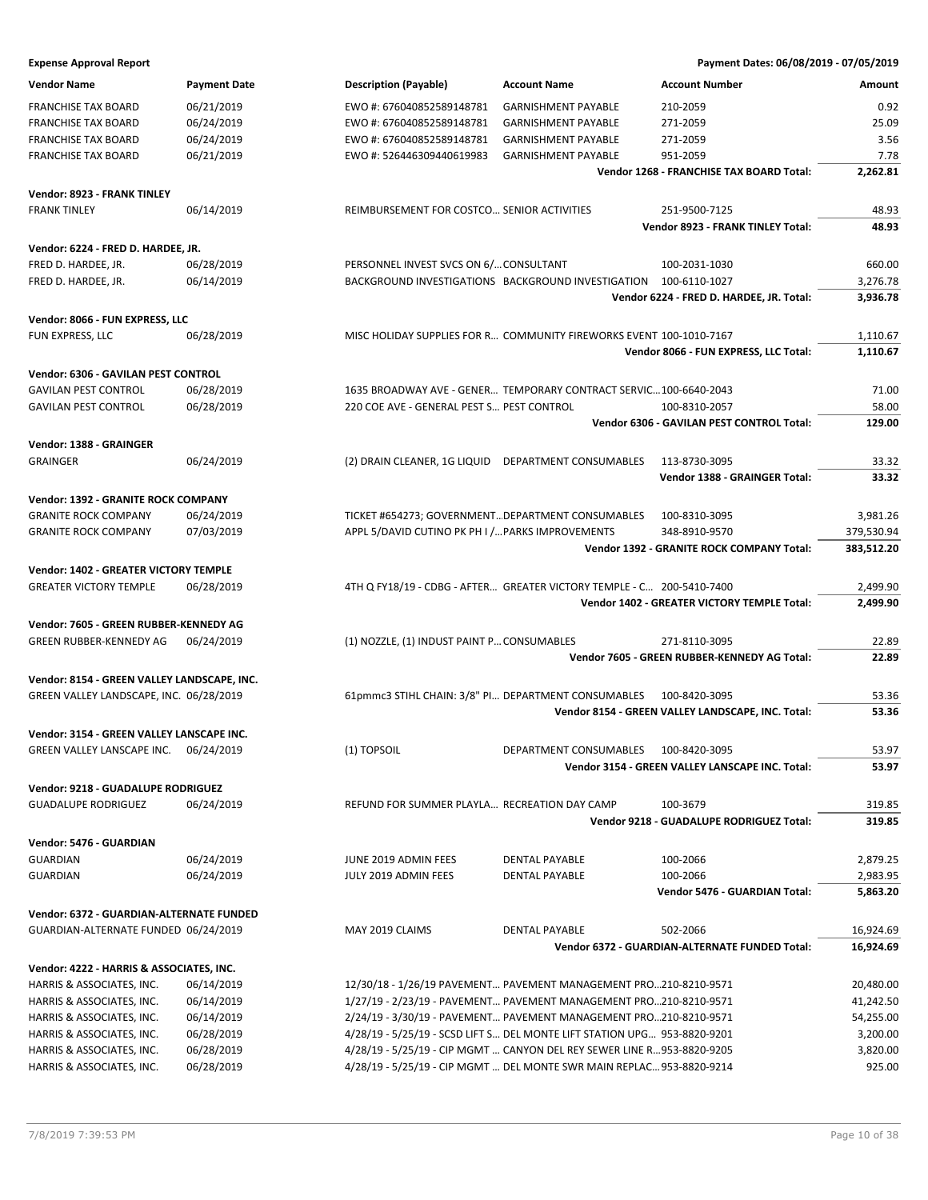**Expense Approval Report** | **Payment Dates: 06/08/2019 - 07/05/2019**

| Vendor Name | Payment Date | Description (Payable) | Account Name | Account Number | Amount |
|---|---|---|---|---|---|
| FRANCHISE TAX BOARD | 06/21/2019 | EWO #: 676040852589148781 | GARNISHMENT PAYABLE | 210-2059 | 0.92 |
| FRANCHISE TAX BOARD | 06/24/2019 | EWO #: 676040852589148781 | GARNISHMENT PAYABLE | 271-2059 | 25.09 |
| FRANCHISE TAX BOARD | 06/24/2019 | EWO #: 676040852589148781 | GARNISHMENT PAYABLE | 271-2059 | 3.56 |
| FRANCHISE TAX BOARD | 06/21/2019 | EWO #: 526446309440619983 | GARNISHMENT PAYABLE | 951-2059 | 7.78 |
| | | | | **Vendor 1268 - FRANCHISE TAX BOARD Total:** | **2,262.81** |
| **Vendor: 8923 - FRANK TINLEY** | | | | | |
| FRANK TINLEY | 06/14/2019 | REIMBURSEMENT FOR COSTCO... | SENIOR ACTIVITIES | 251-9500-7125 | 48.93 |
| | | | | **Vendor 8923 - FRANK TINLEY Total:** | **48.93** |
| **Vendor: 6224 - FRED D. HARDEE, JR.** | | | | | |
| FRED D. HARDEE, JR. | 06/28/2019 | PERSONNEL INVEST SVCS ON 6/... | CONSULTANT | 100-2031-1030 | 660.00 |
| FRED D. HARDEE, JR. | 06/14/2019 | BACKGROUND INVESTIGATIONS | BACKGROUND INVESTIGATION | 100-6110-1027 | 3,276.78 |
| | | | | **Vendor 6224 - FRED D. HARDEE, JR. Total:** | **3,936.78** |
| **Vendor: 8066 - FUN EXPRESS, LLC** | | | | | |
| FUN EXPRESS, LLC | 06/28/2019 | MISC HOLIDAY SUPPLIES FOR R... | COMMUNITY FIREWORKS EVENT | 100-1010-7167 | 1,110.67 |
| | | | | **Vendor 8066 - FUN EXPRESS, LLC Total:** | **1,110.67** |
| **Vendor: 6306 - GAVILAN PEST CONTROL** | | | | | |
| GAVILAN PEST CONTROL | 06/28/2019 | 1635 BROADWAY AVE - GENER... | TEMPORARY CONTRACT SERVIC... | 100-6640-2043 | 71.00 |
| GAVILAN PEST CONTROL | 06/28/2019 | 220 COE AVE - GENERAL PEST S... | PEST CONTROL | 100-8310-2057 | 58.00 |
| | | | | **Vendor 6306 - GAVILAN PEST CONTROL Total:** | **129.00** |
| **Vendor: 1388 - GRAINGER** | | | | | |
| GRAINGER | 06/24/2019 | (2) DRAIN CLEANER, 1G LIQUID | DEPARTMENT CONSUMABLES | 113-8730-3095 | 33.32 |
| | | | | **Vendor 1388 - GRAINGER Total:** | **33.32** |
| **Vendor: 1392 - GRANITE ROCK COMPANY** | | | | | |
| GRANITE ROCK COMPANY | 06/24/2019 | TICKET #654273; GOVERNMENT... | DEPARTMENT CONSUMABLES | 100-8310-3095 | 3,981.26 |
| GRANITE ROCK COMPANY | 07/03/2019 | APPL 5/DAVID CUTINO PK PH I /... | PARKS IMPROVEMENTS | 348-8910-9570 | 379,530.94 |
| | | | | **Vendor 1392 - GRANITE ROCK COMPANY Total:** | **383,512.20** |
| **Vendor: 1402 - GREATER VICTORY TEMPLE** | | | | | |
| GREATER VICTORY TEMPLE | 06/28/2019 | 4TH Q FY18/19 - CDBG - AFTER... | GREATER VICTORY TEMPLE - C... | 200-5410-7400 | 2,499.90 |
| | | | | **Vendor 1402 - GREATER VICTORY TEMPLE Total:** | **2,499.90** |
| **Vendor: 7605 - GREEN RUBBER-KENNEDY AG** | | | | | |
| GREEN RUBBER-KENNEDY AG | 06/24/2019 | (1) NOZZLE, (1) INDUST PAINT P... | CONSUMABLES | 271-8110-3095 | 22.89 |
| | | | | **Vendor 7605 - GREEN RUBBER-KENNEDY AG Total:** | **22.89** |
| **Vendor: 8154 - GREEN VALLEY LANDSCAPE, INC.** | | | | | |
| GREEN VALLEY LANDSCAPE, INC. | 06/28/2019 | 61pmmc3 STIHL CHAIN: 3/8" PI... | DEPARTMENT CONSUMABLES | 100-8420-3095 | 53.36 |
| | | | | **Vendor 8154 - GREEN VALLEY LANDSCAPE, INC. Total:** | **53.36** |
| **Vendor: 3154 - GREEN VALLEY LANSCAPE INC.** | | | | | |
| GREEN VALLEY LANSCAPE INC. | 06/24/2019 | (1) TOPSOIL | DEPARTMENT CONSUMABLES | 100-8420-3095 | 53.97 |
| | | | | **Vendor 3154 - GREEN VALLEY LANSCAPE INC. Total:** | **53.97** |
| **Vendor: 9218 - GUADALUPE RODRIGUEZ** | | | | | |
| GUADALUPE RODRIGUEZ | 06/24/2019 | REFUND FOR SUMMER PLAYLA... | RECREATION DAY CAMP | 100-3679 | 319.85 |
| | | | | **Vendor 9218 - GUADALUPE RODRIGUEZ Total:** | **319.85** |
| **Vendor: 5476 - GUARDIAN** | | | | | |
| GUARDIAN | 06/24/2019 | JUNE 2019 ADMIN FEES | DENTAL PAYABLE | 100-2066 | 2,879.25 |
| GUARDIAN | 06/24/2019 | JULY 2019 ADMIN FEES | DENTAL PAYABLE | 100-2066 | 2,983.95 |
| | | | | **Vendor 5476 - GUARDIAN Total:** | **5,863.20** |
| **Vendor: 6372 - GUARDIAN-ALTERNATE FUNDED** | | | | | |
| GUARDIAN-ALTERNATE FUNDED | 06/24/2019 | MAY 2019 CLAIMS | DENTAL PAYABLE | 502-2066 | 16,924.69 |
| | | | | **Vendor 6372 - GUARDIAN-ALTERNATE FUNDED Total:** | **16,924.69** |
| **Vendor: 4222 - HARRIS & ASSOCIATES, INC.** | | | | | |
| HARRIS & ASSOCIATES, INC. | 06/14/2019 | 12/30/18 - 1/26/19 PAVEMENT... | PAVEMENT MANAGEMENT PRO... | 210-8210-9571 | 20,480.00 |
| HARRIS & ASSOCIATES, INC. | 06/14/2019 | 1/27/19 - 2/23/19 - PAVEMENT... | PAVEMENT MANAGEMENT PRO... | 210-8210-9571 | 41,242.50 |
| HARRIS & ASSOCIATES, INC. | 06/14/2019 | 2/24/19 - 3/30/19 - PAVEMENT... | PAVEMENT MANAGEMENT PRO... | 210-8210-9571 | 54,255.00 |
| HARRIS & ASSOCIATES, INC. | 06/28/2019 | 4/28/19 - 5/25/19 - SCSD LIFT S... | DEL MONTE LIFT STATION UPG... | 953-8820-9201 | 3,200.00 |
| HARRIS & ASSOCIATES, INC. | 06/28/2019 | 4/28/19 - 5/25/19 - CIP MGMT ... | CANYON DEL REY SEWER LINE R... | 953-8820-9205 | 3,820.00 |
| HARRIS & ASSOCIATES, INC. | 06/28/2019 | 4/28/19 - 5/25/19 - CIP MGMT ... | DEL MONTE SWR MAIN REPLAC... | 953-8820-9214 | 925.00 |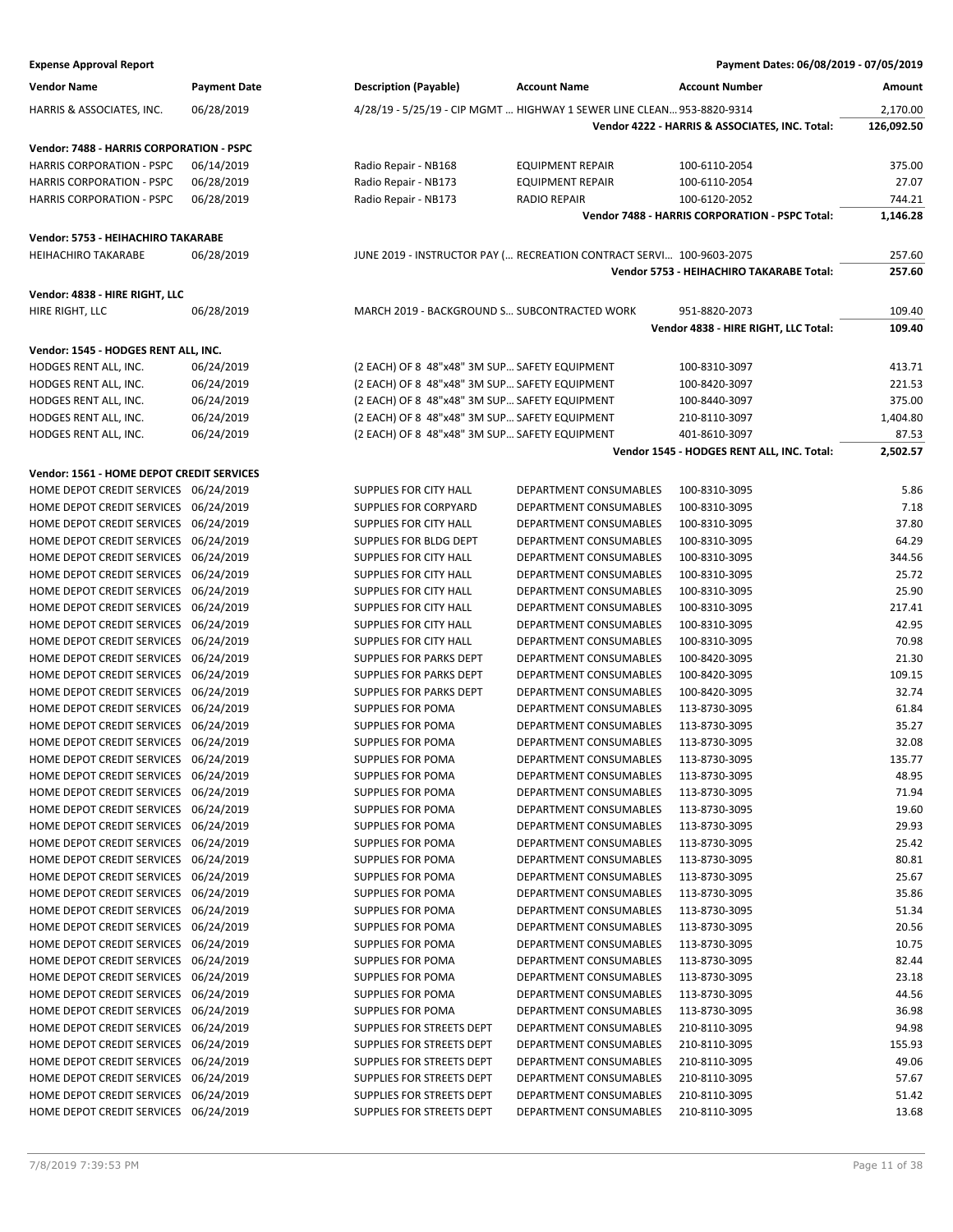**Expense Approval Report** — Payment Dates: 06/08/2019 - 07/05/2019

| Vendor Name | Payment Date | Description (Payable) | Account Name | Account Number | Amount |
|---|---|---|---|---|---|
| HARRIS & ASSOCIATES, INC. | 06/28/2019 | 4/28/19 - 5/25/19 - CIP MGMT ... | HIGHWAY 1 SEWER LINE CLEAN... | 953-8820-9314 | 2,170.00 |
| | | | | **Vendor 4222 - HARRIS & ASSOCIATES, INC. Total:** | **126,092.50** |
| **Vendor: 7488 - HARRIS CORPORATION - PSPC** | | | | | |
| HARRIS CORPORATION - PSPC | 06/14/2019 | Radio Repair - NB168 | EQUIPMENT REPAIR | 100-6110-2054 | 375.00 |
| HARRIS CORPORATION - PSPC | 06/28/2019 | Radio Repair - NB173 | EQUIPMENT REPAIR | 100-6110-2054 | 27.07 |
| HARRIS CORPORATION - PSPC | 06/28/2019 | Radio Repair - NB173 | RADIO REPAIR | 100-6120-2052 | 744.21 |
| | | | | **Vendor 7488 - HARRIS CORPORATION - PSPC Total:** | **1,146.28** |
| **Vendor: 5753 - HEIHACHIRO TAKARABE** | | | | | |
| HEIHACHIRO TAKARABE | 06/28/2019 | JUNE 2019 - INSTRUCTOR PAY (... | RECREATION CONTRACT SERVI... | 100-9603-2075 | 257.60 |
| | | | | **Vendor 5753 - HEIHACHIRO TAKARABE Total:** | **257.60** |
| **Vendor: 4838 - HIRE RIGHT, LLC** | | | | | |
| HIRE RIGHT, LLC | 06/28/2019 | MARCH 2019 - BACKGROUND S... | SUBCONTRACTED WORK | 951-8820-2073 | 109.40 |
| | | | | **Vendor 4838 - HIRE RIGHT, LLC Total:** | **109.40** |
| **Vendor: 1545 - HODGES RENT ALL, INC.** | | | | | |
| HODGES RENT ALL, INC. | 06/24/2019 | (2 EACH) OF 8 48"x48" 3M SUP... | SAFETY EQUIPMENT | 100-8310-3097 | 413.71 |
| HODGES RENT ALL, INC. | 06/24/2019 | (2 EACH) OF 8 48"x48" 3M SUP... | SAFETY EQUIPMENT | 100-8420-3097 | 221.53 |
| HODGES RENT ALL, INC. | 06/24/2019 | (2 EACH) OF 8 48"x48" 3M SUP... | SAFETY EQUIPMENT | 100-8440-3097 | 375.00 |
| HODGES RENT ALL, INC. | 06/24/2019 | (2 EACH) OF 8 48"x48" 3M SUP... | SAFETY EQUIPMENT | 210-8110-3097 | 1,404.80 |
| HODGES RENT ALL, INC. | 06/24/2019 | (2 EACH) OF 8 48"x48" 3M SUP... | SAFETY EQUIPMENT | 401-8610-3097 | 87.53 |
| | | | | **Vendor 1545 - HODGES RENT ALL, INC. Total:** | **2,502.57** |
| **Vendor: 1561 - HOME DEPOT CREDIT SERVICES** | | | | | |
| HOME DEPOT CREDIT SERVICES | 06/24/2019 | SUPPLIES FOR CITY HALL | DEPARTMENT CONSUMABLES | 100-8310-3095 | 5.86 |
| HOME DEPOT CREDIT SERVICES | 06/24/2019 | SUPPLIES FOR CORPYARD | DEPARTMENT CONSUMABLES | 100-8310-3095 | 7.18 |
| HOME DEPOT CREDIT SERVICES | 06/24/2019 | SUPPLIES FOR CITY HALL | DEPARTMENT CONSUMABLES | 100-8310-3095 | 37.80 |
| HOME DEPOT CREDIT SERVICES | 06/24/2019 | SUPPLIES FOR BLDG DEPT | DEPARTMENT CONSUMABLES | 100-8310-3095 | 64.29 |
| HOME DEPOT CREDIT SERVICES | 06/24/2019 | SUPPLIES FOR CITY HALL | DEPARTMENT CONSUMABLES | 100-8310-3095 | 344.56 |
| HOME DEPOT CREDIT SERVICES | 06/24/2019 | SUPPLIES FOR CITY HALL | DEPARTMENT CONSUMABLES | 100-8310-3095 | 25.72 |
| HOME DEPOT CREDIT SERVICES | 06/24/2019 | SUPPLIES FOR CITY HALL | DEPARTMENT CONSUMABLES | 100-8310-3095 | 25.90 |
| HOME DEPOT CREDIT SERVICES | 06/24/2019 | SUPPLIES FOR CITY HALL | DEPARTMENT CONSUMABLES | 100-8310-3095 | 217.41 |
| HOME DEPOT CREDIT SERVICES | 06/24/2019 | SUPPLIES FOR CITY HALL | DEPARTMENT CONSUMABLES | 100-8310-3095 | 42.95 |
| HOME DEPOT CREDIT SERVICES | 06/24/2019 | SUPPLIES FOR CITY HALL | DEPARTMENT CONSUMABLES | 100-8310-3095 | 70.98 |
| HOME DEPOT CREDIT SERVICES | 06/24/2019 | SUPPLIES FOR PARKS DEPT | DEPARTMENT CONSUMABLES | 100-8420-3095 | 21.30 |
| HOME DEPOT CREDIT SERVICES | 06/24/2019 | SUPPLIES FOR PARKS DEPT | DEPARTMENT CONSUMABLES | 100-8420-3095 | 109.15 |
| HOME DEPOT CREDIT SERVICES | 06/24/2019 | SUPPLIES FOR PARKS DEPT | DEPARTMENT CONSUMABLES | 100-8420-3095 | 32.74 |
| HOME DEPOT CREDIT SERVICES | 06/24/2019 | SUPPLIES FOR POMA | DEPARTMENT CONSUMABLES | 113-8730-3095 | 61.84 |
| HOME DEPOT CREDIT SERVICES | 06/24/2019 | SUPPLIES FOR POMA | DEPARTMENT CONSUMABLES | 113-8730-3095 | 35.27 |
| HOME DEPOT CREDIT SERVICES | 06/24/2019 | SUPPLIES FOR POMA | DEPARTMENT CONSUMABLES | 113-8730-3095 | 32.08 |
| HOME DEPOT CREDIT SERVICES | 06/24/2019 | SUPPLIES FOR POMA | DEPARTMENT CONSUMABLES | 113-8730-3095 | 135.77 |
| HOME DEPOT CREDIT SERVICES | 06/24/2019 | SUPPLIES FOR POMA | DEPARTMENT CONSUMABLES | 113-8730-3095 | 48.95 |
| HOME DEPOT CREDIT SERVICES | 06/24/2019 | SUPPLIES FOR POMA | DEPARTMENT CONSUMABLES | 113-8730-3095 | 71.94 |
| HOME DEPOT CREDIT SERVICES | 06/24/2019 | SUPPLIES FOR POMA | DEPARTMENT CONSUMABLES | 113-8730-3095 | 19.60 |
| HOME DEPOT CREDIT SERVICES | 06/24/2019 | SUPPLIES FOR POMA | DEPARTMENT CONSUMABLES | 113-8730-3095 | 29.93 |
| HOME DEPOT CREDIT SERVICES | 06/24/2019 | SUPPLIES FOR POMA | DEPARTMENT CONSUMABLES | 113-8730-3095 | 25.42 |
| HOME DEPOT CREDIT SERVICES | 06/24/2019 | SUPPLIES FOR POMA | DEPARTMENT CONSUMABLES | 113-8730-3095 | 80.81 |
| HOME DEPOT CREDIT SERVICES | 06/24/2019 | SUPPLIES FOR POMA | DEPARTMENT CONSUMABLES | 113-8730-3095 | 25.67 |
| HOME DEPOT CREDIT SERVICES | 06/24/2019 | SUPPLIES FOR POMA | DEPARTMENT CONSUMABLES | 113-8730-3095 | 35.86 |
| HOME DEPOT CREDIT SERVICES | 06/24/2019 | SUPPLIES FOR POMA | DEPARTMENT CONSUMABLES | 113-8730-3095 | 51.34 |
| HOME DEPOT CREDIT SERVICES | 06/24/2019 | SUPPLIES FOR POMA | DEPARTMENT CONSUMABLES | 113-8730-3095 | 20.56 |
| HOME DEPOT CREDIT SERVICES | 06/24/2019 | SUPPLIES FOR POMA | DEPARTMENT CONSUMABLES | 113-8730-3095 | 10.75 |
| HOME DEPOT CREDIT SERVICES | 06/24/2019 | SUPPLIES FOR POMA | DEPARTMENT CONSUMABLES | 113-8730-3095 | 82.44 |
| HOME DEPOT CREDIT SERVICES | 06/24/2019 | SUPPLIES FOR POMA | DEPARTMENT CONSUMABLES | 113-8730-3095 | 23.18 |
| HOME DEPOT CREDIT SERVICES | 06/24/2019 | SUPPLIES FOR POMA | DEPARTMENT CONSUMABLES | 113-8730-3095 | 44.56 |
| HOME DEPOT CREDIT SERVICES | 06/24/2019 | SUPPLIES FOR POMA | DEPARTMENT CONSUMABLES | 113-8730-3095 | 36.98 |
| HOME DEPOT CREDIT SERVICES | 06/24/2019 | SUPPLIES FOR STREETS DEPT | DEPARTMENT CONSUMABLES | 210-8110-3095 | 94.98 |
| HOME DEPOT CREDIT SERVICES | 06/24/2019 | SUPPLIES FOR STREETS DEPT | DEPARTMENT CONSUMABLES | 210-8110-3095 | 155.93 |
| HOME DEPOT CREDIT SERVICES | 06/24/2019 | SUPPLIES FOR STREETS DEPT | DEPARTMENT CONSUMABLES | 210-8110-3095 | 49.06 |
| HOME DEPOT CREDIT SERVICES | 06/24/2019 | SUPPLIES FOR STREETS DEPT | DEPARTMENT CONSUMABLES | 210-8110-3095 | 57.67 |
| HOME DEPOT CREDIT SERVICES | 06/24/2019 | SUPPLIES FOR STREETS DEPT | DEPARTMENT CONSUMABLES | 210-8110-3095 | 51.42 |
| HOME DEPOT CREDIT SERVICES | 06/24/2019 | SUPPLIES FOR STREETS DEPT | DEPARTMENT CONSUMABLES | 210-8110-3095 | 13.68 |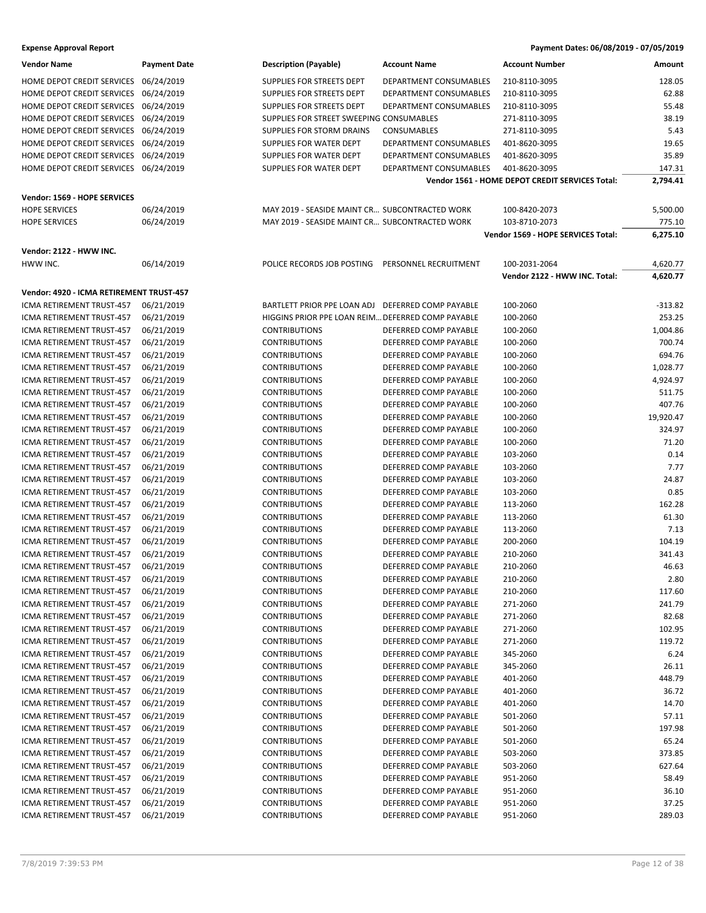**Expense Approval Report** — Payment Dates: 06/08/2019 - 07/05/2019

| Vendor Name | Payment Date | Description (Payable) | Account Name | Account Number | Amount |
|---|---|---|---|---|---|
| HOME DEPOT CREDIT SERVICES | 06/24/2019 | SUPPLIES FOR STREETS DEPT | DEPARTMENT CONSUMABLES | 210-8110-3095 | 128.05 |
| HOME DEPOT CREDIT SERVICES | 06/24/2019 | SUPPLIES FOR STREETS DEPT | DEPARTMENT CONSUMABLES | 210-8110-3095 | 62.88 |
| HOME DEPOT CREDIT SERVICES | 06/24/2019 | SUPPLIES FOR STREETS DEPT | DEPARTMENT CONSUMABLES | 210-8110-3095 | 55.48 |
| HOME DEPOT CREDIT SERVICES | 06/24/2019 | SUPPLIES FOR STREET SWEEPING | CONSUMABLES | 271-8110-3095 | 38.19 |
| HOME DEPOT CREDIT SERVICES | 06/24/2019 | SUPPLIES FOR STORM DRAINS | CONSUMABLES | 271-8110-3095 | 5.43 |
| HOME DEPOT CREDIT SERVICES | 06/24/2019 | SUPPLIES FOR WATER DEPT | DEPARTMENT CONSUMABLES | 401-8620-3095 | 19.65 |
| HOME DEPOT CREDIT SERVICES | 06/24/2019 | SUPPLIES FOR WATER DEPT | DEPARTMENT CONSUMABLES | 401-8620-3095 | 35.89 |
| HOME DEPOT CREDIT SERVICES | 06/24/2019 | SUPPLIES FOR WATER DEPT | DEPARTMENT CONSUMABLES | 401-8620-3095 | 147.31 |
| | | | | **Vendor 1561 - HOME DEPOT CREDIT SERVICES Total:** | **2,794.41** |
| **Vendor: 1569 - HOPE SERVICES** | | | | | |
| HOPE SERVICES | 06/24/2019 | MAY 2019 - SEASIDE MAINT CR... | SUBCONTRACTED WORK | 100-8420-2073 | 5,500.00 |
| HOPE SERVICES | 06/24/2019 | MAY 2019 - SEASIDE MAINT CR... | SUBCONTRACTED WORK | 103-8710-2073 | 775.10 |
| | | | | **Vendor 1569 - HOPE SERVICES Total:** | **6,275.10** |
| **Vendor: 2122 - HWW INC.** | | | | | |
| HWW INC. | 06/14/2019 | POLICE RECORDS JOB POSTING | PERSONNEL RECRUITMENT | 100-2031-2064 | 4,620.77 |
| | | | | **Vendor 2122 - HWW INC. Total:** | **4,620.77** |
| **Vendor: 4920 - ICMA RETIREMENT TRUST-457** | | | | | |
| ICMA RETIREMENT TRUST-457 | 06/21/2019 | BARTLETT PRIOR PPE LOAN ADJ | DEFERRED COMP PAYABLE | 100-2060 | -313.82 |
| ICMA RETIREMENT TRUST-457 | 06/21/2019 | HIGGINS PRIOR PPE LOAN REIM... | DEFERRED COMP PAYABLE | 100-2060 | 253.25 |
| ICMA RETIREMENT TRUST-457 | 06/21/2019 | CONTRIBUTIONS | DEFERRED COMP PAYABLE | 100-2060 | 1,004.86 |
| ICMA RETIREMENT TRUST-457 | 06/21/2019 | CONTRIBUTIONS | DEFERRED COMP PAYABLE | 100-2060 | 700.74 |
| ICMA RETIREMENT TRUST-457 | 06/21/2019 | CONTRIBUTIONS | DEFERRED COMP PAYABLE | 100-2060 | 694.76 |
| ICMA RETIREMENT TRUST-457 | 06/21/2019 | CONTRIBUTIONS | DEFERRED COMP PAYABLE | 100-2060 | 1,028.77 |
| ICMA RETIREMENT TRUST-457 | 06/21/2019 | CONTRIBUTIONS | DEFERRED COMP PAYABLE | 100-2060 | 4,924.97 |
| ICMA RETIREMENT TRUST-457 | 06/21/2019 | CONTRIBUTIONS | DEFERRED COMP PAYABLE | 100-2060 | 511.75 |
| ICMA RETIREMENT TRUST-457 | 06/21/2019 | CONTRIBUTIONS | DEFERRED COMP PAYABLE | 100-2060 | 407.76 |
| ICMA RETIREMENT TRUST-457 | 06/21/2019 | CONTRIBUTIONS | DEFERRED COMP PAYABLE | 100-2060 | 19,920.47 |
| ICMA RETIREMENT TRUST-457 | 06/21/2019 | CONTRIBUTIONS | DEFERRED COMP PAYABLE | 100-2060 | 324.97 |
| ICMA RETIREMENT TRUST-457 | 06/21/2019 | CONTRIBUTIONS | DEFERRED COMP PAYABLE | 100-2060 | 71.20 |
| ICMA RETIREMENT TRUST-457 | 06/21/2019 | CONTRIBUTIONS | DEFERRED COMP PAYABLE | 103-2060 | 0.14 |
| ICMA RETIREMENT TRUST-457 | 06/21/2019 | CONTRIBUTIONS | DEFERRED COMP PAYABLE | 103-2060 | 7.77 |
| ICMA RETIREMENT TRUST-457 | 06/21/2019 | CONTRIBUTIONS | DEFERRED COMP PAYABLE | 103-2060 | 24.87 |
| ICMA RETIREMENT TRUST-457 | 06/21/2019 | CONTRIBUTIONS | DEFERRED COMP PAYABLE | 103-2060 | 0.85 |
| ICMA RETIREMENT TRUST-457 | 06/21/2019 | CONTRIBUTIONS | DEFERRED COMP PAYABLE | 113-2060 | 162.28 |
| ICMA RETIREMENT TRUST-457 | 06/21/2019 | CONTRIBUTIONS | DEFERRED COMP PAYABLE | 113-2060 | 61.30 |
| ICMA RETIREMENT TRUST-457 | 06/21/2019 | CONTRIBUTIONS | DEFERRED COMP PAYABLE | 113-2060 | 7.13 |
| ICMA RETIREMENT TRUST-457 | 06/21/2019 | CONTRIBUTIONS | DEFERRED COMP PAYABLE | 200-2060 | 104.19 |
| ICMA RETIREMENT TRUST-457 | 06/21/2019 | CONTRIBUTIONS | DEFERRED COMP PAYABLE | 210-2060 | 341.43 |
| ICMA RETIREMENT TRUST-457 | 06/21/2019 | CONTRIBUTIONS | DEFERRED COMP PAYABLE | 210-2060 | 46.63 |
| ICMA RETIREMENT TRUST-457 | 06/21/2019 | CONTRIBUTIONS | DEFERRED COMP PAYABLE | 210-2060 | 2.80 |
| ICMA RETIREMENT TRUST-457 | 06/21/2019 | CONTRIBUTIONS | DEFERRED COMP PAYABLE | 210-2060 | 117.60 |
| ICMA RETIREMENT TRUST-457 | 06/21/2019 | CONTRIBUTIONS | DEFERRED COMP PAYABLE | 271-2060 | 241.79 |
| ICMA RETIREMENT TRUST-457 | 06/21/2019 | CONTRIBUTIONS | DEFERRED COMP PAYABLE | 271-2060 | 82.68 |
| ICMA RETIREMENT TRUST-457 | 06/21/2019 | CONTRIBUTIONS | DEFERRED COMP PAYABLE | 271-2060 | 102.95 |
| ICMA RETIREMENT TRUST-457 | 06/21/2019 | CONTRIBUTIONS | DEFERRED COMP PAYABLE | 271-2060 | 119.72 |
| ICMA RETIREMENT TRUST-457 | 06/21/2019 | CONTRIBUTIONS | DEFERRED COMP PAYABLE | 345-2060 | 6.24 |
| ICMA RETIREMENT TRUST-457 | 06/21/2019 | CONTRIBUTIONS | DEFERRED COMP PAYABLE | 345-2060 | 26.11 |
| ICMA RETIREMENT TRUST-457 | 06/21/2019 | CONTRIBUTIONS | DEFERRED COMP PAYABLE | 401-2060 | 448.79 |
| ICMA RETIREMENT TRUST-457 | 06/21/2019 | CONTRIBUTIONS | DEFERRED COMP PAYABLE | 401-2060 | 36.72 |
| ICMA RETIREMENT TRUST-457 | 06/21/2019 | CONTRIBUTIONS | DEFERRED COMP PAYABLE | 401-2060 | 14.70 |
| ICMA RETIREMENT TRUST-457 | 06/21/2019 | CONTRIBUTIONS | DEFERRED COMP PAYABLE | 501-2060 | 57.11 |
| ICMA RETIREMENT TRUST-457 | 06/21/2019 | CONTRIBUTIONS | DEFERRED COMP PAYABLE | 501-2060 | 197.98 |
| ICMA RETIREMENT TRUST-457 | 06/21/2019 | CONTRIBUTIONS | DEFERRED COMP PAYABLE | 501-2060 | 65.24 |
| ICMA RETIREMENT TRUST-457 | 06/21/2019 | CONTRIBUTIONS | DEFERRED COMP PAYABLE | 503-2060 | 373.85 |
| ICMA RETIREMENT TRUST-457 | 06/21/2019 | CONTRIBUTIONS | DEFERRED COMP PAYABLE | 503-2060 | 627.64 |
| ICMA RETIREMENT TRUST-457 | 06/21/2019 | CONTRIBUTIONS | DEFERRED COMP PAYABLE | 951-2060 | 58.49 |
| ICMA RETIREMENT TRUST-457 | 06/21/2019 | CONTRIBUTIONS | DEFERRED COMP PAYABLE | 951-2060 | 36.10 |
| ICMA RETIREMENT TRUST-457 | 06/21/2019 | CONTRIBUTIONS | DEFERRED COMP PAYABLE | 951-2060 | 37.25 |
| ICMA RETIREMENT TRUST-457 | 06/21/2019 | CONTRIBUTIONS | DEFERRED COMP PAYABLE | 951-2060 | 289.03 |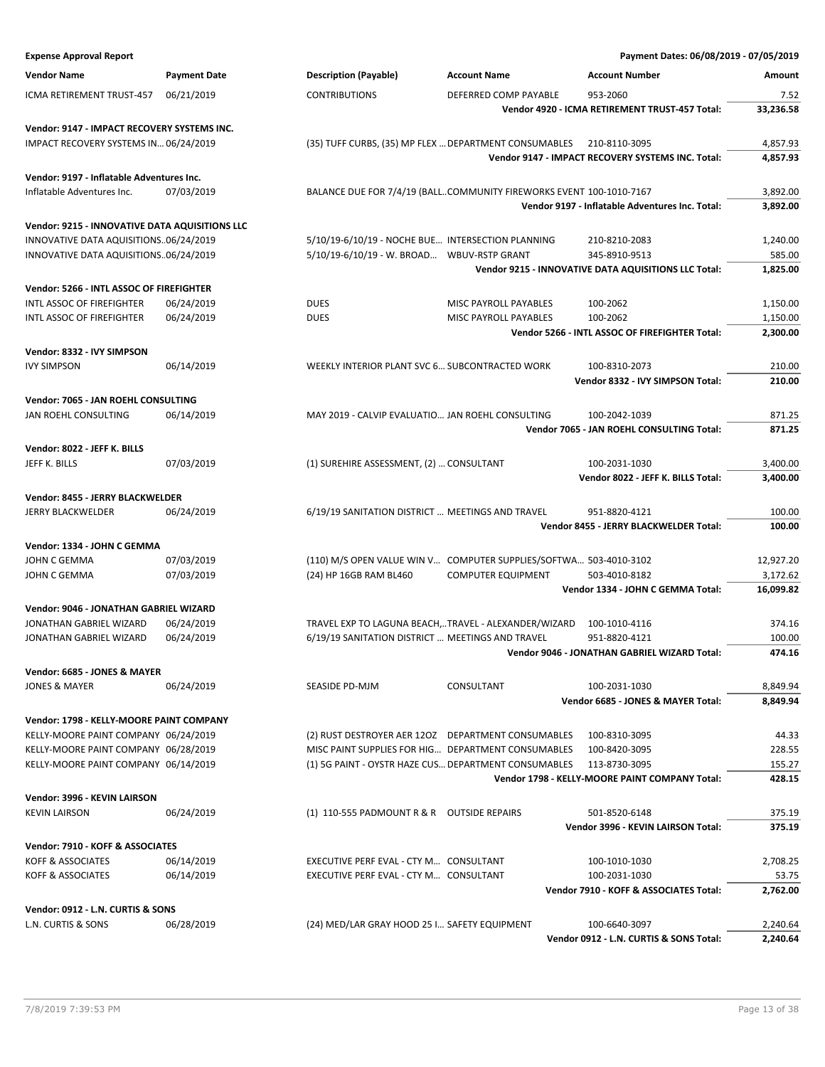**Expense Approval Report** — Payment Dates: 06/08/2019 - 07/05/2019

| Vendor Name | Payment Date | Description (Payable) | Account Name | Account Number | Amount |
|---|---|---|---|---|---|
| ICMA RETIREMENT TRUST-457 | 06/21/2019 | CONTRIBUTIONS | DEFERRED COMP PAYABLE | 953-2060 | 7.52 |
| | | | | **Vendor 4920 - ICMA RETIREMENT TRUST-457 Total:** | **33,236.58** |
| **Vendor: 9147 - IMPACT RECOVERY SYSTEMS INC.** | | | | | |
| IMPACT RECOVERY SYSTEMS IN… | 06/24/2019 | (35) TUFF CURBS, (35) MP FLEX … | DEPARTMENT CONSUMABLES | 210-8110-3095 | 4,857.93 |
| | | | | **Vendor 9147 - IMPACT RECOVERY SYSTEMS INC. Total:** | **4,857.93** |
| **Vendor: 9197 - Inflatable Adventures Inc.** | | | | | |
| Inflatable Adventures Inc. | 07/03/2019 | BALANCE DUE FOR 7/4/19 (BALL… | COMMUNITY FIREWORKS EVENT | 100-1010-7167 | 3,892.00 |
| | | | | **Vendor 9197 - Inflatable Adventures Inc. Total:** | **3,892.00** |
| **Vendor: 9215 - INNOVATIVE DATA AQUISITIONS LLC** | | | | | |
| INNOVATIVE DATA AQUISITIONS… | 06/24/2019 | 5/10/19-6/10/19 - NOCHE BUE… | INTERSECTION PLANNING | 210-8210-2083 | 1,240.00 |
| INNOVATIVE DATA AQUISITIONS… | 06/24/2019 | 5/10/19-6/10/19 - W. BROAD… | WBUV-RSTP GRANT | 345-8910-9513 | 585.00 |
| | | | | **Vendor 9215 - INNOVATIVE DATA AQUISITIONS LLC Total:** | **1,825.00** |
| **Vendor: 5266 - INTL ASSOC OF FIREFIGHTER** | | | | | |
| INTL ASSOC OF FIREFIGHTER | 06/24/2019 | DUES | MISC PAYROLL PAYABLES | 100-2062 | 1,150.00 |
| INTL ASSOC OF FIREFIGHTER | 06/24/2019 | DUES | MISC PAYROLL PAYABLES | 100-2062 | 1,150.00 |
| | | | | **Vendor 5266 - INTL ASSOC OF FIREFIGHTER Total:** | **2,300.00** |
| **Vendor: 8332 - IVY SIMPSON** | | | | | |
| IVY SIMPSON | 06/14/2019 | WEEKLY INTERIOR PLANT SVC 6… | SUBCONTRACTED WORK | 100-8310-2073 | 210.00 |
| | | | | **Vendor 8332 - IVY SIMPSON Total:** | **210.00** |
| **Vendor: 7065 - JAN ROEHL CONSULTING** | | | | | |
| JAN ROEHL CONSULTING | 06/14/2019 | MAY 2019 - CALVIP EVALUATIO… | JAN ROEHL CONSULTING | 100-2042-1039 | 871.25 |
| | | | | **Vendor 7065 - JAN ROEHL CONSULTING Total:** | **871.25** |
| **Vendor: 8022 - JEFF K. BILLS** | | | | | |
| JEFF K. BILLS | 07/03/2019 | (1) SUREHIRE ASSESSMENT, (2) … | CONSULTANT | 100-2031-1030 | 3,400.00 |
| | | | | **Vendor 8022 - JEFF K. BILLS Total:** | **3,400.00** |
| **Vendor: 8455 - JERRY BLACKWELDER** | | | | | |
| JERRY BLACKWELDER | 06/24/2019 | 6/19/19 SANITATION DISTRICT … | MEETINGS AND TRAVEL | 951-8820-4121 | 100.00 |
| | | | | **Vendor 8455 - JERRY BLACKWELDER Total:** | **100.00** |
| **Vendor: 1334 - JOHN C GEMMA** | | | | | |
| JOHN C GEMMA | 07/03/2019 | (110) M/S OPEN VALUE WIN V… | COMPUTER SUPPLIES/SOFTWA… | 503-4010-3102 | 12,927.20 |
| JOHN C GEMMA | 07/03/2019 | (24) HP 16GB RAM BL460 | COMPUTER EQUIPMENT | 503-4010-8182 | 3,172.62 |
| | | | | **Vendor 1334 - JOHN C GEMMA Total:** | **16,099.82** |
| **Vendor: 9046 - JONATHAN GABRIEL WIZARD** | | | | | |
| JONATHAN GABRIEL WIZARD | 06/24/2019 | TRAVEL EXP TO LAGUNA BEACH,… | TRAVEL - ALEXANDER/WIZARD | 100-1010-4116 | 374.16 |
| JONATHAN GABRIEL WIZARD | 06/24/2019 | 6/19/19 SANITATION DISTRICT … | MEETINGS AND TRAVEL | 951-8820-4121 | 100.00 |
| | | | | **Vendor 9046 - JONATHAN GABRIEL WIZARD Total:** | **474.16** |
| **Vendor: 6685 - JONES & MAYER** | | | | | |
| JONES & MAYER | 06/24/2019 | SEASIDE PD-MJM | CONSULTANT | 100-2031-1030 | 8,849.94 |
| | | | | **Vendor 6685 - JONES & MAYER Total:** | **8,849.94** |
| **Vendor: 1798 - KELLY-MOORE PAINT COMPANY** | | | | | |
| KELLY-MOORE PAINT COMPANY | 06/24/2019 | (2) RUST DESTROYER AER 12OZ | DEPARTMENT CONSUMABLES | 100-8310-3095 | 44.33 |
| KELLY-MOORE PAINT COMPANY | 06/28/2019 | MISC PAINT SUPPLIES FOR HIG… | DEPARTMENT CONSUMABLES | 100-8420-3095 | 228.55 |
| KELLY-MOORE PAINT COMPANY | 06/14/2019 | (1) 5G PAINT - OYSTR HAZE CUS… | DEPARTMENT CONSUMABLES | 113-8730-3095 | 155.27 |
| | | | | **Vendor 1798 - KELLY-MOORE PAINT COMPANY Total:** | **428.15** |
| **Vendor: 3996 - KEVIN LAIRSON** | | | | | |
| KEVIN LAIRSON | 06/24/2019 | (1) 110-555 PADMOUNT R & R | OUTSIDE REPAIRS | 501-8520-6148 | 375.19 |
| | | | | **Vendor 3996 - KEVIN LAIRSON Total:** | **375.19** |
| **Vendor: 7910 - KOFF & ASSOCIATES** | | | | | |
| KOFF & ASSOCIATES | 06/14/2019 | EXECUTIVE PERF EVAL - CTY M… | CONSULTANT | 100-1010-1030 | 2,708.25 |
| KOFF & ASSOCIATES | 06/14/2019 | EXECUTIVE PERF EVAL - CTY M… | CONSULTANT | 100-2031-1030 | 53.75 |
| | | | | **Vendor 7910 - KOFF & ASSOCIATES Total:** | **2,762.00** |
| **Vendor: 0912 - L.N. CURTIS & SONS** | | | | | |
| L.N. CURTIS & SONS | 06/28/2019 | (24) MED/LAR GRAY HOOD 25 I… | SAFETY EQUIPMENT | 100-6640-3097 | 2,240.64 |
| | | | | **Vendor 0912 - L.N. CURTIS & SONS Total:** | **2,240.64** |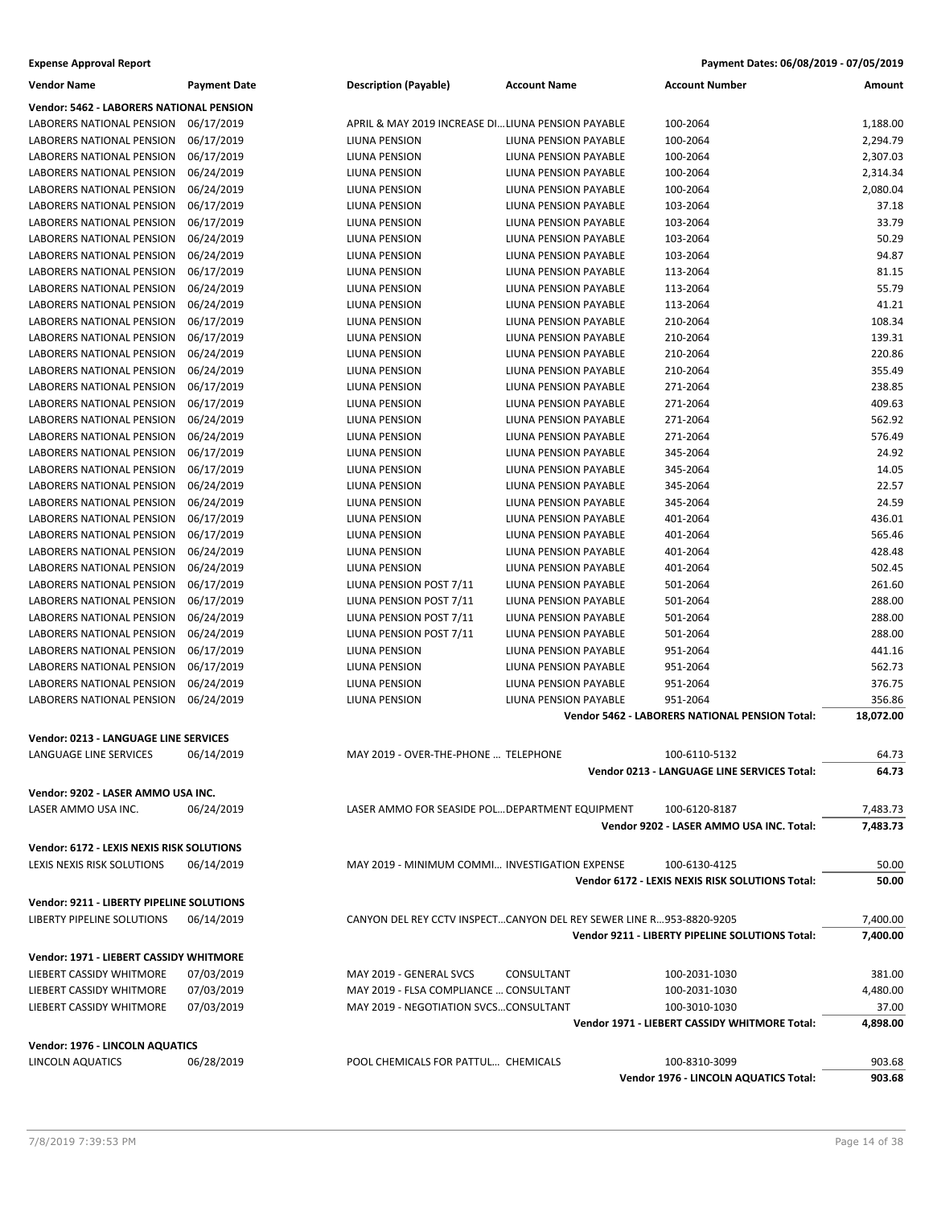**Expense Approval Report** — Payment Dates: 06/08/2019 - 07/05/2019

| Vendor Name | Payment Date | Description (Payable) | Account Name | Account Number | Amount |
|---|---|---|---|---|---|
| **Vendor: 5462 - LABORERS NATIONAL PENSION** | | | | | |
| LABORERS NATIONAL PENSION | 06/17/2019 | APRIL & MAY 2019 INCREASE DI... | LIUNA PENSION PAYABLE | 100-2064 | 1,188.00 |
| LABORERS NATIONAL PENSION | 06/17/2019 | LIUNA PENSION | LIUNA PENSION PAYABLE | 100-2064 | 2,294.79 |
| LABORERS NATIONAL PENSION | 06/17/2019 | LIUNA PENSION | LIUNA PENSION PAYABLE | 100-2064 | 2,307.03 |
| LABORERS NATIONAL PENSION | 06/24/2019 | LIUNA PENSION | LIUNA PENSION PAYABLE | 100-2064 | 2,314.34 |
| LABORERS NATIONAL PENSION | 06/24/2019 | LIUNA PENSION | LIUNA PENSION PAYABLE | 100-2064 | 2,080.04 |
| LABORERS NATIONAL PENSION | 06/17/2019 | LIUNA PENSION | LIUNA PENSION PAYABLE | 103-2064 | 37.18 |
| LABORERS NATIONAL PENSION | 06/17/2019 | LIUNA PENSION | LIUNA PENSION PAYABLE | 103-2064 | 33.79 |
| LABORERS NATIONAL PENSION | 06/24/2019 | LIUNA PENSION | LIUNA PENSION PAYABLE | 103-2064 | 50.29 |
| LABORERS NATIONAL PENSION | 06/24/2019 | LIUNA PENSION | LIUNA PENSION PAYABLE | 103-2064 | 94.87 |
| LABORERS NATIONAL PENSION | 06/17/2019 | LIUNA PENSION | LIUNA PENSION PAYABLE | 113-2064 | 81.15 |
| LABORERS NATIONAL PENSION | 06/24/2019 | LIUNA PENSION | LIUNA PENSION PAYABLE | 113-2064 | 55.79 |
| LABORERS NATIONAL PENSION | 06/24/2019 | LIUNA PENSION | LIUNA PENSION PAYABLE | 113-2064 | 41.21 |
| LABORERS NATIONAL PENSION | 06/17/2019 | LIUNA PENSION | LIUNA PENSION PAYABLE | 210-2064 | 108.34 |
| LABORERS NATIONAL PENSION | 06/17/2019 | LIUNA PENSION | LIUNA PENSION PAYABLE | 210-2064 | 139.31 |
| LABORERS NATIONAL PENSION | 06/24/2019 | LIUNA PENSION | LIUNA PENSION PAYABLE | 210-2064 | 220.86 |
| LABORERS NATIONAL PENSION | 06/24/2019 | LIUNA PENSION | LIUNA PENSION PAYABLE | 210-2064 | 355.49 |
| LABORERS NATIONAL PENSION | 06/17/2019 | LIUNA PENSION | LIUNA PENSION PAYABLE | 271-2064 | 238.85 |
| LABORERS NATIONAL PENSION | 06/17/2019 | LIUNA PENSION | LIUNA PENSION PAYABLE | 271-2064 | 409.63 |
| LABORERS NATIONAL PENSION | 06/24/2019 | LIUNA PENSION | LIUNA PENSION PAYABLE | 271-2064 | 562.92 |
| LABORERS NATIONAL PENSION | 06/24/2019 | LIUNA PENSION | LIUNA PENSION PAYABLE | 271-2064 | 576.49 |
| LABORERS NATIONAL PENSION | 06/17/2019 | LIUNA PENSION | LIUNA PENSION PAYABLE | 345-2064 | 24.92 |
| LABORERS NATIONAL PENSION | 06/17/2019 | LIUNA PENSION | LIUNA PENSION PAYABLE | 345-2064 | 14.05 |
| LABORERS NATIONAL PENSION | 06/24/2019 | LIUNA PENSION | LIUNA PENSION PAYABLE | 345-2064 | 22.57 |
| LABORERS NATIONAL PENSION | 06/24/2019 | LIUNA PENSION | LIUNA PENSION PAYABLE | 345-2064 | 24.59 |
| LABORERS NATIONAL PENSION | 06/17/2019 | LIUNA PENSION | LIUNA PENSION PAYABLE | 401-2064 | 436.01 |
| LABORERS NATIONAL PENSION | 06/17/2019 | LIUNA PENSION | LIUNA PENSION PAYABLE | 401-2064 | 565.46 |
| LABORERS NATIONAL PENSION | 06/24/2019 | LIUNA PENSION | LIUNA PENSION PAYABLE | 401-2064 | 428.48 |
| LABORERS NATIONAL PENSION | 06/24/2019 | LIUNA PENSION | LIUNA PENSION PAYABLE | 401-2064 | 502.45 |
| LABORERS NATIONAL PENSION | 06/17/2019 | LIUNA PENSION POST 7/11 | LIUNA PENSION PAYABLE | 501-2064 | 261.60 |
| LABORERS NATIONAL PENSION | 06/17/2019 | LIUNA PENSION POST 7/11 | LIUNA PENSION PAYABLE | 501-2064 | 288.00 |
| LABORERS NATIONAL PENSION | 06/24/2019 | LIUNA PENSION POST 7/11 | LIUNA PENSION PAYABLE | 501-2064 | 288.00 |
| LABORERS NATIONAL PENSION | 06/24/2019 | LIUNA PENSION POST 7/11 | LIUNA PENSION PAYABLE | 501-2064 | 288.00 |
| LABORERS NATIONAL PENSION | 06/17/2019 | LIUNA PENSION | LIUNA PENSION PAYABLE | 951-2064 | 441.16 |
| LABORERS NATIONAL PENSION | 06/17/2019 | LIUNA PENSION | LIUNA PENSION PAYABLE | 951-2064 | 562.73 |
| LABORERS NATIONAL PENSION | 06/24/2019 | LIUNA PENSION | LIUNA PENSION PAYABLE | 951-2064 | 376.75 |
| LABORERS NATIONAL PENSION | 06/24/2019 | LIUNA PENSION | LIUNA PENSION PAYABLE | 951-2064 | 356.86 |
| | | | | **Vendor 5462 - LABORERS NATIONAL PENSION Total:** | **18,072.00** |
| **Vendor: 0213 - LANGUAGE LINE SERVICES** | | | | | |
| LANGUAGE LINE SERVICES | 06/14/2019 | MAY 2019 - OVER-THE-PHONE ... | TELEPHONE | 100-6110-5132 | 64.73 |
| | | | | **Vendor 0213 - LANGUAGE LINE SERVICES Total:** | **64.73** |
| **Vendor: 9202 - LASER AMMO USA INC.** | | | | | |
| LASER AMMO USA INC. | 06/24/2019 | LASER AMMO FOR SEASIDE POL... | DEPARTMENT EQUIPMENT | 100-6120-8187 | 7,483.73 |
| | | | | **Vendor 9202 - LASER AMMO USA INC. Total:** | **7,483.73** |
| **Vendor: 6172 - LEXIS NEXIS RISK SOLUTIONS** | | | | | |
| LEXIS NEXIS RISK SOLUTIONS | 06/14/2019 | MAY 2019 - MINIMUM COMMI... | INVESTIGATION EXPENSE | 100-6130-4125 | 50.00 |
| | | | | **Vendor 6172 - LEXIS NEXIS RISK SOLUTIONS Total:** | **50.00** |
| **Vendor: 9211 - LIBERTY PIPELINE SOLUTIONS** | | | | | |
| LIBERTY PIPELINE SOLUTIONS | 06/14/2019 | CANYON DEL REY CCTV INSPECT... | CANYON DEL REY SEWER LINE R... | 953-8820-9205 | 7,400.00 |
| | | | | **Vendor 9211 - LIBERTY PIPELINE SOLUTIONS Total:** | **7,400.00** |
| **Vendor: 1971 - LIEBERT CASSIDY WHITMORE** | | | | | |
| LIEBERT CASSIDY WHITMORE | 07/03/2019 | MAY 2019 - GENERAL SVCS | CONSULTANT | 100-2031-1030 | 381.00 |
| LIEBERT CASSIDY WHITMORE | 07/03/2019 | MAY 2019 - FLSA COMPLIANCE ... | CONSULTANT | 100-2031-1030 | 4,480.00 |
| LIEBERT CASSIDY WHITMORE | 07/03/2019 | MAY 2019 - NEGOTIATION SVCS... | CONSULTANT | 100-3010-1030 | 37.00 |
| | | | | **Vendor 1971 - LIEBERT CASSIDY WHITMORE Total:** | **4,898.00** |
| **Vendor: 1976 - LINCOLN AQUATICS** | | | | | |
| LINCOLN AQUATICS | 06/28/2019 | POOL CHEMICALS FOR PATTUL... | CHEMICALS | 100-8310-3099 | 903.68 |
| | | | | **Vendor 1976 - LINCOLN AQUATICS Total:** | **903.68** |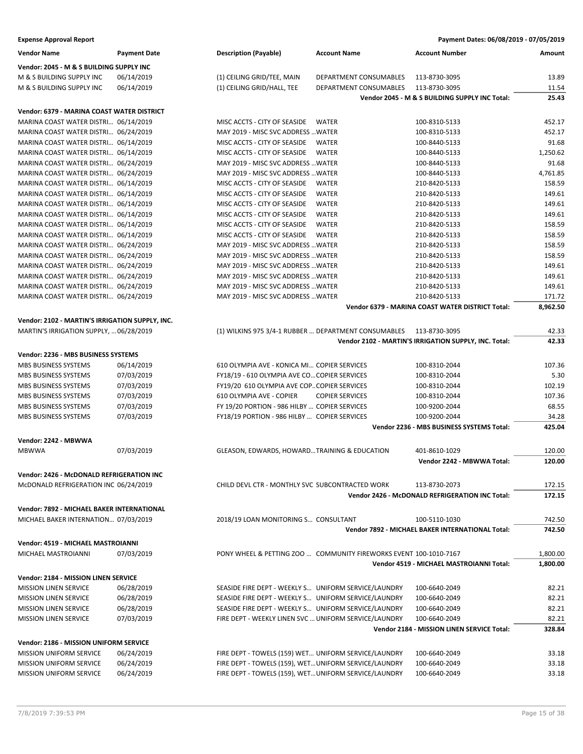**Expense Approval Report** — Payment Dates: 06/08/2019 - 07/05/2019

| Vendor Name | Payment Date | Description (Payable) | Account Name | Account Number | Amount |
|---|---|---|---|---|---|
| **Vendor: 2045 - M & S BUILDING SUPPLY INC** | | | | | |
| M & S BUILDING SUPPLY INC | 06/14/2019 | (1) CEILING GRID/TEE, MAIN | DEPARTMENT CONSUMABLES | 113-8730-3095 | 13.89 |
| M & S BUILDING SUPPLY INC | 06/14/2019 | (1) CEILING GRID/HALL, TEE | DEPARTMENT CONSUMABLES | 113-8730-3095 | 11.54 |
| | | | | **Vendor 2045 - M & S BUILDING SUPPLY INC Total:** | **25.43** |
| **Vendor: 6379 - MARINA COAST WATER DISTRICT** | | | | | |
| MARINA COAST WATER DISTRI… | 06/14/2019 | MISC ACCTS - CITY OF SEASIDE | WATER | 100-8310-5133 | 452.17 |
| MARINA COAST WATER DISTRI… | 06/24/2019 | MAY 2019 - MISC SVC ADDRESS … | WATER | 100-8310-5133 | 452.17 |
| MARINA COAST WATER DISTRI… | 06/14/2019 | MISC ACCTS - CITY OF SEASIDE | WATER | 100-8440-5133 | 91.68 |
| MARINA COAST WATER DISTRI… | 06/14/2019 | MISC ACCTS - CITY OF SEASIDE | WATER | 100-8440-5133 | 1,250.62 |
| MARINA COAST WATER DISTRI… | 06/24/2019 | MAY 2019 - MISC SVC ADDRESS … | WATER | 100-8440-5133 | 91.68 |
| MARINA COAST WATER DISTRI… | 06/24/2019 | MAY 2019 - MISC SVC ADDRESS … | WATER | 100-8440-5133 | 4,761.85 |
| MARINA COAST WATER DISTRI… | 06/14/2019 | MISC ACCTS - CITY OF SEASIDE | WATER | 210-8420-5133 | 158.59 |
| MARINA COAST WATER DISTRI… | 06/14/2019 | MISC ACCTS - CITY OF SEASIDE | WATER | 210-8420-5133 | 149.61 |
| MARINA COAST WATER DISTRI… | 06/14/2019 | MISC ACCTS - CITY OF SEASIDE | WATER | 210-8420-5133 | 149.61 |
| MARINA COAST WATER DISTRI… | 06/14/2019 | MISC ACCTS - CITY OF SEASIDE | WATER | 210-8420-5133 | 149.61 |
| MARINA COAST WATER DISTRI… | 06/14/2019 | MISC ACCTS - CITY OF SEASIDE | WATER | 210-8420-5133 | 158.59 |
| MARINA COAST WATER DISTRI… | 06/14/2019 | MISC ACCTS - CITY OF SEASIDE | WATER | 210-8420-5133 | 158.59 |
| MARINA COAST WATER DISTRI… | 06/24/2019 | MAY 2019 - MISC SVC ADDRESS … | WATER | 210-8420-5133 | 158.59 |
| MARINA COAST WATER DISTRI… | 06/24/2019 | MAY 2019 - MISC SVC ADDRESS … | WATER | 210-8420-5133 | 158.59 |
| MARINA COAST WATER DISTRI… | 06/24/2019 | MAY 2019 - MISC SVC ADDRESS … | WATER | 210-8420-5133 | 149.61 |
| MARINA COAST WATER DISTRI… | 06/24/2019 | MAY 2019 - MISC SVC ADDRESS … | WATER | 210-8420-5133 | 149.61 |
| MARINA COAST WATER DISTRI… | 06/24/2019 | MAY 2019 - MISC SVC ADDRESS … | WATER | 210-8420-5133 | 149.61 |
| MARINA COAST WATER DISTRI… | 06/24/2019 | MAY 2019 - MISC SVC ADDRESS … | WATER | 210-8420-5133 | 171.72 |
| | | | | **Vendor 6379 - MARINA COAST WATER DISTRICT Total:** | **8,962.50** |
| **Vendor: 2102 - MARTIN'S IRRIGATION SUPPLY, INC.** | | | | | |
| MARTIN'S IRRIGATION SUPPLY, … | 06/28/2019 | (1) WILKINS 975 3/4-1 RUBBER … | DEPARTMENT CONSUMABLES | 113-8730-3095 | 42.33 |
| | | | | **Vendor 2102 - MARTIN'S IRRIGATION SUPPLY, INC. Total:** | **42.33** |
| **Vendor: 2236 - MBS BUSINESS SYSTEMS** | | | | | |
| MBS BUSINESS SYSTEMS | 06/14/2019 | 610 OLYMPIA AVE - KONICA MI… | COPIER SERVICES | 100-8310-2044 | 107.36 |
| MBS BUSINESS SYSTEMS | 07/03/2019 | FY18/19 - 610 OLYMPIA AVE CO… | COPIER SERVICES | 100-8310-2044 | 5.30 |
| MBS BUSINESS SYSTEMS | 07/03/2019 | FY19/20 610 OLYMPIA AVE COP… | COPIER SERVICES | 100-8310-2044 | 102.19 |
| MBS BUSINESS SYSTEMS | 07/03/2019 | 610 OLYMPIA AVE - COPIER | COPIER SERVICES | 100-8310-2044 | 107.36 |
| MBS BUSINESS SYSTEMS | 07/03/2019 | FY 19/20 PORTION - 986 HILBY … | COPIER SERVICES | 100-9200-2044 | 68.55 |
| MBS BUSINESS SYSTEMS | 07/03/2019 | FY18/19 PORTION - 986 HILBY … | COPIER SERVICES | 100-9200-2044 | 34.28 |
| | | | | **Vendor 2236 - MBS BUSINESS SYSTEMS Total:** | **425.04** |
| **Vendor: 2242 - MBWWA** | | | | | |
| MBWWA | 07/03/2019 | GLEASON, EDWARDS, HOWARD… | TRAINING & EDUCATION | 401-8610-1029 | 120.00 |
| | | | | **Vendor 2242 - MBWWA Total:** | **120.00** |
| **Vendor: 2426 - McDONALD REFRIGERATION INC** | | | | | |
| McDONALD REFRIGERATION INC | 06/24/2019 | CHILD DEVL CTR - MONTHLY SVC | SUBCONTRACTED WORK | 113-8730-2073 | 172.15 |
| | | | | **Vendor 2426 - McDONALD REFRIGERATION INC Total:** | **172.15** |
| **Vendor: 7892 - MICHAEL BAKER INTERNATIONAL** | | | | | |
| MICHAEL BAKER INTERNATION… | 07/03/2019 | 2018/19 LOAN MONITORING S… | CONSULTANT | 100-5110-1030 | 742.50 |
| | | | | **Vendor 7892 - MICHAEL BAKER INTERNATIONAL Total:** | **742.50** |
| **Vendor: 4519 - MICHAEL MASTROIANNI** | | | | | |
| MICHAEL MASTROIANNI | 07/03/2019 | PONY WHEEL & PETTING ZOO … | COMMUNITY FIREWORKS EVENT | 100-1010-7167 | 1,800.00 |
| | | | | **Vendor 4519 - MICHAEL MASTROIANNI Total:** | **1,800.00** |
| **Vendor: 2184 - MISSION LINEN SERVICE** | | | | | |
| MISSION LINEN SERVICE | 06/28/2019 | SEASIDE FIRE DEPT - WEEKLY S… | UNIFORM SERVICE/LAUNDRY | 100-6640-2049 | 82.21 |
| MISSION LINEN SERVICE | 06/28/2019 | SEASIDE FIRE DEPT - WEEKLY S… | UNIFORM SERVICE/LAUNDRY | 100-6640-2049 | 82.21 |
| MISSION LINEN SERVICE | 06/28/2019 | SEASIDE FIRE DEPT - WEEKLY S… | UNIFORM SERVICE/LAUNDRY | 100-6640-2049 | 82.21 |
| MISSION LINEN SERVICE | 07/03/2019 | FIRE DEPT - WEEKLY LINEN SVC … | UNIFORM SERVICE/LAUNDRY | 100-6640-2049 | 82.21 |
| | | | | **Vendor 2184 - MISSION LINEN SERVICE Total:** | **328.84** |
| **Vendor: 2186 - MISSION UNIFORM SERVICE** | | | | | |
| MISSION UNIFORM SERVICE | 06/24/2019 | FIRE DEPT - TOWELS (159) WET… | UNIFORM SERVICE/LAUNDRY | 100-6640-2049 | 33.18 |
| MISSION UNIFORM SERVICE | 06/24/2019 | FIRE DEPT - TOWELS (159), WET… | UNIFORM SERVICE/LAUNDRY | 100-6640-2049 | 33.18 |
| MISSION UNIFORM SERVICE | 06/24/2019 | FIRE DEPT - TOWELS (159), WET… | UNIFORM SERVICE/LAUNDRY | 100-6640-2049 | 33.18 |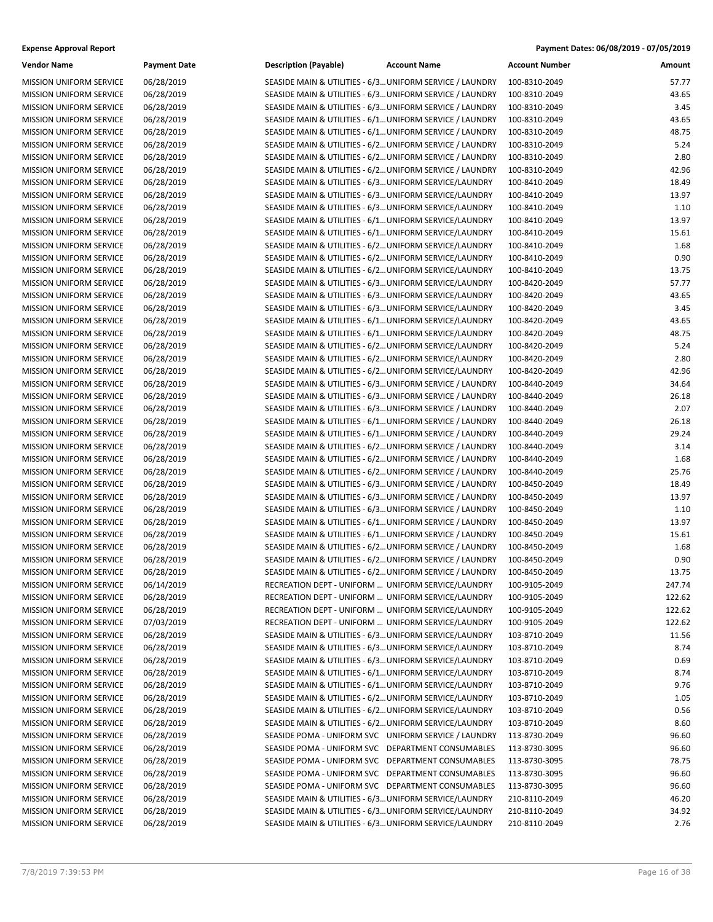**Expense Approval Report** | **Payment Dates: 06/08/2019 - 07/05/2019**

| Vendor Name | Payment Date | Description (Payable) | Account Name | Account Number | Amount |
|---|---|---|---|---|---|
| MISSION UNIFORM SERVICE | 06/28/2019 | SEASIDE MAIN & UTILITIES - 6/3... | UNIFORM SERVICE / LAUNDRY | 100-8310-2049 | 57.77 |
| MISSION UNIFORM SERVICE | 06/28/2019 | SEASIDE MAIN & UTILITIES - 6/3... | UNIFORM SERVICE / LAUNDRY | 100-8310-2049 | 43.65 |
| MISSION UNIFORM SERVICE | 06/28/2019 | SEASIDE MAIN & UTILITIES - 6/3... | UNIFORM SERVICE / LAUNDRY | 100-8310-2049 | 3.45 |
| MISSION UNIFORM SERVICE | 06/28/2019 | SEASIDE MAIN & UTILITIES - 6/1... | UNIFORM SERVICE / LAUNDRY | 100-8310-2049 | 43.65 |
| MISSION UNIFORM SERVICE | 06/28/2019 | SEASIDE MAIN & UTILITIES - 6/1... | UNIFORM SERVICE / LAUNDRY | 100-8310-2049 | 48.75 |
| MISSION UNIFORM SERVICE | 06/28/2019 | SEASIDE MAIN & UTILITIES - 6/2... | UNIFORM SERVICE / LAUNDRY | 100-8310-2049 | 5.24 |
| MISSION UNIFORM SERVICE | 06/28/2019 | SEASIDE MAIN & UTILITIES - 6/2... | UNIFORM SERVICE / LAUNDRY | 100-8310-2049 | 2.80 |
| MISSION UNIFORM SERVICE | 06/28/2019 | SEASIDE MAIN & UTILITIES - 6/2... | UNIFORM SERVICE / LAUNDRY | 100-8310-2049 | 42.96 |
| MISSION UNIFORM SERVICE | 06/28/2019 | SEASIDE MAIN & UTILITIES - 6/3... | UNIFORM SERVICE/LAUNDRY | 100-8410-2049 | 18.49 |
| MISSION UNIFORM SERVICE | 06/28/2019 | SEASIDE MAIN & UTILITIES - 6/3... | UNIFORM SERVICE/LAUNDRY | 100-8410-2049 | 13.97 |
| MISSION UNIFORM SERVICE | 06/28/2019 | SEASIDE MAIN & UTILITIES - 6/3... | UNIFORM SERVICE/LAUNDRY | 100-8410-2049 | 1.10 |
| MISSION UNIFORM SERVICE | 06/28/2019 | SEASIDE MAIN & UTILITIES - 6/1... | UNIFORM SERVICE/LAUNDRY | 100-8410-2049 | 13.97 |
| MISSION UNIFORM SERVICE | 06/28/2019 | SEASIDE MAIN & UTILITIES - 6/1... | UNIFORM SERVICE/LAUNDRY | 100-8410-2049 | 15.61 |
| MISSION UNIFORM SERVICE | 06/28/2019 | SEASIDE MAIN & UTILITIES - 6/2... | UNIFORM SERVICE/LAUNDRY | 100-8410-2049 | 1.68 |
| MISSION UNIFORM SERVICE | 06/28/2019 | SEASIDE MAIN & UTILITIES - 6/2... | UNIFORM SERVICE/LAUNDRY | 100-8410-2049 | 0.90 |
| MISSION UNIFORM SERVICE | 06/28/2019 | SEASIDE MAIN & UTILITIES - 6/2... | UNIFORM SERVICE/LAUNDRY | 100-8410-2049 | 13.75 |
| MISSION UNIFORM SERVICE | 06/28/2019 | SEASIDE MAIN & UTILITIES - 6/3... | UNIFORM SERVICE/LAUNDRY | 100-8420-2049 | 57.77 |
| MISSION UNIFORM SERVICE | 06/28/2019 | SEASIDE MAIN & UTILITIES - 6/3... | UNIFORM SERVICE/LAUNDRY | 100-8420-2049 | 43.65 |
| MISSION UNIFORM SERVICE | 06/28/2019 | SEASIDE MAIN & UTILITIES - 6/3... | UNIFORM SERVICE/LAUNDRY | 100-8420-2049 | 3.45 |
| MISSION UNIFORM SERVICE | 06/28/2019 | SEASIDE MAIN & UTILITIES - 6/1... | UNIFORM SERVICE/LAUNDRY | 100-8420-2049 | 43.65 |
| MISSION UNIFORM SERVICE | 06/28/2019 | SEASIDE MAIN & UTILITIES - 6/1... | UNIFORM SERVICE/LAUNDRY | 100-8420-2049 | 48.75 |
| MISSION UNIFORM SERVICE | 06/28/2019 | SEASIDE MAIN & UTILITIES - 6/2... | UNIFORM SERVICE/LAUNDRY | 100-8420-2049 | 5.24 |
| MISSION UNIFORM SERVICE | 06/28/2019 | SEASIDE MAIN & UTILITIES - 6/2... | UNIFORM SERVICE/LAUNDRY | 100-8420-2049 | 2.80 |
| MISSION UNIFORM SERVICE | 06/28/2019 | SEASIDE MAIN & UTILITIES - 6/2... | UNIFORM SERVICE/LAUNDRY | 100-8420-2049 | 42.96 |
| MISSION UNIFORM SERVICE | 06/28/2019 | SEASIDE MAIN & UTILITIES - 6/3... | UNIFORM SERVICE / LAUNDRY | 100-8440-2049 | 34.64 |
| MISSION UNIFORM SERVICE | 06/28/2019 | SEASIDE MAIN & UTILITIES - 6/3... | UNIFORM SERVICE / LAUNDRY | 100-8440-2049 | 26.18 |
| MISSION UNIFORM SERVICE | 06/28/2019 | SEASIDE MAIN & UTILITIES - 6/3... | UNIFORM SERVICE / LAUNDRY | 100-8440-2049 | 2.07 |
| MISSION UNIFORM SERVICE | 06/28/2019 | SEASIDE MAIN & UTILITIES - 6/1... | UNIFORM SERVICE / LAUNDRY | 100-8440-2049 | 26.18 |
| MISSION UNIFORM SERVICE | 06/28/2019 | SEASIDE MAIN & UTILITIES - 6/1... | UNIFORM SERVICE / LAUNDRY | 100-8440-2049 | 29.24 |
| MISSION UNIFORM SERVICE | 06/28/2019 | SEASIDE MAIN & UTILITIES - 6/2... | UNIFORM SERVICE / LAUNDRY | 100-8440-2049 | 3.14 |
| MISSION UNIFORM SERVICE | 06/28/2019 | SEASIDE MAIN & UTILITIES - 6/2... | UNIFORM SERVICE / LAUNDRY | 100-8440-2049 | 1.68 |
| MISSION UNIFORM SERVICE | 06/28/2019 | SEASIDE MAIN & UTILITIES - 6/2... | UNIFORM SERVICE / LAUNDRY | 100-8440-2049 | 25.76 |
| MISSION UNIFORM SERVICE | 06/28/2019 | SEASIDE MAIN & UTILITIES - 6/3... | UNIFORM SERVICE / LAUNDRY | 100-8450-2049 | 18.49 |
| MISSION UNIFORM SERVICE | 06/28/2019 | SEASIDE MAIN & UTILITIES - 6/3... | UNIFORM SERVICE / LAUNDRY | 100-8450-2049 | 13.97 |
| MISSION UNIFORM SERVICE | 06/28/2019 | SEASIDE MAIN & UTILITIES - 6/3... | UNIFORM SERVICE / LAUNDRY | 100-8450-2049 | 1.10 |
| MISSION UNIFORM SERVICE | 06/28/2019 | SEASIDE MAIN & UTILITIES - 6/1... | UNIFORM SERVICE / LAUNDRY | 100-8450-2049 | 13.97 |
| MISSION UNIFORM SERVICE | 06/28/2019 | SEASIDE MAIN & UTILITIES - 6/1... | UNIFORM SERVICE / LAUNDRY | 100-8450-2049 | 15.61 |
| MISSION UNIFORM SERVICE | 06/28/2019 | SEASIDE MAIN & UTILITIES - 6/2... | UNIFORM SERVICE / LAUNDRY | 100-8450-2049 | 1.68 |
| MISSION UNIFORM SERVICE | 06/28/2019 | SEASIDE MAIN & UTILITIES - 6/2... | UNIFORM SERVICE / LAUNDRY | 100-8450-2049 | 0.90 |
| MISSION UNIFORM SERVICE | 06/28/2019 | SEASIDE MAIN & UTILITIES - 6/2... | UNIFORM SERVICE / LAUNDRY | 100-8450-2049 | 13.75 |
| MISSION UNIFORM SERVICE | 06/14/2019 | RECREATION DEPT - UNIFORM ... | UNIFORM SERVICE/LAUNDRY | 100-9105-2049 | 247.74 |
| MISSION UNIFORM SERVICE | 06/28/2019 | RECREATION DEPT - UNIFORM ... | UNIFORM SERVICE/LAUNDRY | 100-9105-2049 | 122.62 |
| MISSION UNIFORM SERVICE | 06/28/2019 | RECREATION DEPT - UNIFORM ... | UNIFORM SERVICE/LAUNDRY | 100-9105-2049 | 122.62 |
| MISSION UNIFORM SERVICE | 07/03/2019 | RECREATION DEPT - UNIFORM ... | UNIFORM SERVICE/LAUNDRY | 100-9105-2049 | 122.62 |
| MISSION UNIFORM SERVICE | 06/28/2019 | SEASIDE MAIN & UTILITIES - 6/3... | UNIFORM SERVICE/LAUNDRY | 103-8710-2049 | 11.56 |
| MISSION UNIFORM SERVICE | 06/28/2019 | SEASIDE MAIN & UTILITIES - 6/3... | UNIFORM SERVICE/LAUNDRY | 103-8710-2049 | 8.74 |
| MISSION UNIFORM SERVICE | 06/28/2019 | SEASIDE MAIN & UTILITIES - 6/3... | UNIFORM SERVICE/LAUNDRY | 103-8710-2049 | 0.69 |
| MISSION UNIFORM SERVICE | 06/28/2019 | SEASIDE MAIN & UTILITIES - 6/1... | UNIFORM SERVICE/LAUNDRY | 103-8710-2049 | 8.74 |
| MISSION UNIFORM SERVICE | 06/28/2019 | SEASIDE MAIN & UTILITIES - 6/1... | UNIFORM SERVICE/LAUNDRY | 103-8710-2049 | 9.76 |
| MISSION UNIFORM SERVICE | 06/28/2019 | SEASIDE MAIN & UTILITIES - 6/2... | UNIFORM SERVICE/LAUNDRY | 103-8710-2049 | 1.05 |
| MISSION UNIFORM SERVICE | 06/28/2019 | SEASIDE MAIN & UTILITIES - 6/2... | UNIFORM SERVICE/LAUNDRY | 103-8710-2049 | 0.56 |
| MISSION UNIFORM SERVICE | 06/28/2019 | SEASIDE MAIN & UTILITIES - 6/2... | UNIFORM SERVICE/LAUNDRY | 103-8710-2049 | 8.60 |
| MISSION UNIFORM SERVICE | 06/28/2019 | SEASIDE POMA - UNIFORM SVC | UNIFORM SERVICE / LAUNDRY | 113-8730-2049 | 96.60 |
| MISSION UNIFORM SERVICE | 06/28/2019 | SEASIDE POMA - UNIFORM SVC | DEPARTMENT CONSUMABLES | 113-8730-3095 | 96.60 |
| MISSION UNIFORM SERVICE | 06/28/2019 | SEASIDE POMA - UNIFORM SVC | DEPARTMENT CONSUMABLES | 113-8730-3095 | 78.75 |
| MISSION UNIFORM SERVICE | 06/28/2019 | SEASIDE POMA - UNIFORM SVC | DEPARTMENT CONSUMABLES | 113-8730-3095 | 96.60 |
| MISSION UNIFORM SERVICE | 06/28/2019 | SEASIDE POMA - UNIFORM SVC | DEPARTMENT CONSUMABLES | 113-8730-3095 | 96.60 |
| MISSION UNIFORM SERVICE | 06/28/2019 | SEASIDE MAIN & UTILITIES - 6/3... | UNIFORM SERVICE/LAUNDRY | 210-8110-2049 | 46.20 |
| MISSION UNIFORM SERVICE | 06/28/2019 | SEASIDE MAIN & UTILITIES - 6/3... | UNIFORM SERVICE/LAUNDRY | 210-8110-2049 | 34.92 |
| MISSION UNIFORM SERVICE | 06/28/2019 | SEASIDE MAIN & UTILITIES - 6/3... | UNIFORM SERVICE/LAUNDRY | 210-8110-2049 | 2.76 |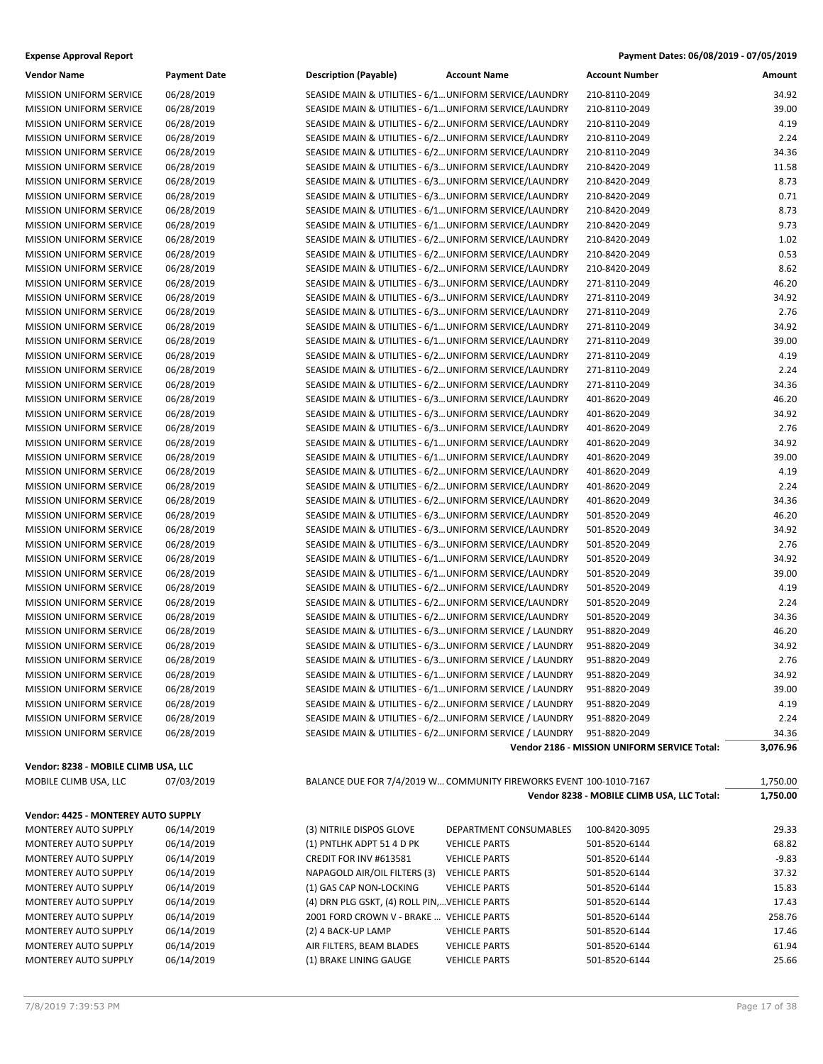**Expense Approval Report** — **Payment Dates: 06/08/2019 - 07/05/2019**

| Vendor Name | Payment Date | Description (Payable) | Account Name | Account Number | Amount |
|---|---|---|---|---|---|
| MISSION UNIFORM SERVICE | 06/28/2019 | SEASIDE MAIN & UTILITIES - 6/1... | UNIFORM SERVICE/LAUNDRY | 210-8110-2049 | 34.92 |
| MISSION UNIFORM SERVICE | 06/28/2019 | SEASIDE MAIN & UTILITIES - 6/1... | UNIFORM SERVICE/LAUNDRY | 210-8110-2049 | 39.00 |
| MISSION UNIFORM SERVICE | 06/28/2019 | SEASIDE MAIN & UTILITIES - 6/2... | UNIFORM SERVICE/LAUNDRY | 210-8110-2049 | 4.19 |
| MISSION UNIFORM SERVICE | 06/28/2019 | SEASIDE MAIN & UTILITIES - 6/2... | UNIFORM SERVICE/LAUNDRY | 210-8110-2049 | 2.24 |
| MISSION UNIFORM SERVICE | 06/28/2019 | SEASIDE MAIN & UTILITIES - 6/2... | UNIFORM SERVICE/LAUNDRY | 210-8110-2049 | 34.36 |
| MISSION UNIFORM SERVICE | 06/28/2019 | SEASIDE MAIN & UTILITIES - 6/3... | UNIFORM SERVICE/LAUNDRY | 210-8420-2049 | 11.58 |
| MISSION UNIFORM SERVICE | 06/28/2019 | SEASIDE MAIN & UTILITIES - 6/3... | UNIFORM SERVICE/LAUNDRY | 210-8420-2049 | 8.73 |
| MISSION UNIFORM SERVICE | 06/28/2019 | SEASIDE MAIN & UTILITIES - 6/3... | UNIFORM SERVICE/LAUNDRY | 210-8420-2049 | 0.71 |
| MISSION UNIFORM SERVICE | 06/28/2019 | SEASIDE MAIN & UTILITIES - 6/1... | UNIFORM SERVICE/LAUNDRY | 210-8420-2049 | 8.73 |
| MISSION UNIFORM SERVICE | 06/28/2019 | SEASIDE MAIN & UTILITIES - 6/1... | UNIFORM SERVICE/LAUNDRY | 210-8420-2049 | 9.73 |
| MISSION UNIFORM SERVICE | 06/28/2019 | SEASIDE MAIN & UTILITIES - 6/2... | UNIFORM SERVICE/LAUNDRY | 210-8420-2049 | 1.02 |
| MISSION UNIFORM SERVICE | 06/28/2019 | SEASIDE MAIN & UTILITIES - 6/2... | UNIFORM SERVICE/LAUNDRY | 210-8420-2049 | 0.53 |
| MISSION UNIFORM SERVICE | 06/28/2019 | SEASIDE MAIN & UTILITIES - 6/2... | UNIFORM SERVICE/LAUNDRY | 210-8420-2049 | 8.62 |
| MISSION UNIFORM SERVICE | 06/28/2019 | SEASIDE MAIN & UTILITIES - 6/3... | UNIFORM SERVICE/LAUNDRY | 271-8110-2049 | 46.20 |
| MISSION UNIFORM SERVICE | 06/28/2019 | SEASIDE MAIN & UTILITIES - 6/3... | UNIFORM SERVICE/LAUNDRY | 271-8110-2049 | 34.92 |
| MISSION UNIFORM SERVICE | 06/28/2019 | SEASIDE MAIN & UTILITIES - 6/3... | UNIFORM SERVICE/LAUNDRY | 271-8110-2049 | 2.76 |
| MISSION UNIFORM SERVICE | 06/28/2019 | SEASIDE MAIN & UTILITIES - 6/1... | UNIFORM SERVICE/LAUNDRY | 271-8110-2049 | 34.92 |
| MISSION UNIFORM SERVICE | 06/28/2019 | SEASIDE MAIN & UTILITIES - 6/1... | UNIFORM SERVICE/LAUNDRY | 271-8110-2049 | 39.00 |
| MISSION UNIFORM SERVICE | 06/28/2019 | SEASIDE MAIN & UTILITIES - 6/2... | UNIFORM SERVICE/LAUNDRY | 271-8110-2049 | 4.19 |
| MISSION UNIFORM SERVICE | 06/28/2019 | SEASIDE MAIN & UTILITIES - 6/2... | UNIFORM SERVICE/LAUNDRY | 271-8110-2049 | 2.24 |
| MISSION UNIFORM SERVICE | 06/28/2019 | SEASIDE MAIN & UTILITIES - 6/2... | UNIFORM SERVICE/LAUNDRY | 271-8110-2049 | 34.36 |
| MISSION UNIFORM SERVICE | 06/28/2019 | SEASIDE MAIN & UTILITIES - 6/3... | UNIFORM SERVICE/LAUNDRY | 401-8620-2049 | 46.20 |
| MISSION UNIFORM SERVICE | 06/28/2019 | SEASIDE MAIN & UTILITIES - 6/3... | UNIFORM SERVICE/LAUNDRY | 401-8620-2049 | 34.92 |
| MISSION UNIFORM SERVICE | 06/28/2019 | SEASIDE MAIN & UTILITIES - 6/3... | UNIFORM SERVICE/LAUNDRY | 401-8620-2049 | 2.76 |
| MISSION UNIFORM SERVICE | 06/28/2019 | SEASIDE MAIN & UTILITIES - 6/1... | UNIFORM SERVICE/LAUNDRY | 401-8620-2049 | 34.92 |
| MISSION UNIFORM SERVICE | 06/28/2019 | SEASIDE MAIN & UTILITIES - 6/1... | UNIFORM SERVICE/LAUNDRY | 401-8620-2049 | 39.00 |
| MISSION UNIFORM SERVICE | 06/28/2019 | SEASIDE MAIN & UTILITIES - 6/2... | UNIFORM SERVICE/LAUNDRY | 401-8620-2049 | 4.19 |
| MISSION UNIFORM SERVICE | 06/28/2019 | SEASIDE MAIN & UTILITIES - 6/2... | UNIFORM SERVICE/LAUNDRY | 401-8620-2049 | 2.24 |
| MISSION UNIFORM SERVICE | 06/28/2019 | SEASIDE MAIN & UTILITIES - 6/2... | UNIFORM SERVICE/LAUNDRY | 401-8620-2049 | 34.36 |
| MISSION UNIFORM SERVICE | 06/28/2019 | SEASIDE MAIN & UTILITIES - 6/3... | UNIFORM SERVICE/LAUNDRY | 501-8520-2049 | 46.20 |
| MISSION UNIFORM SERVICE | 06/28/2019 | SEASIDE MAIN & UTILITIES - 6/3... | UNIFORM SERVICE/LAUNDRY | 501-8520-2049 | 34.92 |
| MISSION UNIFORM SERVICE | 06/28/2019 | SEASIDE MAIN & UTILITIES - 6/3... | UNIFORM SERVICE/LAUNDRY | 501-8520-2049 | 2.76 |
| MISSION UNIFORM SERVICE | 06/28/2019 | SEASIDE MAIN & UTILITIES - 6/1... | UNIFORM SERVICE/LAUNDRY | 501-8520-2049 | 34.92 |
| MISSION UNIFORM SERVICE | 06/28/2019 | SEASIDE MAIN & UTILITIES - 6/1... | UNIFORM SERVICE/LAUNDRY | 501-8520-2049 | 39.00 |
| MISSION UNIFORM SERVICE | 06/28/2019 | SEASIDE MAIN & UTILITIES - 6/2... | UNIFORM SERVICE/LAUNDRY | 501-8520-2049 | 4.19 |
| MISSION UNIFORM SERVICE | 06/28/2019 | SEASIDE MAIN & UTILITIES - 6/2... | UNIFORM SERVICE/LAUNDRY | 501-8520-2049 | 2.24 |
| MISSION UNIFORM SERVICE | 06/28/2019 | SEASIDE MAIN & UTILITIES - 6/2... | UNIFORM SERVICE/LAUNDRY | 501-8520-2049 | 34.36 |
| MISSION UNIFORM SERVICE | 06/28/2019 | SEASIDE MAIN & UTILITIES - 6/3... | UNIFORM SERVICE / LAUNDRY | 951-8820-2049 | 46.20 |
| MISSION UNIFORM SERVICE | 06/28/2019 | SEASIDE MAIN & UTILITIES - 6/3... | UNIFORM SERVICE / LAUNDRY | 951-8820-2049 | 34.92 |
| MISSION UNIFORM SERVICE | 06/28/2019 | SEASIDE MAIN & UTILITIES - 6/3... | UNIFORM SERVICE / LAUNDRY | 951-8820-2049 | 2.76 |
| MISSION UNIFORM SERVICE | 06/28/2019 | SEASIDE MAIN & UTILITIES - 6/1... | UNIFORM SERVICE / LAUNDRY | 951-8820-2049 | 34.92 |
| MISSION UNIFORM SERVICE | 06/28/2019 | SEASIDE MAIN & UTILITIES - 6/1... | UNIFORM SERVICE / LAUNDRY | 951-8820-2049 | 39.00 |
| MISSION UNIFORM SERVICE | 06/28/2019 | SEASIDE MAIN & UTILITIES - 6/2... | UNIFORM SERVICE / LAUNDRY | 951-8820-2049 | 4.19 |
| MISSION UNIFORM SERVICE | 06/28/2019 | SEASIDE MAIN & UTILITIES - 6/2... | UNIFORM SERVICE / LAUNDRY | 951-8820-2049 | 2.24 |
| MISSION UNIFORM SERVICE | 06/28/2019 | SEASIDE MAIN & UTILITIES - 6/2... | UNIFORM SERVICE / LAUNDRY | 951-8820-2049 | 34.36 |
| | | | | **Vendor 2186 - MISSION UNIFORM SERVICE Total:** | **3,076.96** |

**Vendor: 8238 - MOBILE CLIMB USA, LLC**

| Vendor Name | Payment Date | Description (Payable) | Account Name | Account Number | Amount |
|---|---|---|---|---|---|
| MOBILE CLIMB USA, LLC | 07/03/2019 | BALANCE DUE FOR 7/4/2019 W... | COMMUNITY FIREWORKS EVENT | 100-1010-7167 | 1,750.00 |
| | | | | **Vendor 8238 - MOBILE CLIMB USA, LLC Total:** | **1,750.00** |

**Vendor: 4425 - MONTEREY AUTO SUPPLY**

| Vendor Name | Payment Date | Description (Payable) | Account Name | Account Number | Amount |
|---|---|---|---|---|---|
| MONTEREY AUTO SUPPLY | 06/14/2019 | (3) NITRILE DISPOS GLOVE | DEPARTMENT CONSUMABLES | 100-8420-3095 | 29.33 |
| MONTEREY AUTO SUPPLY | 06/14/2019 | (1) PNTLHK ADPT 51 4 D PK | VEHICLE PARTS | 501-8520-6144 | 68.82 |
| MONTEREY AUTO SUPPLY | 06/14/2019 | CREDIT FOR INV #613581 | VEHICLE PARTS | 501-8520-6144 | -9.83 |
| MONTEREY AUTO SUPPLY | 06/14/2019 | NAPAGOLD AIR/OIL FILTERS (3) | VEHICLE PARTS | 501-8520-6144 | 37.32 |
| MONTEREY AUTO SUPPLY | 06/14/2019 | (1) GAS CAP NON-LOCKING | VEHICLE PARTS | 501-8520-6144 | 15.83 |
| MONTEREY AUTO SUPPLY | 06/14/2019 | (4) DRN PLG GSKT, (4) ROLL PIN,... | VEHICLE PARTS | 501-8520-6144 | 17.43 |
| MONTEREY AUTO SUPPLY | 06/14/2019 | 2001 FORD CROWN V - BRAKE ... | VEHICLE PARTS | 501-8520-6144 | 258.76 |
| MONTEREY AUTO SUPPLY | 06/14/2019 | (2) 4 BACK-UP LAMP | VEHICLE PARTS | 501-8520-6144 | 17.46 |
| MONTEREY AUTO SUPPLY | 06/14/2019 | AIR FILTERS, BEAM BLADES | VEHICLE PARTS | 501-8520-6144 | 61.94 |
| MONTEREY AUTO SUPPLY | 06/14/2019 | (1) BRAKE LINING GAUGE | VEHICLE PARTS | 501-8520-6144 | 25.66 |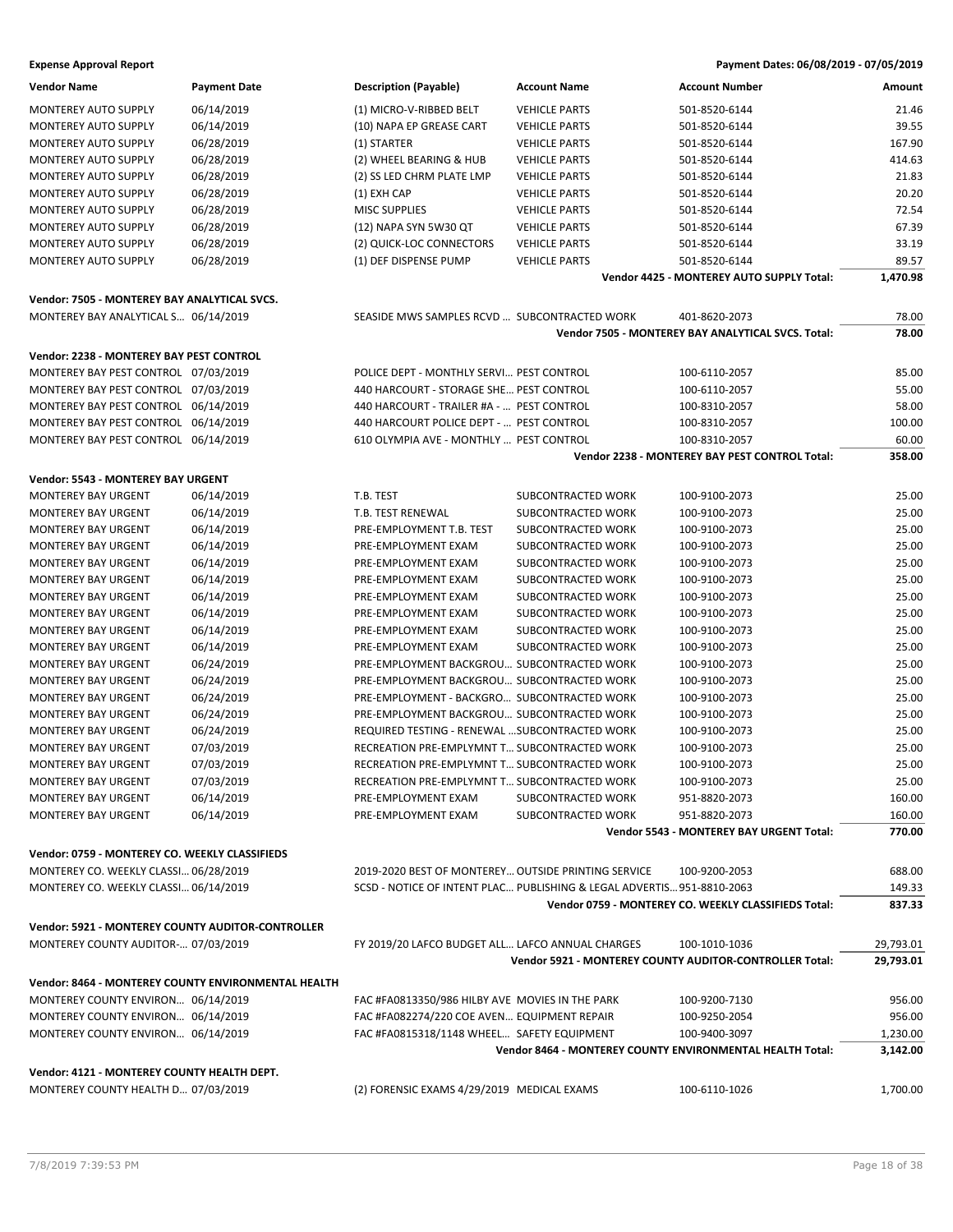| Vendor Name | Payment Date | Description (Payable) | Account Name | Account Number | Amount |
|---|---|---|---|---|---|
| MONTEREY AUTO SUPPLY | 06/14/2019 | (1) MICRO-V-RIBBED BELT | VEHICLE PARTS | 501-8520-6144 | 21.46 |
| MONTEREY AUTO SUPPLY | 06/14/2019 | (10) NAPA EP GREASE CART | VEHICLE PARTS | 501-8520-6144 | 39.55 |
| MONTEREY AUTO SUPPLY | 06/28/2019 | (1) STARTER | VEHICLE PARTS | 501-8520-6144 | 167.90 |
| MONTEREY AUTO SUPPLY | 06/28/2019 | (2) WHEEL BEARING & HUB | VEHICLE PARTS | 501-8520-6144 | 414.63 |
| MONTEREY AUTO SUPPLY | 06/28/2019 | (2) SS LED CHRM PLATE LMP | VEHICLE PARTS | 501-8520-6144 | 21.83 |
| MONTEREY AUTO SUPPLY | 06/28/2019 | (1) EXH CAP | VEHICLE PARTS | 501-8520-6144 | 20.20 |
| MONTEREY AUTO SUPPLY | 06/28/2019 | MISC SUPPLIES | VEHICLE PARTS | 501-8520-6144 | 72.54 |
| MONTEREY AUTO SUPPLY | 06/28/2019 | (12) NAPA SYN 5W30 QT | VEHICLE PARTS | 501-8520-6144 | 67.39 |
| MONTEREY AUTO SUPPLY | 06/28/2019 | (2) QUICK-LOC CONNECTORS | VEHICLE PARTS | 501-8520-6144 | 33.19 |
| MONTEREY AUTO SUPPLY | 06/28/2019 | (1) DEF DISPENSE PUMP | VEHICLE PARTS | 501-8520-6144 | 89.57 |
| | | | | **Vendor 4425 - MONTEREY AUTO SUPPLY Total:** | **1,470.98** |
| **Vendor: 7505 - MONTEREY BAY ANALYTICAL SVCS.** | | | | | |
| MONTEREY BAY ANALYTICAL S… | 06/14/2019 | SEASIDE MWS SAMPLES RCVD … | SUBCONTRACTED WORK | 401-8620-2073 | 78.00 |
| | | | | **Vendor 7505 - MONTEREY BAY ANALYTICAL SVCS. Total:** | **78.00** |
| **Vendor: 2238 - MONTEREY BAY PEST CONTROL** | | | | | |
| MONTEREY BAY PEST CONTROL | 07/03/2019 | POLICE DEPT - MONTHLY SERVI… | PEST CONTROL | 100-6110-2057 | 85.00 |
| MONTEREY BAY PEST CONTROL | 07/03/2019 | 440 HARCOURT - STORAGE SHE… | PEST CONTROL | 100-6110-2057 | 55.00 |
| MONTEREY BAY PEST CONTROL | 06/14/2019 | 440 HARCOURT - TRAILER #A - … | PEST CONTROL | 100-8310-2057 | 58.00 |
| MONTEREY BAY PEST CONTROL | 06/14/2019 | 440 HARCOURT POLICE DEPT - … | PEST CONTROL | 100-8310-2057 | 100.00 |
| MONTEREY BAY PEST CONTROL | 06/14/2019 | 610 OLYMPIA AVE - MONTHLY … | PEST CONTROL | 100-8310-2057 | 60.00 |
| | | | | **Vendor 2238 - MONTEREY BAY PEST CONTROL Total:** | **358.00** |
| **Vendor: 5543 - MONTEREY BAY URGENT** | | | | | |
| MONTEREY BAY URGENT | 06/14/2019 | T.B. TEST | SUBCONTRACTED WORK | 100-9100-2073 | 25.00 |
| MONTEREY BAY URGENT | 06/14/2019 | T.B. TEST RENEWAL | SUBCONTRACTED WORK | 100-9100-2073 | 25.00 |
| MONTEREY BAY URGENT | 06/14/2019 | PRE-EMPLOYMENT T.B. TEST | SUBCONTRACTED WORK | 100-9100-2073 | 25.00 |
| MONTEREY BAY URGENT | 06/14/2019 | PRE-EMPLOYMENT EXAM | SUBCONTRACTED WORK | 100-9100-2073 | 25.00 |
| MONTEREY BAY URGENT | 06/14/2019 | PRE-EMPLOYMENT EXAM | SUBCONTRACTED WORK | 100-9100-2073 | 25.00 |
| MONTEREY BAY URGENT | 06/14/2019 | PRE-EMPLOYMENT EXAM | SUBCONTRACTED WORK | 100-9100-2073 | 25.00 |
| MONTEREY BAY URGENT | 06/14/2019 | PRE-EMPLOYMENT EXAM | SUBCONTRACTED WORK | 100-9100-2073 | 25.00 |
| MONTEREY BAY URGENT | 06/14/2019 | PRE-EMPLOYMENT EXAM | SUBCONTRACTED WORK | 100-9100-2073 | 25.00 |
| MONTEREY BAY URGENT | 06/14/2019 | PRE-EMPLOYMENT EXAM | SUBCONTRACTED WORK | 100-9100-2073 | 25.00 |
| MONTEREY BAY URGENT | 06/14/2019 | PRE-EMPLOYMENT EXAM | SUBCONTRACTED WORK | 100-9100-2073 | 25.00 |
| MONTEREY BAY URGENT | 06/24/2019 | PRE-EMPLOYMENT BACKGROU… | SUBCONTRACTED WORK | 100-9100-2073 | 25.00 |
| MONTEREY BAY URGENT | 06/24/2019 | PRE-EMPLOYMENT BACKGROU… | SUBCONTRACTED WORK | 100-9100-2073 | 25.00 |
| MONTEREY BAY URGENT | 06/24/2019 | PRE-EMPLOYMENT - BACKGRO… | SUBCONTRACTED WORK | 100-9100-2073 | 25.00 |
| MONTEREY BAY URGENT | 06/24/2019 | PRE-EMPLOYMENT BACKGROU… | SUBCONTRACTED WORK | 100-9100-2073 | 25.00 |
| MONTEREY BAY URGENT | 06/24/2019 | REQUIRED TESTING - RENEWAL … | SUBCONTRACTED WORK | 100-9100-2073 | 25.00 |
| MONTEREY BAY URGENT | 07/03/2019 | RECREATION PRE-EMPLYMNT T… | SUBCONTRACTED WORK | 100-9100-2073 | 25.00 |
| MONTEREY BAY URGENT | 07/03/2019 | RECREATION PRE-EMPLYMNT T… | SUBCONTRACTED WORK | 100-9100-2073 | 25.00 |
| MONTEREY BAY URGENT | 07/03/2019 | RECREATION PRE-EMPLYMNT T… | SUBCONTRACTED WORK | 100-9100-2073 | 25.00 |
| MONTEREY BAY URGENT | 06/14/2019 | PRE-EMPLOYMENT EXAM | SUBCONTRACTED WORK | 951-8820-2073 | 160.00 |
| MONTEREY BAY URGENT | 06/14/2019 | PRE-EMPLOYMENT EXAM | SUBCONTRACTED WORK | 951-8820-2073 | 160.00 |
| | | | | **Vendor 5543 - MONTEREY BAY URGENT Total:** | **770.00** |
| **Vendor: 0759 - MONTEREY CO. WEEKLY CLASSIFIEDS** | | | | | |
| MONTEREY CO. WEEKLY CLASSI… | 06/28/2019 | 2019-2020 BEST OF MONTEREY… | OUTSIDE PRINTING SERVICE | 100-9200-2053 | 688.00 |
| MONTEREY CO. WEEKLY CLASSI… | 06/14/2019 | SCSD - NOTICE OF INTENT PLAC… | PUBLISHING & LEGAL ADVERTIS… | 951-8810-2063 | 149.33 |
| | | | | **Vendor 0759 - MONTEREY CO. WEEKLY CLASSIFIEDS Total:** | **837.33** |
| **Vendor: 5921 - MONTEREY COUNTY AUDITOR-CONTROLLER** | | | | | |
| MONTEREY COUNTY AUDITOR-… | 07/03/2019 | FY 2019/20 LAFCO BUDGET ALL… | LAFCO ANNUAL CHARGES | 100-1010-1036 | 29,793.01 |
| | | | | **Vendor 5921 - MONTEREY COUNTY AUDITOR-CONTROLLER Total:** | **29,793.01** |
| **Vendor: 8464 - MONTEREY COUNTY ENVIRONMENTAL HEALTH** | | | | | |
| MONTEREY COUNTY ENVIRON… | 06/14/2019 | FAC #FA0813350/986 HILBY AVE | MOVIES IN THE PARK | 100-9200-7130 | 956.00 |
| MONTEREY COUNTY ENVIRON… | 06/14/2019 | FAC #FA082274/220 COE AVEN… | EQUIPMENT REPAIR | 100-9250-2054 | 956.00 |
| MONTEREY COUNTY ENVIRON… | 06/14/2019 | FAC #FA0815318/1148 WHEEL… | SAFETY EQUIPMENT | 100-9400-3097 | 1,230.00 |
| | | | | **Vendor 8464 - MONTEREY COUNTY ENVIRONMENTAL HEALTH Total:** | **3,142.00** |
| **Vendor: 4121 - MONTEREY COUNTY HEALTH DEPT.** | | | | | |
| MONTEREY COUNTY HEALTH D… | 07/03/2019 | (2) FORENSIC EXAMS 4/29/2019 | MEDICAL EXAMS | 100-6110-1026 | 1,700.00 |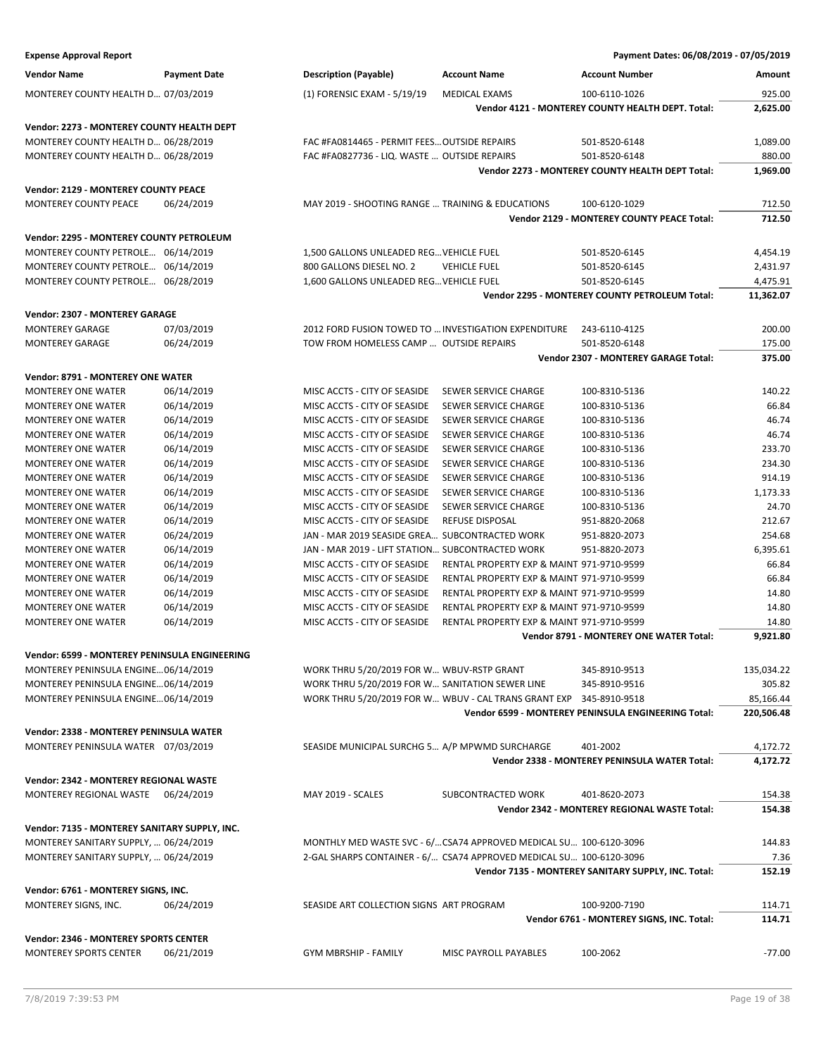**Expense Approval Report** — Payment Dates: 06/08/2019 - 07/05/2019

| Vendor Name | Payment Date | Description (Payable) | Account Name | Account Number | Amount |
|---|---|---|---|---|---|
| MONTEREY COUNTY HEALTH D... | 07/03/2019 | (1) FORENSIC EXAM - 5/19/19 | MEDICAL EXAMS | 100-6110-1026 | 925.00 |
| | | | | **Vendor 4121 - MONTEREY COUNTY HEALTH DEPT. Total:** | **2,625.00** |
| **Vendor: 2273 - MONTEREY COUNTY HEALTH DEPT** | | | | | |
| MONTEREY COUNTY HEALTH D... | 06/28/2019 | FAC #FA0814465 - PERMIT FEES... | OUTSIDE REPAIRS | 501-8520-6148 | 1,089.00 |
| MONTEREY COUNTY HEALTH D... | 06/28/2019 | FAC #FA0827736 - LIQ. WASTE ... | OUTSIDE REPAIRS | 501-8520-6148 | 880.00 |
| | | | | **Vendor 2273 - MONTEREY COUNTY HEALTH DEPT Total:** | **1,969.00** |
| **Vendor: 2129 - MONTEREY COUNTY PEACE** | | | | | |
| MONTEREY COUNTY PEACE | 06/24/2019 | MAY 2019 - SHOOTING RANGE ... | TRAINING & EDUCATIONS | 100-6120-1029 | 712.50 |
| | | | | **Vendor 2129 - MONTEREY COUNTY PEACE Total:** | **712.50** |
| **Vendor: 2295 - MONTEREY COUNTY PETROLEUM** | | | | | |
| MONTEREY COUNTY PETROLE... | 06/14/2019 | 1,500 GALLONS UNLEADED REG... | VEHICLE FUEL | 501-8520-6145 | 4,454.19 |
| MONTEREY COUNTY PETROLE... | 06/14/2019 | 800 GALLONS DIESEL NO. 2 | VEHICLE FUEL | 501-8520-6145 | 2,431.97 |
| MONTEREY COUNTY PETROLE... | 06/28/2019 | 1,600 GALLONS UNLEADED REG... | VEHICLE FUEL | 501-8520-6145 | 4,475.91 |
| | | | | **Vendor 2295 - MONTEREY COUNTY PETROLEUM Total:** | **11,362.07** |
| **Vendor: 2307 - MONTEREY GARAGE** | | | | | |
| MONTEREY GARAGE | 07/03/2019 | 2012 FORD FUSION TOWED TO ... | INVESTIGATION EXPENDITURE | 243-6110-4125 | 200.00 |
| MONTEREY GARAGE | 06/24/2019 | TOW FROM HOMELESS CAMP ... | OUTSIDE REPAIRS | 501-8520-6148 | 175.00 |
| | | | | **Vendor 2307 - MONTEREY GARAGE Total:** | **375.00** |
| **Vendor: 8791 - MONTEREY ONE WATER** | | | | | |
| MONTEREY ONE WATER | 06/14/2019 | MISC ACCTS - CITY OF SEASIDE | SEWER SERVICE CHARGE | 100-8310-5136 | 140.22 |
| MONTEREY ONE WATER | 06/14/2019 | MISC ACCTS - CITY OF SEASIDE | SEWER SERVICE CHARGE | 100-8310-5136 | 66.84 |
| MONTEREY ONE WATER | 06/14/2019 | MISC ACCTS - CITY OF SEASIDE | SEWER SERVICE CHARGE | 100-8310-5136 | 46.74 |
| MONTEREY ONE WATER | 06/14/2019 | MISC ACCTS - CITY OF SEASIDE | SEWER SERVICE CHARGE | 100-8310-5136 | 46.74 |
| MONTEREY ONE WATER | 06/14/2019 | MISC ACCTS - CITY OF SEASIDE | SEWER SERVICE CHARGE | 100-8310-5136 | 233.70 |
| MONTEREY ONE WATER | 06/14/2019 | MISC ACCTS - CITY OF SEASIDE | SEWER SERVICE CHARGE | 100-8310-5136 | 234.30 |
| MONTEREY ONE WATER | 06/14/2019 | MISC ACCTS - CITY OF SEASIDE | SEWER SERVICE CHARGE | 100-8310-5136 | 914.19 |
| MONTEREY ONE WATER | 06/14/2019 | MISC ACCTS - CITY OF SEASIDE | SEWER SERVICE CHARGE | 100-8310-5136 | 1,173.33 |
| MONTEREY ONE WATER | 06/14/2019 | MISC ACCTS - CITY OF SEASIDE | SEWER SERVICE CHARGE | 100-8310-5136 | 24.70 |
| MONTEREY ONE WATER | 06/14/2019 | MISC ACCTS - CITY OF SEASIDE | REFUSE DISPOSAL | 951-8820-2068 | 212.67 |
| MONTEREY ONE WATER | 06/24/2019 | JAN - MAR 2019 SEASIDE GREA... | SUBCONTRACTED WORK | 951-8820-2073 | 254.68 |
| MONTEREY ONE WATER | 06/14/2019 | JAN - MAR 2019 - LIFT STATION... | SUBCONTRACTED WORK | 951-8820-2073 | 6,395.61 |
| MONTEREY ONE WATER | 06/14/2019 | MISC ACCTS - CITY OF SEASIDE | RENTAL PROPERTY EXP & MAINT | 971-9710-9599 | 66.84 |
| MONTEREY ONE WATER | 06/14/2019 | MISC ACCTS - CITY OF SEASIDE | RENTAL PROPERTY EXP & MAINT | 971-9710-9599 | 66.84 |
| MONTEREY ONE WATER | 06/14/2019 | MISC ACCTS - CITY OF SEASIDE | RENTAL PROPERTY EXP & MAINT | 971-9710-9599 | 14.80 |
| MONTEREY ONE WATER | 06/14/2019 | MISC ACCTS - CITY OF SEASIDE | RENTAL PROPERTY EXP & MAINT | 971-9710-9599 | 14.80 |
| MONTEREY ONE WATER | 06/14/2019 | MISC ACCTS - CITY OF SEASIDE | RENTAL PROPERTY EXP & MAINT | 971-9710-9599 | 14.80 |
| | | | | **Vendor 8791 - MONTEREY ONE WATER Total:** | **9,921.80** |
| **Vendor: 6599 - MONTEREY PENINSULA ENGINEERING** | | | | | |
| MONTEREY PENINSULA ENGINE... | 06/14/2019 | WORK THRU 5/20/2019 FOR W... | WBUV-RSTP GRANT | 345-8910-9513 | 135,034.22 |
| MONTEREY PENINSULA ENGINE... | 06/14/2019 | WORK THRU 5/20/2019 FOR W... | SANITATION SEWER LINE | 345-8910-9516 | 305.82 |
| MONTEREY PENINSULA ENGINE... | 06/14/2019 | WORK THRU 5/20/2019 FOR W... | WBUV - CAL TRANS GRANT EXP | 345-8910-9518 | 85,166.44 |
| | | | | **Vendor 6599 - MONTEREY PENINSULA ENGINEERING Total:** | **220,506.48** |
| **Vendor: 2338 - MONTEREY PENINSULA WATER** | | | | | |
| MONTEREY PENINSULA WATER | 07/03/2019 | SEASIDE MUNICIPAL SURCHG 5... | A/P MPWMD SURCHARGE | 401-2002 | 4,172.72 |
| | | | | **Vendor 2338 - MONTEREY PENINSULA WATER Total:** | **4,172.72** |
| **Vendor: 2342 - MONTEREY REGIONAL WASTE** | | | | | |
| MONTEREY REGIONAL WASTE | 06/24/2019 | MAY 2019 - SCALES | SUBCONTRACTED WORK | 401-8620-2073 | 154.38 |
| | | | | **Vendor 2342 - MONTEREY REGIONAL WASTE Total:** | **154.38** |
| **Vendor: 7135 - MONTEREY SANITARY SUPPLY, INC.** | | | | | |
| MONTEREY SANITARY SUPPLY, ... | 06/24/2019 | MONTHLY MED WASTE SVC - 6/... | CSA74 APPROVED MEDICAL SU... | 100-6120-3096 | 144.83 |
| MONTEREY SANITARY SUPPLY, ... | 06/24/2019 | 2-GAL SHARPS CONTAINER - 6/... | CSA74 APPROVED MEDICAL SU... | 100-6120-3096 | 7.36 |
| | | | | **Vendor 7135 - MONTEREY SANITARY SUPPLY, INC. Total:** | **152.19** |
| **Vendor: 6761 - MONTEREY SIGNS, INC.** | | | | | |
| MONTEREY SIGNS, INC. | 06/24/2019 | SEASIDE ART COLLECTION SIGNS | ART PROGRAM | 100-9200-7190 | 114.71 |
| | | | | **Vendor 6761 - MONTEREY SIGNS, INC. Total:** | **114.71** |
| **Vendor: 2346 - MONTEREY SPORTS CENTER** | | | | | |
| MONTEREY SPORTS CENTER | 06/21/2019 | GYM MBRSHIP - FAMILY | MISC PAYROLL PAYABLES | 100-2062 | -77.00 |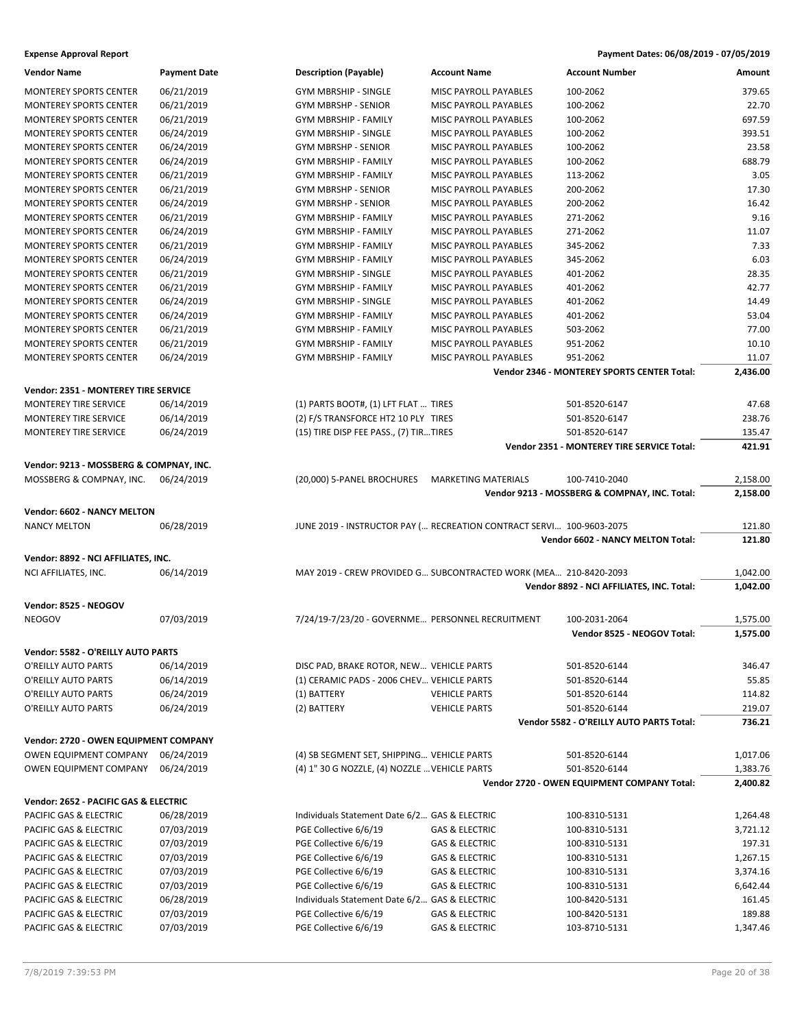**Expense Approval Report** — Payment Dates: 06/08/2019 - 07/05/2019

| Vendor Name | Payment Date | Description (Payable) | Account Name | Account Number | Amount |
|---|---|---|---|---|---|
| MONTEREY SPORTS CENTER | 06/21/2019 | GYM MBRSHIP - SINGLE | MISC PAYROLL PAYABLES | 100-2062 | 379.65 |
| MONTEREY SPORTS CENTER | 06/21/2019 | GYM MBRSHP - SENIOR | MISC PAYROLL PAYABLES | 100-2062 | 22.70 |
| MONTEREY SPORTS CENTER | 06/21/2019 | GYM MBRSHIP - FAMILY | MISC PAYROLL PAYABLES | 100-2062 | 697.59 |
| MONTEREY SPORTS CENTER | 06/24/2019 | GYM MBRSHIP - SINGLE | MISC PAYROLL PAYABLES | 100-2062 | 393.51 |
| MONTEREY SPORTS CENTER | 06/24/2019 | GYM MBRSHP - SENIOR | MISC PAYROLL PAYABLES | 100-2062 | 23.58 |
| MONTEREY SPORTS CENTER | 06/24/2019 | GYM MBRSHIP - FAMILY | MISC PAYROLL PAYABLES | 100-2062 | 688.79 |
| MONTEREY SPORTS CENTER | 06/21/2019 | GYM MBRSHIP - FAMILY | MISC PAYROLL PAYABLES | 113-2062 | 3.05 |
| MONTEREY SPORTS CENTER | 06/21/2019 | GYM MBRSHP - SENIOR | MISC PAYROLL PAYABLES | 200-2062 | 17.30 |
| MONTEREY SPORTS CENTER | 06/24/2019 | GYM MBRSHP - SENIOR | MISC PAYROLL PAYABLES | 200-2062 | 16.42 |
| MONTEREY SPORTS CENTER | 06/21/2019 | GYM MBRSHIP - FAMILY | MISC PAYROLL PAYABLES | 271-2062 | 9.16 |
| MONTEREY SPORTS CENTER | 06/24/2019 | GYM MBRSHIP - FAMILY | MISC PAYROLL PAYABLES | 271-2062 | 11.07 |
| MONTEREY SPORTS CENTER | 06/21/2019 | GYM MBRSHIP - FAMILY | MISC PAYROLL PAYABLES | 345-2062 | 7.33 |
| MONTEREY SPORTS CENTER | 06/24/2019 | GYM MBRSHIP - FAMILY | MISC PAYROLL PAYABLES | 345-2062 | 6.03 |
| MONTEREY SPORTS CENTER | 06/21/2019 | GYM MBRSHIP - SINGLE | MISC PAYROLL PAYABLES | 401-2062 | 28.35 |
| MONTEREY SPORTS CENTER | 06/21/2019 | GYM MBRSHIP - FAMILY | MISC PAYROLL PAYABLES | 401-2062 | 42.77 |
| MONTEREY SPORTS CENTER | 06/24/2019 | GYM MBRSHIP - SINGLE | MISC PAYROLL PAYABLES | 401-2062 | 14.49 |
| MONTEREY SPORTS CENTER | 06/24/2019 | GYM MBRSHIP - FAMILY | MISC PAYROLL PAYABLES | 401-2062 | 53.04 |
| MONTEREY SPORTS CENTER | 06/21/2019 | GYM MBRSHIP - FAMILY | MISC PAYROLL PAYABLES | 503-2062 | 77.00 |
| MONTEREY SPORTS CENTER | 06/21/2019 | GYM MBRSHIP - FAMILY | MISC PAYROLL PAYABLES | 951-2062 | 10.10 |
| MONTEREY SPORTS CENTER | 06/24/2019 | GYM MBRSHIP - FAMILY | MISC PAYROLL PAYABLES | 951-2062 | 11.07 |
| | | | | **Vendor 2346 - MONTEREY SPORTS CENTER Total:** | **2,436.00** |
| **Vendor: 2351 - MONTEREY TIRE SERVICE** | | | | | |
| MONTEREY TIRE SERVICE | 06/14/2019 | (1) PARTS BOOT#, (1) LFT FLAT ... | TIRES | 501-8520-6147 | 47.68 |
| MONTEREY TIRE SERVICE | 06/14/2019 | (2) F/S TRANSFORCE HT2 10 PLY | TIRES | 501-8520-6147 | 238.76 |
| MONTEREY TIRE SERVICE | 06/24/2019 | (15) TIRE DISP FEE PASS., (7) TIR... | TIRES | 501-8520-6147 | 135.47 |
| | | | | **Vendor 2351 - MONTEREY TIRE SERVICE Total:** | **421.91** |
| **Vendor: 9213 - MOSSBERG & COMPNAY, INC.** | | | | | |
| MOSSBERG & COMPNAY, INC. | 06/24/2019 | (20,000) 5-PANEL BROCHURES | MARKETING MATERIALS | 100-7410-2040 | 2,158.00 |
| | | | | **Vendor 9213 - MOSSBERG & COMPNAY, INC. Total:** | **2,158.00** |
| **Vendor: 6602 - NANCY MELTON** | | | | | |
| NANCY MELTON | 06/28/2019 | JUNE 2019 - INSTRUCTOR PAY (... | RECREATION CONTRACT SERVI... | 100-9603-2075 | 121.80 |
| | | | | **Vendor 6602 - NANCY MELTON Total:** | **121.80** |
| **Vendor: 8892 - NCI AFFILIATES, INC.** | | | | | |
| NCI AFFILIATES, INC. | 06/14/2019 | MAY 2019 - CREW PROVIDED G... | SUBCONTRACTED WORK (MEA... | 210-8420-2093 | 1,042.00 |
| | | | | **Vendor 8892 - NCI AFFILIATES, INC. Total:** | **1,042.00** |
| **Vendor: 8525 - NEOGOV** | | | | | |
| NEOGOV | 07/03/2019 | 7/24/19-7/23/20 - GOVERNME... | PERSONNEL RECRUITMENT | 100-2031-2064 | 1,575.00 |
| | | | | **Vendor 8525 - NEOGOV Total:** | **1,575.00** |
| **Vendor: 5582 - O'REILLY AUTO PARTS** | | | | | |
| O'REILLY AUTO PARTS | 06/14/2019 | DISC PAD, BRAKE ROTOR, NEW... | VEHICLE PARTS | 501-8520-6144 | 346.47 |
| O'REILLY AUTO PARTS | 06/14/2019 | (1) CERAMIC PADS - 2006 CHEV... | VEHICLE PARTS | 501-8520-6144 | 55.85 |
| O'REILLY AUTO PARTS | 06/24/2019 | (1) BATTERY | VEHICLE PARTS | 501-8520-6144 | 114.82 |
| O'REILLY AUTO PARTS | 06/24/2019 | (2) BATTERY | VEHICLE PARTS | 501-8520-6144 | 219.07 |
| | | | | **Vendor 5582 - O'REILLY AUTO PARTS Total:** | **736.21** |
| **Vendor: 2720 - OWEN EQUIPMENT COMPANY** | | | | | |
| OWEN EQUIPMENT COMPANY | 06/24/2019 | (4) SB SEGMENT SET, SHIPPING... | VEHICLE PARTS | 501-8520-6144 | 1,017.06 |
| OWEN EQUIPMENT COMPANY | 06/24/2019 | (4) 1" 30 G NOZZLE, (4) NOZZLE ... | VEHICLE PARTS | 501-8520-6144 | 1,383.76 |
| | | | | **Vendor 2720 - OWEN EQUIPMENT COMPANY Total:** | **2,400.82** |
| **Vendor: 2652 - PACIFIC GAS & ELECTRIC** | | | | | |
| PACIFIC GAS & ELECTRIC | 06/28/2019 | Individuals Statement Date 6/2... | GAS & ELECTRIC | 100-8310-5131 | 1,264.48 |
| PACIFIC GAS & ELECTRIC | 07/03/2019 | PGE Collective 6/6/19 | GAS & ELECTRIC | 100-8310-5131 | 3,721.12 |
| PACIFIC GAS & ELECTRIC | 07/03/2019 | PGE Collective 6/6/19 | GAS & ELECTRIC | 100-8310-5131 | 197.31 |
| PACIFIC GAS & ELECTRIC | 07/03/2019 | PGE Collective 6/6/19 | GAS & ELECTRIC | 100-8310-5131 | 1,267.15 |
| PACIFIC GAS & ELECTRIC | 07/03/2019 | PGE Collective 6/6/19 | GAS & ELECTRIC | 100-8310-5131 | 3,374.16 |
| PACIFIC GAS & ELECTRIC | 07/03/2019 | PGE Collective 6/6/19 | GAS & ELECTRIC | 100-8310-5131 | 6,642.44 |
| PACIFIC GAS & ELECTRIC | 06/28/2019 | Individuals Statement Date 6/2... | GAS & ELECTRIC | 100-8420-5131 | 161.45 |
| PACIFIC GAS & ELECTRIC | 07/03/2019 | PGE Collective 6/6/19 | GAS & ELECTRIC | 100-8420-5131 | 189.88 |
| PACIFIC GAS & ELECTRIC | 07/03/2019 | PGE Collective 6/6/19 | GAS & ELECTRIC | 103-8710-5131 | 1,347.46 |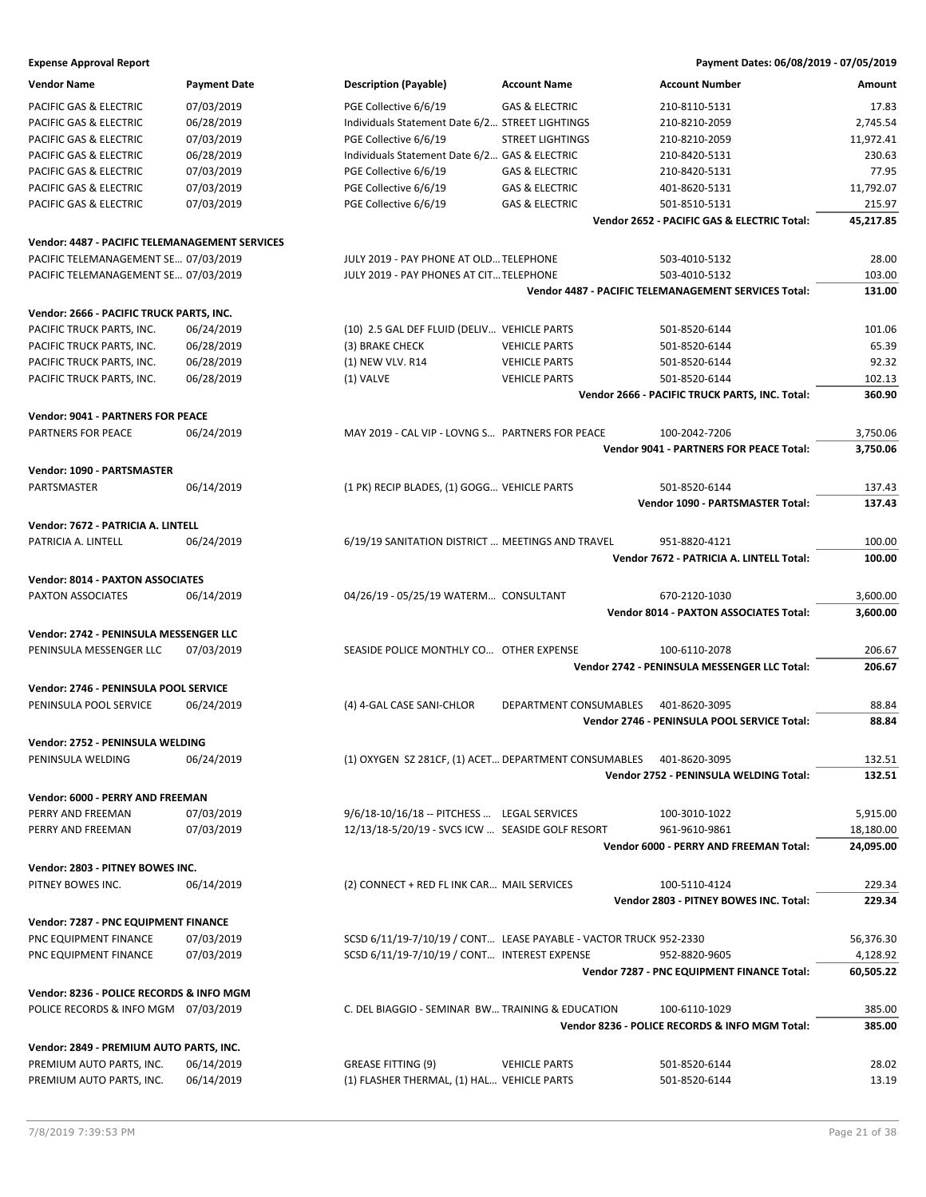**Expense Approval Report** — Payment Dates: 06/08/2019 - 07/05/2019

| Vendor Name | Payment Date | Description (Payable) | Account Name | Account Number | Amount |
|---|---|---|---|---|---|
| PACIFIC GAS & ELECTRIC | 07/03/2019 | PGE Collective 6/6/19 | GAS & ELECTRIC | 210-8110-5131 | 17.83 |
| PACIFIC GAS & ELECTRIC | 06/28/2019 | Individuals Statement Date 6/2… | STREET LIGHTINGS | 210-8210-2059 | 2,745.54 |
| PACIFIC GAS & ELECTRIC | 07/03/2019 | PGE Collective 6/6/19 | STREET LIGHTINGS | 210-8210-2059 | 11,972.41 |
| PACIFIC GAS & ELECTRIC | 06/28/2019 | Individuals Statement Date 6/2… | GAS & ELECTRIC | 210-8420-5131 | 230.63 |
| PACIFIC GAS & ELECTRIC | 07/03/2019 | PGE Collective 6/6/19 | GAS & ELECTRIC | 210-8420-5131 | 77.95 |
| PACIFIC GAS & ELECTRIC | 07/03/2019 | PGE Collective 6/6/19 | GAS & ELECTRIC | 401-8620-5131 | 11,792.07 |
| PACIFIC GAS & ELECTRIC | 07/03/2019 | PGE Collective 6/6/19 | GAS & ELECTRIC | 501-8510-5131 | 215.97 |
| | | | | **Vendor 2652 - PACIFIC GAS & ELECTRIC Total:** | **45,217.85** |
| **Vendor: 4487 - PACIFIC TELEMANAGEMENT SERVICES** | | | | | |
| PACIFIC TELEMANAGEMENT SE… | 07/03/2019 | JULY 2019 - PAY PHONE AT OLD… | TELEPHONE | 503-4010-5132 | 28.00 |
| PACIFIC TELEMANAGEMENT SE… | 07/03/2019 | JULY 2019 - PAY PHONES AT CIT… | TELEPHONE | 503-4010-5132 | 103.00 |
| | | | | **Vendor 4487 - PACIFIC TELEMANAGEMENT SERVICES Total:** | **131.00** |
| **Vendor: 2666 - PACIFIC TRUCK PARTS, INC.** | | | | | |
| PACIFIC TRUCK PARTS, INC. | 06/24/2019 | (10) 2.5 GAL DEF FLUID (DELIV… | VEHICLE PARTS | 501-8520-6144 | 101.06 |
| PACIFIC TRUCK PARTS, INC. | 06/28/2019 | (3) BRAKE CHECK | VEHICLE PARTS | 501-8520-6144 | 65.39 |
| PACIFIC TRUCK PARTS, INC. | 06/28/2019 | (1) NEW VLV. R14 | VEHICLE PARTS | 501-8520-6144 | 92.32 |
| PACIFIC TRUCK PARTS, INC. | 06/28/2019 | (1) VALVE | VEHICLE PARTS | 501-8520-6144 | 102.13 |
| | | | | **Vendor 2666 - PACIFIC TRUCK PARTS, INC. Total:** | **360.90** |
| **Vendor: 9041 - PARTNERS FOR PEACE** | | | | | |
| PARTNERS FOR PEACE | 06/24/2019 | MAY 2019 - CAL VIP - LOVNG S… | PARTNERS FOR PEACE | 100-2042-7206 | 3,750.06 |
| | | | | **Vendor 9041 - PARTNERS FOR PEACE Total:** | **3,750.06** |
| **Vendor: 1090 - PARTSMASTER** | | | | | |
| PARTSMASTER | 06/14/2019 | (1 PK) RECIP BLADES, (1) GOGG… | VEHICLE PARTS | 501-8520-6144 | 137.43 |
| | | | | **Vendor 1090 - PARTSMASTER Total:** | **137.43** |
| **Vendor: 7672 - PATRICIA A. LINTELL** | | | | | |
| PATRICIA A. LINTELL | 06/24/2019 | 6/19/19 SANITATION DISTRICT … | MEETINGS AND TRAVEL | 951-8820-4121 | 100.00 |
| | | | | **Vendor 7672 - PATRICIA A. LINTELL Total:** | **100.00** |
| **Vendor: 8014 - PAXTON ASSOCIATES** | | | | | |
| PAXTON ASSOCIATES | 06/14/2019 | 04/26/19 - 05/25/19 WATERM… | CONSULTANT | 670-2120-1030 | 3,600.00 |
| | | | | **Vendor 8014 - PAXTON ASSOCIATES Total:** | **3,600.00** |
| **Vendor: 2742 - PENINSULA MESSENGER LLC** | | | | | |
| PENINSULA MESSENGER LLC | 07/03/2019 | SEASIDE POLICE MONTHLY CO… | OTHER EXPENSE | 100-6110-2078 | 206.67 |
| | | | | **Vendor 2742 - PENINSULA MESSENGER LLC Total:** | **206.67** |
| **Vendor: 2746 - PENINSULA POOL SERVICE** | | | | | |
| PENINSULA POOL SERVICE | 06/24/2019 | (4) 4-GAL CASE SANI-CHLOR | DEPARTMENT CONSUMABLES | 401-8620-3095 | 88.84 |
| | | | | **Vendor 2746 - PENINSULA POOL SERVICE Total:** | **88.84** |
| **Vendor: 2752 - PENINSULA WELDING** | | | | | |
| PENINSULA WELDING | 06/24/2019 | (1) OXYGEN SZ 281CF, (1) ACET… | DEPARTMENT CONSUMABLES | 401-8620-3095 | 132.51 |
| | | | | **Vendor 2752 - PENINSULA WELDING Total:** | **132.51** |
| **Vendor: 6000 - PERRY AND FREEMAN** | | | | | |
| PERRY AND FREEMAN | 07/03/2019 | 9/6/18-10/16/18 -- PITCHESS … | LEGAL SERVICES | 100-3010-1022 | 5,915.00 |
| PERRY AND FREEMAN | 07/03/2019 | 12/13/18-5/20/19 - SVCS ICW … | SEASIDE GOLF RESORT | 961-9610-9861 | 18,180.00 |
| | | | | **Vendor 6000 - PERRY AND FREEMAN Total:** | **24,095.00** |
| **Vendor: 2803 - PITNEY BOWES INC.** | | | | | |
| PITNEY BOWES INC. | 06/14/2019 | (2) CONNECT + RED FL INK CAR… | MAIL SERVICES | 100-5110-4124 | 229.34 |
| | | | | **Vendor 2803 - PITNEY BOWES INC. Total:** | **229.34** |
| **Vendor: 7287 - PNC EQUIPMENT FINANCE** | | | | | |
| PNC EQUIPMENT FINANCE | 07/03/2019 | SCSD 6/11/19-7/10/19 / CONT… | LEASE PAYABLE - VACTOR TRUCK | 952-2330 | 56,376.30 |
| PNC EQUIPMENT FINANCE | 07/03/2019 | SCSD 6/11/19-7/10/19 / CONT… | INTEREST EXPENSE | 952-8820-9605 | 4,128.92 |
| | | | | **Vendor 7287 - PNC EQUIPMENT FINANCE Total:** | **60,505.22** |
| **Vendor: 8236 - POLICE RECORDS & INFO MGM** | | | | | |
| POLICE RECORDS & INFO MGM | 07/03/2019 | C. DEL BIAGGIO - SEMINAR BW… | TRAINING & EDUCATION | 100-6110-1029 | 385.00 |
| | | | | **Vendor 8236 - POLICE RECORDS & INFO MGM Total:** | **385.00** |
| **Vendor: 2849 - PREMIUM AUTO PARTS, INC.** | | | | | |
| PREMIUM AUTO PARTS, INC. | 06/14/2019 | GREASE FITTING (9) | VEHICLE PARTS | 501-8520-6144 | 28.02 |
| PREMIUM AUTO PARTS, INC. | 06/14/2019 | (1) FLASHER THERMAL, (1) HAL… | VEHICLE PARTS | 501-8520-6144 | 13.19 |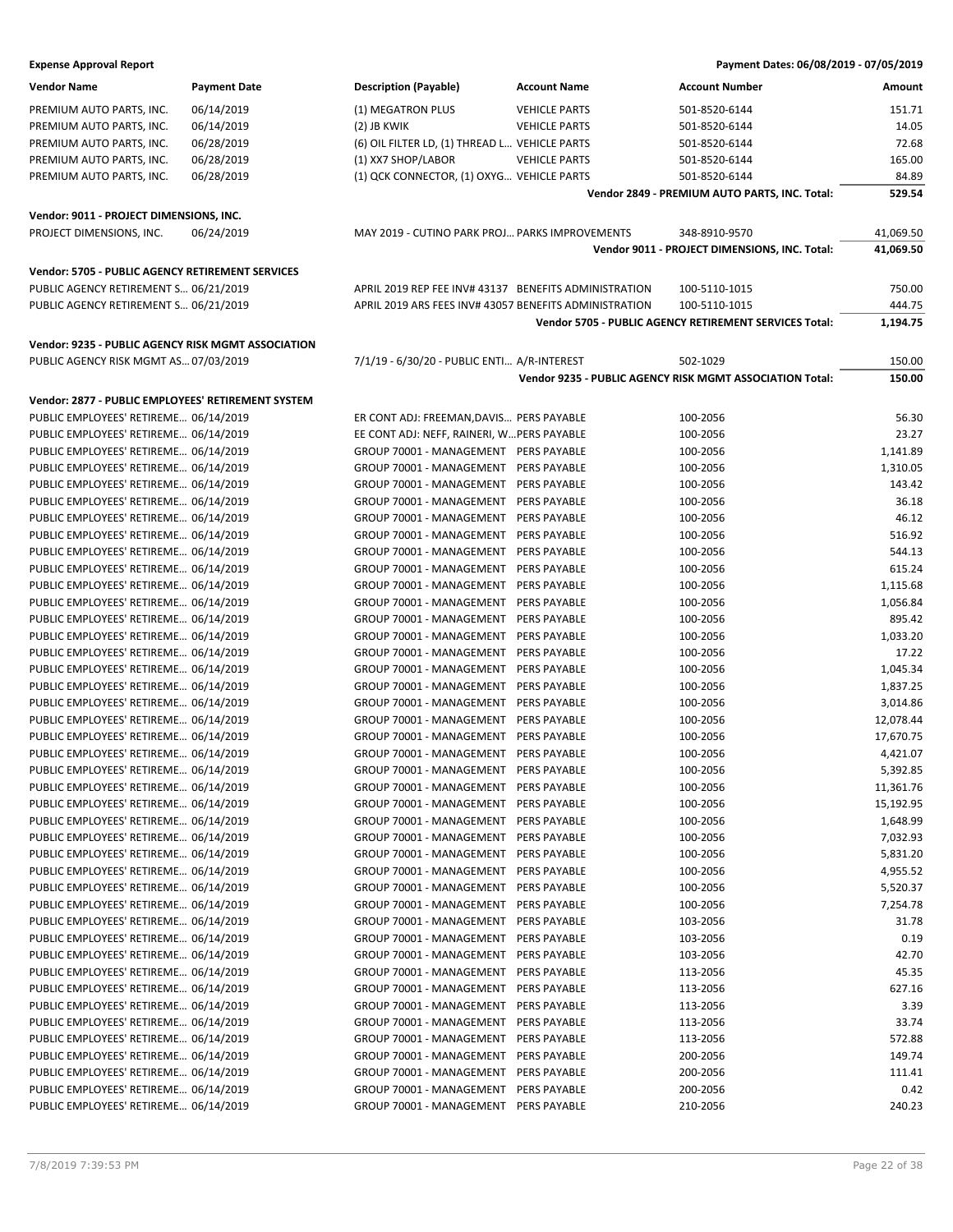**Expense Approval Report** — Payment Dates: 06/08/2019 - 07/05/2019

| Vendor Name | Payment Date | Description (Payable) | Account Name | Account Number | Amount |
|---|---|---|---|---|---|
| PREMIUM AUTO PARTS, INC. | 06/14/2019 | (1) MEGATRON PLUS | VEHICLE PARTS | 501-8520-6144 | 151.71 |
| PREMIUM AUTO PARTS, INC. | 06/14/2019 | (2) JB KWIK | VEHICLE PARTS | 501-8520-6144 | 14.05 |
| PREMIUM AUTO PARTS, INC. | 06/28/2019 | (6) OIL FILTER LD, (1) THREAD L... | VEHICLE PARTS | 501-8520-6144 | 72.68 |
| PREMIUM AUTO PARTS, INC. | 06/28/2019 | (1) XX7 SHOP/LABOR | VEHICLE PARTS | 501-8520-6144 | 165.00 |
| PREMIUM AUTO PARTS, INC. | 06/28/2019 | (1) QCK CONNECTOR, (1) OXYG... | VEHICLE PARTS | 501-8520-6144 | 84.89 |
| | | | | **Vendor 2849 - PREMIUM AUTO PARTS, INC. Total:** | **529.54** |
| **Vendor: 9011 - PROJECT DIMENSIONS, INC.** | | | | | |
| PROJECT DIMENSIONS, INC. | 06/24/2019 | MAY 2019 - CUTINO PARK PROJ... | PARKS IMPROVEMENTS | 348-8910-9570 | 41,069.50 |
| | | | | **Vendor 9011 - PROJECT DIMENSIONS, INC. Total:** | **41,069.50** |
| **Vendor: 5705 - PUBLIC AGENCY RETIREMENT SERVICES** | | | | | |
| PUBLIC AGENCY RETIREMENT S... | 06/21/2019 | APRIL 2019 REP FEE INV# 43137 | BENEFITS ADMINISTRATION | 100-5110-1015 | 750.00 |
| PUBLIC AGENCY RETIREMENT S... | 06/21/2019 | APRIL 2019 ARS FEES INV# 43057 | BENEFITS ADMINISTRATION | 100-5110-1015 | 444.75 |
| | | | | **Vendor 5705 - PUBLIC AGENCY RETIREMENT SERVICES Total:** | **1,194.75** |
| **Vendor: 9235 - PUBLIC AGENCY RISK MGMT ASSOCIATION** | | | | | |
| PUBLIC AGENCY RISK MGMT AS... | 07/03/2019 | 7/1/19 - 6/30/20 - PUBLIC ENTI... | A/R-INTEREST | 502-1029 | 150.00 |
| | | | | **Vendor 9235 - PUBLIC AGENCY RISK MGMT ASSOCIATION Total:** | **150.00** |
| **Vendor: 2877 - PUBLIC EMPLOYEES' RETIREMENT SYSTEM** | | | | | |
| PUBLIC EMPLOYEES' RETIREME... | 06/14/2019 | ER CONT ADJ: FREEMAN,DAVIS... | PERS PAYABLE | 100-2056 | 56.30 |
| PUBLIC EMPLOYEES' RETIREME... | 06/14/2019 | EE CONT ADJ: NEFF, RAINERI, W... | PERS PAYABLE | 100-2056 | 23.27 |
| PUBLIC EMPLOYEES' RETIREME... | 06/14/2019 | GROUP 70001 - MANAGEMENT | PERS PAYABLE | 100-2056 | 1,141.89 |
| PUBLIC EMPLOYEES' RETIREME... | 06/14/2019 | GROUP 70001 - MANAGEMENT | PERS PAYABLE | 100-2056 | 1,310.05 |
| PUBLIC EMPLOYEES' RETIREME... | 06/14/2019 | GROUP 70001 - MANAGEMENT | PERS PAYABLE | 100-2056 | 143.42 |
| PUBLIC EMPLOYEES' RETIREME... | 06/14/2019 | GROUP 70001 - MANAGEMENT | PERS PAYABLE | 100-2056 | 36.18 |
| PUBLIC EMPLOYEES' RETIREME... | 06/14/2019 | GROUP 70001 - MANAGEMENT | PERS PAYABLE | 100-2056 | 46.12 |
| PUBLIC EMPLOYEES' RETIREME... | 06/14/2019 | GROUP 70001 - MANAGEMENT | PERS PAYABLE | 100-2056 | 516.92 |
| PUBLIC EMPLOYEES' RETIREME... | 06/14/2019 | GROUP 70001 - MANAGEMENT | PERS PAYABLE | 100-2056 | 544.13 |
| PUBLIC EMPLOYEES' RETIREME... | 06/14/2019 | GROUP 70001 - MANAGEMENT | PERS PAYABLE | 100-2056 | 615.24 |
| PUBLIC EMPLOYEES' RETIREME... | 06/14/2019 | GROUP 70001 - MANAGEMENT | PERS PAYABLE | 100-2056 | 1,115.68 |
| PUBLIC EMPLOYEES' RETIREME... | 06/14/2019 | GROUP 70001 - MANAGEMENT | PERS PAYABLE | 100-2056 | 1,056.84 |
| PUBLIC EMPLOYEES' RETIREME... | 06/14/2019 | GROUP 70001 - MANAGEMENT | PERS PAYABLE | 100-2056 | 895.42 |
| PUBLIC EMPLOYEES' RETIREME... | 06/14/2019 | GROUP 70001 - MANAGEMENT | PERS PAYABLE | 100-2056 | 1,033.20 |
| PUBLIC EMPLOYEES' RETIREME... | 06/14/2019 | GROUP 70001 - MANAGEMENT | PERS PAYABLE | 100-2056 | 17.22 |
| PUBLIC EMPLOYEES' RETIREME... | 06/14/2019 | GROUP 70001 - MANAGEMENT | PERS PAYABLE | 100-2056 | 1,045.34 |
| PUBLIC EMPLOYEES' RETIREME... | 06/14/2019 | GROUP 70001 - MANAGEMENT | PERS PAYABLE | 100-2056 | 1,837.25 |
| PUBLIC EMPLOYEES' RETIREME... | 06/14/2019 | GROUP 70001 - MANAGEMENT | PERS PAYABLE | 100-2056 | 3,014.86 |
| PUBLIC EMPLOYEES' RETIREME... | 06/14/2019 | GROUP 70001 - MANAGEMENT | PERS PAYABLE | 100-2056 | 12,078.44 |
| PUBLIC EMPLOYEES' RETIREME... | 06/14/2019 | GROUP 70001 - MANAGEMENT | PERS PAYABLE | 100-2056 | 17,670.75 |
| PUBLIC EMPLOYEES' RETIREME... | 06/14/2019 | GROUP 70001 - MANAGEMENT | PERS PAYABLE | 100-2056 | 4,421.07 |
| PUBLIC EMPLOYEES' RETIREME... | 06/14/2019 | GROUP 70001 - MANAGEMENT | PERS PAYABLE | 100-2056 | 5,392.85 |
| PUBLIC EMPLOYEES' RETIREME... | 06/14/2019 | GROUP 70001 - MANAGEMENT | PERS PAYABLE | 100-2056 | 11,361.76 |
| PUBLIC EMPLOYEES' RETIREME... | 06/14/2019 | GROUP 70001 - MANAGEMENT | PERS PAYABLE | 100-2056 | 15,192.95 |
| PUBLIC EMPLOYEES' RETIREME... | 06/14/2019 | GROUP 70001 - MANAGEMENT | PERS PAYABLE | 100-2056 | 1,648.99 |
| PUBLIC EMPLOYEES' RETIREME... | 06/14/2019 | GROUP 70001 - MANAGEMENT | PERS PAYABLE | 100-2056 | 7,032.93 |
| PUBLIC EMPLOYEES' RETIREME... | 06/14/2019 | GROUP 70001 - MANAGEMENT | PERS PAYABLE | 100-2056 | 5,831.20 |
| PUBLIC EMPLOYEES' RETIREME... | 06/14/2019 | GROUP 70001 - MANAGEMENT | PERS PAYABLE | 100-2056 | 4,955.52 |
| PUBLIC EMPLOYEES' RETIREME... | 06/14/2019 | GROUP 70001 - MANAGEMENT | PERS PAYABLE | 100-2056 | 5,520.37 |
| PUBLIC EMPLOYEES' RETIREME... | 06/14/2019 | GROUP 70001 - MANAGEMENT | PERS PAYABLE | 100-2056 | 7,254.78 |
| PUBLIC EMPLOYEES' RETIREME... | 06/14/2019 | GROUP 70001 - MANAGEMENT | PERS PAYABLE | 103-2056 | 31.78 |
| PUBLIC EMPLOYEES' RETIREME... | 06/14/2019 | GROUP 70001 - MANAGEMENT | PERS PAYABLE | 103-2056 | 0.19 |
| PUBLIC EMPLOYEES' RETIREME... | 06/14/2019 | GROUP 70001 - MANAGEMENT | PERS PAYABLE | 103-2056 | 42.70 |
| PUBLIC EMPLOYEES' RETIREME... | 06/14/2019 | GROUP 70001 - MANAGEMENT | PERS PAYABLE | 113-2056 | 45.35 |
| PUBLIC EMPLOYEES' RETIREME... | 06/14/2019 | GROUP 70001 - MANAGEMENT | PERS PAYABLE | 113-2056 | 627.16 |
| PUBLIC EMPLOYEES' RETIREME... | 06/14/2019 | GROUP 70001 - MANAGEMENT | PERS PAYABLE | 113-2056 | 3.39 |
| PUBLIC EMPLOYEES' RETIREME... | 06/14/2019 | GROUP 70001 - MANAGEMENT | PERS PAYABLE | 113-2056 | 33.74 |
| PUBLIC EMPLOYEES' RETIREME... | 06/14/2019 | GROUP 70001 - MANAGEMENT | PERS PAYABLE | 113-2056 | 572.88 |
| PUBLIC EMPLOYEES' RETIREME... | 06/14/2019 | GROUP 70001 - MANAGEMENT | PERS PAYABLE | 200-2056 | 149.74 |
| PUBLIC EMPLOYEES' RETIREME... | 06/14/2019 | GROUP 70001 - MANAGEMENT | PERS PAYABLE | 200-2056 | 111.41 |
| PUBLIC EMPLOYEES' RETIREME... | 06/14/2019 | GROUP 70001 - MANAGEMENT | PERS PAYABLE | 200-2056 | 0.42 |
| PUBLIC EMPLOYEES' RETIREME... | 06/14/2019 | GROUP 70001 - MANAGEMENT | PERS PAYABLE | 210-2056 | 240.23 |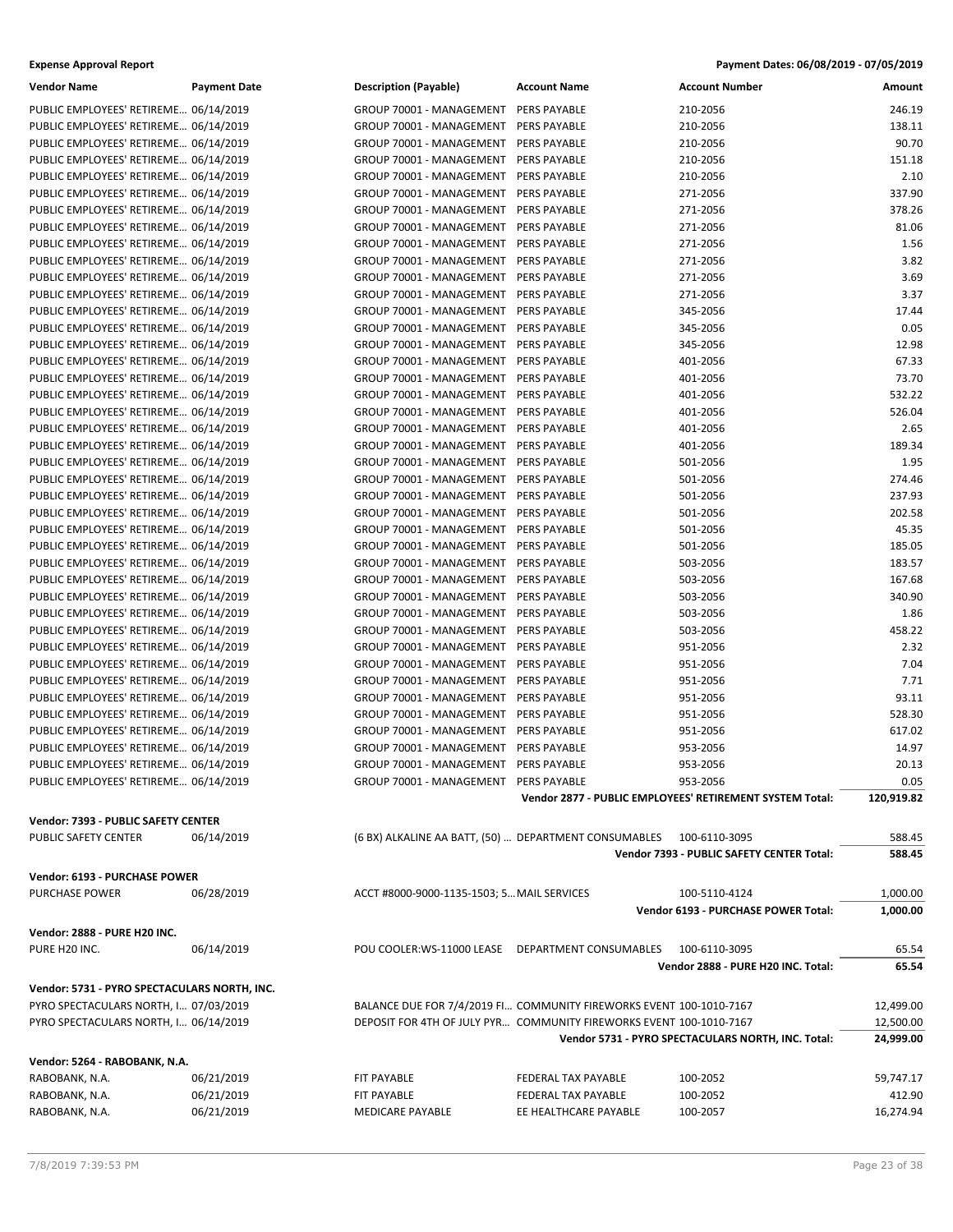**Expense Approval Report** — Payment Dates: 06/08/2019 - 07/05/2019

| Vendor Name | Payment Date | Description (Payable) | Account Name | Account Number | Amount |
|---|---|---|---|---|---|
| PUBLIC EMPLOYEES' RETIREME... | 06/14/2019 | GROUP 70001 - MANAGEMENT | PERS PAYABLE | 210-2056 | 246.19 |
| PUBLIC EMPLOYEES' RETIREME... | 06/14/2019 | GROUP 70001 - MANAGEMENT | PERS PAYABLE | 210-2056 | 138.11 |
| PUBLIC EMPLOYEES' RETIREME... | 06/14/2019 | GROUP 70001 - MANAGEMENT | PERS PAYABLE | 210-2056 | 90.70 |
| PUBLIC EMPLOYEES' RETIREME... | 06/14/2019 | GROUP 70001 - MANAGEMENT | PERS PAYABLE | 210-2056 | 151.18 |
| PUBLIC EMPLOYEES' RETIREME... | 06/14/2019 | GROUP 70001 - MANAGEMENT | PERS PAYABLE | 210-2056 | 2.10 |
| PUBLIC EMPLOYEES' RETIREME... | 06/14/2019 | GROUP 70001 - MANAGEMENT | PERS PAYABLE | 271-2056 | 337.90 |
| PUBLIC EMPLOYEES' RETIREME... | 06/14/2019 | GROUP 70001 - MANAGEMENT | PERS PAYABLE | 271-2056 | 378.26 |
| PUBLIC EMPLOYEES' RETIREME... | 06/14/2019 | GROUP 70001 - MANAGEMENT | PERS PAYABLE | 271-2056 | 81.06 |
| PUBLIC EMPLOYEES' RETIREME... | 06/14/2019 | GROUP 70001 - MANAGEMENT | PERS PAYABLE | 271-2056 | 1.56 |
| PUBLIC EMPLOYEES' RETIREME... | 06/14/2019 | GROUP 70001 - MANAGEMENT | PERS PAYABLE | 271-2056 | 3.82 |
| PUBLIC EMPLOYEES' RETIREME... | 06/14/2019 | GROUP 70001 - MANAGEMENT | PERS PAYABLE | 271-2056 | 3.69 |
| PUBLIC EMPLOYEES' RETIREME... | 06/14/2019 | GROUP 70001 - MANAGEMENT | PERS PAYABLE | 271-2056 | 3.37 |
| PUBLIC EMPLOYEES' RETIREME... | 06/14/2019 | GROUP 70001 - MANAGEMENT | PERS PAYABLE | 345-2056 | 17.44 |
| PUBLIC EMPLOYEES' RETIREME... | 06/14/2019 | GROUP 70001 - MANAGEMENT | PERS PAYABLE | 345-2056 | 0.05 |
| PUBLIC EMPLOYEES' RETIREME... | 06/14/2019 | GROUP 70001 - MANAGEMENT | PERS PAYABLE | 345-2056 | 12.98 |
| PUBLIC EMPLOYEES' RETIREME... | 06/14/2019 | GROUP 70001 - MANAGEMENT | PERS PAYABLE | 401-2056 | 67.33 |
| PUBLIC EMPLOYEES' RETIREME... | 06/14/2019 | GROUP 70001 - MANAGEMENT | PERS PAYABLE | 401-2056 | 73.70 |
| PUBLIC EMPLOYEES' RETIREME... | 06/14/2019 | GROUP 70001 - MANAGEMENT | PERS PAYABLE | 401-2056 | 532.22 |
| PUBLIC EMPLOYEES' RETIREME... | 06/14/2019 | GROUP 70001 - MANAGEMENT | PERS PAYABLE | 401-2056 | 526.04 |
| PUBLIC EMPLOYEES' RETIREME... | 06/14/2019 | GROUP 70001 - MANAGEMENT | PERS PAYABLE | 401-2056 | 2.65 |
| PUBLIC EMPLOYEES' RETIREME... | 06/14/2019 | GROUP 70001 - MANAGEMENT | PERS PAYABLE | 401-2056 | 189.34 |
| PUBLIC EMPLOYEES' RETIREME... | 06/14/2019 | GROUP 70001 - MANAGEMENT | PERS PAYABLE | 501-2056 | 1.95 |
| PUBLIC EMPLOYEES' RETIREME... | 06/14/2019 | GROUP 70001 - MANAGEMENT | PERS PAYABLE | 501-2056 | 274.46 |
| PUBLIC EMPLOYEES' RETIREME... | 06/14/2019 | GROUP 70001 - MANAGEMENT | PERS PAYABLE | 501-2056 | 237.93 |
| PUBLIC EMPLOYEES' RETIREME... | 06/14/2019 | GROUP 70001 - MANAGEMENT | PERS PAYABLE | 501-2056 | 202.58 |
| PUBLIC EMPLOYEES' RETIREME... | 06/14/2019 | GROUP 70001 - MANAGEMENT | PERS PAYABLE | 501-2056 | 45.35 |
| PUBLIC EMPLOYEES' RETIREME... | 06/14/2019 | GROUP 70001 - MANAGEMENT | PERS PAYABLE | 501-2056 | 185.05 |
| PUBLIC EMPLOYEES' RETIREME... | 06/14/2019 | GROUP 70001 - MANAGEMENT | PERS PAYABLE | 503-2056 | 183.57 |
| PUBLIC EMPLOYEES' RETIREME... | 06/14/2019 | GROUP 70001 - MANAGEMENT | PERS PAYABLE | 503-2056 | 167.68 |
| PUBLIC EMPLOYEES' RETIREME... | 06/14/2019 | GROUP 70001 - MANAGEMENT | PERS PAYABLE | 503-2056 | 340.90 |
| PUBLIC EMPLOYEES' RETIREME... | 06/14/2019 | GROUP 70001 - MANAGEMENT | PERS PAYABLE | 503-2056 | 1.86 |
| PUBLIC EMPLOYEES' RETIREME... | 06/14/2019 | GROUP 70001 - MANAGEMENT | PERS PAYABLE | 503-2056 | 458.22 |
| PUBLIC EMPLOYEES' RETIREME... | 06/14/2019 | GROUP 70001 - MANAGEMENT | PERS PAYABLE | 951-2056 | 2.32 |
| PUBLIC EMPLOYEES' RETIREME... | 06/14/2019 | GROUP 70001 - MANAGEMENT | PERS PAYABLE | 951-2056 | 7.04 |
| PUBLIC EMPLOYEES' RETIREME... | 06/14/2019 | GROUP 70001 - MANAGEMENT | PERS PAYABLE | 951-2056 | 7.71 |
| PUBLIC EMPLOYEES' RETIREME... | 06/14/2019 | GROUP 70001 - MANAGEMENT | PERS PAYABLE | 951-2056 | 93.11 |
| PUBLIC EMPLOYEES' RETIREME... | 06/14/2019 | GROUP 70001 - MANAGEMENT | PERS PAYABLE | 951-2056 | 528.30 |
| PUBLIC EMPLOYEES' RETIREME... | 06/14/2019 | GROUP 70001 - MANAGEMENT | PERS PAYABLE | 951-2056 | 617.02 |
| PUBLIC EMPLOYEES' RETIREME... | 06/14/2019 | GROUP 70001 - MANAGEMENT | PERS PAYABLE | 953-2056 | 14.97 |
| PUBLIC EMPLOYEES' RETIREME... | 06/14/2019 | GROUP 70001 - MANAGEMENT | PERS PAYABLE | 953-2056 | 20.13 |
| PUBLIC EMPLOYEES' RETIREME... | 06/14/2019 | GROUP 70001 - MANAGEMENT | PERS PAYABLE | 953-2056 | 0.05 |
| | | | | **Vendor 2877 - PUBLIC EMPLOYEES' RETIREMENT SYSTEM Total:** | **120,919.82** |
| **Vendor: 7393 - PUBLIC SAFETY CENTER** | | | | | |
| PUBLIC SAFETY CENTER | 06/14/2019 | (6 BX) ALKALINE AA BATT, (50) ... | DEPARTMENT CONSUMABLES | 100-6110-3095 | 588.45 |
| | | | | **Vendor 7393 - PUBLIC SAFETY CENTER Total:** | **588.45** |
| **Vendor: 6193 - PURCHASE POWER** | | | | | |
| PURCHASE POWER | 06/28/2019 | ACCT #8000-9000-1135-1503; 5... | MAIL SERVICES | 100-5110-4124 | 1,000.00 |
| | | | | **Vendor 6193 - PURCHASE POWER Total:** | **1,000.00** |
| **Vendor: 2888 - PURE H20 INC.** | | | | | |
| PURE H20 INC. | 06/14/2019 | POU COOLER:WS-11000 LEASE | DEPARTMENT CONSUMABLES | 100-6110-3095 | 65.54 |
| | | | | **Vendor 2888 - PURE H20 INC. Total:** | **65.54** |
| **Vendor: 5731 - PYRO SPECTACULARS NORTH, INC.** | | | | | |
| PYRO SPECTACULARS NORTH, I... | 07/03/2019 | BALANCE DUE FOR 7/4/2019 FI... | COMMUNITY FIREWORKS EVENT | 100-1010-7167 | 12,499.00 |
| PYRO SPECTACULARS NORTH, I... | 06/14/2019 | DEPOSIT FOR 4TH OF JULY PYR... | COMMUNITY FIREWORKS EVENT | 100-1010-7167 | 12,500.00 |
| | | | | **Vendor 5731 - PYRO SPECTACULARS NORTH, INC. Total:** | **24,999.00** |
| **Vendor: 5264 - RABOBANK, N.A.** | | | | | |
| RABOBANK, N.A. | 06/21/2019 | FIT PAYABLE | FEDERAL TAX PAYABLE | 100-2052 | 59,747.17 |
| RABOBANK, N.A. | 06/21/2019 | FIT PAYABLE | FEDERAL TAX PAYABLE | 100-2052 | 412.90 |
| RABOBANK, N.A. | 06/21/2019 | MEDICARE PAYABLE | EE HEALTHCARE PAYABLE | 100-2057 | 16,274.94 |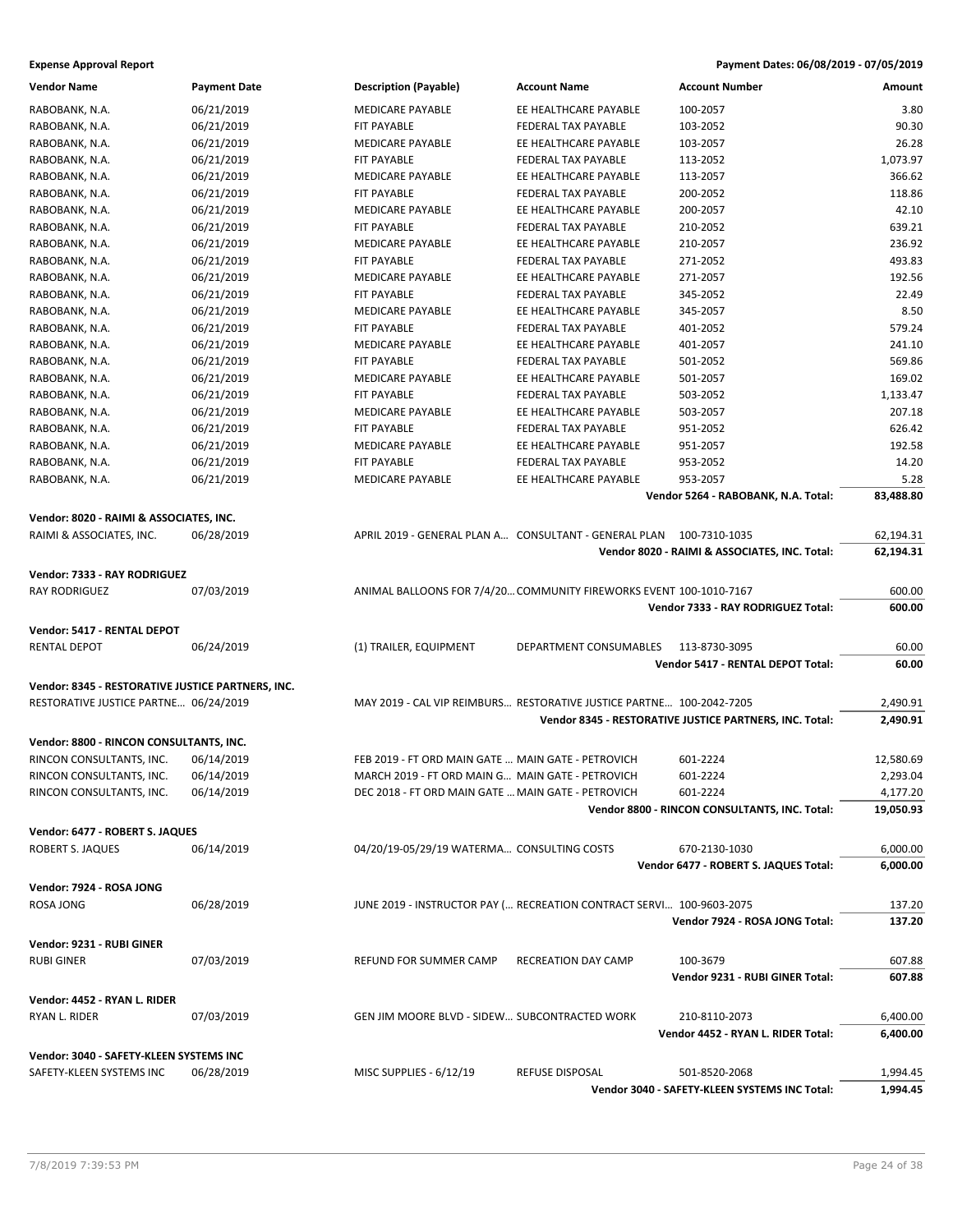| Vendor Name | Payment Date | Description (Payable) | Account Name | Account Number | Amount |
|---|---|---|---|---|---|
| RABOBANK, N.A. | 06/21/2019 | MEDICARE PAYABLE | EE HEALTHCARE PAYABLE | 100-2057 | 3.80 |
| RABOBANK, N.A. | 06/21/2019 | FIT PAYABLE | FEDERAL TAX PAYABLE | 103-2052 | 90.30 |
| RABOBANK, N.A. | 06/21/2019 | MEDICARE PAYABLE | EE HEALTHCARE PAYABLE | 103-2057 | 26.28 |
| RABOBANK, N.A. | 06/21/2019 | FIT PAYABLE | FEDERAL TAX PAYABLE | 113-2052 | 1,073.97 |
| RABOBANK, N.A. | 06/21/2019 | MEDICARE PAYABLE | EE HEALTHCARE PAYABLE | 113-2057 | 366.62 |
| RABOBANK, N.A. | 06/21/2019 | FIT PAYABLE | FEDERAL TAX PAYABLE | 200-2052 | 118.86 |
| RABOBANK, N.A. | 06/21/2019 | MEDICARE PAYABLE | EE HEALTHCARE PAYABLE | 200-2057 | 42.10 |
| RABOBANK, N.A. | 06/21/2019 | FIT PAYABLE | FEDERAL TAX PAYABLE | 210-2052 | 639.21 |
| RABOBANK, N.A. | 06/21/2019 | MEDICARE PAYABLE | EE HEALTHCARE PAYABLE | 210-2057 | 236.92 |
| RABOBANK, N.A. | 06/21/2019 | FIT PAYABLE | FEDERAL TAX PAYABLE | 271-2052 | 493.83 |
| RABOBANK, N.A. | 06/21/2019 | MEDICARE PAYABLE | EE HEALTHCARE PAYABLE | 271-2057 | 192.56 |
| RABOBANK, N.A. | 06/21/2019 | FIT PAYABLE | FEDERAL TAX PAYABLE | 345-2052 | 22.49 |
| RABOBANK, N.A. | 06/21/2019 | MEDICARE PAYABLE | EE HEALTHCARE PAYABLE | 345-2057 | 8.50 |
| RABOBANK, N.A. | 06/21/2019 | FIT PAYABLE | FEDERAL TAX PAYABLE | 401-2052 | 579.24 |
| RABOBANK, N.A. | 06/21/2019 | MEDICARE PAYABLE | EE HEALTHCARE PAYABLE | 401-2057 | 241.10 |
| RABOBANK, N.A. | 06/21/2019 | FIT PAYABLE | FEDERAL TAX PAYABLE | 501-2052 | 569.86 |
| RABOBANK, N.A. | 06/21/2019 | MEDICARE PAYABLE | EE HEALTHCARE PAYABLE | 501-2057 | 169.02 |
| RABOBANK, N.A. | 06/21/2019 | FIT PAYABLE | FEDERAL TAX PAYABLE | 503-2052 | 1,133.47 |
| RABOBANK, N.A. | 06/21/2019 | MEDICARE PAYABLE | EE HEALTHCARE PAYABLE | 503-2057 | 207.18 |
| RABOBANK, N.A. | 06/21/2019 | FIT PAYABLE | FEDERAL TAX PAYABLE | 951-2052 | 626.42 |
| RABOBANK, N.A. | 06/21/2019 | MEDICARE PAYABLE | EE HEALTHCARE PAYABLE | 951-2057 | 192.58 |
| RABOBANK, N.A. | 06/21/2019 | FIT PAYABLE | FEDERAL TAX PAYABLE | 953-2052 | 14.20 |
| RABOBANK, N.A. | 06/21/2019 | MEDICARE PAYABLE | EE HEALTHCARE PAYABLE | 953-2057 | 5.28 |
| | | | | **Vendor 5264 - RABOBANK, N.A. Total:** | **83,488.80** |
| **Vendor: 8020 - RAIMI & ASSOCIATES, INC.** | | | | | |
| RAIMI & ASSOCIATES, INC. | 06/28/2019 | APRIL 2019 - GENERAL PLAN A... | CONSULTANT - GENERAL PLAN | 100-7310-1035 | 62,194.31 |
| | | | | **Vendor 8020 - RAIMI & ASSOCIATES, INC. Total:** | **62,194.31** |
| **Vendor: 7333 - RAY RODRIGUEZ** | | | | | |
| RAY RODRIGUEZ | 07/03/2019 | ANIMAL BALLOONS FOR 7/4/20... | COMMUNITY FIREWORKS EVENT | 100-1010-7167 | 600.00 |
| | | | | **Vendor 7333 - RAY RODRIGUEZ Total:** | **600.00** |
| **Vendor: 5417 - RENTAL DEPOT** | | | | | |
| RENTAL DEPOT | 06/24/2019 | (1) TRAILER, EQUIPMENT | DEPARTMENT CONSUMABLES | 113-8730-3095 | 60.00 |
| | | | | **Vendor 5417 - RENTAL DEPOT Total:** | **60.00** |
| **Vendor: 8345 - RESTORATIVE JUSTICE PARTNERS, INC.** | | | | | |
| RESTORATIVE JUSTICE PARTNE... | 06/24/2019 | MAY 2019 - CAL VIP REIMBURS... | RESTORATIVE JUSTICE PARTNE... | 100-2042-7205 | 2,490.91 |
| | | | | **Vendor 8345 - RESTORATIVE JUSTICE PARTNERS, INC. Total:** | **2,490.91** |
| **Vendor: 8800 - RINCON CONSULTANTS, INC.** | | | | | |
| RINCON CONSULTANTS, INC. | 06/14/2019 | FEB 2019 - FT ORD MAIN GATE ... | MAIN GATE - PETROVICH | 601-2224 | 12,580.69 |
| RINCON CONSULTANTS, INC. | 06/14/2019 | MARCH 2019 - FT ORD MAIN G... | MAIN GATE - PETROVICH | 601-2224 | 2,293.04 |
| RINCON CONSULTANTS, INC. | 06/14/2019 | DEC 2018 - FT ORD MAIN GATE ... | MAIN GATE - PETROVICH | 601-2224 | 4,177.20 |
| | | | | **Vendor 8800 - RINCON CONSULTANTS, INC. Total:** | **19,050.93** |
| **Vendor: 6477 - ROBERT S. JAQUES** | | | | | |
| ROBERT S. JAQUES | 06/14/2019 | 04/20/19-05/29/19 WATERMA... | CONSULTING COSTS | 670-2130-1030 | 6,000.00 |
| | | | | **Vendor 6477 - ROBERT S. JAQUES Total:** | **6,000.00** |
| **Vendor: 7924 - ROSA JONG** | | | | | |
| ROSA JONG | 06/28/2019 | JUNE 2019 - INSTRUCTOR PAY (... | RECREATION CONTRACT SERVI... | 100-9603-2075 | 137.20 |
| | | | | **Vendor 7924 - ROSA JONG Total:** | **137.20** |
| **Vendor: 9231 - RUBI GINER** | | | | | |
| RUBI GINER | 07/03/2019 | REFUND FOR SUMMER CAMP | RECREATION DAY CAMP | 100-3679 | 607.88 |
| | | | | **Vendor 9231 - RUBI GINER Total:** | **607.88** |
| **Vendor: 4452 - RYAN L. RIDER** | | | | | |
| RYAN L. RIDER | 07/03/2019 | GEN JIM MOORE BLVD - SIDEW... | SUBCONTRACTED WORK | 210-8110-2073 | 6,400.00 |
| | | | | **Vendor 4452 - RYAN L. RIDER Total:** | **6,400.00** |
| **Vendor: 3040 - SAFETY-KLEEN SYSTEMS INC** | | | | | |
| SAFETY-KLEEN SYSTEMS INC | 06/28/2019 | MISC SUPPLIES - 6/12/19 | REFUSE DISPOSAL | 501-8520-2068 | 1,994.45 |
| | | | | **Vendor 3040 - SAFETY-KLEEN SYSTEMS INC Total:** | **1,994.45** |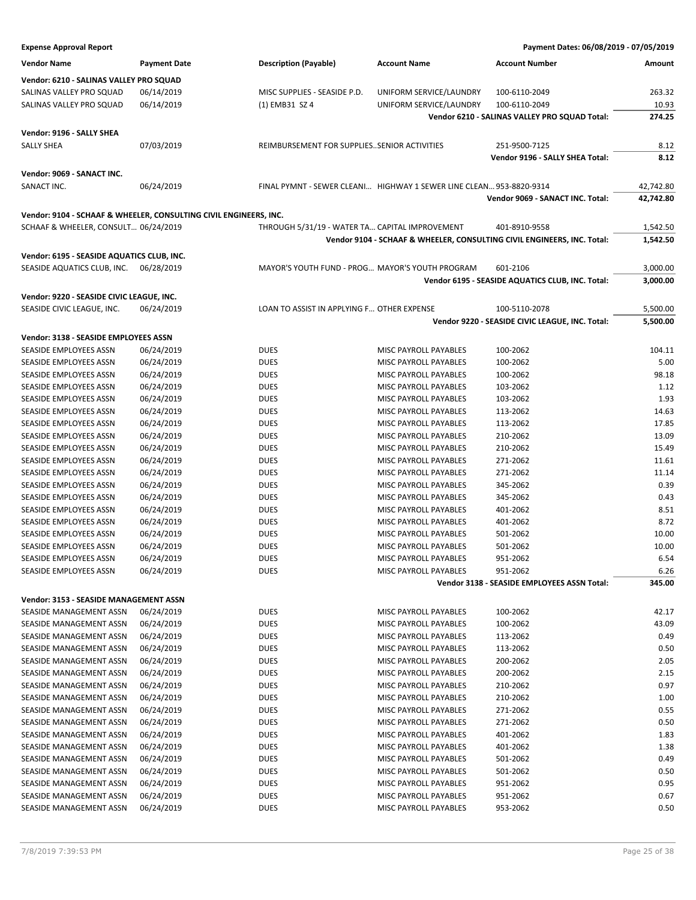**Expense Approval Report** — Payment Dates: 06/08/2019 - 07/05/2019

| Vendor Name | Payment Date | Description (Payable) | Account Name | Account Number | Amount |
|---|---|---|---|---|---|
| **Vendor: 6210 - SALINAS VALLEY PRO SQUAD** | | | | | |
| SALINAS VALLEY PRO SQUAD | 06/14/2019 | MISC SUPPLIES - SEASIDE P.D. | UNIFORM SERVICE/LAUNDRY | 100-6110-2049 | 263.32 |
| SALINAS VALLEY PRO SQUAD | 06/14/2019 | (1) EMB31 SZ 4 | UNIFORM SERVICE/LAUNDRY | 100-6110-2049 | 10.93 |
| | | | | **Vendor 6210 - SALINAS VALLEY PRO SQUAD Total:** | **274.25** |
| **Vendor: 9196 - SALLY SHEA** | | | | | |
| SALLY SHEA | 07/03/2019 | REIMBURSEMENT FOR SUPPLIES..SENIOR ACTIVITIES | | 251-9500-7125 | 8.12 |
| | | | | **Vendor 9196 - SALLY SHEA Total:** | **8.12** |
| **Vendor: 9069 - SANACT INC.** | | | | | |
| SANACT INC. | 06/24/2019 | FINAL PYMNT - SEWER CLEANI… | HIGHWAY 1 SEWER LINE CLEAN… | 953-8820-9314 | 42,742.80 |
| | | | | **Vendor 9069 - SANACT INC. Total:** | **42,742.80** |
| **Vendor: 9104 - SCHAAF & WHEELER, CONSULTING CIVIL ENGINEERS, INC.** | | | | | |
| SCHAAF & WHEELER, CONSULT… | 06/24/2019 | THROUGH 5/31/19 - WATER TA… | CAPITAL IMPROVEMENT | 401-8910-9558 | 1,542.50 |
| | | | | **Vendor 9104 - SCHAAF & WHEELER, CONSULTING CIVIL ENGINEERS, INC. Total:** | **1,542.50** |
| **Vendor: 6195 - SEASIDE AQUATICS CLUB, INC.** | | | | | |
| SEASIDE AQUATICS CLUB, INC. | 06/28/2019 | MAYOR'S YOUTH FUND - PROG… | MAYOR'S YOUTH PROGRAM | 601-2106 | 3,000.00 |
| | | | | **Vendor 6195 - SEASIDE AQUATICS CLUB, INC. Total:** | **3,000.00** |
| **Vendor: 9220 - SEASIDE CIVIC LEAGUE, INC.** | | | | | |
| SEASIDE CIVIC LEAGUE, INC. | 06/24/2019 | LOAN TO ASSIST IN APPLYING F… | OTHER EXPENSE | 100-5110-2078 | 5,500.00 |
| | | | | **Vendor 9220 - SEASIDE CIVIC LEAGUE, INC. Total:** | **5,500.00** |
| **Vendor: 3138 - SEASIDE EMPLOYEES ASSN** | | | | | |
| SEASIDE EMPLOYEES ASSN | 06/24/2019 | DUES | MISC PAYROLL PAYABLES | 100-2062 | 104.11 |
| SEASIDE EMPLOYEES ASSN | 06/24/2019 | DUES | MISC PAYROLL PAYABLES | 100-2062 | 5.00 |
| SEASIDE EMPLOYEES ASSN | 06/24/2019 | DUES | MISC PAYROLL PAYABLES | 100-2062 | 98.18 |
| SEASIDE EMPLOYEES ASSN | 06/24/2019 | DUES | MISC PAYROLL PAYABLES | 103-2062 | 1.12 |
| SEASIDE EMPLOYEES ASSN | 06/24/2019 | DUES | MISC PAYROLL PAYABLES | 103-2062 | 1.93 |
| SEASIDE EMPLOYEES ASSN | 06/24/2019 | DUES | MISC PAYROLL PAYABLES | 113-2062 | 14.63 |
| SEASIDE EMPLOYEES ASSN | 06/24/2019 | DUES | MISC PAYROLL PAYABLES | 113-2062 | 17.85 |
| SEASIDE EMPLOYEES ASSN | 06/24/2019 | DUES | MISC PAYROLL PAYABLES | 210-2062 | 13.09 |
| SEASIDE EMPLOYEES ASSN | 06/24/2019 | DUES | MISC PAYROLL PAYABLES | 210-2062 | 15.49 |
| SEASIDE EMPLOYEES ASSN | 06/24/2019 | DUES | MISC PAYROLL PAYABLES | 271-2062 | 11.61 |
| SEASIDE EMPLOYEES ASSN | 06/24/2019 | DUES | MISC PAYROLL PAYABLES | 271-2062 | 11.14 |
| SEASIDE EMPLOYEES ASSN | 06/24/2019 | DUES | MISC PAYROLL PAYABLES | 345-2062 | 0.39 |
| SEASIDE EMPLOYEES ASSN | 06/24/2019 | DUES | MISC PAYROLL PAYABLES | 345-2062 | 0.43 |
| SEASIDE EMPLOYEES ASSN | 06/24/2019 | DUES | MISC PAYROLL PAYABLES | 401-2062 | 8.51 |
| SEASIDE EMPLOYEES ASSN | 06/24/2019 | DUES | MISC PAYROLL PAYABLES | 401-2062 | 8.72 |
| SEASIDE EMPLOYEES ASSN | 06/24/2019 | DUES | MISC PAYROLL PAYABLES | 501-2062 | 10.00 |
| SEASIDE EMPLOYEES ASSN | 06/24/2019 | DUES | MISC PAYROLL PAYABLES | 501-2062 | 10.00 |
| SEASIDE EMPLOYEES ASSN | 06/24/2019 | DUES | MISC PAYROLL PAYABLES | 951-2062 | 6.54 |
| SEASIDE EMPLOYEES ASSN | 06/24/2019 | DUES | MISC PAYROLL PAYABLES | 951-2062 | 6.26 |
| | | | | **Vendor 3138 - SEASIDE EMPLOYEES ASSN Total:** | **345.00** |
| **Vendor: 3153 - SEASIDE MANAGEMENT ASSN** | | | | | |
| SEASIDE MANAGEMENT ASSN | 06/24/2019 | DUES | MISC PAYROLL PAYABLES | 100-2062 | 42.17 |
| SEASIDE MANAGEMENT ASSN | 06/24/2019 | DUES | MISC PAYROLL PAYABLES | 100-2062 | 43.09 |
| SEASIDE MANAGEMENT ASSN | 06/24/2019 | DUES | MISC PAYROLL PAYABLES | 113-2062 | 0.49 |
| SEASIDE MANAGEMENT ASSN | 06/24/2019 | DUES | MISC PAYROLL PAYABLES | 113-2062 | 0.50 |
| SEASIDE MANAGEMENT ASSN | 06/24/2019 | DUES | MISC PAYROLL PAYABLES | 200-2062 | 2.05 |
| SEASIDE MANAGEMENT ASSN | 06/24/2019 | DUES | MISC PAYROLL PAYABLES | 200-2062 | 2.15 |
| SEASIDE MANAGEMENT ASSN | 06/24/2019 | DUES | MISC PAYROLL PAYABLES | 210-2062 | 0.97 |
| SEASIDE MANAGEMENT ASSN | 06/24/2019 | DUES | MISC PAYROLL PAYABLES | 210-2062 | 1.00 |
| SEASIDE MANAGEMENT ASSN | 06/24/2019 | DUES | MISC PAYROLL PAYABLES | 271-2062 | 0.55 |
| SEASIDE MANAGEMENT ASSN | 06/24/2019 | DUES | MISC PAYROLL PAYABLES | 271-2062 | 0.50 |
| SEASIDE MANAGEMENT ASSN | 06/24/2019 | DUES | MISC PAYROLL PAYABLES | 401-2062 | 1.83 |
| SEASIDE MANAGEMENT ASSN | 06/24/2019 | DUES | MISC PAYROLL PAYABLES | 401-2062 | 1.38 |
| SEASIDE MANAGEMENT ASSN | 06/24/2019 | DUES | MISC PAYROLL PAYABLES | 501-2062 | 0.49 |
| SEASIDE MANAGEMENT ASSN | 06/24/2019 | DUES | MISC PAYROLL PAYABLES | 501-2062 | 0.50 |
| SEASIDE MANAGEMENT ASSN | 06/24/2019 | DUES | MISC PAYROLL PAYABLES | 951-2062 | 0.95 |
| SEASIDE MANAGEMENT ASSN | 06/24/2019 | DUES | MISC PAYROLL PAYABLES | 951-2062 | 0.67 |
| SEASIDE MANAGEMENT ASSN | 06/24/2019 | DUES | MISC PAYROLL PAYABLES | 953-2062 | 0.50 |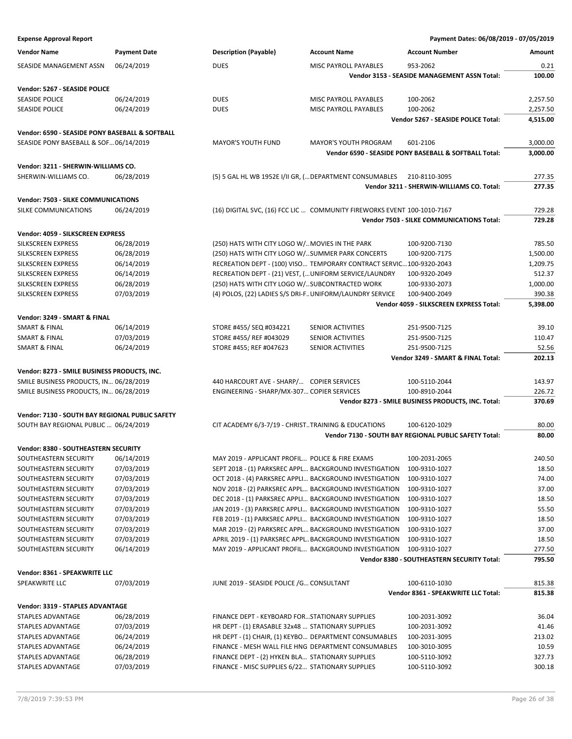**Expense Approval Report** — Payment Dates: 06/08/2019 - 07/05/2019

| Vendor Name | Payment Date | Description (Payable) | Account Name | Account Number | Amount |
|---|---|---|---|---|---|
| SEASIDE MANAGEMENT ASSN | 06/24/2019 | DUES | MISC PAYROLL PAYABLES | 953-2062 | 0.21 |
| | | | | **Vendor 3153 - SEASIDE MANAGEMENT ASSN Total:** | **100.00** |
| **Vendor: 5267 - SEASIDE POLICE** | | | | | |
| SEASIDE POLICE | 06/24/2019 | DUES | MISC PAYROLL PAYABLES | 100-2062 | 2,257.50 |
| SEASIDE POLICE | 06/24/2019 | DUES | MISC PAYROLL PAYABLES | 100-2062 | 2,257.50 |
| | | | | **Vendor 5267 - SEASIDE POLICE Total:** | **4,515.00** |
| **Vendor: 6590 - SEASIDE PONY BASEBALL & SOFTBALL** | | | | | |
| SEASIDE PONY BASEBALL & SOF… | 06/14/2019 | MAYOR'S YOUTH FUND | MAYOR'S YOUTH PROGRAM | 601-2106 | 3,000.00 |
| | | | | **Vendor 6590 - SEASIDE PONY BASEBALL & SOFTBALL Total:** | **3,000.00** |
| **Vendor: 3211 - SHERWIN-WILLIAMS CO.** | | | | | |
| SHERWIN-WILLIAMS CO. | 06/28/2019 | (5) 5 GAL HL WB 1952E I/II GR, (… | DEPARTMENT CONSUMABLES | 210-8110-3095 | 277.35 |
| | | | | **Vendor 3211 - SHERWIN-WILLIAMS CO. Total:** | **277.35** |
| **Vendor: 7503 - SILKE COMMUNICATIONS** | | | | | |
| SILKE COMMUNICATIONS | 06/24/2019 | (16) DIGITAL SVC, (16) FCC LIC … | COMMUNITY FIREWORKS EVENT | 100-1010-7167 | 729.28 |
| | | | | **Vendor 7503 - SILKE COMMUNICATIONS Total:** | **729.28** |
| **Vendor: 4059 - SILKSCREEN EXPRESS** | | | | | |
| SILKSCREEN EXPRESS | 06/28/2019 | (250) HATS WITH CITY LOGO W/… | MOVIES IN THE PARK | 100-9200-7130 | 785.50 |
| SILKSCREEN EXPRESS | 06/28/2019 | (250) HATS WITH CITY LOGO W/… | SUMMER PARK CONCERTS | 100-9200-7175 | 1,500.00 |
| SILKSCREEN EXPRESS | 06/14/2019 | RECREATION DEPT - (100) VISO… | TEMPORARY CONTRACT SERVIC… | 100-9320-2043 | 1,209.75 |
| SILKSCREEN EXPRESS | 06/14/2019 | RECREATION DEPT - (21) VEST, (… | UNIFORM SERVICE/LAUNDRY | 100-9320-2049 | 512.37 |
| SILKSCREEN EXPRESS | 06/28/2019 | (250) HATS WITH CITY LOGO W/… | SUBCONTRACTED WORK | 100-9330-2073 | 1,000.00 |
| SILKSCREEN EXPRESS | 07/03/2019 | (4) POLOS, (22) LADIES S/S DRI-F… | UNIFORM/LAUNDRY SERVICE | 100-9400-2049 | 390.38 |
| | | | | **Vendor 4059 - SILKSCREEN EXPRESS Total:** | **5,398.00** |
| **Vendor: 3249 - SMART & FINAL** | | | | | |
| SMART & FINAL | 06/14/2019 | STORE #455/ SEQ #034221 | SENIOR ACTIVITIES | 251-9500-7125 | 39.10 |
| SMART & FINAL | 07/03/2019 | STORE #455/ REF #043029 | SENIOR ACTIVITIES | 251-9500-7125 | 110.47 |
| SMART & FINAL | 06/24/2019 | STORE #455; REF #047623 | SENIOR ACTIVITIES | 251-9500-7125 | 52.56 |
| | | | | **Vendor 3249 - SMART & FINAL Total:** | **202.13** |
| **Vendor: 8273 - SMILE BUSINESS PRODUCTS, INC.** | | | | | |
| SMILE BUSINESS PRODUCTS, IN… | 06/28/2019 | 440 HARCOURT AVE - SHARP/… | COPIER SERVICES | 100-5110-2044 | 143.97 |
| SMILE BUSINESS PRODUCTS, IN… | 06/28/2019 | ENGINEERING - SHARP/MX-307… | COPIER SERVICES | 100-8910-2044 | 226.72 |
| | | | | **Vendor 8273 - SMILE BUSINESS PRODUCTS, INC. Total:** | **370.69** |
| **Vendor: 7130 - SOUTH BAY REGIONAL PUBLIC SAFETY** | | | | | |
| SOUTH BAY REGIONAL PUBLIC … | 06/24/2019 | CIT ACADEMY 6/3-7/19 - CHRIST… | TRAINING & EDUCATIONS | 100-6120-1029 | 80.00 |
| | | | | **Vendor 7130 - SOUTH BAY REGIONAL PUBLIC SAFETY Total:** | **80.00** |
| **Vendor: 8380 - SOUTHEASTERN SECURITY** | | | | | |
| SOUTHEASTERN SECURITY | 06/14/2019 | MAY 2019 - APPLICANT PROFIL… | POLICE & FIRE EXAMS | 100-2031-2065 | 240.50 |
| SOUTHEASTERN SECURITY | 07/03/2019 | SEPT 2018 - (1) PARKSREC APPL… | BACKGROUND INVESTIGATION | 100-9310-1027 | 18.50 |
| SOUTHEASTERN SECURITY | 07/03/2019 | OCT 2018 - (4) PARKSREC APPLI… | BACKGROUND INVESTIGATION | 100-9310-1027 | 74.00 |
| SOUTHEASTERN SECURITY | 07/03/2019 | NOV 2018 - (2) PARKSREC APPL… | BACKGROUND INVESTIGATION | 100-9310-1027 | 37.00 |
| SOUTHEASTERN SECURITY | 07/03/2019 | DEC 2018 - (1) PARKSREC APPLI… | BACKGROUND INVESTIGATION | 100-9310-1027 | 18.50 |
| SOUTHEASTERN SECURITY | 07/03/2019 | JAN 2019 - (3) PARKSREC APPLI… | BACKGROUND INVESTIGATION | 100-9310-1027 | 55.50 |
| SOUTHEASTERN SECURITY | 07/03/2019 | FEB 2019 - (1) PARKSREC APPLI… | BACKGROUND INVESTIGATION | 100-9310-1027 | 18.50 |
| SOUTHEASTERN SECURITY | 07/03/2019 | MAR 2019 - (2) PARKSREC APPL… | BACKGROUND INVESTIGATION | 100-9310-1027 | 37.00 |
| SOUTHEASTERN SECURITY | 07/03/2019 | APRIL 2019 - (1) PARKSREC APPL… | BACKGROUND INVESTIGATION | 100-9310-1027 | 18.50 |
| SOUTHEASTERN SECURITY | 06/14/2019 | MAY 2019 - APPLICANT PROFIL… | BACKGROUND INVESTIGATION | 100-9310-1027 | 277.50 |
| | | | | **Vendor 8380 - SOUTHEASTERN SECURITY Total:** | **795.50** |
| **Vendor: 8361 - SPEAKWRITE LLC** | | | | | |
| SPEAKWRITE LLC | 07/03/2019 | JUNE 2019 - SEASIDE POLICE /G… | CONSULTANT | 100-6110-1030 | 815.38 |
| | | | | **Vendor 8361 - SPEAKWRITE LLC Total:** | **815.38** |
| **Vendor: 3319 - STAPLES ADVANTAGE** | | | | | |
| STAPLES ADVANTAGE | 06/28/2019 | FINANCE DEPT - KEYBOARD FOR… | STATIONARY SUPPLIES | 100-2031-3092 | 36.04 |
| STAPLES ADVANTAGE | 07/03/2019 | HR DEPT - (1) ERASABLE 32x48 … | STATIONARY SUPPLIES | 100-2031-3092 | 41.46 |
| STAPLES ADVANTAGE | 06/24/2019 | HR DEPT - (1) CHAIR, (1) KEYBO… | DEPARTMENT CONSUMABLES | 100-2031-3095 | 213.02 |
| STAPLES ADVANTAGE | 06/24/2019 | FINANCE - MESH WALL FILE HNG | DEPARTMENT CONSUMABLES | 100-3010-3095 | 10.59 |
| STAPLES ADVANTAGE | 06/28/2019 | FINANCE DEPT - (2) HYKEN BLA… | STATIONARY SUPPLIES | 100-5110-3092 | 327.73 |
| STAPLES ADVANTAGE | 07/03/2019 | FINANCE - MISC SUPPLIES 6/22… | STATIONARY SUPPLIES | 100-5110-3092 | 300.18 |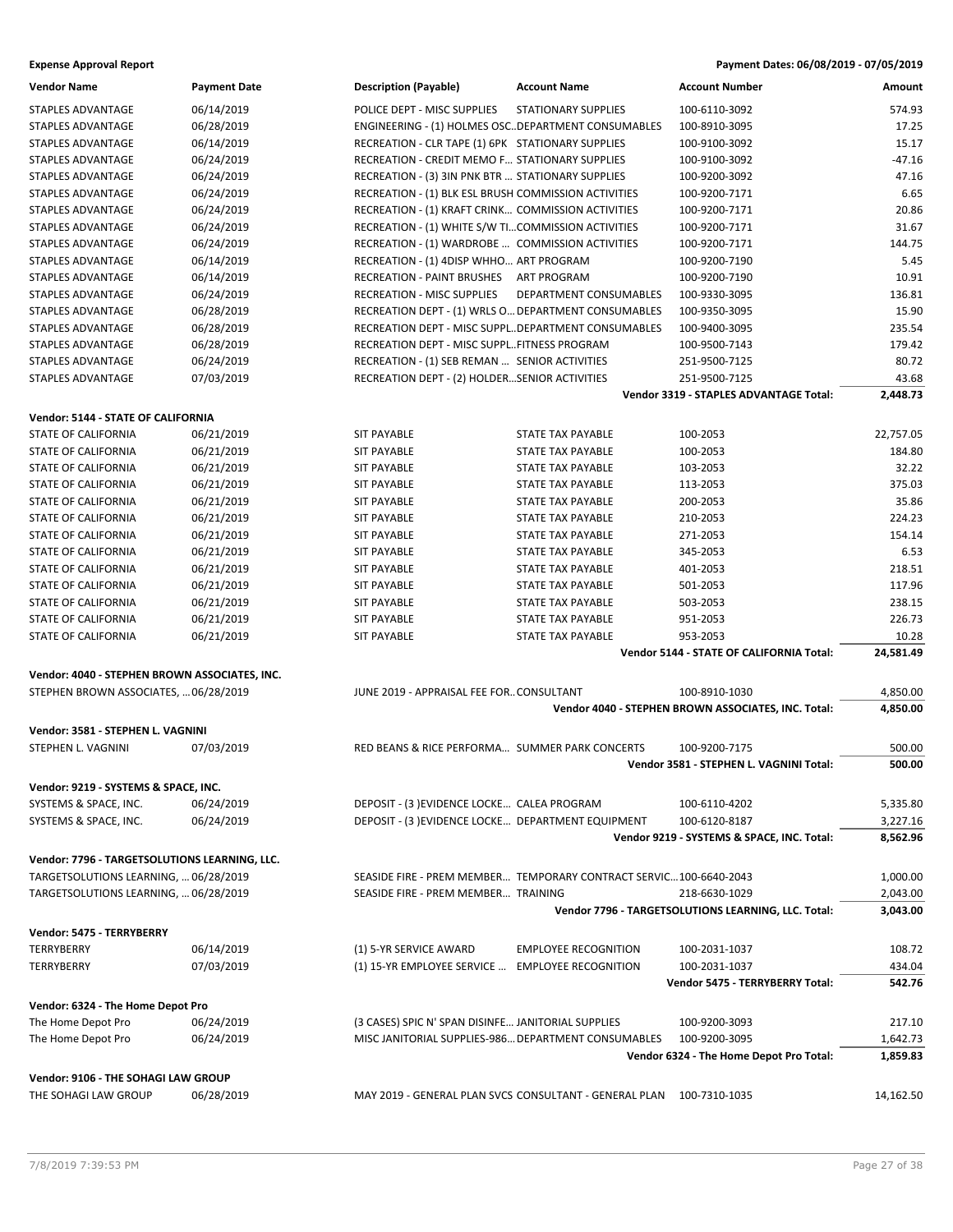| Vendor Name | Payment Date | Description (Payable) | Account Name | Account Number | Amount |
|---|---|---|---|---|---|
| STAPLES ADVANTAGE | 06/14/2019 | POLICE DEPT - MISC SUPPLIES | STATIONARY SUPPLIES | 100-6110-3092 | 574.93 |
| STAPLES ADVANTAGE | 06/28/2019 | ENGINEERING - (1) HOLMES OSC… | DEPARTMENT CONSUMABLES | 100-8910-3095 | 17.25 |
| STAPLES ADVANTAGE | 06/14/2019 | RECREATION - CLR TAPE (1) 6PK | STATIONARY SUPPLIES | 100-9100-3092 | 15.17 |
| STAPLES ADVANTAGE | 06/24/2019 | RECREATION - CREDIT MEMO F… | STATIONARY SUPPLIES | 100-9100-3092 | -47.16 |
| STAPLES ADVANTAGE | 06/24/2019 | RECREATION - (3) 3IN PNK BTR … | STATIONARY SUPPLIES | 100-9200-3092 | 47.16 |
| STAPLES ADVANTAGE | 06/24/2019 | RECREATION - (1) BLK ESL BRUSH | COMMISSION ACTIVITIES | 100-9200-7171 | 6.65 |
| STAPLES ADVANTAGE | 06/24/2019 | RECREATION - (1) KRAFT CRINK… | COMMISSION ACTIVITIES | 100-9200-7171 | 20.86 |
| STAPLES ADVANTAGE | 06/24/2019 | RECREATION - (1) WHITE S/W TI… | COMMISSION ACTIVITIES | 100-9200-7171 | 31.67 |
| STAPLES ADVANTAGE | 06/24/2019 | RECREATION - (1) WARDROBE … | COMMISSION ACTIVITIES | 100-9200-7171 | 144.75 |
| STAPLES ADVANTAGE | 06/14/2019 | RECREATION - (1) 4DISP WHHO… | ART PROGRAM | 100-9200-7190 | 5.45 |
| STAPLES ADVANTAGE | 06/14/2019 | RECREATION - PAINT BRUSHES | ART PROGRAM | 100-9200-7190 | 10.91 |
| STAPLES ADVANTAGE | 06/24/2019 | RECREATION - MISC SUPPLIES | DEPARTMENT CONSUMABLES | 100-9330-3095 | 136.81 |
| STAPLES ADVANTAGE | 06/28/2019 | RECREATION DEPT - (1) WRLS O… | DEPARTMENT CONSUMABLES | 100-9350-3095 | 15.90 |
| STAPLES ADVANTAGE | 06/28/2019 | RECREATION DEPT - MISC SUPPL… | DEPARTMENT CONSUMABLES | 100-9400-3095 | 235.54 |
| STAPLES ADVANTAGE | 06/28/2019 | RECREATION DEPT - MISC SUPPL… | FITNESS PROGRAM | 100-9500-7143 | 179.42 |
| STAPLES ADVANTAGE | 06/24/2019 | RECREATION - (1) SEB REMAN … | SENIOR ACTIVITIES | 251-9500-7125 | 80.72 |
| STAPLES ADVANTAGE | 07/03/2019 | RECREATION DEPT - (2) HOLDER… | SENIOR ACTIVITIES | 251-9500-7125 | 43.68 |
| | | | | **Vendor 3319 - STAPLES ADVANTAGE Total:** | **2,448.73** |
| **Vendor: 5144 - STATE OF CALIFORNIA** | | | | | |
| STATE OF CALIFORNIA | 06/21/2019 | SIT PAYABLE | STATE TAX PAYABLE | 100-2053 | 22,757.05 |
| STATE OF CALIFORNIA | 06/21/2019 | SIT PAYABLE | STATE TAX PAYABLE | 100-2053 | 184.80 |
| STATE OF CALIFORNIA | 06/21/2019 | SIT PAYABLE | STATE TAX PAYABLE | 103-2053 | 32.22 |
| STATE OF CALIFORNIA | 06/21/2019 | SIT PAYABLE | STATE TAX PAYABLE | 113-2053 | 375.03 |
| STATE OF CALIFORNIA | 06/21/2019 | SIT PAYABLE | STATE TAX PAYABLE | 200-2053 | 35.86 |
| STATE OF CALIFORNIA | 06/21/2019 | SIT PAYABLE | STATE TAX PAYABLE | 210-2053 | 224.23 |
| STATE OF CALIFORNIA | 06/21/2019 | SIT PAYABLE | STATE TAX PAYABLE | 271-2053 | 154.14 |
| STATE OF CALIFORNIA | 06/21/2019 | SIT PAYABLE | STATE TAX PAYABLE | 345-2053 | 6.53 |
| STATE OF CALIFORNIA | 06/21/2019 | SIT PAYABLE | STATE TAX PAYABLE | 401-2053 | 218.51 |
| STATE OF CALIFORNIA | 06/21/2019 | SIT PAYABLE | STATE TAX PAYABLE | 501-2053 | 117.96 |
| STATE OF CALIFORNIA | 06/21/2019 | SIT PAYABLE | STATE TAX PAYABLE | 503-2053 | 238.15 |
| STATE OF CALIFORNIA | 06/21/2019 | SIT PAYABLE | STATE TAX PAYABLE | 951-2053 | 226.73 |
| STATE OF CALIFORNIA | 06/21/2019 | SIT PAYABLE | STATE TAX PAYABLE | 953-2053 | 10.28 |
| | | | | **Vendor 5144 - STATE OF CALIFORNIA Total:** | **24,581.49** |
| **Vendor: 4040 - STEPHEN BROWN ASSOCIATES, INC.** | | | | | |
| STEPHEN BROWN ASSOCIATES, … | 06/28/2019 | JUNE 2019 - APPRAISAL FEE FOR… | CONSULTANT | 100-8910-1030 | 4,850.00 |
| | | | | **Vendor 4040 - STEPHEN BROWN ASSOCIATES, INC. Total:** | **4,850.00** |
| **Vendor: 3581 - STEPHEN L. VAGNINI** | | | | | |
| STEPHEN L. VAGNINI | 07/03/2019 | RED BEANS & RICE PERFORMA… | SUMMER PARK CONCERTS | 100-9200-7175 | 500.00 |
| | | | | **Vendor 3581 - STEPHEN L. VAGNINI Total:** | **500.00** |
| **Vendor: 9219 - SYSTEMS & SPACE, INC.** | | | | | |
| SYSTEMS & SPACE, INC. | 06/24/2019 | DEPOSIT - (3 )EVIDENCE LOCKE… | CALEA PROGRAM | 100-6110-4202 | 5,335.80 |
| SYSTEMS & SPACE, INC. | 06/24/2019 | DEPOSIT - (3 )EVIDENCE LOCKE… | DEPARTMENT EQUIPMENT | 100-6120-8187 | 3,227.16 |
| | | | | **Vendor 9219 - SYSTEMS & SPACE, INC. Total:** | **8,562.96** |
| **Vendor: 7796 - TARGETSOLUTIONS LEARNING, LLC.** | | | | | |
| TARGETSOLUTIONS LEARNING, … | 06/28/2019 | SEASIDE FIRE - PREM MEMBER… | TEMPORARY CONTRACT SERVIC… | 100-6640-2043 | 1,000.00 |
| TARGETSOLUTIONS LEARNING, … | 06/28/2019 | SEASIDE FIRE - PREM MEMBER… | TRAINING | 218-6630-1029 | 2,043.00 |
| | | | | **Vendor 7796 - TARGETSOLUTIONS LEARNING, LLC. Total:** | **3,043.00** |
| **Vendor: 5475 - TERRYBERRY** | | | | | |
| TERRYBERRY | 06/14/2019 | (1) 5-YR SERVICE AWARD | EMPLOYEE RECOGNITION | 100-2031-1037 | 108.72 |
| TERRYBERRY | 07/03/2019 | (1) 15-YR EMPLOYEE SERVICE … | EMPLOYEE RECOGNITION | 100-2031-1037 | 434.04 |
| | | | | **Vendor 5475 - TERRYBERRY Total:** | **542.76** |
| **Vendor: 6324 - The Home Depot Pro** | | | | | |
| The Home Depot Pro | 06/24/2019 | (3 CASES) SPIC N' SPAN DISINFE… | JANITORIAL SUPPLIES | 100-9200-3093 | 217.10 |
| The Home Depot Pro | 06/24/2019 | MISC JANITORIAL SUPPLIES-986… | DEPARTMENT CONSUMABLES | 100-9200-3095 | 1,642.73 |
| | | | | **Vendor 6324 - The Home Depot Pro Total:** | **1,859.83** |
| **Vendor: 9106 - THE SOHAGI LAW GROUP** | | | | | |
| THE SOHAGI LAW GROUP | 06/28/2019 | MAY 2019 - GENERAL PLAN SVCS | CONSULTANT - GENERAL PLAN | 100-7310-1035 | 14,162.50 |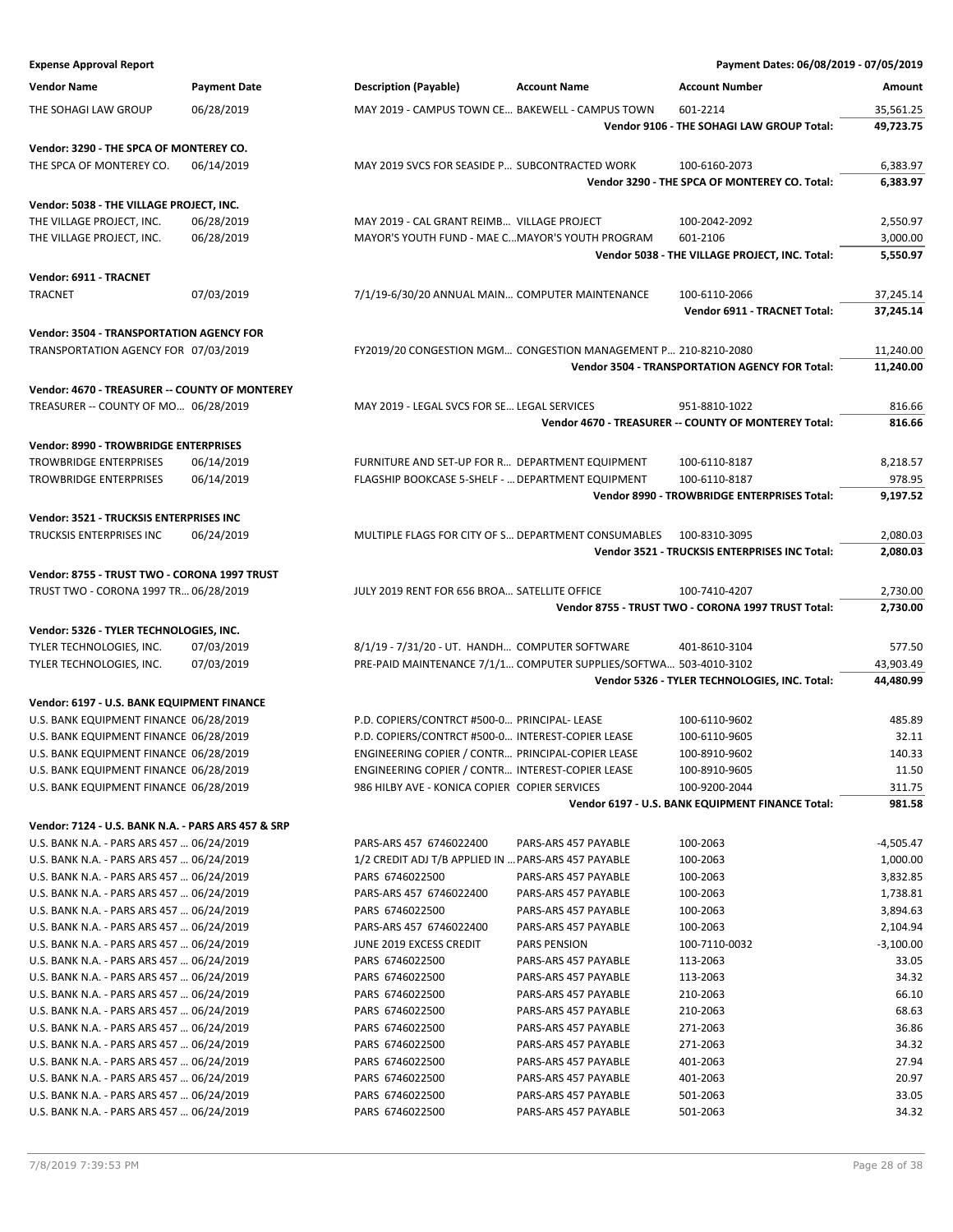**Expense Approval Report** — Payment Dates: 06/08/2019 - 07/05/2019

| Vendor Name | Payment Date | Description (Payable) | Account Name | Account Number | Amount |
|---|---|---|---|---|---|
| THE SOHAGI LAW GROUP | 06/28/2019 | MAY 2019 - CAMPUS TOWN CE… | BAKEWELL - CAMPUS TOWN | 601-2214 | 35,561.25 |
| | | | | **Vendor 9106 - THE SOHAGI LAW GROUP Total:** | **49,723.75** |
| **Vendor: 3290 - THE SPCA OF MONTEREY CO.** | | | | | |
| THE SPCA OF MONTEREY CO. | 06/14/2019 | MAY 2019 SVCS FOR SEASIDE P… | SUBCONTRACTED WORK | 100-6160-2073 | 6,383.97 |
| | | | | **Vendor 3290 - THE SPCA OF MONTEREY CO. Total:** | **6,383.97** |
| **Vendor: 5038 - THE VILLAGE PROJECT, INC.** | | | | | |
| THE VILLAGE PROJECT, INC. | 06/28/2019 | MAY 2019 - CAL GRANT REIMB… | VILLAGE PROJECT | 100-2042-2092 | 2,550.97 |
| THE VILLAGE PROJECT, INC. | 06/28/2019 | MAYOR'S YOUTH FUND - MAE C… | MAYOR'S YOUTH PROGRAM | 601-2106 | 3,000.00 |
| | | | | **Vendor 5038 - THE VILLAGE PROJECT, INC. Total:** | **5,550.97** |
| **Vendor: 6911 - TRACNET** | | | | | |
| TRACNET | 07/03/2019 | 7/1/19-6/30/20 ANNUAL MAIN… | COMPUTER MAINTENANCE | 100-6110-2066 | 37,245.14 |
| | | | | **Vendor 6911 - TRACNET Total:** | **37,245.14** |
| **Vendor: 3504 - TRANSPORTATION AGENCY FOR** | | | | | |
| TRANSPORTATION AGENCY FOR | 07/03/2019 | FY2019/20 CONGESTION MGM… | CONGESTION MANAGEMENT P… | 210-8210-2080 | 11,240.00 |
| | | | | **Vendor 3504 - TRANSPORTATION AGENCY FOR Total:** | **11,240.00** |
| **Vendor: 4670 - TREASURER -- COUNTY OF MONTEREY** | | | | | |
| TREASURER -- COUNTY OF MO… | 06/28/2019 | MAY 2019 - LEGAL SVCS FOR SE… | LEGAL SERVICES | 951-8810-1022 | 816.66 |
| | | | | **Vendor 4670 - TREASURER -- COUNTY OF MONTEREY Total:** | **816.66** |
| **Vendor: 8990 - TROWBRIDGE ENTERPRISES** | | | | | |
| TROWBRIDGE ENTERPRISES | 06/14/2019 | FURNITURE AND SET-UP FOR R… | DEPARTMENT EQUIPMENT | 100-6110-8187 | 8,218.57 |
| TROWBRIDGE ENTERPRISES | 06/14/2019 | FLAGSHIP BOOKCASE 5-SHELF - … | DEPARTMENT EQUIPMENT | 100-6110-8187 | 978.95 |
| | | | | **Vendor 8990 - TROWBRIDGE ENTERPRISES Total:** | **9,197.52** |
| **Vendor: 3521 - TRUCKSIS ENTERPRISES INC** | | | | | |
| TRUCKSIS ENTERPRISES INC | 06/24/2019 | MULTIPLE FLAGS FOR CITY OF S… | DEPARTMENT CONSUMABLES | 100-8310-3095 | 2,080.03 |
| | | | | **Vendor 3521 - TRUCKSIS ENTERPRISES INC Total:** | **2,080.03** |
| **Vendor: 8755 - TRUST TWO - CORONA 1997 TRUST** | | | | | |
| TRUST TWO - CORONA 1997 TR… | 06/28/2019 | JULY 2019 RENT FOR 656 BROA… | SATELLITE OFFICE | 100-7410-4207 | 2,730.00 |
| | | | | **Vendor 8755 - TRUST TWO - CORONA 1997 TRUST Total:** | **2,730.00** |
| **Vendor: 5326 - TYLER TECHNOLOGIES, INC.** | | | | | |
| TYLER TECHNOLOGIES, INC. | 07/03/2019 | 8/1/19 - 7/31/20 - UT. HANDH… | COMPUTER SOFTWARE | 401-8610-3104 | 577.50 |
| TYLER TECHNOLOGIES, INC. | 07/03/2019 | PRE-PAID MAINTENANCE 7/1/1… | COMPUTER SUPPLIES/SOFTWA… | 503-4010-3102 | 43,903.49 |
| | | | | **Vendor 5326 - TYLER TECHNOLOGIES, INC. Total:** | **44,480.99** |
| **Vendor: 6197 - U.S. BANK EQUIPMENT FINANCE** | | | | | |
| U.S. BANK EQUIPMENT FINANCE | 06/28/2019 | P.D. COPIERS/CONTRCT #500-0… | PRINCIPAL- LEASE | 100-6110-9602 | 485.89 |
| U.S. BANK EQUIPMENT FINANCE | 06/28/2019 | P.D. COPIERS/CONTRCT #500-0… | INTEREST-COPIER LEASE | 100-6110-9605 | 32.11 |
| U.S. BANK EQUIPMENT FINANCE | 06/28/2019 | ENGINEERING COPIER / CONTR… | PRINCIPAL-COPIER LEASE | 100-8910-9602 | 140.33 |
| U.S. BANK EQUIPMENT FINANCE | 06/28/2019 | ENGINEERING COPIER / CONTR… | INTEREST-COPIER LEASE | 100-8910-9605 | 11.50 |
| U.S. BANK EQUIPMENT FINANCE | 06/28/2019 | 986 HILBY AVE - KONICA COPIER | COPIER SERVICES | 100-9200-2044 | 311.75 |
| | | | | **Vendor 6197 - U.S. BANK EQUIPMENT FINANCE Total:** | **981.58** |
| **Vendor: 7124 - U.S. BANK N.A. - PARS ARS 457 & SRP** | | | | | |
| U.S. BANK N.A. - PARS ARS 457 … | 06/24/2019 | PARS-ARS 457 6746022400 | PARS-ARS 457 PAYABLE | 100-2063 | -4,505.47 |
| U.S. BANK N.A. - PARS ARS 457 … | 06/24/2019 | 1/2 CREDIT ADJ T/B APPLIED IN … | PARS-ARS 457 PAYABLE | 100-2063 | 1,000.00 |
| U.S. BANK N.A. - PARS ARS 457 … | 06/24/2019 | PARS 6746022500 | PARS-ARS 457 PAYABLE | 100-2063 | 3,832.85 |
| U.S. BANK N.A. - PARS ARS 457 … | 06/24/2019 | PARS-ARS 457 6746022400 | PARS-ARS 457 PAYABLE | 100-2063 | 1,738.81 |
| U.S. BANK N.A. - PARS ARS 457 … | 06/24/2019 | PARS 6746022500 | PARS-ARS 457 PAYABLE | 100-2063 | 3,894.63 |
| U.S. BANK N.A. - PARS ARS 457 … | 06/24/2019 | PARS-ARS 457 6746022400 | PARS-ARS 457 PAYABLE | 100-2063 | 2,104.94 |
| U.S. BANK N.A. - PARS ARS 457 … | 06/24/2019 | JUNE 2019 EXCESS CREDIT | PARS PENSION | 100-7110-0032 | -3,100.00 |
| U.S. BANK N.A. - PARS ARS 457 … | 06/24/2019 | PARS 6746022500 | PARS-ARS 457 PAYABLE | 113-2063 | 33.05 |
| U.S. BANK N.A. - PARS ARS 457 … | 06/24/2019 | PARS 6746022500 | PARS-ARS 457 PAYABLE | 113-2063 | 34.32 |
| U.S. BANK N.A. - PARS ARS 457 … | 06/24/2019 | PARS 6746022500 | PARS-ARS 457 PAYABLE | 210-2063 | 66.10 |
| U.S. BANK N.A. - PARS ARS 457 … | 06/24/2019 | PARS 6746022500 | PARS-ARS 457 PAYABLE | 210-2063 | 68.63 |
| U.S. BANK N.A. - PARS ARS 457 … | 06/24/2019 | PARS 6746022500 | PARS-ARS 457 PAYABLE | 271-2063 | 36.86 |
| U.S. BANK N.A. - PARS ARS 457 … | 06/24/2019 | PARS 6746022500 | PARS-ARS 457 PAYABLE | 271-2063 | 34.32 |
| U.S. BANK N.A. - PARS ARS 457 … | 06/24/2019 | PARS 6746022500 | PARS-ARS 457 PAYABLE | 401-2063 | 27.94 |
| U.S. BANK N.A. - PARS ARS 457 … | 06/24/2019 | PARS 6746022500 | PARS-ARS 457 PAYABLE | 401-2063 | 20.97 |
| U.S. BANK N.A. - PARS ARS 457 … | 06/24/2019 | PARS 6746022500 | PARS-ARS 457 PAYABLE | 501-2063 | 33.05 |
| U.S. BANK N.A. - PARS ARS 457 … | 06/24/2019 | PARS 6746022500 | PARS-ARS 457 PAYABLE | 501-2063 | 34.32 |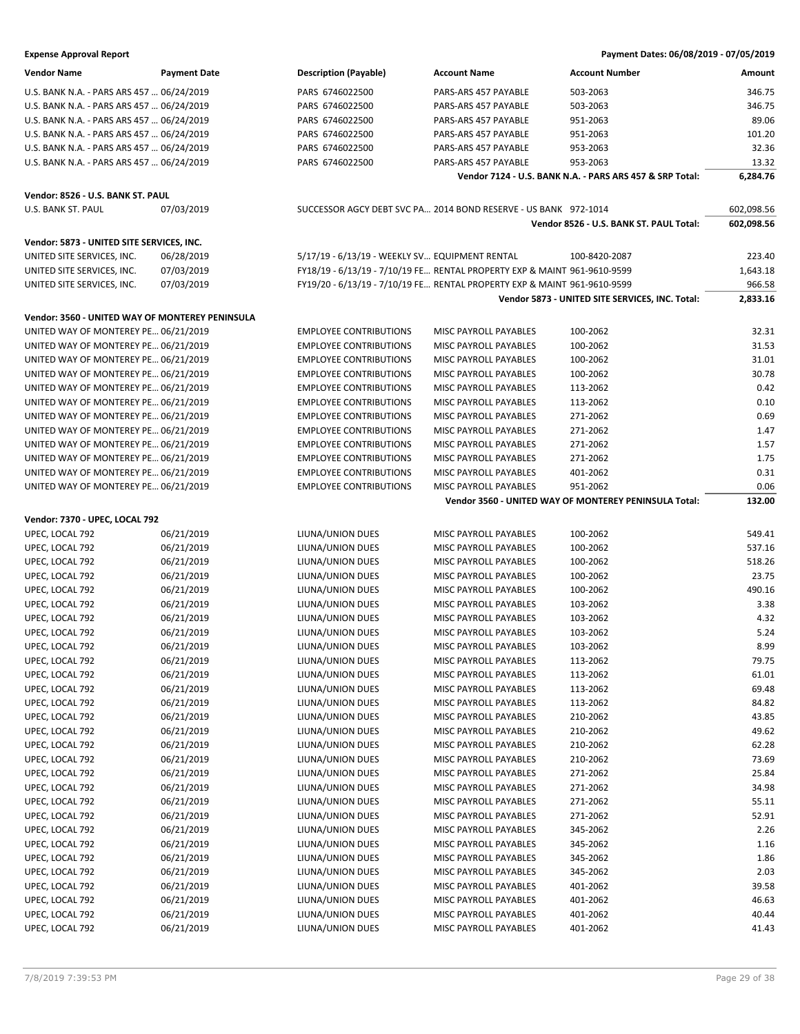**Expense Approval Report** — Payment Dates: 06/08/2019 - 07/05/2019

| Vendor Name | Payment Date | Description (Payable) | Account Name | Account Number | Amount |
|---|---|---|---|---|---|
| U.S. BANK N.A. - PARS ARS 457 ... | 06/24/2019 | PARS 6746022500 | PARS-ARS 457 PAYABLE | 503-2063 | 346.75 |
| U.S. BANK N.A. - PARS ARS 457 ... | 06/24/2019 | PARS 6746022500 | PARS-ARS 457 PAYABLE | 503-2063 | 346.75 |
| U.S. BANK N.A. - PARS ARS 457 ... | 06/24/2019 | PARS 6746022500 | PARS-ARS 457 PAYABLE | 951-2063 | 89.06 |
| U.S. BANK N.A. - PARS ARS 457 ... | 06/24/2019 | PARS 6746022500 | PARS-ARS 457 PAYABLE | 951-2063 | 101.20 |
| U.S. BANK N.A. - PARS ARS 457 ... | 06/24/2019 | PARS 6746022500 | PARS-ARS 457 PAYABLE | 953-2063 | 32.36 |
| U.S. BANK N.A. - PARS ARS 457 ... | 06/24/2019 | PARS 6746022500 | PARS-ARS 457 PAYABLE | 953-2063 | 13.32 |
| | | | | **Vendor 7124 - U.S. BANK N.A. - PARS ARS 457 & SRP Total:** | **6,284.76** |
| **Vendor: 8526 - U.S. BANK ST. PAUL** | | | | | |
| U.S. BANK ST. PAUL | 07/03/2019 | SUCCESSOR AGCY DEBT SVC PA... | 2014 BOND RESERVE - US BANK | 972-1014 | 602,098.56 |
| | | | | **Vendor 8526 - U.S. BANK ST. PAUL Total:** | **602,098.56** |
| **Vendor: 5873 - UNITED SITE SERVICES, INC.** | | | | | |
| UNITED SITE SERVICES, INC. | 06/28/2019 | 5/17/19 - 6/13/19 - WEEKLY SV... | EQUIPMENT RENTAL | 100-8420-2087 | 223.40 |
| UNITED SITE SERVICES, INC. | 07/03/2019 | FY18/19 - 6/13/19 - 7/10/19 FE... | RENTAL PROPERTY EXP & MAINT | 961-9610-9599 | 1,643.18 |
| UNITED SITE SERVICES, INC. | 07/03/2019 | FY19/20 - 6/13/19 - 7/10/19 FE... | RENTAL PROPERTY EXP & MAINT | 961-9610-9599 | 966.58 |
| | | | | **Vendor 5873 - UNITED SITE SERVICES, INC. Total:** | **2,833.16** |
| **Vendor: 3560 - UNITED WAY OF MONTEREY PENINSULA** | | | | | |
| UNITED WAY OF MONTEREY PE... | 06/21/2019 | EMPLOYEE CONTRIBUTIONS | MISC PAYROLL PAYABLES | 100-2062 | 32.31 |
| UNITED WAY OF MONTEREY PE... | 06/21/2019 | EMPLOYEE CONTRIBUTIONS | MISC PAYROLL PAYABLES | 100-2062 | 31.53 |
| UNITED WAY OF MONTEREY PE... | 06/21/2019 | EMPLOYEE CONTRIBUTIONS | MISC PAYROLL PAYABLES | 100-2062 | 31.01 |
| UNITED WAY OF MONTEREY PE... | 06/21/2019 | EMPLOYEE CONTRIBUTIONS | MISC PAYROLL PAYABLES | 100-2062 | 30.78 |
| UNITED WAY OF MONTEREY PE... | 06/21/2019 | EMPLOYEE CONTRIBUTIONS | MISC PAYROLL PAYABLES | 113-2062 | 0.42 |
| UNITED WAY OF MONTEREY PE... | 06/21/2019 | EMPLOYEE CONTRIBUTIONS | MISC PAYROLL PAYABLES | 113-2062 | 0.10 |
| UNITED WAY OF MONTEREY PE... | 06/21/2019 | EMPLOYEE CONTRIBUTIONS | MISC PAYROLL PAYABLES | 271-2062 | 0.69 |
| UNITED WAY OF MONTEREY PE... | 06/21/2019 | EMPLOYEE CONTRIBUTIONS | MISC PAYROLL PAYABLES | 271-2062 | 1.47 |
| UNITED WAY OF MONTEREY PE... | 06/21/2019 | EMPLOYEE CONTRIBUTIONS | MISC PAYROLL PAYABLES | 271-2062 | 1.57 |
| UNITED WAY OF MONTEREY PE... | 06/21/2019 | EMPLOYEE CONTRIBUTIONS | MISC PAYROLL PAYABLES | 271-2062 | 1.75 |
| UNITED WAY OF MONTEREY PE... | 06/21/2019 | EMPLOYEE CONTRIBUTIONS | MISC PAYROLL PAYABLES | 401-2062 | 0.31 |
| UNITED WAY OF MONTEREY PE... | 06/21/2019 | EMPLOYEE CONTRIBUTIONS | MISC PAYROLL PAYABLES | 951-2062 | 0.06 |
| | | | | **Vendor 3560 - UNITED WAY OF MONTEREY PENINSULA Total:** | **132.00** |
| **Vendor: 7370 - UPEC, LOCAL 792** | | | | | |
| UPEC, LOCAL 792 | 06/21/2019 | LIUNA/UNION DUES | MISC PAYROLL PAYABLES | 100-2062 | 549.41 |
| UPEC, LOCAL 792 | 06/21/2019 | LIUNA/UNION DUES | MISC PAYROLL PAYABLES | 100-2062 | 537.16 |
| UPEC, LOCAL 792 | 06/21/2019 | LIUNA/UNION DUES | MISC PAYROLL PAYABLES | 100-2062 | 518.26 |
| UPEC, LOCAL 792 | 06/21/2019 | LIUNA/UNION DUES | MISC PAYROLL PAYABLES | 100-2062 | 23.75 |
| UPEC, LOCAL 792 | 06/21/2019 | LIUNA/UNION DUES | MISC PAYROLL PAYABLES | 100-2062 | 490.16 |
| UPEC, LOCAL 792 | 06/21/2019 | LIUNA/UNION DUES | MISC PAYROLL PAYABLES | 103-2062 | 3.38 |
| UPEC, LOCAL 792 | 06/21/2019 | LIUNA/UNION DUES | MISC PAYROLL PAYABLES | 103-2062 | 4.32 |
| UPEC, LOCAL 792 | 06/21/2019 | LIUNA/UNION DUES | MISC PAYROLL PAYABLES | 103-2062 | 5.24 |
| UPEC, LOCAL 792 | 06/21/2019 | LIUNA/UNION DUES | MISC PAYROLL PAYABLES | 103-2062 | 8.99 |
| UPEC, LOCAL 792 | 06/21/2019 | LIUNA/UNION DUES | MISC PAYROLL PAYABLES | 113-2062 | 79.75 |
| UPEC, LOCAL 792 | 06/21/2019 | LIUNA/UNION DUES | MISC PAYROLL PAYABLES | 113-2062 | 61.01 |
| UPEC, LOCAL 792 | 06/21/2019 | LIUNA/UNION DUES | MISC PAYROLL PAYABLES | 113-2062 | 69.48 |
| UPEC, LOCAL 792 | 06/21/2019 | LIUNA/UNION DUES | MISC PAYROLL PAYABLES | 113-2062 | 84.82 |
| UPEC, LOCAL 792 | 06/21/2019 | LIUNA/UNION DUES | MISC PAYROLL PAYABLES | 210-2062 | 43.85 |
| UPEC, LOCAL 792 | 06/21/2019 | LIUNA/UNION DUES | MISC PAYROLL PAYABLES | 210-2062 | 49.62 |
| UPEC, LOCAL 792 | 06/21/2019 | LIUNA/UNION DUES | MISC PAYROLL PAYABLES | 210-2062 | 62.28 |
| UPEC, LOCAL 792 | 06/21/2019 | LIUNA/UNION DUES | MISC PAYROLL PAYABLES | 210-2062 | 73.69 |
| UPEC, LOCAL 792 | 06/21/2019 | LIUNA/UNION DUES | MISC PAYROLL PAYABLES | 271-2062 | 25.84 |
| UPEC, LOCAL 792 | 06/21/2019 | LIUNA/UNION DUES | MISC PAYROLL PAYABLES | 271-2062 | 34.98 |
| UPEC, LOCAL 792 | 06/21/2019 | LIUNA/UNION DUES | MISC PAYROLL PAYABLES | 271-2062 | 55.11 |
| UPEC, LOCAL 792 | 06/21/2019 | LIUNA/UNION DUES | MISC PAYROLL PAYABLES | 271-2062 | 52.91 |
| UPEC, LOCAL 792 | 06/21/2019 | LIUNA/UNION DUES | MISC PAYROLL PAYABLES | 345-2062 | 2.26 |
| UPEC, LOCAL 792 | 06/21/2019 | LIUNA/UNION DUES | MISC PAYROLL PAYABLES | 345-2062 | 1.16 |
| UPEC, LOCAL 792 | 06/21/2019 | LIUNA/UNION DUES | MISC PAYROLL PAYABLES | 345-2062 | 1.86 |
| UPEC, LOCAL 792 | 06/21/2019 | LIUNA/UNION DUES | MISC PAYROLL PAYABLES | 345-2062 | 2.03 |
| UPEC, LOCAL 792 | 06/21/2019 | LIUNA/UNION DUES | MISC PAYROLL PAYABLES | 401-2062 | 39.58 |
| UPEC, LOCAL 792 | 06/21/2019 | LIUNA/UNION DUES | MISC PAYROLL PAYABLES | 401-2062 | 46.63 |
| UPEC, LOCAL 792 | 06/21/2019 | LIUNA/UNION DUES | MISC PAYROLL PAYABLES | 401-2062 | 40.44 |
| UPEC, LOCAL 792 | 06/21/2019 | LIUNA/UNION DUES | MISC PAYROLL PAYABLES | 401-2062 | 41.43 |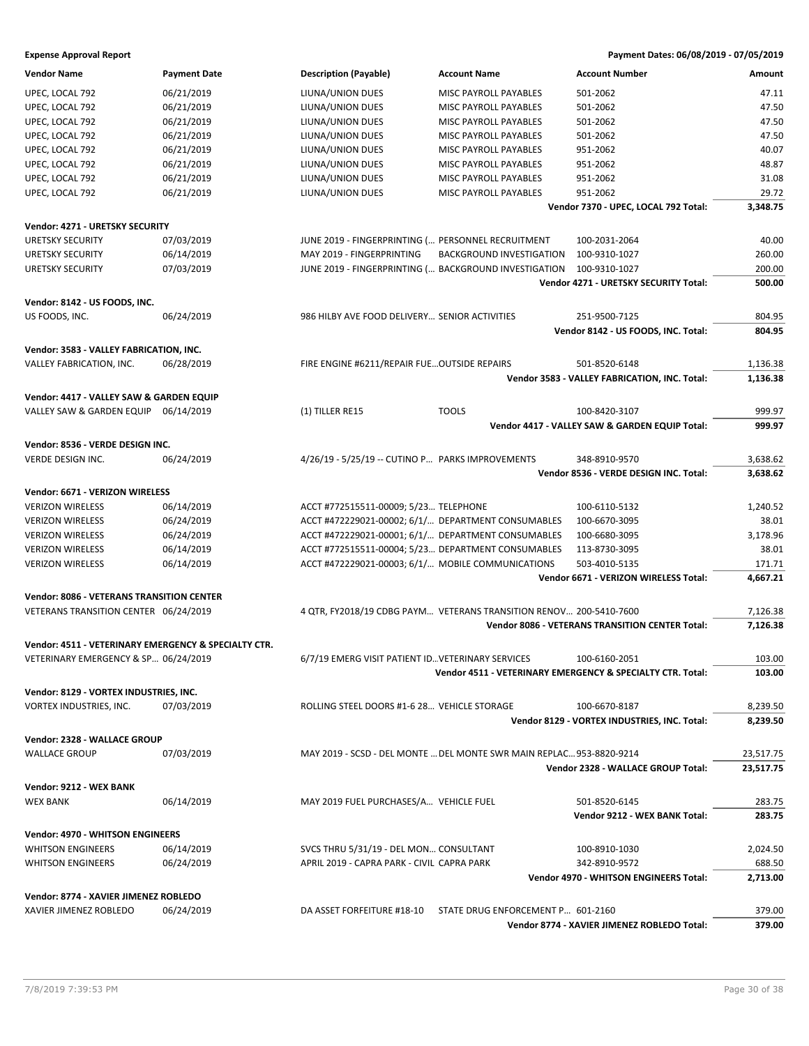**Expense Approval Report** — Payment Dates: 06/08/2019 - 07/05/2019

| Vendor Name | Payment Date | Description (Payable) | Account Name | Account Number | Amount |
|---|---|---|---|---|---|
| UPEC, LOCAL 792 | 06/21/2019 | LIUNA/UNION DUES | MISC PAYROLL PAYABLES | 501-2062 | 47.11 |
| UPEC, LOCAL 792 | 06/21/2019 | LIUNA/UNION DUES | MISC PAYROLL PAYABLES | 501-2062 | 47.50 |
| UPEC, LOCAL 792 | 06/21/2019 | LIUNA/UNION DUES | MISC PAYROLL PAYABLES | 501-2062 | 47.50 |
| UPEC, LOCAL 792 | 06/21/2019 | LIUNA/UNION DUES | MISC PAYROLL PAYABLES | 501-2062 | 47.50 |
| UPEC, LOCAL 792 | 06/21/2019 | LIUNA/UNION DUES | MISC PAYROLL PAYABLES | 951-2062 | 40.07 |
| UPEC, LOCAL 792 | 06/21/2019 | LIUNA/UNION DUES | MISC PAYROLL PAYABLES | 951-2062 | 48.87 |
| UPEC, LOCAL 792 | 06/21/2019 | LIUNA/UNION DUES | MISC PAYROLL PAYABLES | 951-2062 | 31.08 |
| UPEC, LOCAL 792 | 06/21/2019 | LIUNA/UNION DUES | MISC PAYROLL PAYABLES | 951-2062 | 29.72 |
| | | | | **Vendor 7370 - UPEC, LOCAL 792 Total:** | **3,348.75** |
| **Vendor: 4271 - URETSKY SECURITY** | | | | | |
| URETSKY SECURITY | 07/03/2019 | JUNE 2019 - FINGERPRINTING (... | PERSONNEL RECRUITMENT | 100-2031-2064 | 40.00 |
| URETSKY SECURITY | 06/14/2019 | MAY 2019 - FINGERPRINTING | BACKGROUND INVESTIGATION | 100-9310-1027 | 260.00 |
| URETSKY SECURITY | 07/03/2019 | JUNE 2019 - FINGERPRINTING (... | BACKGROUND INVESTIGATION | 100-9310-1027 | 200.00 |
| | | | | **Vendor 4271 - URETSKY SECURITY Total:** | **500.00** |
| **Vendor: 8142 - US FOODS, INC.** | | | | | |
| US FOODS, INC. | 06/24/2019 | 986 HILBY AVE FOOD DELIVERY... | SENIOR ACTIVITIES | 251-9500-7125 | 804.95 |
| | | | | **Vendor 8142 - US FOODS, INC. Total:** | **804.95** |
| **Vendor: 3583 - VALLEY FABRICATION, INC.** | | | | | |
| VALLEY FABRICATION, INC. | 06/28/2019 | FIRE ENGINE #6211/REPAIR FUE... | OUTSIDE REPAIRS | 501-8520-6148 | 1,136.38 |
| | | | | **Vendor 3583 - VALLEY FABRICATION, INC. Total:** | **1,136.38** |
| **Vendor: 4417 - VALLEY SAW & GARDEN EQUIP** | | | | | |
| VALLEY SAW & GARDEN EQUIP | 06/14/2019 | (1) TILLER RE15 | TOOLS | 100-8420-3107 | 999.97 |
| | | | | **Vendor 4417 - VALLEY SAW & GARDEN EQUIP Total:** | **999.97** |
| **Vendor: 8536 - VERDE DESIGN INC.** | | | | | |
| VERDE DESIGN INC. | 06/24/2019 | 4/26/19 - 5/25/19 -- CUTINO P... | PARKS IMPROVEMENTS | 348-8910-9570 | 3,638.62 |
| | | | | **Vendor 8536 - VERDE DESIGN INC. Total:** | **3,638.62** |
| **Vendor: 6671 - VERIZON WIRELESS** | | | | | |
| VERIZON WIRELESS | 06/14/2019 | ACCT #772515511-00009; 5/23... | TELEPHONE | 100-6110-5132 | 1,240.52 |
| VERIZON WIRELESS | 06/24/2019 | ACCT #472229021-00002; 6/1/... | DEPARTMENT CONSUMABLES | 100-6670-3095 | 38.01 |
| VERIZON WIRELESS | 06/24/2019 | ACCT #472229021-00001; 6/1/... | DEPARTMENT CONSUMABLES | 100-6680-3095 | 3,178.96 |
| VERIZON WIRELESS | 06/14/2019 | ACCT #772515511-00004; 5/23... | DEPARTMENT CONSUMABLES | 113-8730-3095 | 38.01 |
| VERIZON WIRELESS | 06/14/2019 | ACCT #472229021-00003; 6/1/... | MOBILE COMMUNICATIONS | 503-4010-5135 | 171.71 |
| | | | | **Vendor 6671 - VERIZON WIRELESS Total:** | **4,667.21** |
| **Vendor: 8086 - VETERANS TRANSITION CENTER** | | | | | |
| VETERANS TRANSITION CENTER | 06/24/2019 | 4 QTR, FY2018/19 CDBG PAYM... | VETERANS TRANSITION RENOV... | 200-5410-7600 | 7,126.38 |
| | | | | **Vendor 8086 - VETERANS TRANSITION CENTER Total:** | **7,126.38** |
| **Vendor: 4511 - VETERINARY EMERGENCY & SPECIALTY CTR.** | | | | | |
| VETERINARY EMERGENCY & SP... | 06/24/2019 | 6/7/19 EMERG VISIT PATIENT ID... | VETERINARY SERVICES | 100-6160-2051 | 103.00 |
| | | | | **Vendor 4511 - VETERINARY EMERGENCY & SPECIALTY CTR. Total:** | **103.00** |
| **Vendor: 8129 - VORTEX INDUSTRIES, INC.** | | | | | |
| VORTEX INDUSTRIES, INC. | 07/03/2019 | ROLLING STEEL DOORS #1-6 28... | VEHICLE STORAGE | 100-6670-8187 | 8,239.50 |
| | | | | **Vendor 8129 - VORTEX INDUSTRIES, INC. Total:** | **8,239.50** |
| **Vendor: 2328 - WALLACE GROUP** | | | | | |
| WALLACE GROUP | 07/03/2019 | MAY 2019 - SCSD - DEL MONTE ... | DEL MONTE SWR MAIN REPLAC... | 953-8820-9214 | 23,517.75 |
| | | | | **Vendor 2328 - WALLACE GROUP Total:** | **23,517.75** |
| **Vendor: 9212 - WEX BANK** | | | | | |
| WEX BANK | 06/14/2019 | MAY 2019 FUEL PURCHASES/A... | VEHICLE FUEL | 501-8520-6145 | 283.75 |
| | | | | **Vendor 9212 - WEX BANK Total:** | **283.75** |
| **Vendor: 4970 - WHITSON ENGINEERS** | | | | | |
| WHITSON ENGINEERS | 06/14/2019 | SVCS THRU 5/31/19 - DEL MON... | CONSULTANT | 100-8910-1030 | 2,024.50 |
| WHITSON ENGINEERS | 06/24/2019 | APRIL 2019 - CAPRA PARK - CIVIL | CAPRA PARK | 342-8910-9572 | 688.50 |
| | | | | **Vendor 4970 - WHITSON ENGINEERS Total:** | **2,713.00** |
| **Vendor: 8774 - XAVIER JIMENEZ ROBLEDO** | | | | | |
| XAVIER JIMENEZ ROBLEDO | 06/24/2019 | DA ASSET FORFEITURE #18-10 | STATE DRUG ENFORCEMENT P... | 601-2160 | 379.00 |
| | | | | **Vendor 8774 - XAVIER JIMENEZ ROBLEDO Total:** | **379.00** |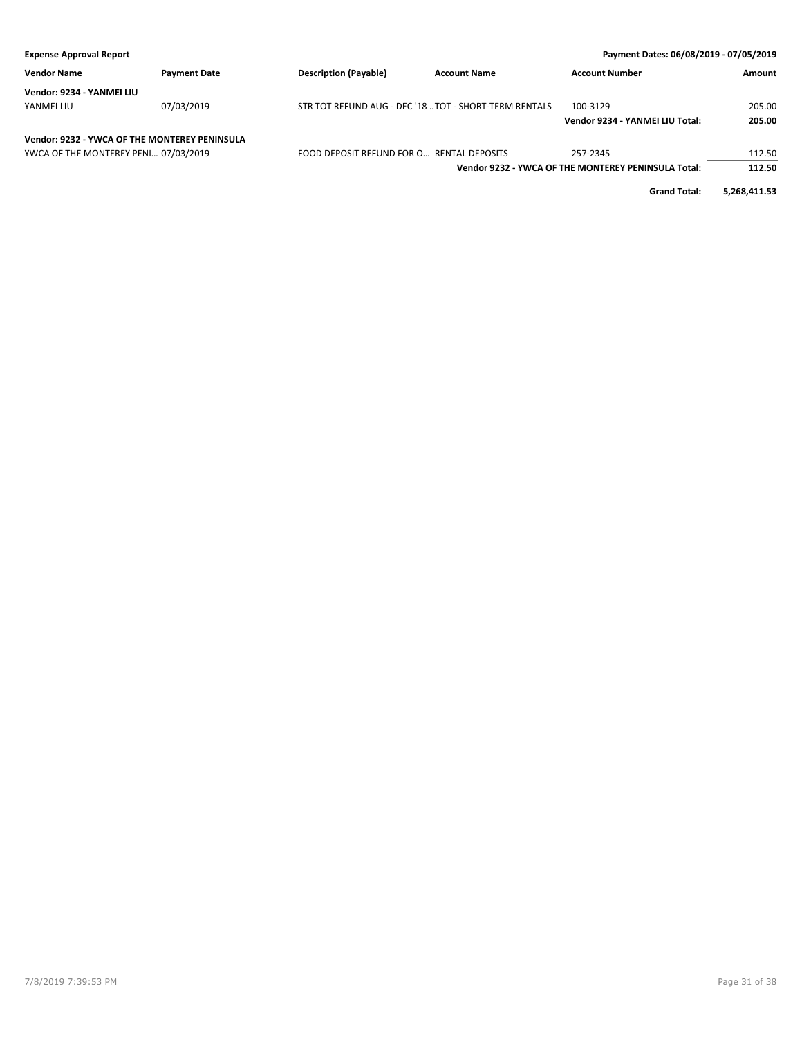| Vendor Name | Payment Date | Description (Payable) | Account Name | Account Number | Amount |
|---|---|---|---|---|---|
| **Vendor: 9234 - YANMEI LIU** | | | | | |
| YANMEI LIU | 07/03/2019 | STR TOT REFUND AUG - DEC '18 .. | TOT - SHORT-TERM RENTALS | 100-3129 | 205.00 |
| | | | | **Vendor 9234 - YANMEI LIU Total:** | **205.00** |
| **Vendor: 9232 - YWCA OF THE MONTEREY PENINSULA** | | | | | |
| YWCA OF THE MONTEREY PENI... | 07/03/2019 | FOOD DEPOSIT REFUND FOR O... | RENTAL DEPOSITS | 257-2345 | 112.50 |
| | | | | **Vendor 9232 - YWCA OF THE MONTEREY PENINSULA Total:** | **112.50** |
| | | | | **Grand Total:** | **5,268,411.53** |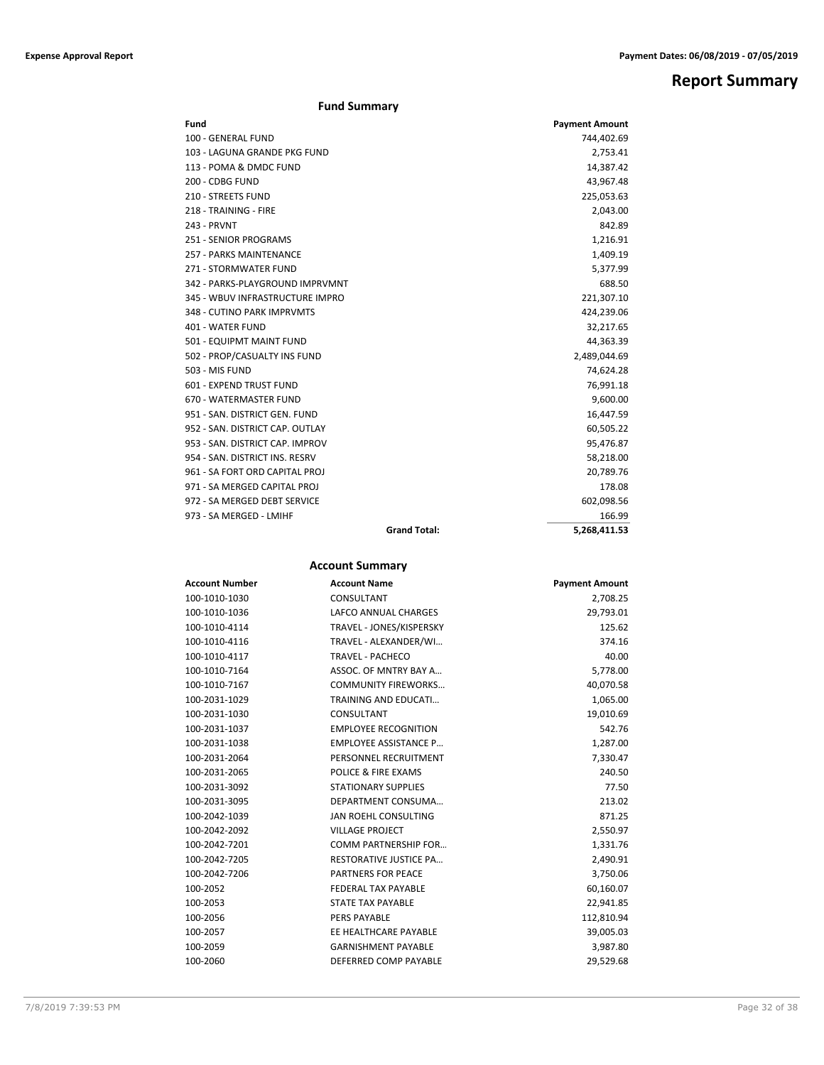# Report Summary

## Fund Summary

| Fund | | Payment Amount |
|---|---|---|
| 100 - GENERAL FUND | | 744,402.69 |
| 103 - LAGUNA GRANDE PKG FUND | | 2,753.41 |
| 113 - POMA & DMDC FUND | | 14,387.42 |
| 200 - CDBG FUND | | 43,967.48 |
| 210 - STREETS FUND | | 225,053.63 |
| 218 - TRAINING - FIRE | | 2,043.00 |
| 243 - PRVNT | | 842.89 |
| 251 - SENIOR PROGRAMS | | 1,216.91 |
| 257 - PARKS MAINTENANCE | | 1,409.19 |
| 271 - STORMWATER FUND | | 5,377.99 |
| 342 - PARKS-PLAYGROUND IMPRVMNT | | 688.50 |
| 345 - WBUV INFRASTRUCTURE IMPRO | | 221,307.10 |
| 348 - CUTINO PARK IMPRVMTS | | 424,239.06 |
| 401 - WATER FUND | | 32,217.65 |
| 501 - EQUIPMT MAINT FUND | | 44,363.39 |
| 502 - PROP/CASUALTY INS FUND | | 2,489,044.69 |
| 503 - MIS FUND | | 74,624.28 |
| 601 - EXPEND TRUST FUND | | 76,991.18 |
| 670 - WATERMASTER FUND | | 9,600.00 |
| 951 - SAN. DISTRICT GEN. FUND | | 16,447.59 |
| 952 - SAN. DISTRICT CAP. OUTLAY | | 60,505.22 |
| 953 - SAN. DISTRICT CAP. IMPROV | | 95,476.87 |
| 954 - SAN. DISTRICT INS. RESRV | | 58,218.00 |
| 961 - SA FORT ORD CAPITAL PROJ | | 20,789.76 |
| 971 - SA MERGED CAPITAL PROJ | | 178.08 |
| 972 - SA MERGED DEBT SERVICE | | 602,098.56 |
| 973 - SA MERGED - LMIHF | | 166.99 |
| | **Grand Total:** | **5,268,411.53** |

## Account Summary

| Account Number | Account Name | Payment Amount |
|---|---|---|
| 100-1010-1030 | CONSULTANT | 2,708.25 |
| 100-1010-1036 | LAFCO ANNUAL CHARGES | 29,793.01 |
| 100-1010-4114 | TRAVEL - JONES/KISPERSKY | 125.62 |
| 100-1010-4116 | TRAVEL - ALEXANDER/WI… | 374.16 |
| 100-1010-4117 | TRAVEL - PACHECO | 40.00 |
| 100-1010-7164 | ASSOC. OF MNTRY BAY A… | 5,778.00 |
| 100-1010-7167 | COMMUNITY FIREWORKS… | 40,070.58 |
| 100-2031-1029 | TRAINING AND EDUCATI… | 1,065.00 |
| 100-2031-1030 | CONSULTANT | 19,010.69 |
| 100-2031-1037 | EMPLOYEE RECOGNITION | 542.76 |
| 100-2031-1038 | EMPLOYEE ASSISTANCE P… | 1,287.00 |
| 100-2031-2064 | PERSONNEL RECRUITMENT | 7,330.47 |
| 100-2031-2065 | POLICE & FIRE EXAMS | 240.50 |
| 100-2031-3092 | STATIONARY SUPPLIES | 77.50 |
| 100-2031-3095 | DEPARTMENT CONSUMA… | 213.02 |
| 100-2042-1039 | JAN ROEHL CONSULTING | 871.25 |
| 100-2042-2092 | VILLAGE PROJECT | 2,550.97 |
| 100-2042-7201 | COMM PARTNERSHIP FOR… | 1,331.76 |
| 100-2042-7205 | RESTORATIVE JUSTICE PA… | 2,490.91 |
| 100-2042-7206 | PARTNERS FOR PEACE | 3,750.06 |
| 100-2052 | FEDERAL TAX PAYABLE | 60,160.07 |
| 100-2053 | STATE TAX PAYABLE | 22,941.85 |
| 100-2056 | PERS PAYABLE | 112,810.94 |
| 100-2057 | EE HEALTHCARE PAYABLE | 39,005.03 |
| 100-2059 | GARNISHMENT PAYABLE | 3,987.80 |
| 100-2060 | DEFERRED COMP PAYABLE | 29,529.68 |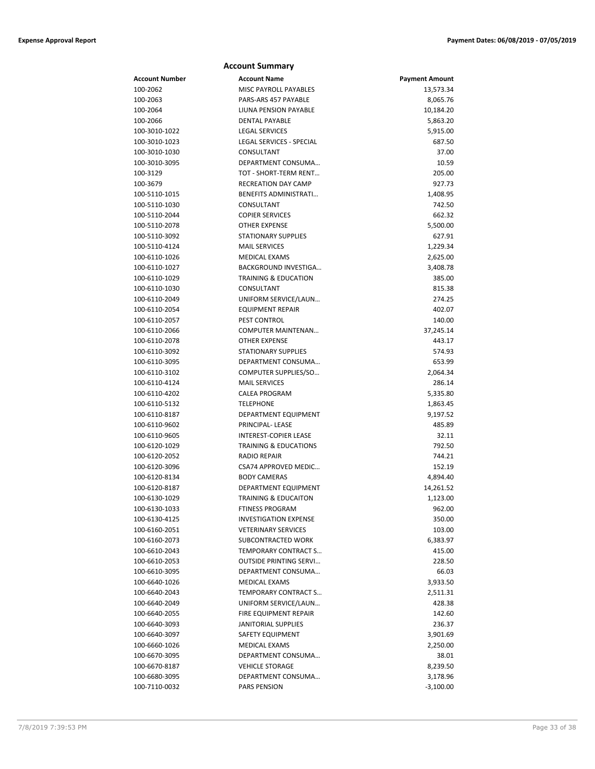## Account Summary

| Account Number | Account Name | Payment Amount |
|---|---|---|
| 100-2062 | MISC PAYROLL PAYABLES | 13,573.34 |
| 100-2063 | PARS-ARS 457 PAYABLE | 8,065.76 |
| 100-2064 | LIUNA PENSION PAYABLE | 10,184.20 |
| 100-2066 | DENTAL PAYABLE | 5,863.20 |
| 100-3010-1022 | LEGAL SERVICES | 5,915.00 |
| 100-3010-1023 | LEGAL SERVICES - SPECIAL | 687.50 |
| 100-3010-1030 | CONSULTANT | 37.00 |
| 100-3010-3095 | DEPARTMENT CONSUMA… | 10.59 |
| 100-3129 | TOT - SHORT-TERM RENT… | 205.00 |
| 100-3679 | RECREATION DAY CAMP | 927.73 |
| 100-5110-1015 | BENEFITS ADMINISTRATI… | 1,408.95 |
| 100-5110-1030 | CONSULTANT | 742.50 |
| 100-5110-2044 | COPIER SERVICES | 662.32 |
| 100-5110-2078 | OTHER EXPENSE | 5,500.00 |
| 100-5110-3092 | STATIONARY SUPPLIES | 627.91 |
| 100-5110-4124 | MAIL SERVICES | 1,229.34 |
| 100-6110-1026 | MEDICAL EXAMS | 2,625.00 |
| 100-6110-1027 | BACKGROUND INVESTIGA… | 3,408.78 |
| 100-6110-1029 | TRAINING & EDUCATION | 385.00 |
| 100-6110-1030 | CONSULTANT | 815.38 |
| 100-6110-2049 | UNIFORM SERVICE/LAUN… | 274.25 |
| 100-6110-2054 | EQUIPMENT REPAIR | 402.07 |
| 100-6110-2057 | PEST CONTROL | 140.00 |
| 100-6110-2066 | COMPUTER MAINTENAN… | 37,245.14 |
| 100-6110-2078 | OTHER EXPENSE | 443.17 |
| 100-6110-3092 | STATIONARY SUPPLIES | 574.93 |
| 100-6110-3095 | DEPARTMENT CONSUMA… | 653.99 |
| 100-6110-3102 | COMPUTER SUPPLIES/SO… | 2,064.34 |
| 100-6110-4124 | MAIL SERVICES | 286.14 |
| 100-6110-4202 | CALEA PROGRAM | 5,335.80 |
| 100-6110-5132 | TELEPHONE | 1,863.45 |
| 100-6110-8187 | DEPARTMENT EQUIPMENT | 9,197.52 |
| 100-6110-9602 | PRINCIPAL- LEASE | 485.89 |
| 100-6110-9605 | INTEREST-COPIER LEASE | 32.11 |
| 100-6120-1029 | TRAINING & EDUCATIONS | 792.50 |
| 100-6120-2052 | RADIO REPAIR | 744.21 |
| 100-6120-3096 | CSA74 APPROVED MEDIC… | 152.19 |
| 100-6120-8134 | BODY CAMERAS | 4,894.40 |
| 100-6120-8187 | DEPARTMENT EQUIPMENT | 14,261.52 |
| 100-6130-1029 | TRAINING & EDUCAITON | 1,123.00 |
| 100-6130-1033 | FTINESS PROGRAM | 962.00 |
| 100-6130-4125 | INVESTIGATION EXPENSE | 350.00 |
| 100-6160-2051 | VETERINARY SERVICES | 103.00 |
| 100-6160-2073 | SUBCONTRACTED WORK | 6,383.97 |
| 100-6610-2043 | TEMPORARY CONTRACT S… | 415.00 |
| 100-6610-2053 | OUTSIDE PRINTING SERVI… | 228.50 |
| 100-6610-3095 | DEPARTMENT CONSUMA… | 66.03 |
| 100-6640-1026 | MEDICAL EXAMS | 3,933.50 |
| 100-6640-2043 | TEMPORARY CONTRACT S… | 2,511.31 |
| 100-6640-2049 | UNIFORM SERVICE/LAUN… | 428.38 |
| 100-6640-2055 | FIRE EQUIPMENT REPAIR | 142.60 |
| 100-6640-3093 | JANITORIAL SUPPLIES | 236.37 |
| 100-6640-3097 | SAFETY EQUIPMENT | 3,901.69 |
| 100-6660-1026 | MEDICAL EXAMS | 2,250.00 |
| 100-6670-3095 | DEPARTMENT CONSUMA… | 38.01 |
| 100-6670-8187 | VEHICLE STORAGE | 8,239.50 |
| 100-6680-3095 | DEPARTMENT CONSUMA… | 3,178.96 |
| 100-7110-0032 | PARS PENSION | -3,100.00 |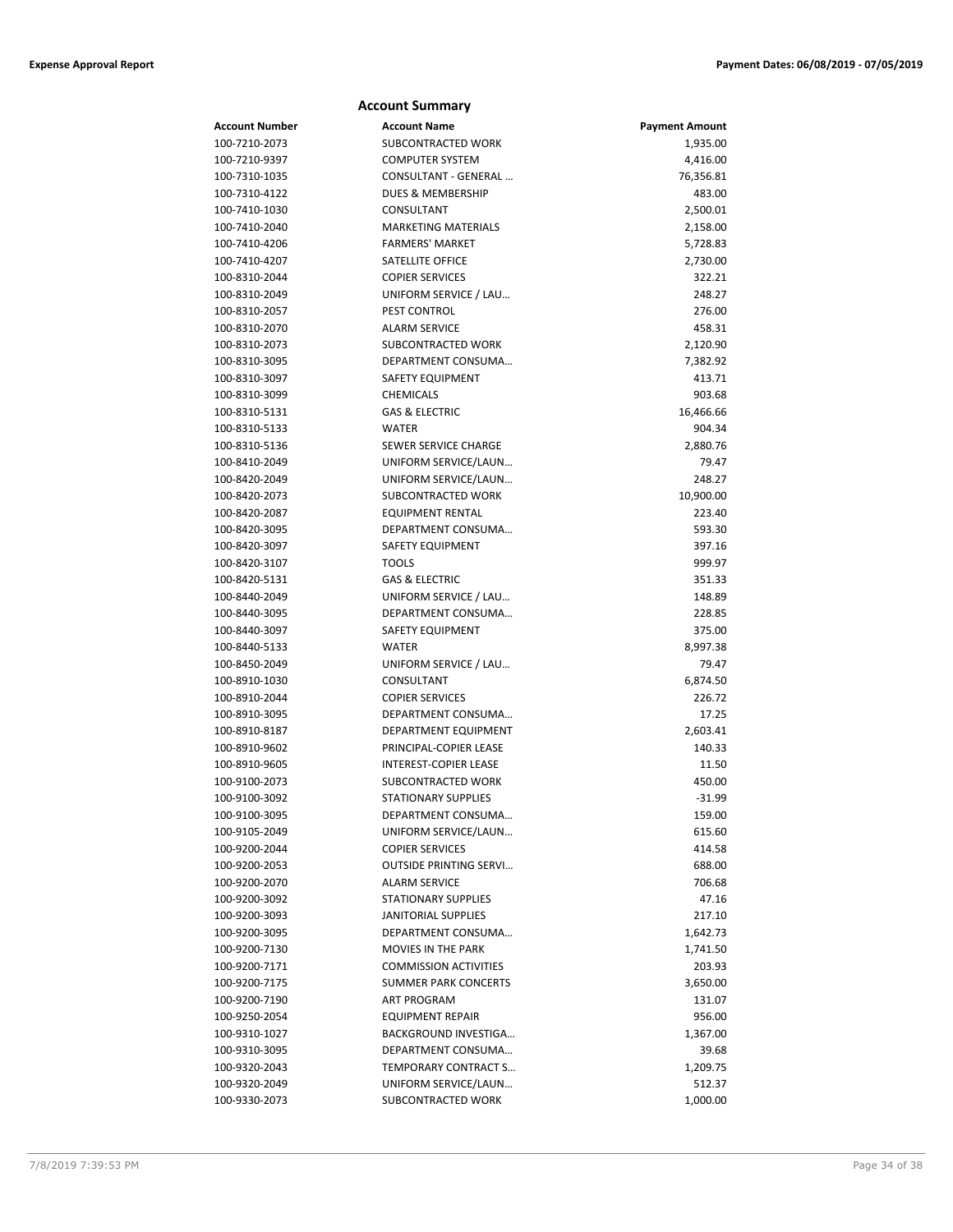## Account Summary

| Account Number | Account Name | Payment Amount |
|---|---|---|
| 100-7210-2073 | SUBCONTRACTED WORK | 1,935.00 |
| 100-7210-9397 | COMPUTER SYSTEM | 4,416.00 |
| 100-7310-1035 | CONSULTANT - GENERAL ... | 76,356.81 |
| 100-7310-4122 | DUES & MEMBERSHIP | 483.00 |
| 100-7410-1030 | CONSULTANT | 2,500.01 |
| 100-7410-2040 | MARKETING MATERIALS | 2,158.00 |
| 100-7410-4206 | FARMERS' MARKET | 5,728.83 |
| 100-7410-4207 | SATELLITE OFFICE | 2,730.00 |
| 100-8310-2044 | COPIER SERVICES | 322.21 |
| 100-8310-2049 | UNIFORM SERVICE / LAU... | 248.27 |
| 100-8310-2057 | PEST CONTROL | 276.00 |
| 100-8310-2070 | ALARM SERVICE | 458.31 |
| 100-8310-2073 | SUBCONTRACTED WORK | 2,120.90 |
| 100-8310-3095 | DEPARTMENT CONSUMA... | 7,382.92 |
| 100-8310-3097 | SAFETY EQUIPMENT | 413.71 |
| 100-8310-3099 | CHEMICALS | 903.68 |
| 100-8310-5131 | GAS & ELECTRIC | 16,466.66 |
| 100-8310-5133 | WATER | 904.34 |
| 100-8310-5136 | SEWER SERVICE CHARGE | 2,880.76 |
| 100-8410-2049 | UNIFORM SERVICE/LAUN... | 79.47 |
| 100-8420-2049 | UNIFORM SERVICE/LAUN... | 248.27 |
| 100-8420-2073 | SUBCONTRACTED WORK | 10,900.00 |
| 100-8420-2087 | EQUIPMENT RENTAL | 223.40 |
| 100-8420-3095 | DEPARTMENT CONSUMA... | 593.30 |
| 100-8420-3097 | SAFETY EQUIPMENT | 397.16 |
| 100-8420-3107 | TOOLS | 999.97 |
| 100-8420-5131 | GAS & ELECTRIC | 351.33 |
| 100-8440-2049 | UNIFORM SERVICE / LAU... | 148.89 |
| 100-8440-3095 | DEPARTMENT CONSUMA... | 228.85 |
| 100-8440-3097 | SAFETY EQUIPMENT | 375.00 |
| 100-8440-5133 | WATER | 8,997.38 |
| 100-8450-2049 | UNIFORM SERVICE / LAU... | 79.47 |
| 100-8910-1030 | CONSULTANT | 6,874.50 |
| 100-8910-2044 | COPIER SERVICES | 226.72 |
| 100-8910-3095 | DEPARTMENT CONSUMA... | 17.25 |
| 100-8910-8187 | DEPARTMENT EQUIPMENT | 2,603.41 |
| 100-8910-9602 | PRINCIPAL-COPIER LEASE | 140.33 |
| 100-8910-9605 | INTEREST-COPIER LEASE | 11.50 |
| 100-9100-2073 | SUBCONTRACTED WORK | 450.00 |
| 100-9100-3092 | STATIONARY SUPPLIES | -31.99 |
| 100-9100-3095 | DEPARTMENT CONSUMA... | 159.00 |
| 100-9105-2049 | UNIFORM SERVICE/LAUN... | 615.60 |
| 100-9200-2044 | COPIER SERVICES | 414.58 |
| 100-9200-2053 | OUTSIDE PRINTING SERVI... | 688.00 |
| 100-9200-2070 | ALARM SERVICE | 706.68 |
| 100-9200-3092 | STATIONARY SUPPLIES | 47.16 |
| 100-9200-3093 | JANITORIAL SUPPLIES | 217.10 |
| 100-9200-3095 | DEPARTMENT CONSUMA... | 1,642.73 |
| 100-9200-7130 | MOVIES IN THE PARK | 1,741.50 |
| 100-9200-7171 | COMMISSION ACTIVITIES | 203.93 |
| 100-9200-7175 | SUMMER PARK CONCERTS | 3,650.00 |
| 100-9200-7190 | ART PROGRAM | 131.07 |
| 100-9250-2054 | EQUIPMENT REPAIR | 956.00 |
| 100-9310-1027 | BACKGROUND INVESTIGA... | 1,367.00 |
| 100-9310-3095 | DEPARTMENT CONSUMA... | 39.68 |
| 100-9320-2043 | TEMPORARY CONTRACT S... | 1,209.75 |
| 100-9320-2049 | UNIFORM SERVICE/LAUN... | 512.37 |
| 100-9330-2073 | SUBCONTRACTED WORK | 1,000.00 |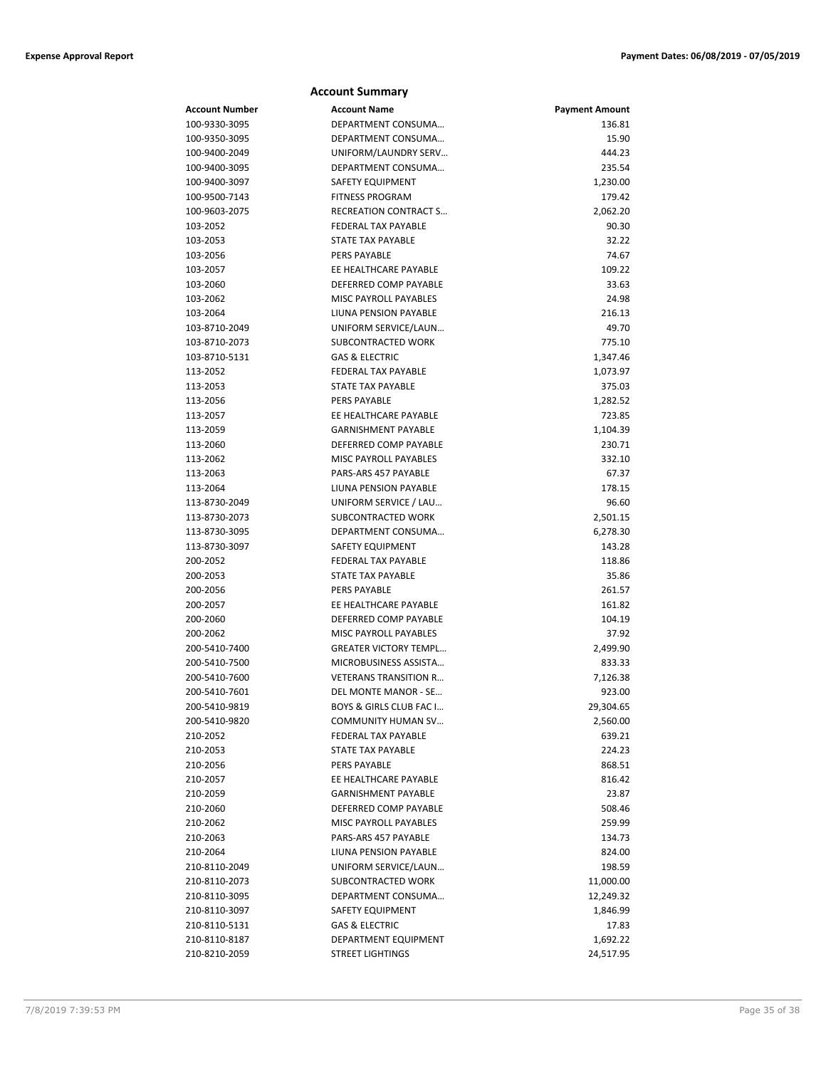## Account Summary

| Account Number | Account Name | Payment Amount |
|---|---|---|
| 100-9330-3095 | DEPARTMENT CONSUMA… | 136.81 |
| 100-9350-3095 | DEPARTMENT CONSUMA… | 15.90 |
| 100-9400-2049 | UNIFORM/LAUNDRY SERV… | 444.23 |
| 100-9400-3095 | DEPARTMENT CONSUMA… | 235.54 |
| 100-9400-3097 | SAFETY EQUIPMENT | 1,230.00 |
| 100-9500-7143 | FITNESS PROGRAM | 179.42 |
| 100-9603-2075 | RECREATION CONTRACT S… | 2,062.20 |
| 103-2052 | FEDERAL TAX PAYABLE | 90.30 |
| 103-2053 | STATE TAX PAYABLE | 32.22 |
| 103-2056 | PERS PAYABLE | 74.67 |
| 103-2057 | EE HEALTHCARE PAYABLE | 109.22 |
| 103-2060 | DEFERRED COMP PAYABLE | 33.63 |
| 103-2062 | MISC PAYROLL PAYABLES | 24.98 |
| 103-2064 | LIUNA PENSION PAYABLE | 216.13 |
| 103-8710-2049 | UNIFORM SERVICE/LAUN… | 49.70 |
| 103-8710-2073 | SUBCONTRACTED WORK | 775.10 |
| 103-8710-5131 | GAS & ELECTRIC | 1,347.46 |
| 113-2052 | FEDERAL TAX PAYABLE | 1,073.97 |
| 113-2053 | STATE TAX PAYABLE | 375.03 |
| 113-2056 | PERS PAYABLE | 1,282.52 |
| 113-2057 | EE HEALTHCARE PAYABLE | 723.85 |
| 113-2059 | GARNISHMENT PAYABLE | 1,104.39 |
| 113-2060 | DEFERRED COMP PAYABLE | 230.71 |
| 113-2062 | MISC PAYROLL PAYABLES | 332.10 |
| 113-2063 | PARS-ARS 457 PAYABLE | 67.37 |
| 113-2064 | LIUNA PENSION PAYABLE | 178.15 |
| 113-8730-2049 | UNIFORM SERVICE / LAU… | 96.60 |
| 113-8730-2073 | SUBCONTRACTED WORK | 2,501.15 |
| 113-8730-3095 | DEPARTMENT CONSUMA… | 6,278.30 |
| 113-8730-3097 | SAFETY EQUIPMENT | 143.28 |
| 200-2052 | FEDERAL TAX PAYABLE | 118.86 |
| 200-2053 | STATE TAX PAYABLE | 35.86 |
| 200-2056 | PERS PAYABLE | 261.57 |
| 200-2057 | EE HEALTHCARE PAYABLE | 161.82 |
| 200-2060 | DEFERRED COMP PAYABLE | 104.19 |
| 200-2062 | MISC PAYROLL PAYABLES | 37.92 |
| 200-5410-7400 | GREATER VICTORY TEMPL… | 2,499.90 |
| 200-5410-7500 | MICROBUSINESS ASSISTA… | 833.33 |
| 200-5410-7600 | VETERANS TRANSITION R… | 7,126.38 |
| 200-5410-7601 | DEL MONTE MANOR - SE… | 923.00 |
| 200-5410-9819 | BOYS & GIRLS CLUB FAC I… | 29,304.65 |
| 200-5410-9820 | COMMUNITY HUMAN SV… | 2,560.00 |
| 210-2052 | FEDERAL TAX PAYABLE | 639.21 |
| 210-2053 | STATE TAX PAYABLE | 224.23 |
| 210-2056 | PERS PAYABLE | 868.51 |
| 210-2057 | EE HEALTHCARE PAYABLE | 816.42 |
| 210-2059 | GARNISHMENT PAYABLE | 23.87 |
| 210-2060 | DEFERRED COMP PAYABLE | 508.46 |
| 210-2062 | MISC PAYROLL PAYABLES | 259.99 |
| 210-2063 | PARS-ARS 457 PAYABLE | 134.73 |
| 210-2064 | LIUNA PENSION PAYABLE | 824.00 |
| 210-8110-2049 | UNIFORM SERVICE/LAUN… | 198.59 |
| 210-8110-2073 | SUBCONTRACTED WORK | 11,000.00 |
| 210-8110-3095 | DEPARTMENT CONSUMA… | 12,249.32 |
| 210-8110-3097 | SAFETY EQUIPMENT | 1,846.99 |
| 210-8110-5131 | GAS & ELECTRIC | 17.83 |
| 210-8110-8187 | DEPARTMENT EQUIPMENT | 1,692.22 |
| 210-8210-2059 | STREET LIGHTINGS | 24,517.95 |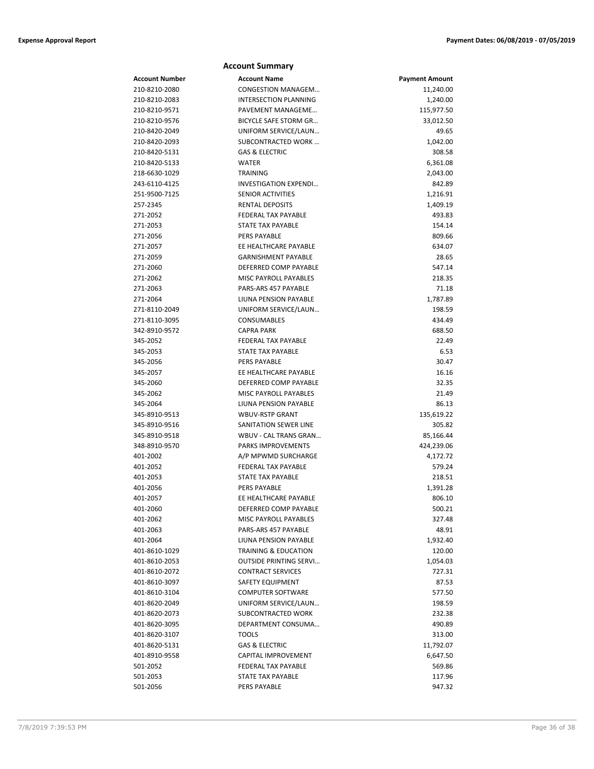## Account Summary

| Account Number | Account Name | Payment Amount |
|---|---|---|
| 210-8210-2080 | CONGESTION MANAGEM… | 11,240.00 |
| 210-8210-2083 | INTERSECTION PLANNING | 1,240.00 |
| 210-8210-9571 | PAVEMENT MANAGEME… | 115,977.50 |
| 210-8210-9576 | BICYCLE SAFE STORM GR… | 33,012.50 |
| 210-8420-2049 | UNIFORM SERVICE/LAUN… | 49.65 |
| 210-8420-2093 | SUBCONTRACTED WORK … | 1,042.00 |
| 210-8420-5131 | GAS & ELECTRIC | 308.58 |
| 210-8420-5133 | WATER | 6,361.08 |
| 218-6630-1029 | TRAINING | 2,043.00 |
| 243-6110-4125 | INVESTIGATION EXPENDI… | 842.89 |
| 251-9500-7125 | SENIOR ACTIVITIES | 1,216.91 |
| 257-2345 | RENTAL DEPOSITS | 1,409.19 |
| 271-2052 | FEDERAL TAX PAYABLE | 493.83 |
| 271-2053 | STATE TAX PAYABLE | 154.14 |
| 271-2056 | PERS PAYABLE | 809.66 |
| 271-2057 | EE HEALTHCARE PAYABLE | 634.07 |
| 271-2059 | GARNISHMENT PAYABLE | 28.65 |
| 271-2060 | DEFERRED COMP PAYABLE | 547.14 |
| 271-2062 | MISC PAYROLL PAYABLES | 218.35 |
| 271-2063 | PARS-ARS 457 PAYABLE | 71.18 |
| 271-2064 | LIUNA PENSION PAYABLE | 1,787.89 |
| 271-8110-2049 | UNIFORM SERVICE/LAUN… | 198.59 |
| 271-8110-3095 | CONSUMABLES | 434.49 |
| 342-8910-9572 | CAPRA PARK | 688.50 |
| 345-2052 | FEDERAL TAX PAYABLE | 22.49 |
| 345-2053 | STATE TAX PAYABLE | 6.53 |
| 345-2056 | PERS PAYABLE | 30.47 |
| 345-2057 | EE HEALTHCARE PAYABLE | 16.16 |
| 345-2060 | DEFERRED COMP PAYABLE | 32.35 |
| 345-2062 | MISC PAYROLL PAYABLES | 21.49 |
| 345-2064 | LIUNA PENSION PAYABLE | 86.13 |
| 345-8910-9513 | WBUV-RSTP GRANT | 135,619.22 |
| 345-8910-9516 | SANITATION SEWER LINE | 305.82 |
| 345-8910-9518 | WBUV - CAL TRANS GRAN… | 85,166.44 |
| 348-8910-9570 | PARKS IMPROVEMENTS | 424,239.06 |
| 401-2002 | A/P MPWMD SURCHARGE | 4,172.72 |
| 401-2052 | FEDERAL TAX PAYABLE | 579.24 |
| 401-2053 | STATE TAX PAYABLE | 218.51 |
| 401-2056 | PERS PAYABLE | 1,391.28 |
| 401-2057 | EE HEALTHCARE PAYABLE | 806.10 |
| 401-2060 | DEFERRED COMP PAYABLE | 500.21 |
| 401-2062 | MISC PAYROLL PAYABLES | 327.48 |
| 401-2063 | PARS-ARS 457 PAYABLE | 48.91 |
| 401-2064 | LIUNA PENSION PAYABLE | 1,932.40 |
| 401-8610-1029 | TRAINING & EDUCATION | 120.00 |
| 401-8610-2053 | OUTSIDE PRINTING SERVI… | 1,054.03 |
| 401-8610-2072 | CONTRACT SERVICES | 727.31 |
| 401-8610-3097 | SAFETY EQUIPMENT | 87.53 |
| 401-8610-3104 | COMPUTER SOFTWARE | 577.50 |
| 401-8620-2049 | UNIFORM SERVICE/LAUN… | 198.59 |
| 401-8620-2073 | SUBCONTRACTED WORK | 232.38 |
| 401-8620-3095 | DEPARTMENT CONSUMA… | 490.89 |
| 401-8620-3107 | TOOLS | 313.00 |
| 401-8620-5131 | GAS & ELECTRIC | 11,792.07 |
| 401-8910-9558 | CAPITAL IMPROVEMENT | 6,647.50 |
| 501-2052 | FEDERAL TAX PAYABLE | 569.86 |
| 501-2053 | STATE TAX PAYABLE | 117.96 |
| 501-2056 | PERS PAYABLE | 947.32 |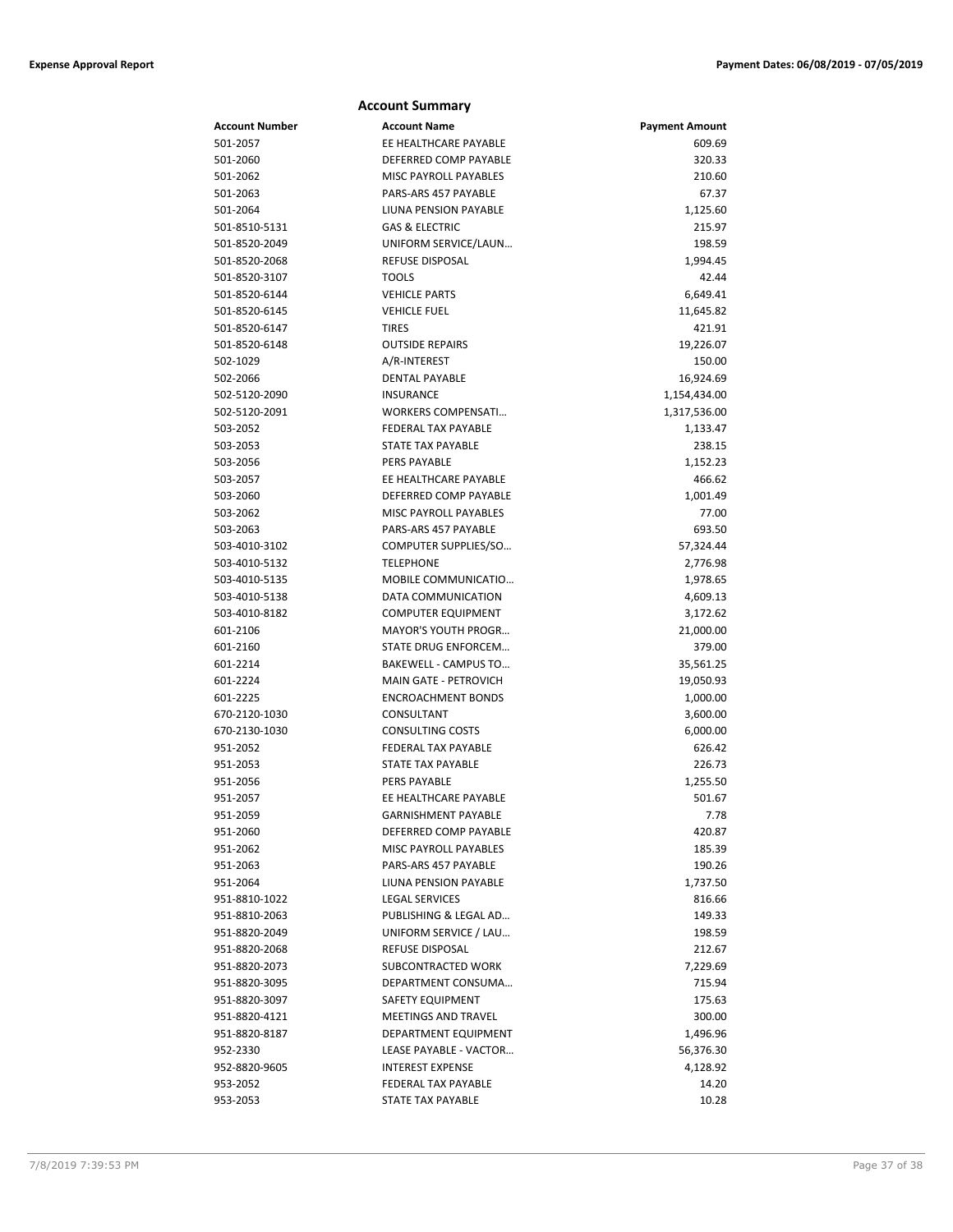## Account Summary

| Account Number | Account Name | Payment Amount |
|---|---|---|
| 501-2057 | EE HEALTHCARE PAYABLE | 609.69 |
| 501-2060 | DEFERRED COMP PAYABLE | 320.33 |
| 501-2062 | MISC PAYROLL PAYABLES | 210.60 |
| 501-2063 | PARS-ARS 457 PAYABLE | 67.37 |
| 501-2064 | LIUNA PENSION PAYABLE | 1,125.60 |
| 501-8510-5131 | GAS & ELECTRIC | 215.97 |
| 501-8520-2049 | UNIFORM SERVICE/LAUN… | 198.59 |
| 501-8520-2068 | REFUSE DISPOSAL | 1,994.45 |
| 501-8520-3107 | TOOLS | 42.44 |
| 501-8520-6144 | VEHICLE PARTS | 6,649.41 |
| 501-8520-6145 | VEHICLE FUEL | 11,645.82 |
| 501-8520-6147 | TIRES | 421.91 |
| 501-8520-6148 | OUTSIDE REPAIRS | 19,226.07 |
| 502-1029 | A/R-INTEREST | 150.00 |
| 502-2066 | DENTAL PAYABLE | 16,924.69 |
| 502-5120-2090 | INSURANCE | 1,154,434.00 |
| 502-5120-2091 | WORKERS COMPENSATI… | 1,317,536.00 |
| 503-2052 | FEDERAL TAX PAYABLE | 1,133.47 |
| 503-2053 | STATE TAX PAYABLE | 238.15 |
| 503-2056 | PERS PAYABLE | 1,152.23 |
| 503-2057 | EE HEALTHCARE PAYABLE | 466.62 |
| 503-2060 | DEFERRED COMP PAYABLE | 1,001.49 |
| 503-2062 | MISC PAYROLL PAYABLES | 77.00 |
| 503-2063 | PARS-ARS 457 PAYABLE | 693.50 |
| 503-4010-3102 | COMPUTER SUPPLIES/SO… | 57,324.44 |
| 503-4010-5132 | TELEPHONE | 2,776.98 |
| 503-4010-5135 | MOBILE COMMUNICATIO… | 1,978.65 |
| 503-4010-5138 | DATA COMMUNICATION | 4,609.13 |
| 503-4010-8182 | COMPUTER EQUIPMENT | 3,172.62 |
| 601-2106 | MAYOR'S YOUTH PROGR… | 21,000.00 |
| 601-2160 | STATE DRUG ENFORCEM… | 379.00 |
| 601-2214 | BAKEWELL - CAMPUS TO… | 35,561.25 |
| 601-2224 | MAIN GATE - PETROVICH | 19,050.93 |
| 601-2225 | ENCROACHMENT BONDS | 1,000.00 |
| 670-2120-1030 | CONSULTANT | 3,600.00 |
| 670-2130-1030 | CONSULTING COSTS | 6,000.00 |
| 951-2052 | FEDERAL TAX PAYABLE | 626.42 |
| 951-2053 | STATE TAX PAYABLE | 226.73 |
| 951-2056 | PERS PAYABLE | 1,255.50 |
| 951-2057 | EE HEALTHCARE PAYABLE | 501.67 |
| 951-2059 | GARNISHMENT PAYABLE | 7.78 |
| 951-2060 | DEFERRED COMP PAYABLE | 420.87 |
| 951-2062 | MISC PAYROLL PAYABLES | 185.39 |
| 951-2063 | PARS-ARS 457 PAYABLE | 190.26 |
| 951-2064 | LIUNA PENSION PAYABLE | 1,737.50 |
| 951-8810-1022 | LEGAL SERVICES | 816.66 |
| 951-8810-2063 | PUBLISHING & LEGAL AD… | 149.33 |
| 951-8820-2049 | UNIFORM SERVICE / LAU… | 198.59 |
| 951-8820-2068 | REFUSE DISPOSAL | 212.67 |
| 951-8820-2073 | SUBCONTRACTED WORK | 7,229.69 |
| 951-8820-3095 | DEPARTMENT CONSUMA… | 715.94 |
| 951-8820-3097 | SAFETY EQUIPMENT | 175.63 |
| 951-8820-4121 | MEETINGS AND TRAVEL | 300.00 |
| 951-8820-8187 | DEPARTMENT EQUIPMENT | 1,496.96 |
| 952-2330 | LEASE PAYABLE - VACTOR… | 56,376.30 |
| 952-8820-9605 | INTEREST EXPENSE | 4,128.92 |
| 953-2052 | FEDERAL TAX PAYABLE | 14.20 |
| 953-2053 | STATE TAX PAYABLE | 10.28 |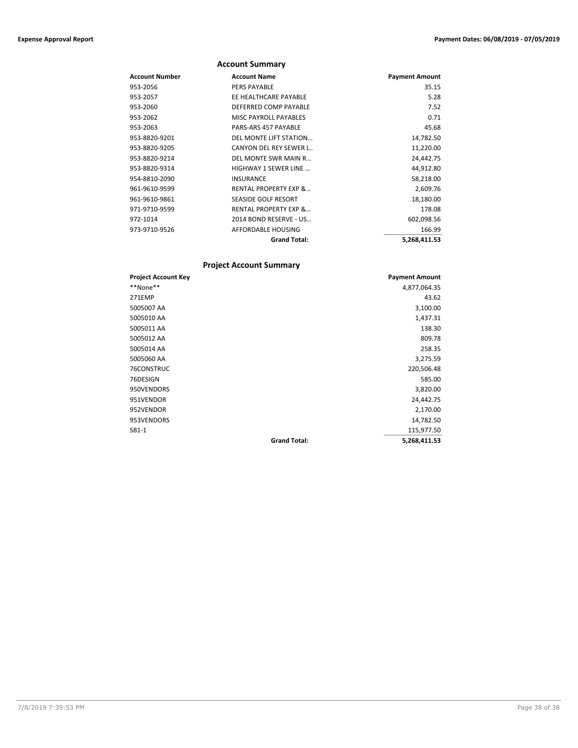## Account Summary

| Account Number | Account Name | Payment Amount |
|---|---|---|
| 953-2056 | PERS PAYABLE | 35.15 |
| 953-2057 | EE HEALTHCARE PAYABLE | 5.28 |
| 953-2060 | DEFERRED COMP PAYABLE | 7.52 |
| 953-2062 | MISC PAYROLL PAYABLES | 0.71 |
| 953-2063 | PARS-ARS 457 PAYABLE | 45.68 |
| 953-8820-9201 | DEL MONTE LIFT STATION… | 14,782.50 |
| 953-8820-9205 | CANYON DEL REY SEWER L… | 11,220.00 |
| 953-8820-9214 | DEL MONTE SWR MAIN R… | 24,442.75 |
| 953-8820-9314 | HIGHWAY 1 SEWER LINE … | 44,912.80 |
| 954-8810-2090 | INSURANCE | 58,218.00 |
| 961-9610-9599 | RENTAL PROPERTY EXP &… | 2,609.76 |
| 961-9610-9861 | SEASIDE GOLF RESORT | 18,180.00 |
| 971-9710-9599 | RENTAL PROPERTY EXP &… | 178.08 |
| 972-1014 | 2014 BOND RESERVE - US… | 602,098.56 |
| 973-9710-9526 | AFFORDABLE HOUSING | 166.99 |
| | **Grand Total:** | **5,268,411.53** |

## Project Account Summary

| Project Account Key | | Payment Amount |
|---|---|---|
| **None** | | 4,877,064.35 |
| 271EMP | | 43.62 |
| 5005007 AA | | 3,100.00 |
| 5005010 AA | | 1,437.31 |
| 5005011 AA | | 138.30 |
| 5005012 AA | | 809.78 |
| 5005014 AA | | 258.35 |
| 5005060 AA | | 3,275.59 |
| 76CONSTRUC | | 220,506.48 |
| 76DESIGN | | 585.00 |
| 950VENDORS | | 3,820.00 |
| 951VENDOR | | 24,442.75 |
| 952VENDOR | | 2,170.00 |
| 953VENDORS | | 14,782.50 |
| SB1-1 | | 115,977.50 |
| | **Grand Total:** | **5,268,411.53** |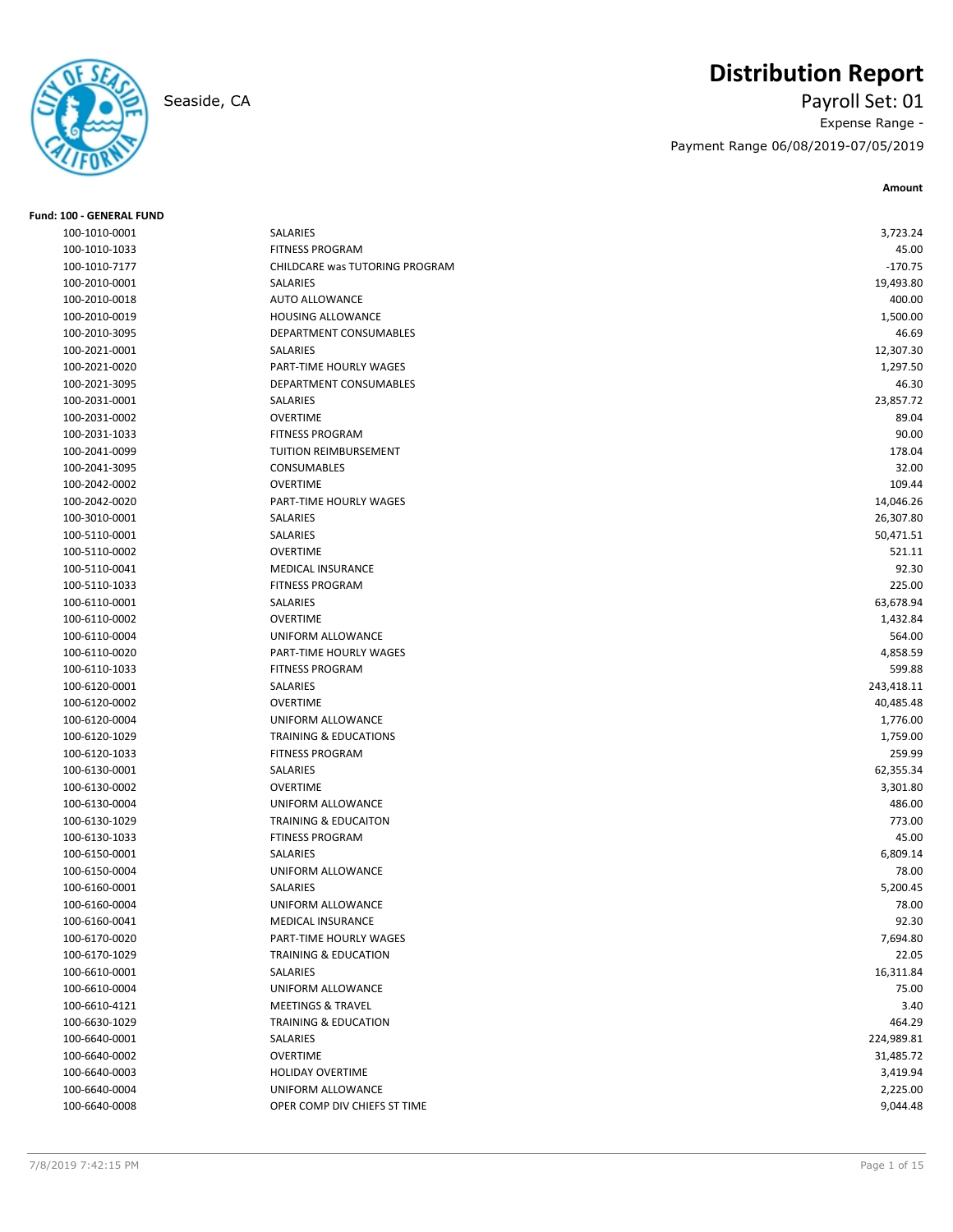Seaside, CA

# Distribution Report

Payroll Set: 01

Expense Range -

Payment Range 06/08/2019-07/05/2019

**Fund: 100 - GENERAL FUND**

| Account | Description | Amount |
|---|---|---|
| 100-1010-0001 | SALARIES | 3,723.24 |
| 100-1010-1033 | FITNESS PROGRAM | 45.00 |
| 100-1010-7177 | CHILDCARE was TUTORING PROGRAM | -170.75 |
| 100-2010-0001 | SALARIES | 19,493.80 |
| 100-2010-0018 | AUTO ALLOWANCE | 400.00 |
| 100-2010-0019 | HOUSING ALLOWANCE | 1,500.00 |
| 100-2010-3095 | DEPARTMENT CONSUMABLES | 46.69 |
| 100-2021-0001 | SALARIES | 12,307.30 |
| 100-2021-0020 | PART-TIME HOURLY WAGES | 1,297.50 |
| 100-2021-3095 | DEPARTMENT CONSUMABLES | 46.30 |
| 100-2031-0001 | SALARIES | 23,857.72 |
| 100-2031-0002 | OVERTIME | 89.04 |
| 100-2031-1033 | FITNESS PROGRAM | 90.00 |
| 100-2041-0099 | TUITION REIMBURSEMENT | 178.04 |
| 100-2041-3095 | CONSUMABLES | 32.00 |
| 100-2042-0002 | OVERTIME | 109.44 |
| 100-2042-0020 | PART-TIME HOURLY WAGES | 14,046.26 |
| 100-3010-0001 | SALARIES | 26,307.80 |
| 100-5110-0001 | SALARIES | 50,471.51 |
| 100-5110-0002 | OVERTIME | 521.11 |
| 100-5110-0041 | MEDICAL INSURANCE | 92.30 |
| 100-5110-1033 | FITNESS PROGRAM | 225.00 |
| 100-6110-0001 | SALARIES | 63,678.94 |
| 100-6110-0002 | OVERTIME | 1,432.84 |
| 100-6110-0004 | UNIFORM ALLOWANCE | 564.00 |
| 100-6110-0020 | PART-TIME HOURLY WAGES | 4,858.59 |
| 100-6110-1033 | FITNESS PROGRAM | 599.88 |
| 100-6120-0001 | SALARIES | 243,418.11 |
| 100-6120-0002 | OVERTIME | 40,485.48 |
| 100-6120-0004 | UNIFORM ALLOWANCE | 1,776.00 |
| 100-6120-1029 | TRAINING & EDUCATIONS | 1,759.00 |
| 100-6120-1033 | FITNESS PROGRAM | 259.99 |
| 100-6130-0001 | SALARIES | 62,355.34 |
| 100-6130-0002 | OVERTIME | 3,301.80 |
| 100-6130-0004 | UNIFORM ALLOWANCE | 486.00 |
| 100-6130-1029 | TRAINING & EDUCAITON | 773.00 |
| 100-6130-1033 | FTINESS PROGRAM | 45.00 |
| 100-6150-0001 | SALARIES | 6,809.14 |
| 100-6150-0004 | UNIFORM ALLOWANCE | 78.00 |
| 100-6160-0001 | SALARIES | 5,200.45 |
| 100-6160-0004 | UNIFORM ALLOWANCE | 78.00 |
| 100-6160-0041 | MEDICAL INSURANCE | 92.30 |
| 100-6170-0020 | PART-TIME HOURLY WAGES | 7,694.80 |
| 100-6170-1029 | TRAINING & EDUCATION | 22.05 |
| 100-6610-0001 | SALARIES | 16,311.84 |
| 100-6610-0004 | UNIFORM ALLOWANCE | 75.00 |
| 100-6610-4121 | MEETINGS & TRAVEL | 3.40 |
| 100-6630-1029 | TRAINING & EDUCATION | 464.29 |
| 100-6640-0001 | SALARIES | 224,989.81 |
| 100-6640-0002 | OVERTIME | 31,485.72 |
| 100-6640-0003 | HOLIDAY OVERTIME | 3,419.94 |
| 100-6640-0004 | UNIFORM ALLOWANCE | 2,225.00 |
| 100-6640-0008 | OPER COMP DIV CHIEFS ST TIME | 9,044.48 |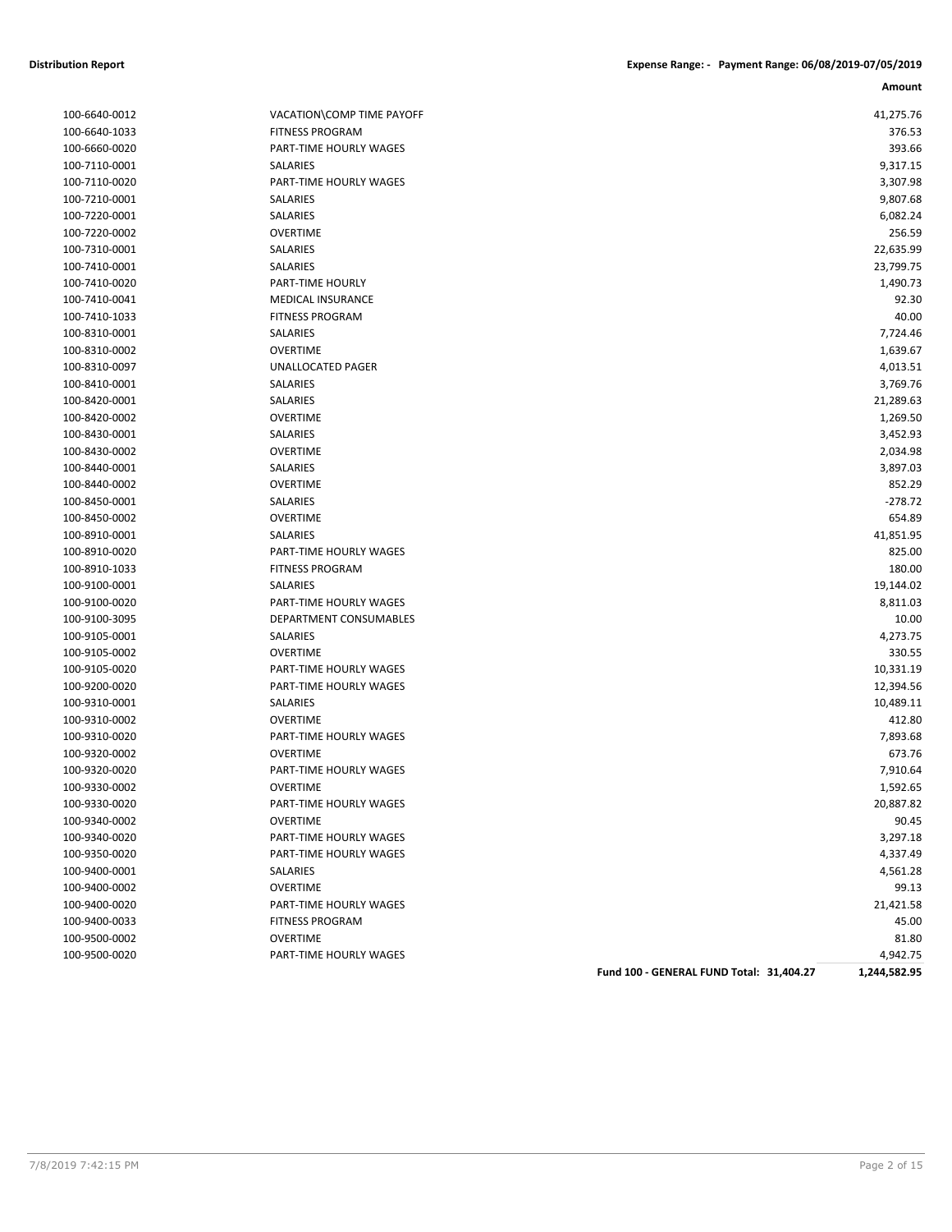**Distribution Report** **Expense Range: - Payment Range: 06/08/2019-07/05/2019**

| | | Amount |
|---|---|---:|
| 100-6640-0012 | VACATION\COMP TIME PAYOFF | 41,275.76 |
| 100-6640-1033 | FITNESS PROGRAM | 376.53 |
| 100-6660-0020 | PART-TIME HOURLY WAGES | 393.66 |
| 100-7110-0001 | SALARIES | 9,317.15 |
| 100-7110-0020 | PART-TIME HOURLY WAGES | 3,307.98 |
| 100-7210-0001 | SALARIES | 9,807.68 |
| 100-7220-0001 | SALARIES | 6,082.24 |
| 100-7220-0002 | OVERTIME | 256.59 |
| 100-7310-0001 | SALARIES | 22,635.99 |
| 100-7410-0001 | SALARIES | 23,799.75 |
| 100-7410-0020 | PART-TIME HOURLY | 1,490.73 |
| 100-7410-0041 | MEDICAL INSURANCE | 92.30 |
| 100-7410-1033 | FITNESS PROGRAM | 40.00 |
| 100-8310-0001 | SALARIES | 7,724.46 |
| 100-8310-0002 | OVERTIME | 1,639.67 |
| 100-8310-0097 | UNALLOCATED PAGER | 4,013.51 |
| 100-8410-0001 | SALARIES | 3,769.76 |
| 100-8420-0001 | SALARIES | 21,289.63 |
| 100-8420-0002 | OVERTIME | 1,269.50 |
| 100-8430-0001 | SALARIES | 3,452.93 |
| 100-8430-0002 | OVERTIME | 2,034.98 |
| 100-8440-0001 | SALARIES | 3,897.03 |
| 100-8440-0002 | OVERTIME | 852.29 |
| 100-8450-0001 | SALARIES | -278.72 |
| 100-8450-0002 | OVERTIME | 654.89 |
| 100-8910-0001 | SALARIES | 41,851.95 |
| 100-8910-0020 | PART-TIME HOURLY WAGES | 825.00 |
| 100-8910-1033 | FITNESS PROGRAM | 180.00 |
| 100-9100-0001 | SALARIES | 19,144.02 |
| 100-9100-0020 | PART-TIME HOURLY WAGES | 8,811.03 |
| 100-9100-3095 | DEPARTMENT CONSUMABLES | 10.00 |
| 100-9105-0001 | SALARIES | 4,273.75 |
| 100-9105-0002 | OVERTIME | 330.55 |
| 100-9105-0020 | PART-TIME HOURLY WAGES | 10,331.19 |
| 100-9200-0020 | PART-TIME HOURLY WAGES | 12,394.56 |
| 100-9310-0001 | SALARIES | 10,489.11 |
| 100-9310-0002 | OVERTIME | 412.80 |
| 100-9310-0020 | PART-TIME HOURLY WAGES | 7,893.68 |
| 100-9320-0002 | OVERTIME | 673.76 |
| 100-9320-0020 | PART-TIME HOURLY WAGES | 7,910.64 |
| 100-9330-0002 | OVERTIME | 1,592.65 |
| 100-9330-0020 | PART-TIME HOURLY WAGES | 20,887.82 |
| 100-9340-0002 | OVERTIME | 90.45 |
| 100-9340-0020 | PART-TIME HOURLY WAGES | 3,297.18 |
| 100-9350-0020 | PART-TIME HOURLY WAGES | 4,337.49 |
| 100-9400-0001 | SALARIES | 4,561.28 |
| 100-9400-0002 | OVERTIME | 99.13 |
| 100-9400-0020 | PART-TIME HOURLY WAGES | 21,421.58 |
| 100-9400-0033 | FITNESS PROGRAM | 45.00 |
| 100-9500-0002 | OVERTIME | 81.80 |
| 100-9500-0020 | PART-TIME HOURLY WAGES | 4,942.75 |
| | **Fund 100 - GENERAL FUND Total: 31,404.27** | **1,244,582.95** |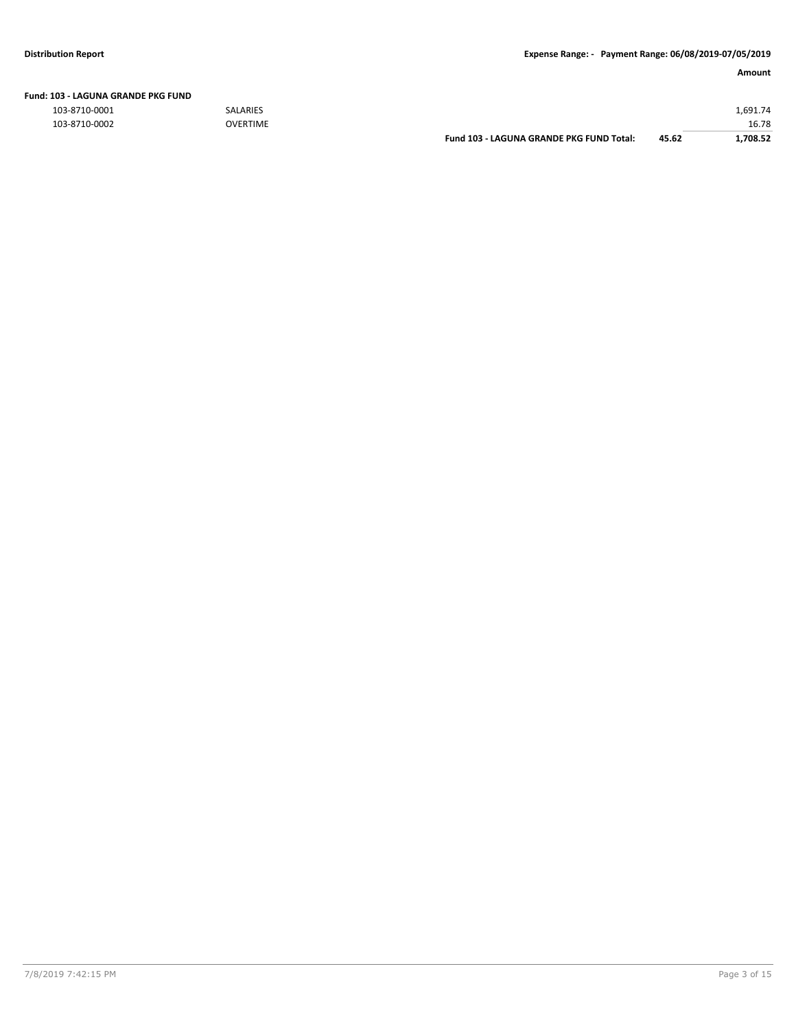| | | | Amount |
|---|---|---|---|
| **Fund: 103 - LAGUNA GRANDE PKG FUND** | | | |
| 103-8710-0001 | SALARIES | | 1,691.74 |
| 103-8710-0002 | OVERTIME | | 16.78 |
| | **Fund 103 - LAGUNA GRANDE PKG FUND Total:** | **45.62** | **1,708.52** |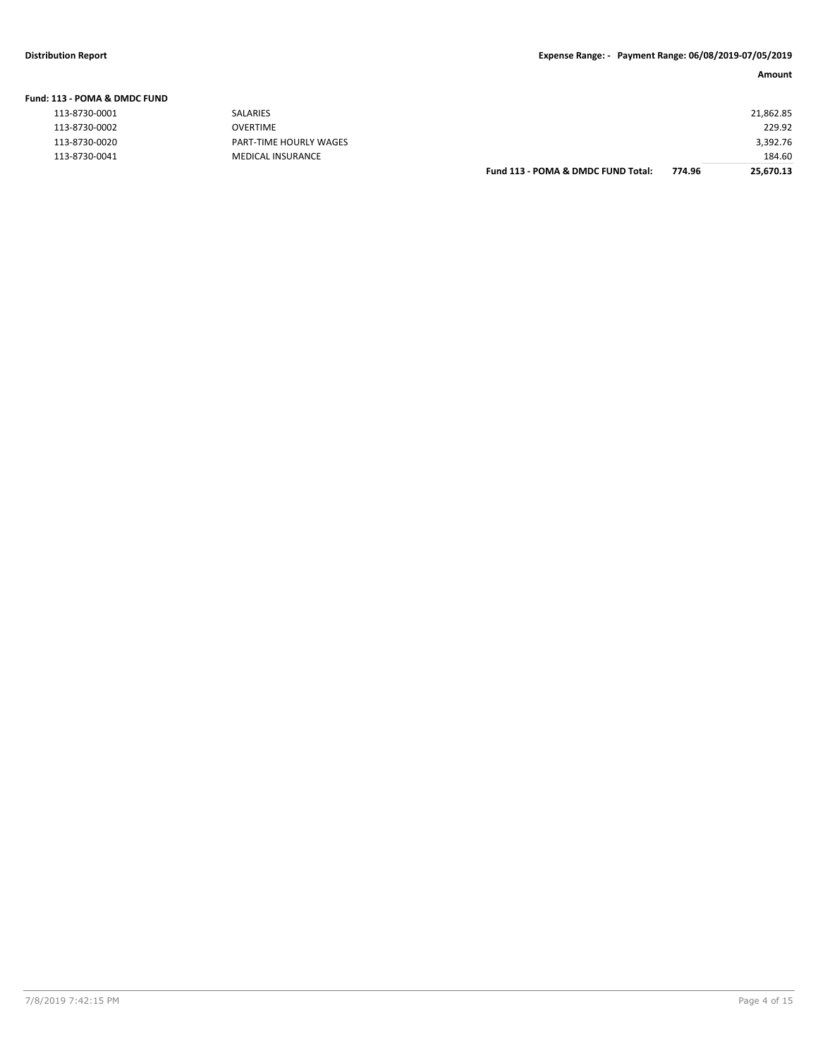| | | | Amount |
|---|---|---|---|
| **Fund: 113 - POMA & DMDC FUND** | | | |
| 113-8730-0001 | SALARIES | | 21,862.85 |
| 113-8730-0002 | OVERTIME | | 229.92 |
| 113-8730-0020 | PART-TIME HOURLY WAGES | | 3,392.76 |
| 113-8730-0041 | MEDICAL INSURANCE | | 184.60 |
| | **Fund 113 - POMA & DMDC FUND Total:** | **774.96** | **25,670.13** |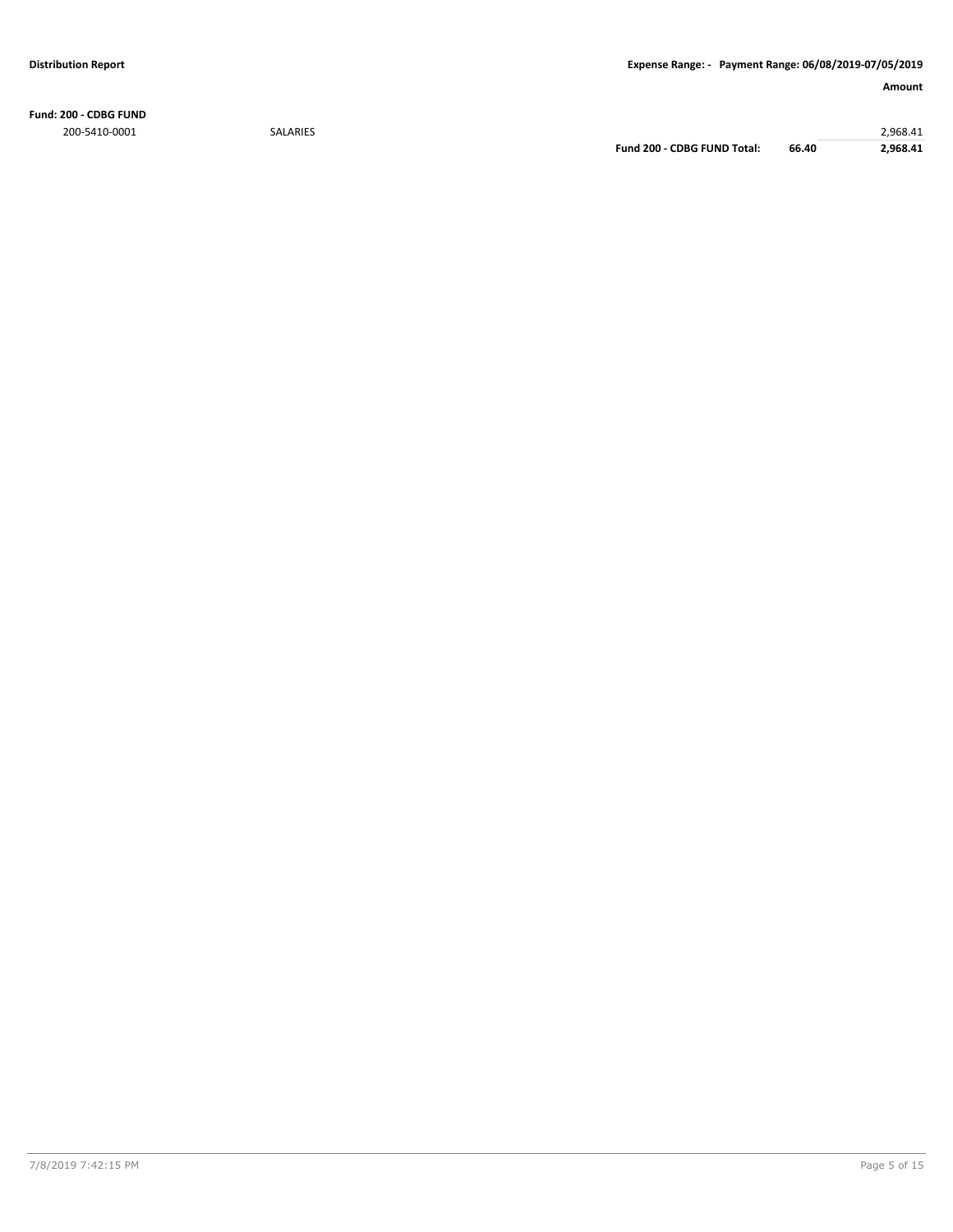**Distribution Report** | **Expense Range: - Payment Range: 06/08/2019-07/05/2019**

| | | | | **Amount** |
|---|---|---|---|---|
| **Fund: 200 - CDBG FUND** | | | | |
| 200-5410-0001 | SALARIES | | | 2,968.41 |
| | | **Fund 200 - CDBG FUND Total:** | **66.40** | **2,968.41** |

7/8/2019 7:42:15 PM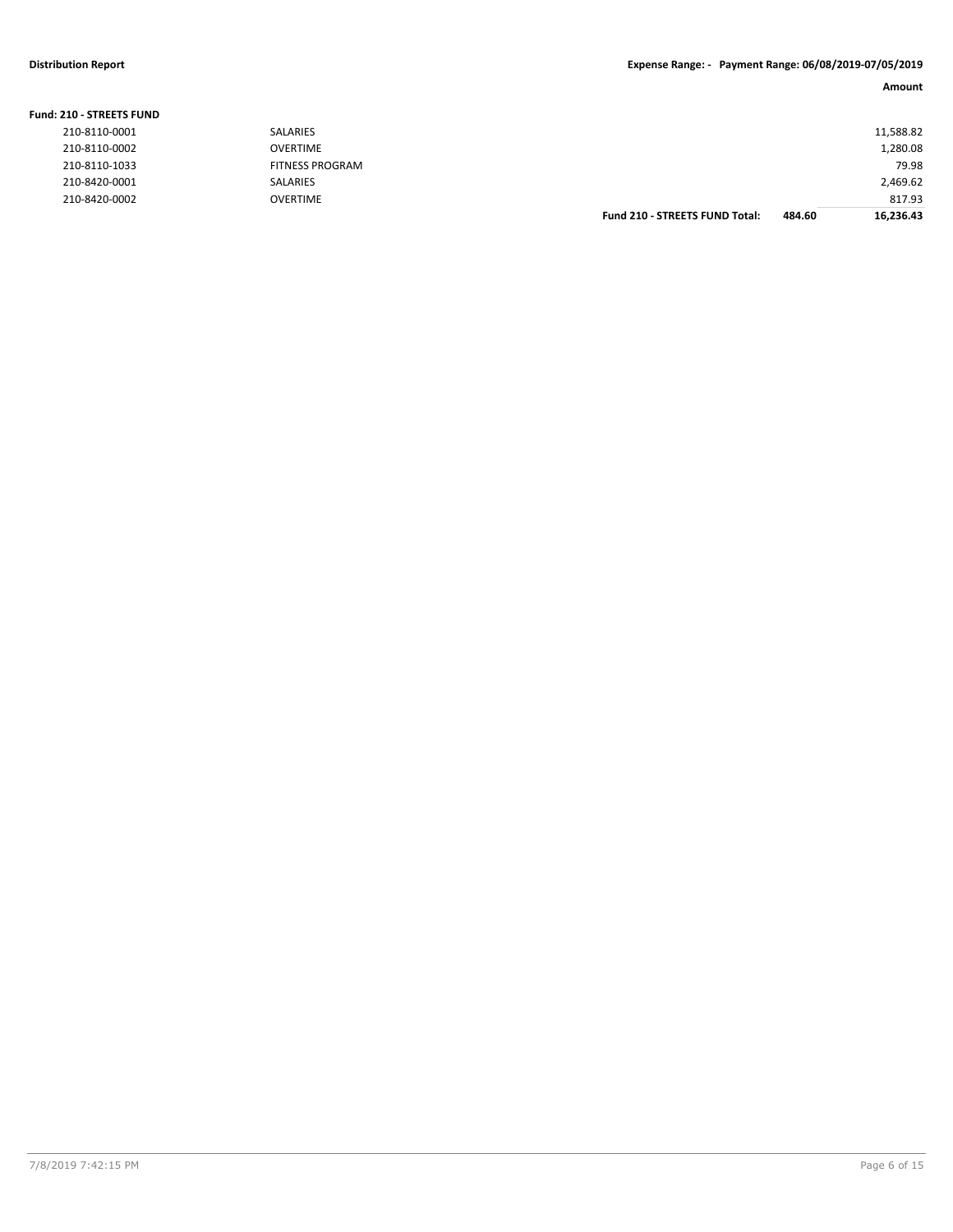**Distribution Report** | **Expense Range: - Payment Range: 06/08/2019-07/05/2019**

| | | | | **Amount** |
|---|---|---|---|---|
| **Fund: 210 - STREETS FUND** | | | | |
| 210-8110-0001 | SALARIES | | | 11,588.82 |
| 210-8110-0002 | OVERTIME | | | 1,280.08 |
| 210-8110-1033 | FITNESS PROGRAM | | | 79.98 |
| 210-8420-0001 | SALARIES | | | 2,469.62 |
| 210-8420-0002 | OVERTIME | | | 817.93 |
| | | **Fund 210 - STREETS FUND Total:** | **484.60** | **16,236.43** |

7/8/2019 7:42:15 PM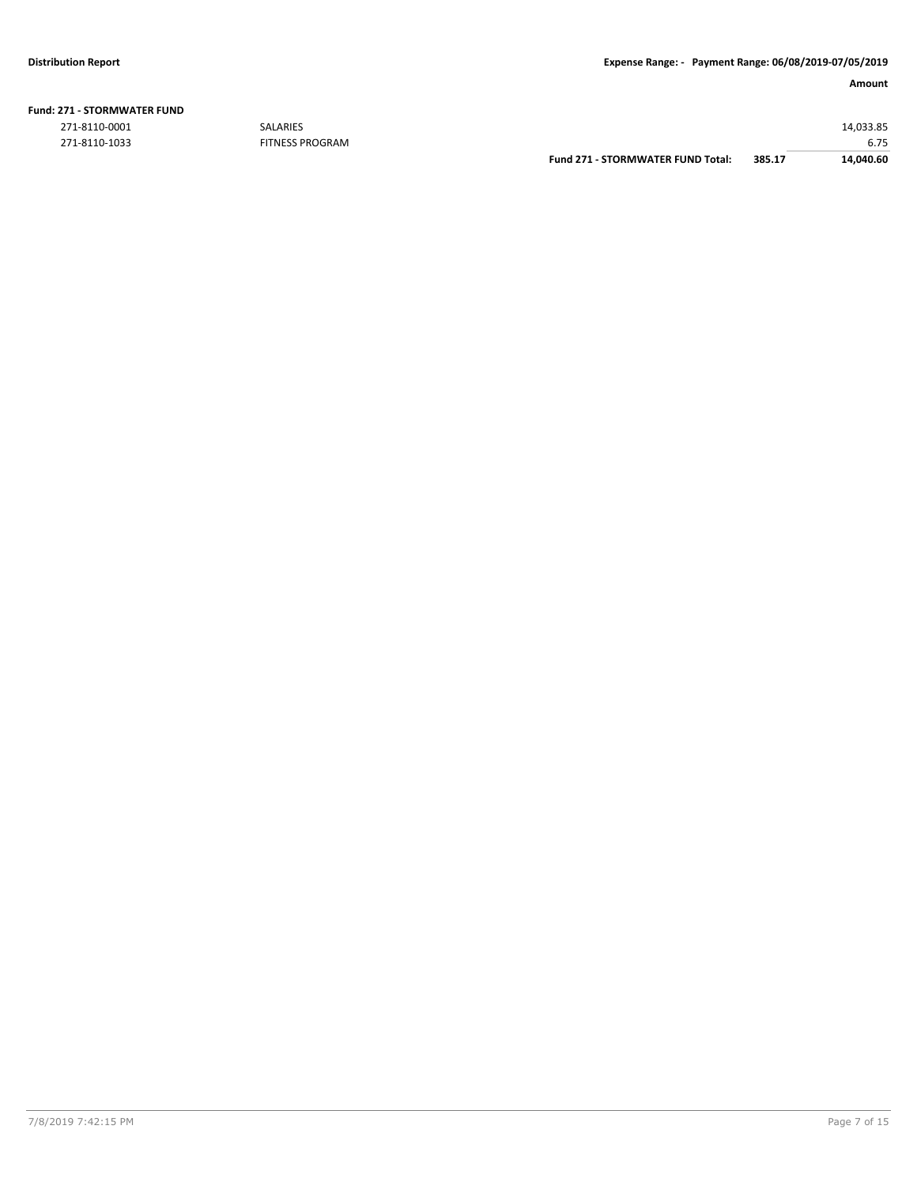**Fund: 271 - STORMWATER FUND**

| Account | Description | | | Amount |
|---|---|---|---|---|
| 271-8110-0001 | SALARIES | | | 14,033.85 |
| 271-8110-1033 | FITNESS PROGRAM | | | 6.75 |
| | | **Fund 271 - STORMWATER FUND Total:** | **385.17** | **14,040.60** |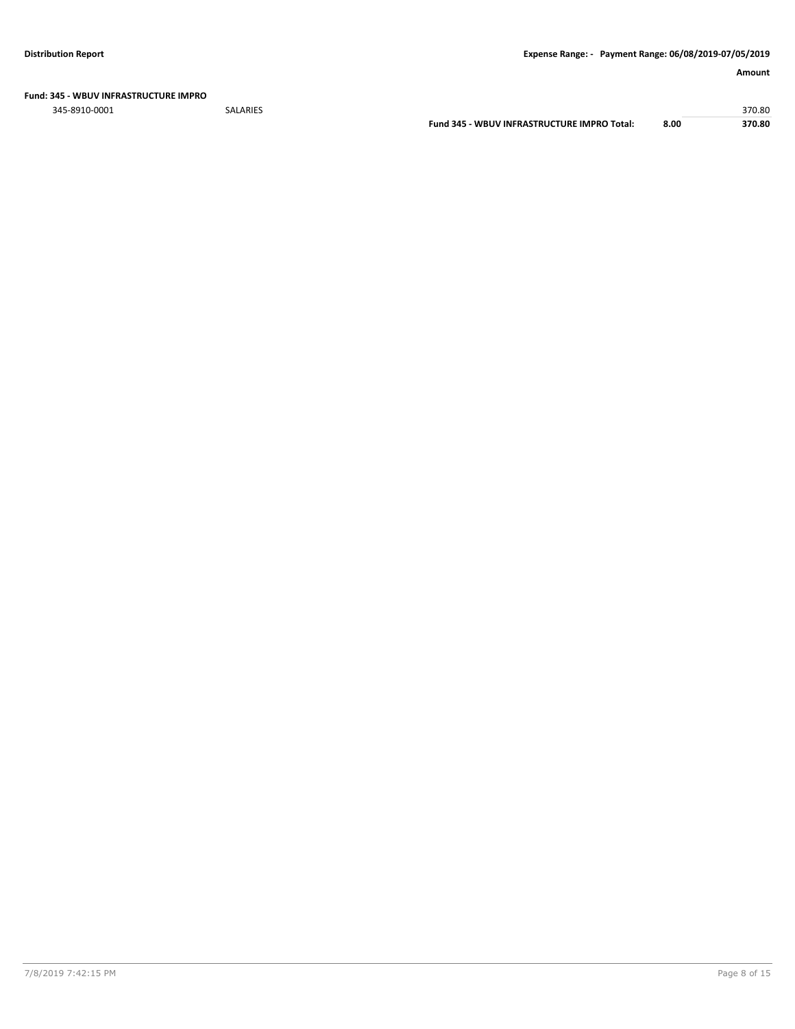**Fund: 345 - WBUV INFRASTRUCTURE IMPRO**

| | | | | Amount |
|---|---|---|---|---|
| 345-8910-0001 | SALARIES | | | 370.80 |
| | | **Fund 345 - WBUV INFRASTRUCTURE IMPRO Total:** | **8.00** | **370.80** |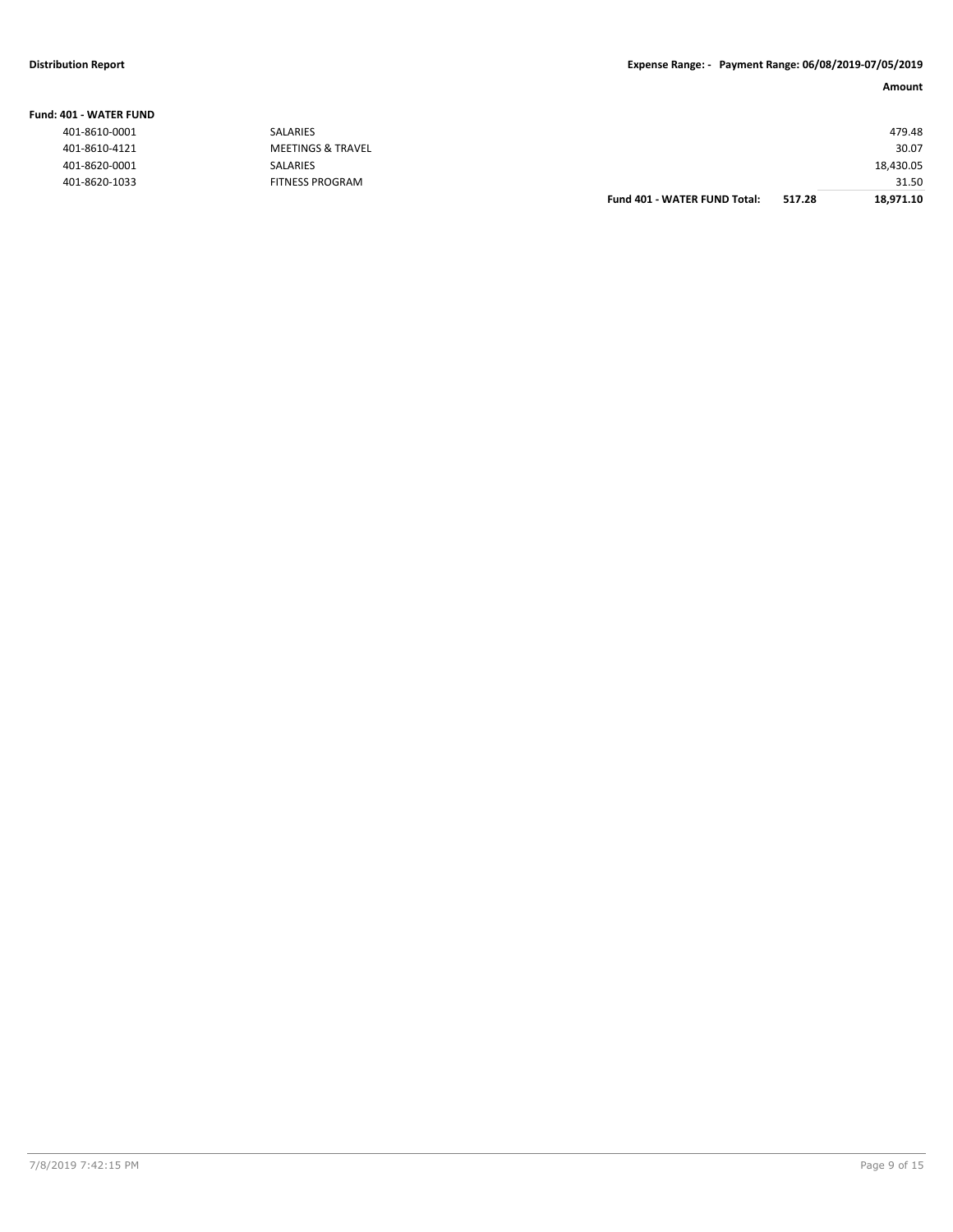**Distribution Report** **Expense Range: - Payment Range: 06/08/2019-07/05/2019**

**Fund: 401 - WATER FUND**

| Account | Description | | | Amount |
|---|---|---|---|---|
| 401-8610-0001 | SALARIES | | | 479.48 |
| 401-8610-4121 | MEETINGS & TRAVEL | | | 30.07 |
| 401-8620-0001 | SALARIES | | | 18,430.05 |
| 401-8620-1033 | FITNESS PROGRAM | | | 31.50 |
| | | **Fund 401 - WATER FUND Total:** | **517.28** | **18,971.10** |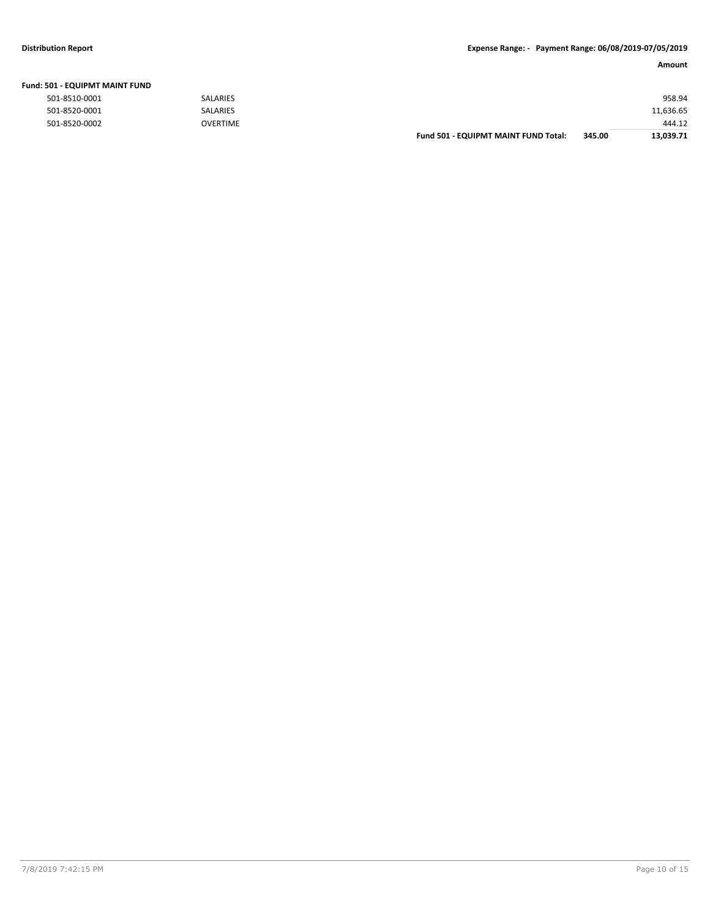**Fund: 501 - EQUIPMT MAINT FUND**

| Account | Description | | | Amount |
|---|---|---|---|---|
| 501-8510-0001 | SALARIES | | | 958.94 |
| 501-8520-0001 | SALARIES | | | 11,636.65 |
| 501-8520-0002 | OVERTIME | | | 444.12 |
| | | **Fund 501 - EQUIPMT MAINT FUND Total:** | **345.00** | **13,039.71** |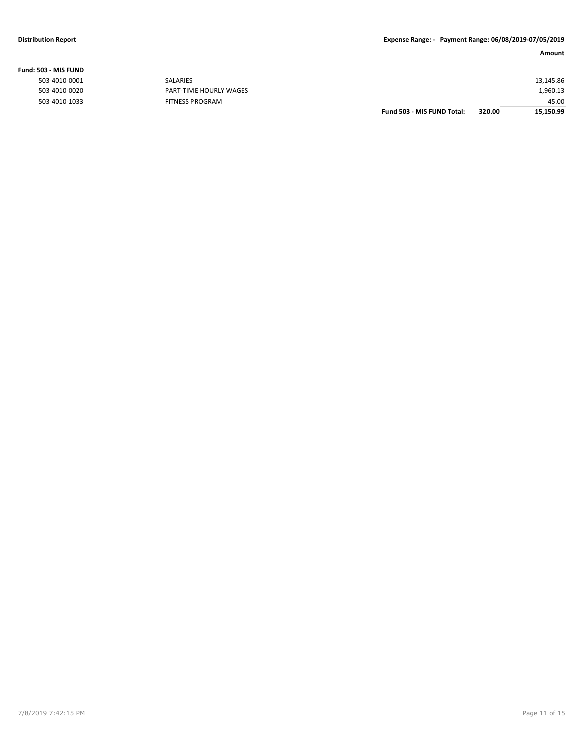| Fund: 503 - MIS FUND | | | Amount |
| --- | --- | --- | --- |
| 503-4010-0001 | SALARIES | | 13,145.86 |
| 503-4010-0020 | PART-TIME HOURLY WAGES | | 1,960.13 |
| 503-4010-1033 | FITNESS PROGRAM | | 45.00 |
| | **Fund 503 - MIS FUND Total:** | **320.00** | **15,150.99** |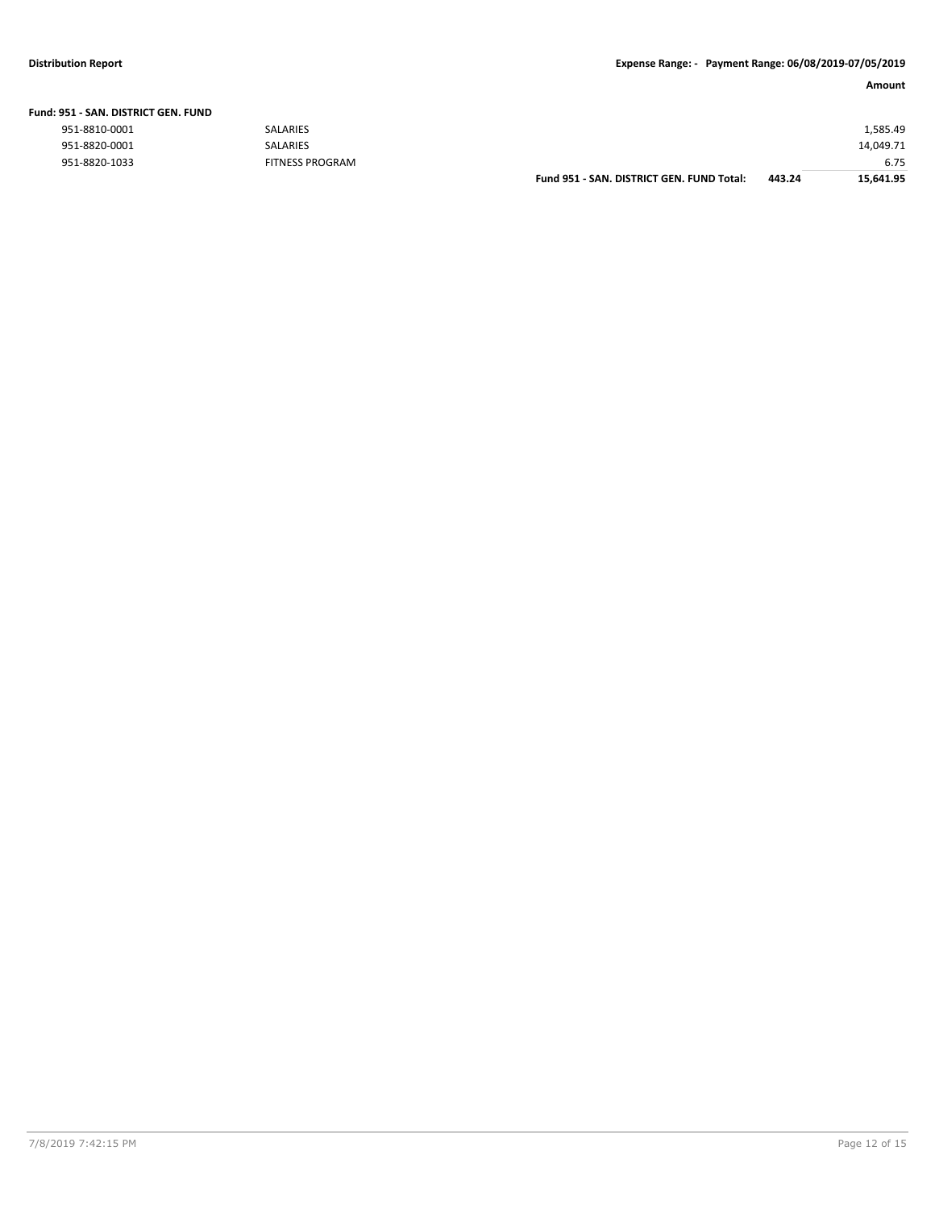**Distribution Report** — **Expense Range: - Payment Range: 06/08/2019-07/05/2019**

**Fund: 951 - SAN. DISTRICT GEN. FUND**

| Account | Description | | | Amount |
|---|---|---|---|---|
| 951-8810-0001 | SALARIES | | | 1,585.49 |
| 951-8820-0001 | SALARIES | | | 14,049.71 |
| 951-8820-1033 | FITNESS PROGRAM | | | 6.75 |
| | | **Fund 951 - SAN. DISTRICT GEN. FUND Total:** | **443.24** | **15,641.95** |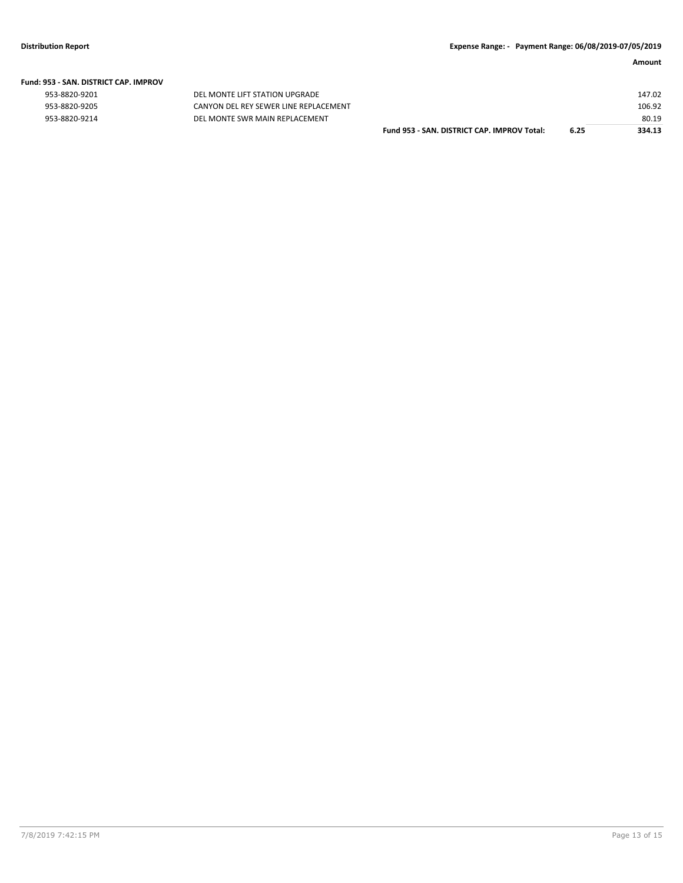**Fund: 953 - SAN. DISTRICT CAP. IMPROV**

| Account | Description | | | Amount |
|---|---|---|---|---|
| 953-8820-9201 | DEL MONTE LIFT STATION UPGRADE | | | 147.02 |
| 953-8820-9205 | CANYON DEL REY SEWER LINE REPLACEMENT | | | 106.92 |
| 953-8820-9214 | DEL MONTE SWR MAIN REPLACEMENT | | | 80.19 |
| | | **Fund 953 - SAN. DISTRICT CAP. IMPROV Total:** | **6.25** | **334.13** |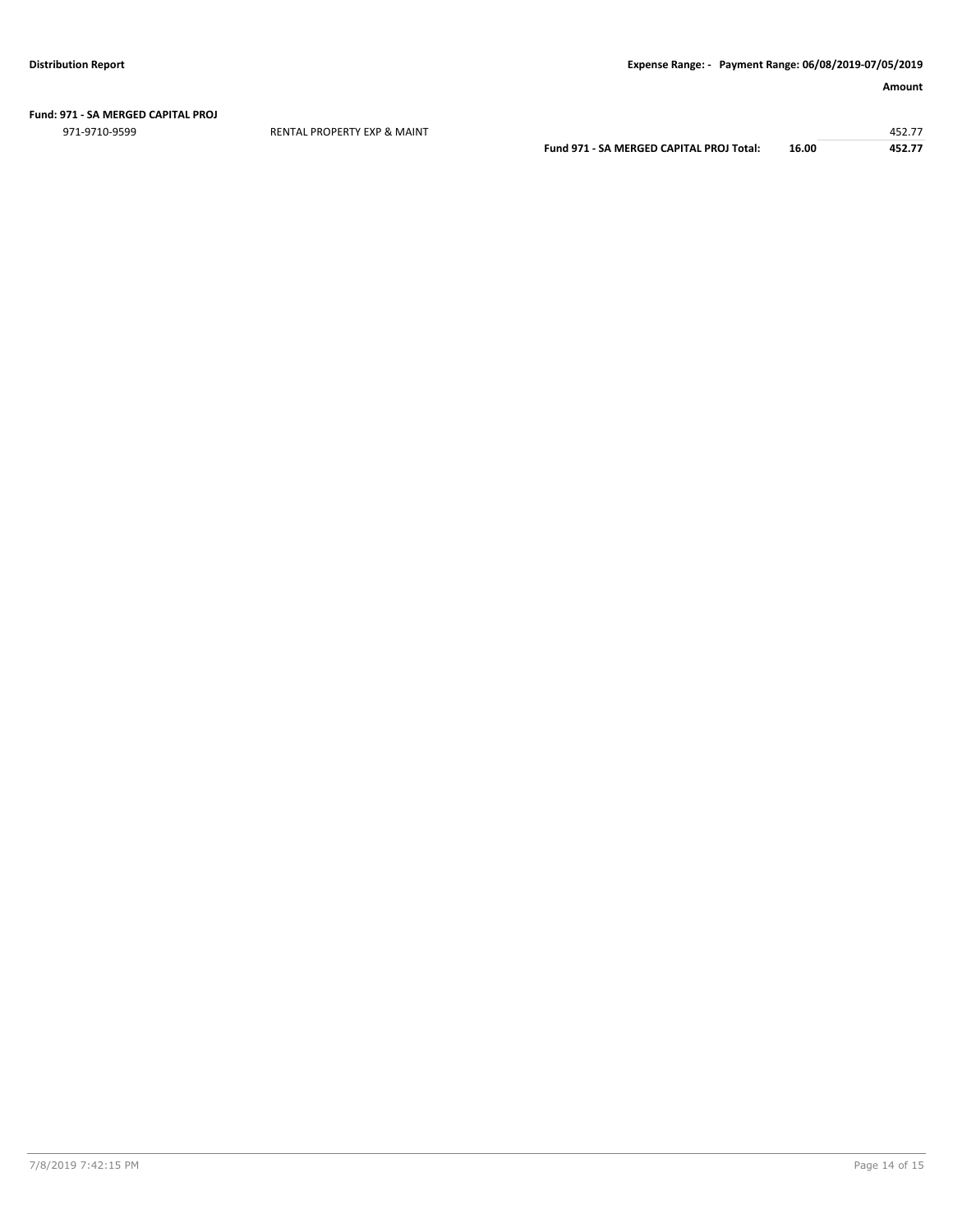**Fund: 971 - SA MERGED CAPITAL PROJ**

| | | | | Amount |
|---|---|---|---|---|
| 971-9710-9599 | RENTAL PROPERTY EXP & MAINT | | | 452.77 |
| | | **Fund 971 - SA MERGED CAPITAL PROJ Total:** | **16.00** | **452.77** |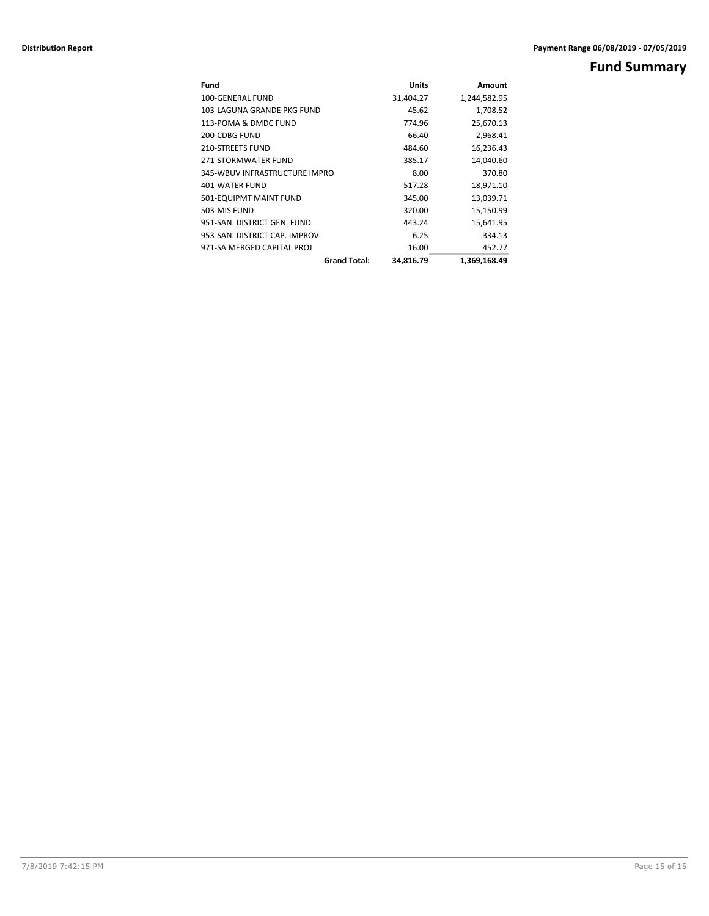# Fund Summary

| Fund | Units | Amount |
|---|---|---|
| 100-GENERAL FUND | 31,404.27 | 1,244,582.95 |
| 103-LAGUNA GRANDE PKG FUND | 45.62 | 1,708.52 |
| 113-POMA & DMDC FUND | 774.96 | 25,670.13 |
| 200-CDBG FUND | 66.40 | 2,968.41 |
| 210-STREETS FUND | 484.60 | 16,236.43 |
| 271-STORMWATER FUND | 385.17 | 14,040.60 |
| 345-WBUV INFRASTRUCTURE IMPRO | 8.00 | 370.80 |
| 401-WATER FUND | 517.28 | 18,971.10 |
| 501-EQUIPMT MAINT FUND | 345.00 | 13,039.71 |
| 503-MIS FUND | 320.00 | 15,150.99 |
| 951-SAN. DISTRICT GEN. FUND | 443.24 | 15,641.95 |
| 953-SAN. DISTRICT CAP. IMPROV | 6.25 | 334.13 |
| 971-SA MERGED CAPITAL PROJ | 16.00 | 452.77 |
| **Grand Total:** | **34,816.79** | **1,369,168.49** |